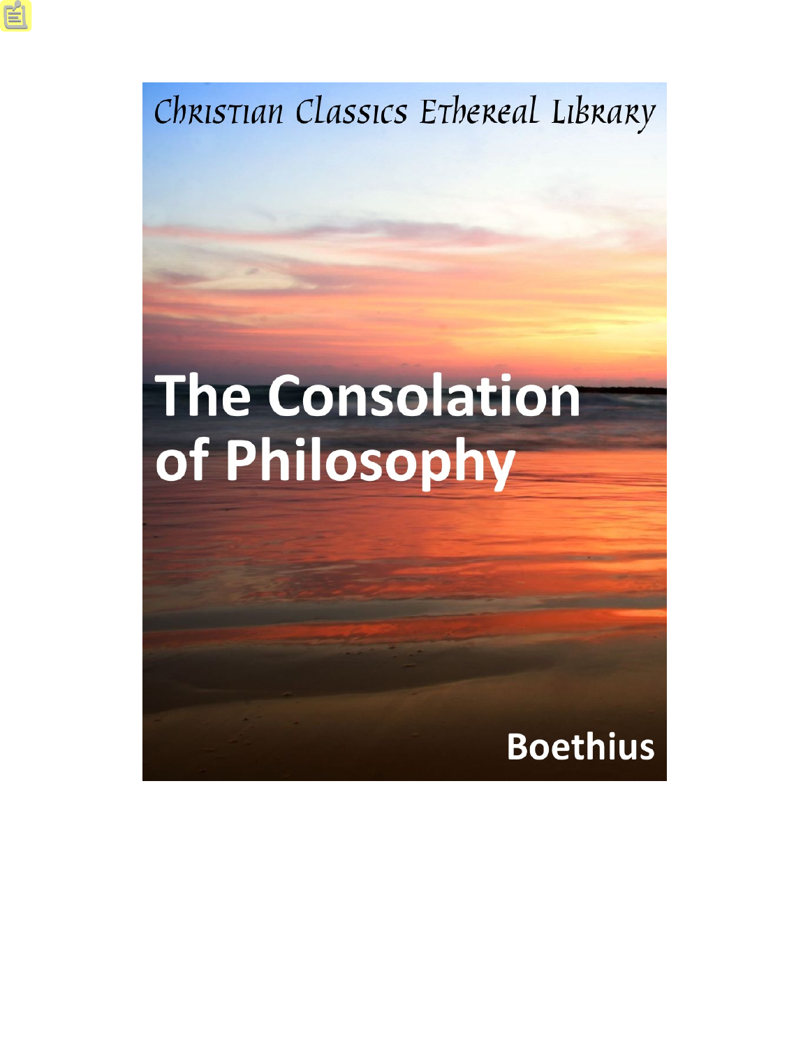Christian Classics Ethereal Library

# The Consolation of Philosophy

Boethius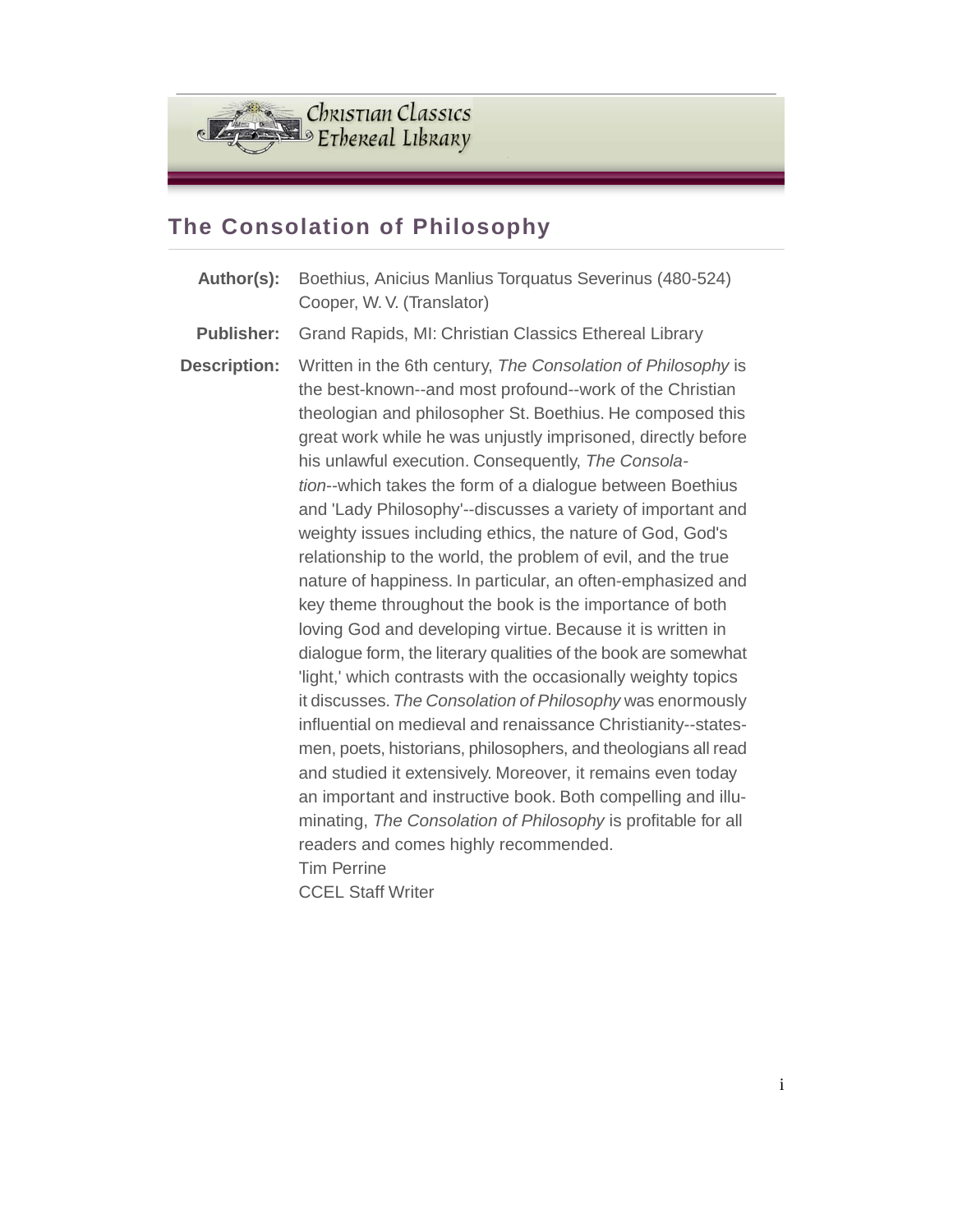Christian Classics Ethereal Library

## The Consolation of Philosophy

**Author(s):** Boethius, Anicius Manlius Torquatus Severinus (480-524)
Cooper, W. V. (Translator)

**Publisher:** Grand Rapids, MI: Christian Classics Ethereal Library

**Description:** Written in the 6th century, *The Consolation of Philosophy* is the best-known--and most profound--work of the Christian theologian and philosopher St. Boethius. He composed this great work while he was unjustly imprisoned, directly before his unlawful execution. Consequently, *The Consolation*--which takes the form of a dialogue between Boethius and 'Lady Philosophy'--discusses a variety of important and weighty issues including ethics, the nature of God, God's relationship to the world, the problem of evil, and the true nature of happiness. In particular, an often-emphasized and key theme throughout the book is the importance of both loving God and developing virtue. Because it is written in dialogue form, the literary qualities of the book are somewhat 'light,' which contrasts with the occasionally weighty topics it discusses. *The Consolation of Philosophy* was enormously influential on medieval and renaissance Christianity--statesmen, poets, historians, philosophers, and theologians all read and studied it extensively. Moreover, it remains even today an important and instructive book. Both compelling and illuminating, *The Consolation of Philosophy* is profitable for all readers and comes highly recommended.
Tim Perrine
CCEL Staff Writer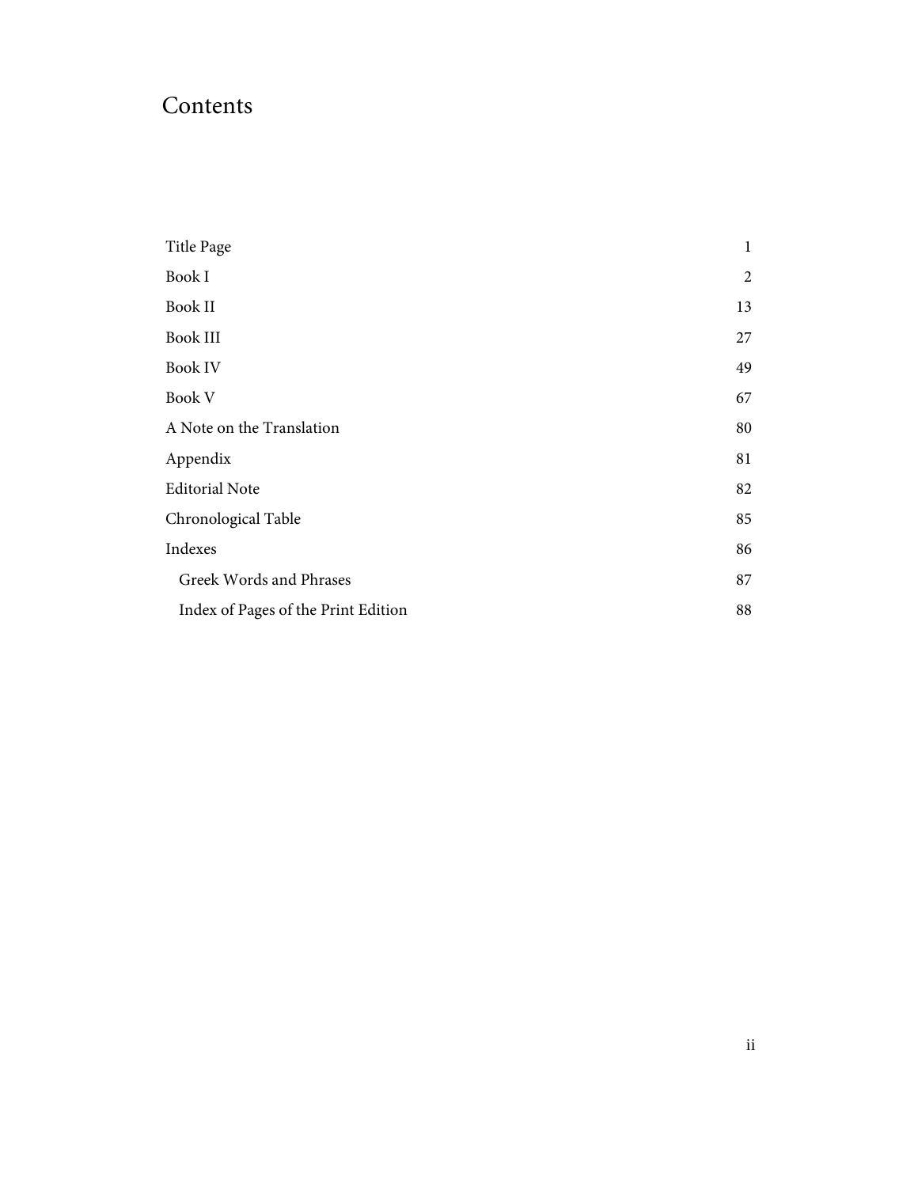# Contents

| | |
|---|---|
| Title Page | 1 |
| Book I | 2 |
| Book II | 13 |
| Book III | 27 |
| Book IV | 49 |
| Book V | 67 |
| A Note on the Translation | 80 |
| Appendix | 81 |
| Editorial Note | 82 |
| Chronological Table | 85 |
| Indexes | 86 |
| Greek Words and Phrases | 87 |
| Index of Pages of the Print Edition | 88 |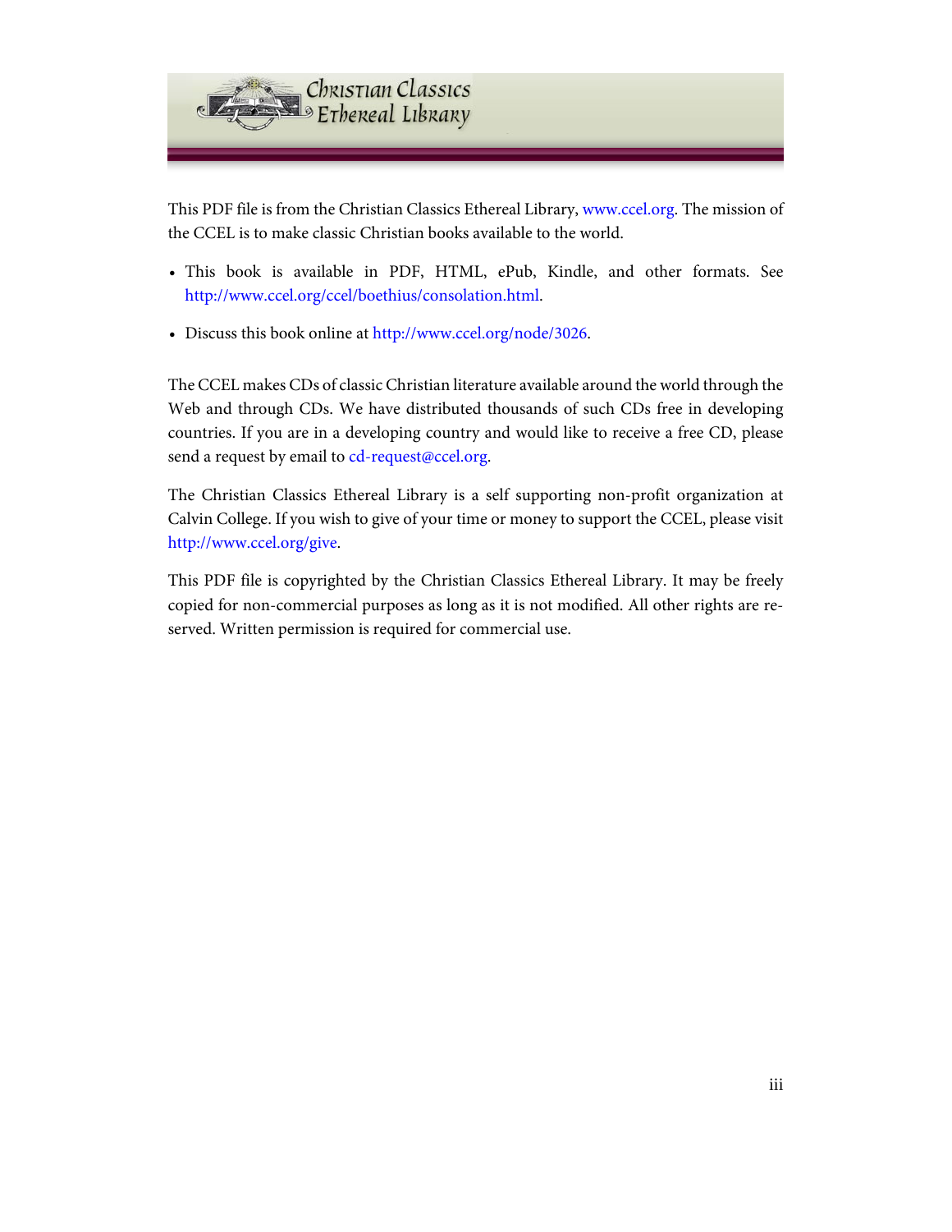Christian Classics Ethereal Library

This PDF file is from the Christian Classics Ethereal Library, www.ccel.org. The mission of the CCEL is to make classic Christian books available to the world.

- This book is available in PDF, HTML, ePub, Kindle, and other formats. See http://www.ccel.org/ccel/boethius/consolation.html.
- Discuss this book online at http://www.ccel.org/node/3026.

The CCEL makes CDs of classic Christian literature available around the world through the Web and through CDs. We have distributed thousands of such CDs free in developing countries. If you are in a developing country and would like to receive a free CD, please send a request by email to cd-request@ccel.org.

The Christian Classics Ethereal Library is a self supporting non-profit organization at Calvin College. If you wish to give of your time or money to support the CCEL, please visit http://www.ccel.org/give.

This PDF file is copyrighted by the Christian Classics Ethereal Library. It may be freely copied for non-commercial purposes as long as it is not modified. All other rights are reserved. Written permission is required for commercial use.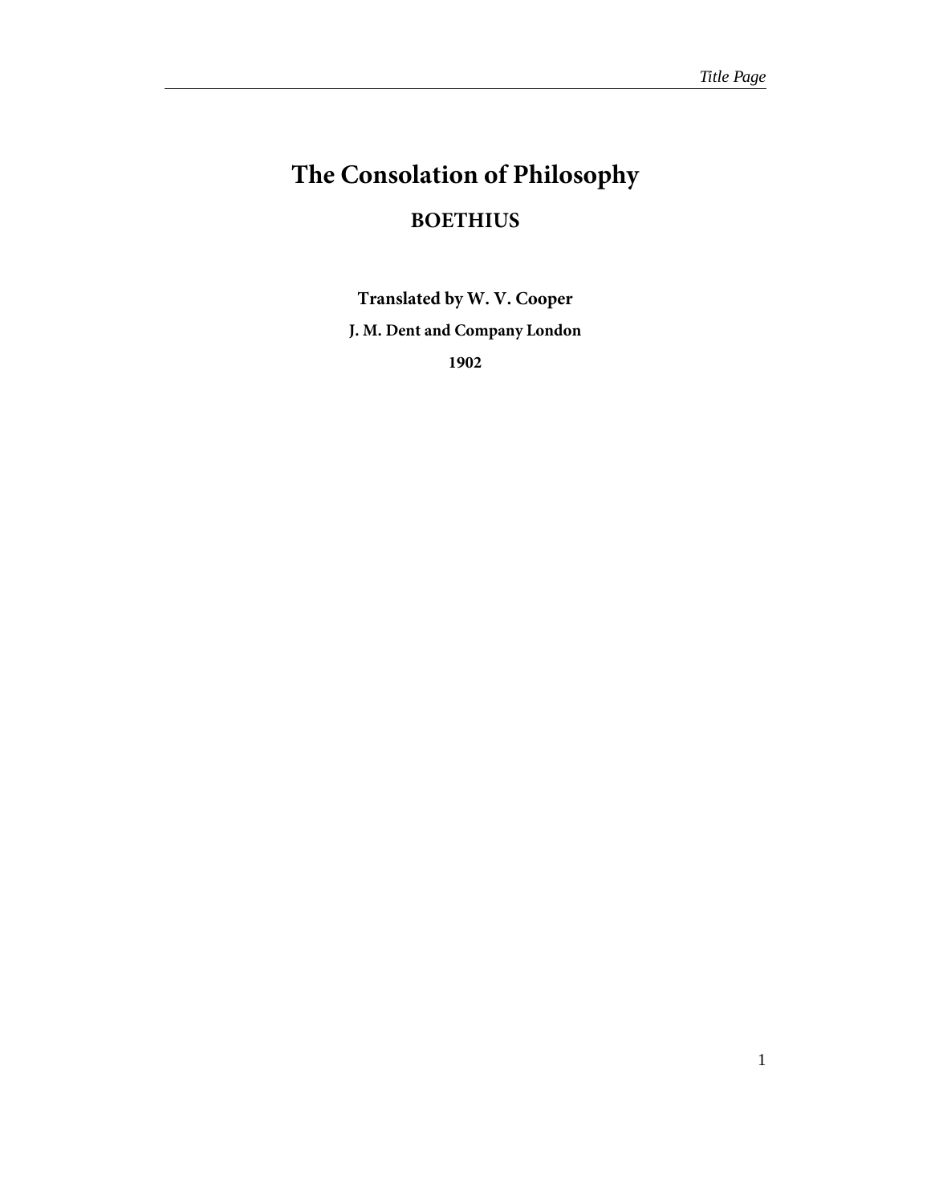# The Consolation of Philosophy

## BOETHIUS

**Translated by W. V. Cooper**

**J. M. Dent and Company London**

**1902**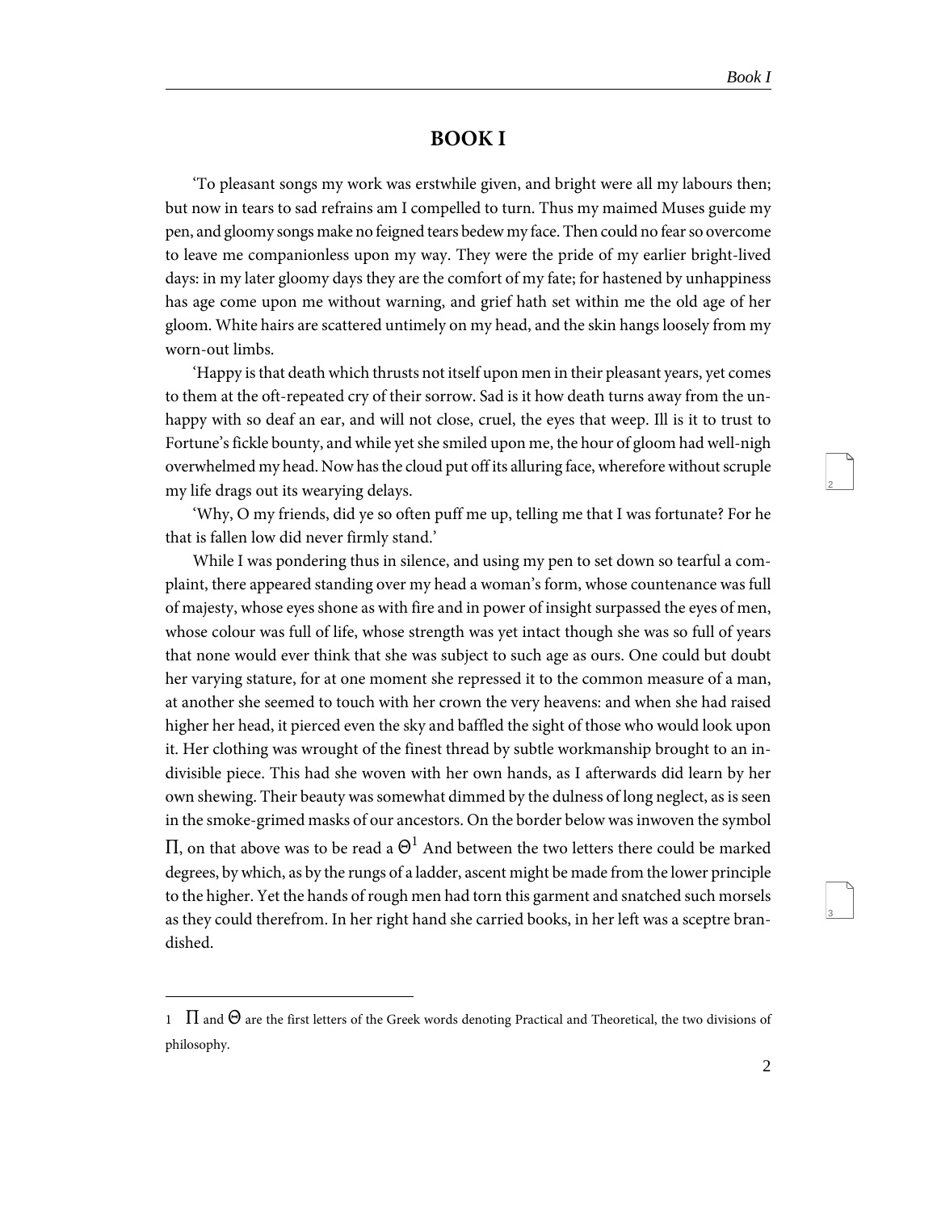# BOOK I

'To pleasant songs my work was erstwhile given, and bright were all my labours then; but now in tears to sad refrains am I compelled to turn. Thus my maimed Muses guide my pen, and gloomy songs make no feigned tears bedew my face. Then could no fear so overcome to leave me companionless upon my way. They were the pride of my earlier bright-lived days: in my later gloomy days they are the comfort of my fate; for hastened by unhappiness has age come upon me without warning, and grief hath set within me the old age of her gloom. White hairs are scattered untimely on my head, and the skin hangs loosely from my worn-out limbs.

'Happy is that death which thrusts not itself upon men in their pleasant years, yet comes to them at the oft-repeated cry of their sorrow. Sad is it how death turns away from the unhappy with so deaf an ear, and will not close, cruel, the eyes that weep. Ill is it to trust to Fortune's fickle bounty, and while yet she smiled upon me, the hour of gloom had well-nigh overwhelmed my head. Now has the cloud put off its alluring face, wherefore without scruple my life drags out its wearying delays.

'Why, O my friends, did ye so often puff me up, telling me that I was fortunate? For he that is fallen low did never firmly stand.'

While I was pondering thus in silence, and using my pen to set down so tearful a complaint, there appeared standing over my head a woman's form, whose countenance was full of majesty, whose eyes shone as with fire and in power of insight surpassed the eyes of men, whose colour was full of life, whose strength was yet intact though she was so full of years that none would ever think that she was subject to such age as ours. One could but doubt her varying stature, for at one moment she repressed it to the common measure of a man, at another she seemed to touch with her crown the very heavens: and when she had raised higher her head, it pierced even the sky and baffled the sight of those who would look upon it. Her clothing was wrought of the finest thread by subtle workmanship brought to an indivisible piece. This had she woven with her own hands, as I afterwards did learn by her own shewing. Their beauty was somewhat dimmed by the dulness of long neglect, as is seen in the smoke-grimed masks of our ancestors. On the border below was inwoven the symbol Π, on that above was to be read a Θ[1] And between the two letters there could be marked degrees, by which, as by the rungs of a ladder, ascent might be made from the lower principle to the higher. Yet the hands of rough men had torn this garment and snatched such morsels as they could therefrom. In her right hand she carried books, in her left was a sceptre brandished.

---

1 Π and Θ are the first letters of the Greek words denoting Practical and Theoretical, the two divisions of philosophy.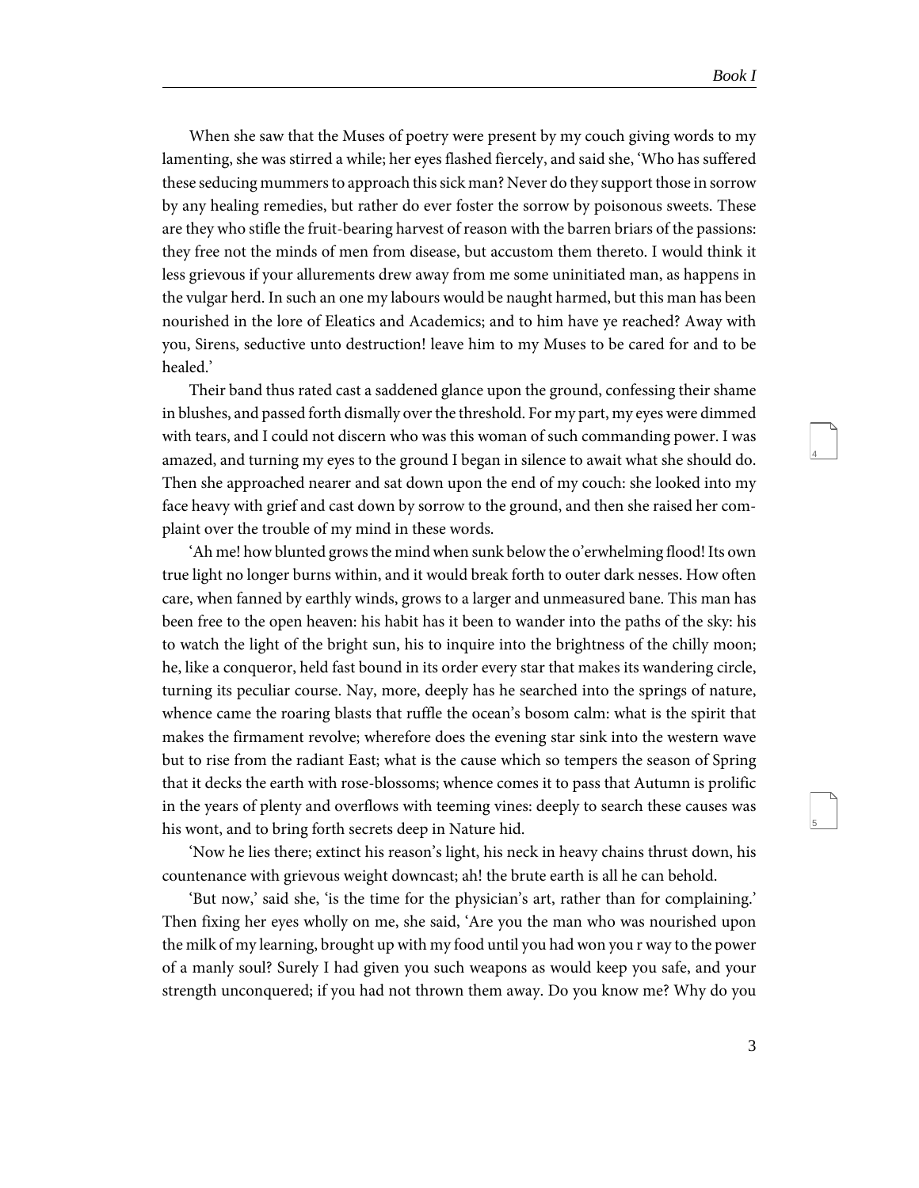When she saw that the Muses of poetry were present by my couch giving words to my lamenting, she was stirred a while; her eyes flashed fiercely, and said she, 'Who has suffered these seducing mummers to approach this sick man? Never do they support those in sorrow by any healing remedies, but rather do ever foster the sorrow by poisonous sweets. These are they who stifle the fruit-bearing harvest of reason with the barren briars of the passions: they free not the minds of men from disease, but accustom them thereto. I would think it less grievous if your allurements drew away from me some uninitiated man, as happens in the vulgar herd. In such an one my labours would be naught harmed, but this man has been nourished in the lore of Eleatics and Academics; and to him have ye reached? Away with you, Sirens, seductive unto destruction! leave him to my Muses to be cared for and to be healed.'

Their band thus rated cast a saddened glance upon the ground, confessing their shame in blushes, and passed forth dismally over the threshold. For my part, my eyes were dimmed with tears, and I could not discern who was this woman of such commanding power. I was amazed, and turning my eyes to the ground I began in silence to await what she should do. Then she approached nearer and sat down upon the end of my couch: she looked into my face heavy with grief and cast down by sorrow to the ground, and then she raised her complaint over the trouble of my mind in these words.

'Ah me! how blunted grows the mind when sunk below the o'erwhelming flood! Its own true light no longer burns within, and it would break forth to outer dark nesses. How often care, when fanned by earthly winds, grows to a larger and unmeasured bane. This man has been free to the open heaven: his habit has it been to wander into the paths of the sky: his to watch the light of the bright sun, his to inquire into the brightness of the chilly moon; he, like a conqueror, held fast bound in its order every star that makes its wandering circle, turning its peculiar course. Nay, more, deeply has he searched into the springs of nature, whence came the roaring blasts that ruffle the ocean's bosom calm: what is the spirit that makes the firmament revolve; wherefore does the evening star sink into the western wave but to rise from the radiant East; what is the cause which so tempers the season of Spring that it decks the earth with rose-blossoms; whence comes it to pass that Autumn is prolific in the years of plenty and overflows with teeming vines: deeply to search these causes was his wont, and to bring forth secrets deep in Nature hid.

'Now he lies there; extinct his reason's light, his neck in heavy chains thrust down, his countenance with grievous weight downcast; ah! the brute earth is all he can behold.

'But now,' said she, 'is the time for the physician's art, rather than for complaining.' Then fixing her eyes wholly on me, she said, 'Are you the man who was nourished upon the milk of my learning, brought up with my food until you had won you r way to the power of a manly soul? Surely I had given you such weapons as would keep you safe, and your strength unconquered; if you had not thrown them away. Do you know me? Why do you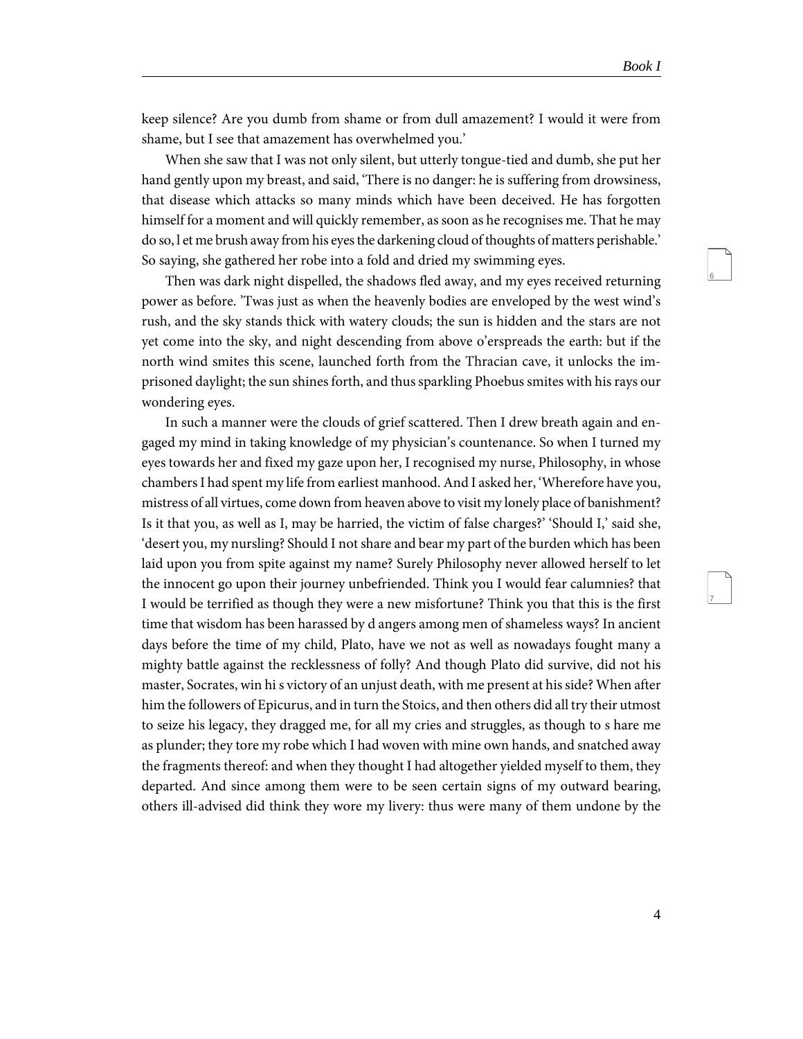keep silence? Are you dumb from shame or from dull amazement? I would it were from shame, but I see that amazement has overwhelmed you.'

When she saw that I was not only silent, but utterly tongue-tied and dumb, she put her hand gently upon my breast, and said, 'There is no danger: he is suffering from drowsiness, that disease which attacks so many minds which have been deceived. He has forgotten himself for a moment and will quickly remember, as soon as he recognises me. That he may do so, l et me brush away from his eyes the darkening cloud of thoughts of matters perishable.' So saying, she gathered her robe into a fold and dried my swimming eyes.

Then was dark night dispelled, the shadows fled away, and my eyes received returning power as before. 'Twas just as when the heavenly bodies are enveloped by the west wind's rush, and the sky stands thick with watery clouds; the sun is hidden and the stars are not yet come into the sky, and night descending from above o'erspreads the earth: but if the north wind smites this scene, launched forth from the Thracian cave, it unlocks the imprisoned daylight; the sun shines forth, and thus sparkling Phoebus smites with his rays our wondering eyes.

In such a manner were the clouds of grief scattered. Then I drew breath again and engaged my mind in taking knowledge of my physician's countenance. So when I turned my eyes towards her and fixed my gaze upon her, I recognised my nurse, Philosophy, in whose chambers I had spent my life from earliest manhood. And I asked her, 'Wherefore have you, mistress of all virtues, come down from heaven above to visit my lonely place of banishment? Is it that you, as well as I, may be harried, the victim of false charges?' 'Should I,' said she, 'desert you, my nursling? Should I not share and bear my part of the burden which has been laid upon you from spite against my name? Surely Philosophy never allowed herself to let the innocent go upon their journey unbefriended. Think you I would fear calumnies? that I would be terrified as though they were a new misfortune? Think you that this is the first time that wisdom has been harassed by d angers among men of shameless ways? In ancient days before the time of my child, Plato, have we not as well as nowadays fought many a mighty battle against the recklessness of folly? And though Plato did survive, did not his master, Socrates, win hi s victory of an unjust death, with me present at his side? When after him the followers of Epicurus, and in turn the Stoics, and then others did all try their utmost to seize his legacy, they dragged me, for all my cries and struggles, as though to s hare me as plunder; they tore my robe which I had woven with mine own hands, and snatched away the fragments thereof: and when they thought I had altogether yielded myself to them, they departed. And since among them were to be seen certain signs of my outward bearing, others ill-advised did think they wore my livery: thus were many of them undone by the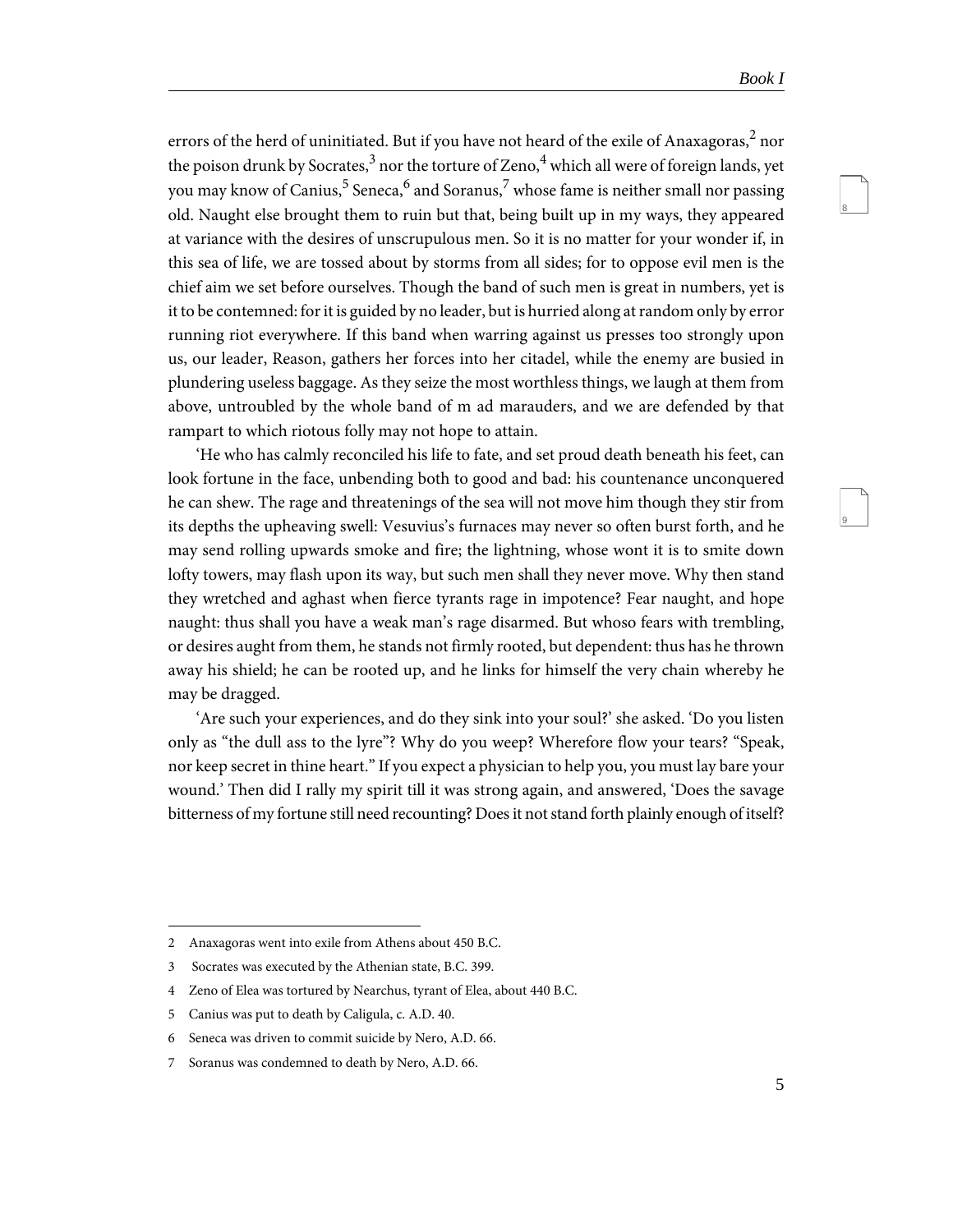errors of the herd of uninitiated. But if you have not heard of the exile of Anaxagoras,[2] nor the poison drunk by Socrates,[3] nor the torture of Zeno,[4] which all were of foreign lands, yet you may know of Canius,[5] Seneca,[6] and Soranus,[7] whose fame is neither small nor passing old. Naught else brought them to ruin but that, being built up in my ways, they appeared at variance with the desires of unscrupulous men. So it is no matter for your wonder if, in this sea of life, we are tossed about by storms from all sides; for to oppose evil men is the chief aim we set before ourselves. Though the band of such men is great in numbers, yet is it to be contemned: for it is guided by no leader, but is hurried along at random only by error running riot everywhere. If this band when warring against us presses too strongly upon us, our leader, Reason, gathers her forces into her citadel, while the enemy are busied in plundering useless baggage. As they seize the most worthless things, we laugh at them from above, untroubled by the whole band of m ad marauders, and we are defended by that rampart to which riotous folly may not hope to attain.

'He who has calmly reconciled his life to fate, and set proud death beneath his feet, can look fortune in the face, unbending both to good and bad: his countenance unconquered he can shew. The rage and threatenings of the sea will not move him though they stir from its depths the upheaving swell: Vesuvius's furnaces may never so often burst forth, and he may send rolling upwards smoke and fire; the lightning, whose wont it is to smite down lofty towers, may flash upon its way, but such men shall they never move. Why then stand they wretched and aghast when fierce tyrants rage in impotence? Fear naught, and hope naught: thus shall you have a weak man's rage disarmed. But whoso fears with trembling, or desires aught from them, he stands not firmly rooted, but dependent: thus has he thrown away his shield; he can be rooted up, and he links for himself the very chain whereby he may be dragged.

'Are such your experiences, and do they sink into your soul?' she asked. 'Do you listen only as "the dull ass to the lyre"? Why do you weep? Wherefore flow your tears? "Speak, nor keep secret in thine heart." If you expect a physician to help you, you must lay bare your wound.' Then did I rally my spirit till it was strong again, and answered, 'Does the savage bitterness of my fortune still need recounting? Does it not stand forth plainly enough of itself?

---

2 Anaxagoras went into exile from Athens about 450 B.C.

3 Socrates was executed by the Athenian state, B.C. 399.

4 Zeno of Elea was tortured by Nearchus, tyrant of Elea, about 440 B.C.

5 Canius was put to death by Caligula, c. A.D. 40.

6 Seneca was driven to commit suicide by Nero, A.D. 66.

7 Soranus was condemned to death by Nero, A.D. 66.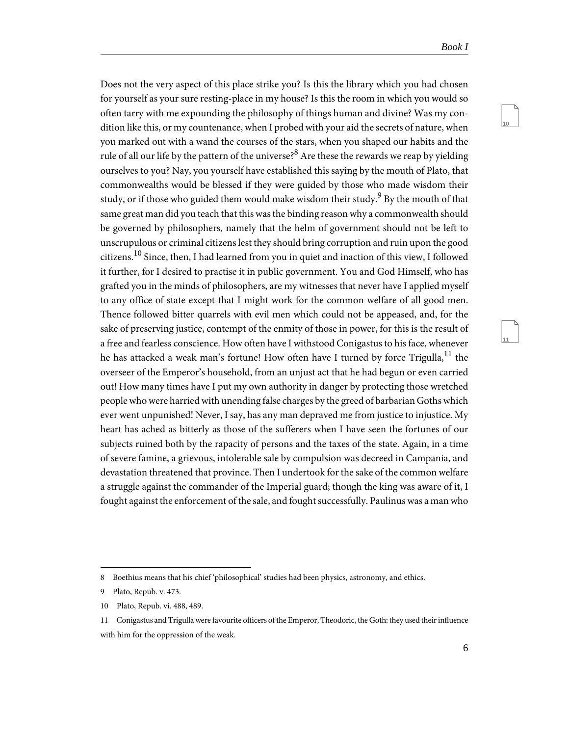Does not the very aspect of this place strike you? Is this the library which you had chosen for yourself as your sure resting-place in my house? Is this the room in which you would so often tarry with me expounding the philosophy of things human and divine? Was my condition like this, or my countenance, when I probed with your aid the secrets of nature, when you marked out with a wand the courses of the stars, when you shaped our habits and the rule of all our life by the pattern of the universe?[8] Are these the rewards we reap by yielding ourselves to you? Nay, you yourself have established this saying by the mouth of Plato, that commonwealths would be blessed if they were guided by those who made wisdom their study, or if those who guided them would make wisdom their study.[9] By the mouth of that same great man did you teach that this was the binding reason why a commonwealth should be governed by philosophers, namely that the helm of government should not be left to unscrupulous or criminal citizens lest they should bring corruption and ruin upon the good citizens.[10] Since, then, I had learned from you in quiet and inaction of this view, I followed it further, for I desired to practise it in public government. You and God Himself, who has grafted you in the minds of philosophers, are my witnesses that never have I applied myself to any office of state except that I might work for the common welfare of all good men. Thence followed bitter quarrels with evil men which could not be appeased, and, for the sake of preserving justice, contempt of the enmity of those in power, for this is the result of a free and fearless conscience. How often have I withstood Conigastus to his face, whenever he has attacked a weak man's fortune! How often have I turned by force Trigulla,[11] the overseer of the Emperor's household, from an unjust act that he had begun or even carried out! How many times have I put my own authority in danger by protecting those wretched people who were harried with unending false charges by the greed of barbarian Goths which ever went unpunished! Never, I say, has any man depraved me from justice to injustice. My heart has ached as bitterly as those of the sufferers when I have seen the fortunes of our subjects ruined both by the rapacity of persons and the taxes of the state. Again, in a time of severe famine, a grievous, intolerable sale by compulsion was decreed in Campania, and devastation threatened that province. Then I undertook for the sake of the common welfare a struggle against the commander of the Imperial guard; though the king was aware of it, I fought against the enforcement of the sale, and fought successfully. Paulinus was a man who

---

8 Boethius means that his chief 'philosophical' studies had been physics, astronomy, and ethics.

9 Plato, Repub. v. 473.

10 Plato, Repub. vi. 488, 489.

11 Conigastus and Trigulla were favourite officers of the Emperor, Theodoric, the Goth: they used their influence with him for the oppression of the weak.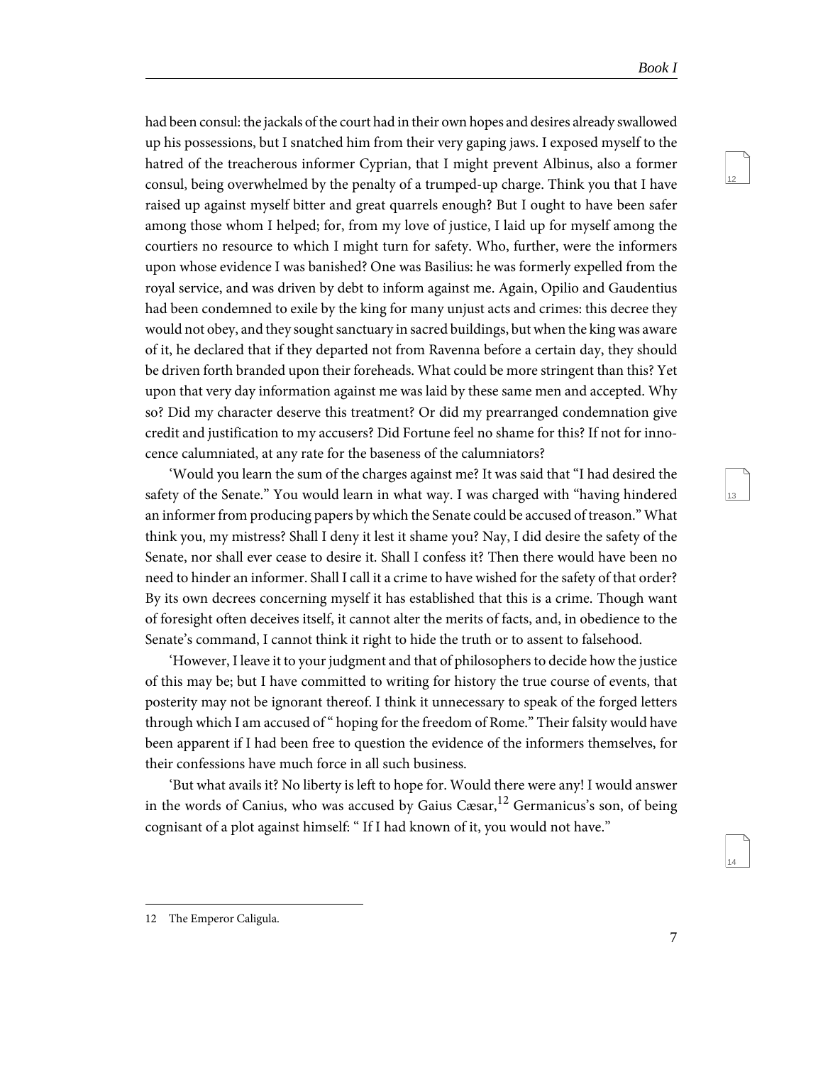had been consul: the jackals of the court had in their own hopes and desires already swallowed up his possessions, but I snatched him from their very gaping jaws. I exposed myself to the hatred of the treacherous informer Cyprian, that I might prevent Albinus, also a former consul, being overwhelmed by the penalty of a trumped-up charge. Think you that I have raised up against myself bitter and great quarrels enough? But I ought to have been safer among those whom I helped; for, from my love of justice, I laid up for myself among the courtiers no resource to which I might turn for safety. Who, further, were the informers upon whose evidence I was banished? One was Basilius: he was formerly expelled from the royal service, and was driven by debt to inform against me. Again, Opilio and Gaudentius had been condemned to exile by the king for many unjust acts and crimes: this decree they would not obey, and they sought sanctuary in sacred buildings, but when the king was aware of it, he declared that if they departed not from Ravenna before a certain day, they should be driven forth branded upon their foreheads. What could be more stringent than this? Yet upon that very day information against me was laid by these same men and accepted. Why so? Did my character deserve this treatment? Or did my prearranged condemnation give credit and justification to my accusers? Did Fortune feel no shame for this? If not for innocence calumniated, at any rate for the baseness of the calumniators?

'Would you learn the sum of the charges against me? It was said that "I had desired the safety of the Senate." You would learn in what way. I was charged with "having hindered an informer from producing papers by which the Senate could be accused of treason." What think you, my mistress? Shall I deny it lest it shame you? Nay, I did desire the safety of the Senate, nor shall ever cease to desire it. Shall I confess it? Then there would have been no need to hinder an informer. Shall I call it a crime to have wished for the safety of that order? By its own decrees concerning myself it has established that this is a crime. Though want of foresight often deceives itself, it cannot alter the merits of facts, and, in obedience to the Senate's command, I cannot think it right to hide the truth or to assent to falsehood.

'However, I leave it to your judgment and that of philosophers to decide how the justice of this may be; but I have committed to writing for history the true course of events, that posterity may not be ignorant thereof. I think it unnecessary to speak of the forged letters through which I am accused of "hoping for the freedom of Rome." Their falsity would have been apparent if I had been free to question the evidence of the informers themselves, for their confessions have much force in all such business.

'But what avails it? No liberty is left to hope for. Would there were any! I would answer in the words of Canius, who was accused by Gaius Cæsar,[12] Germanicus's son, of being cognisant of a plot against himself: "If I had known of it, you would not have."

---

12 The Emperor Caligula.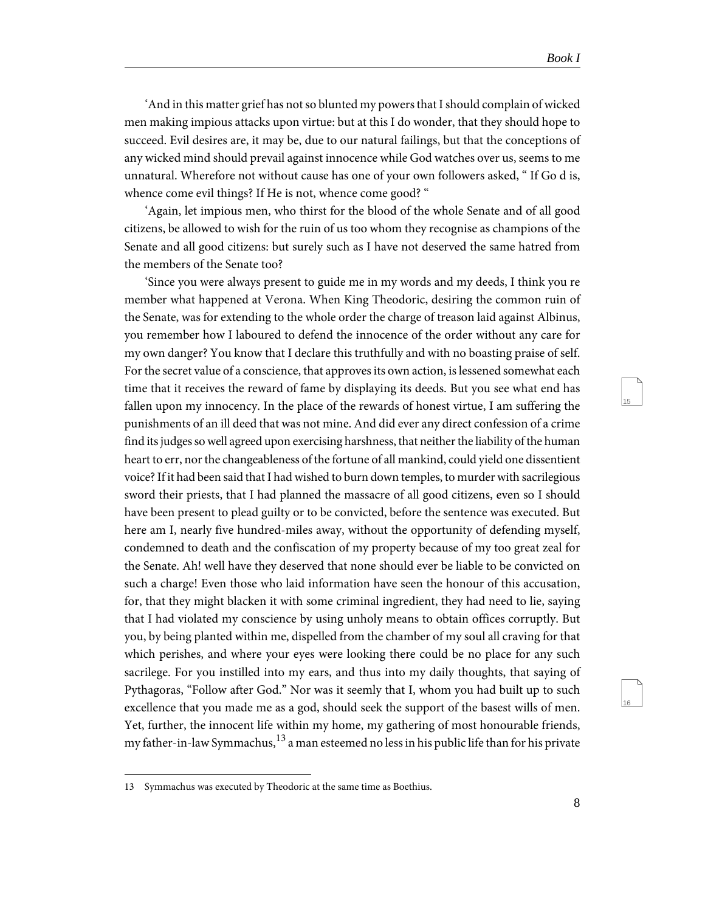'And in this matter grief has not so blunted my powers that I should complain of wicked men making impious attacks upon virtue: but at this I do wonder, that they should hope to succeed. Evil desires are, it may be, due to our natural failings, but that the conceptions of any wicked mind should prevail against innocence while God watches over us, seems to me unnatural. Wherefore not without cause has one of your own followers asked, " If Go d is, whence come evil things? If He is not, whence come good? "

'Again, let impious men, who thirst for the blood of the whole Senate and of all good citizens, be allowed to wish for the ruin of us too whom they recognise as champions of the Senate and all good citizens: but surely such as I have not deserved the same hatred from the members of the Senate too?

'Since you were always present to guide me in my words and my deeds, I think you re member what happened at Verona. When King Theodoric, desiring the common ruin of the Senate, was for extending to the whole order the charge of treason laid against Albinus, you remember how I laboured to defend the innocence of the order without any care for my own danger? You know that I declare this truthfully and with no boasting praise of self. For the secret value of a conscience, that approves its own action, is lessened somewhat each time that it receives the reward of fame by displaying its deeds. But you see what end has fallen upon my innocency. In the place of the rewards of honest virtue, I am suffering the punishments of an ill deed that was not mine. And did ever any direct confession of a crime find its judges so well agreed upon exercising harshness, that neither the liability of the human heart to err, nor the changeableness of the fortune of all mankind, could yield one dissentient voice? If it had been said that I had wished to burn down temples, to murder with sacrilegious sword their priests, that I had planned the massacre of all good citizens, even so I should have been present to plead guilty or to be convicted, before the sentence was executed. But here am I, nearly five hundred-miles away, without the opportunity of defending myself, condemned to death and the confiscation of my property because of my too great zeal for the Senate. Ah! well have they deserved that none should ever be liable to be convicted on such a charge! Even those who laid information have seen the honour of this accusation, for, that they might blacken it with some criminal ingredient, they had need to lie, saying that I had violated my conscience by using unholy means to obtain offices corruptly. But you, by being planted within me, dispelled from the chamber of my soul all craving for that which perishes, and where your eyes were looking there could be no place for any such sacrilege. For you instilled into my ears, and thus into my daily thoughts, that saying of Pythagoras, "Follow after God." Nor was it seemly that I, whom you had built up to such excellence that you made me as a god, should seek the support of the basest wills of men. Yet, further, the innocent life within my home, my gathering of most honourable friends, my father-in-law Symmachus,[13] a man esteemed no less in his public life than for his private

13 Symmachus was executed by Theodoric at the same time as Boethius.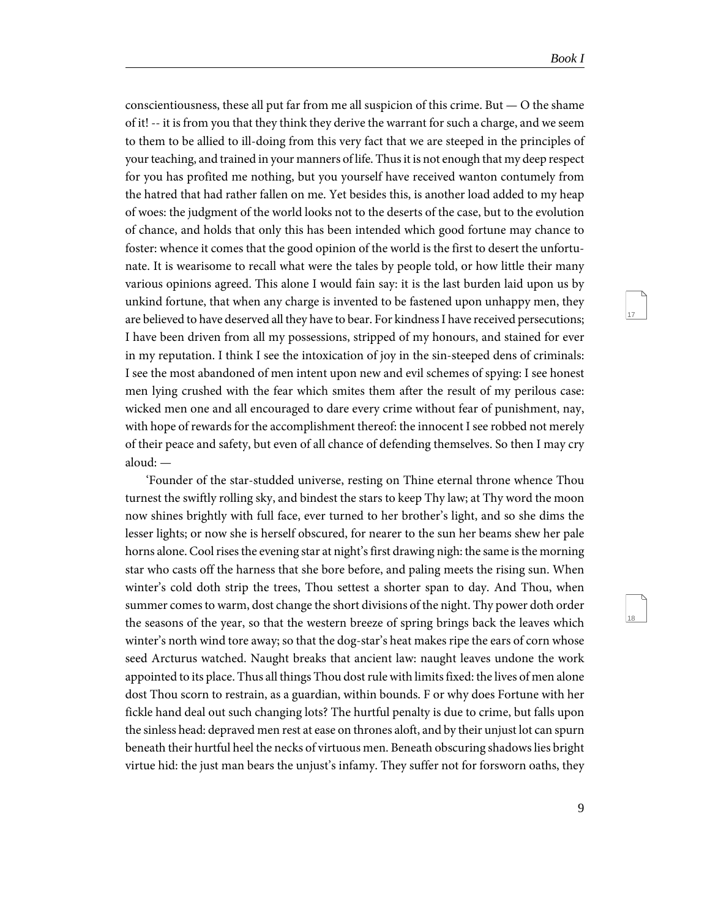conscientiousness, these all put far from me all suspicion of this crime. But — O the shame of it! -- it is from you that they think they derive the warrant for such a charge, and we seem to them to be allied to ill-doing from this very fact that we are steeped in the principles of your teaching, and trained in your manners of life. Thus it is not enough that my deep respect for you has profited me nothing, but you yourself have received wanton contumely from the hatred that had rather fallen on me. Yet besides this, is another load added to my heap of woes: the judgment of the world looks not to the deserts of the case, but to the evolution of chance, and holds that only this has been intended which good fortune may chance to foster: whence it comes that the good opinion of the world is the first to desert the unfortunate. It is wearisome to recall what were the tales by people told, or how little their many various opinions agreed. This alone I would fain say: it is the last burden laid upon us by unkind fortune, that when any charge is invented to be fastened upon unhappy men, they are believed to have deserved all they have to bear. For kindness I have received persecutions; I have been driven from all my possessions, stripped of my honours, and stained for ever in my reputation. I think I see the intoxication of joy in the sin-steeped dens of criminals: I see the most abandoned of men intent upon new and evil schemes of spying: I see honest men lying crushed with the fear which smites them after the result of my perilous case: wicked men one and all encouraged to dare every crime without fear of punishment, nay, with hope of rewards for the accomplishment thereof: the innocent I see robbed not merely of their peace and safety, but even of all chance of defending themselves. So then I may cry aloud: —

'Founder of the star-studded universe, resting on Thine eternal throne whence Thou turnest the swiftly rolling sky, and bindest the stars to keep Thy law; at Thy word the moon now shines brightly with full face, ever turned to her brother's light, and so she dims the lesser lights; or now she is herself obscured, for nearer to the sun her beams shew her pale horns alone. Cool rises the evening star at night's first drawing nigh: the same is the morning star who casts off the harness that she bore before, and paling meets the rising sun. When winter's cold doth strip the trees, Thou settest a shorter span to day. And Thou, when summer comes to warm, dost change the short divisions of the night. Thy power doth order the seasons of the year, so that the western breeze of spring brings back the leaves which winter's north wind tore away; so that the dog-star's heat makes ripe the ears of corn whose seed Arcturus watched. Naught breaks that ancient law: naught leaves undone the work appointed to its place. Thus all things Thou dost rule with limits fixed: the lives of men alone dost Thou scorn to restrain, as a guardian, within bounds. F or why does Fortune with her fickle hand deal out such changing lots? The hurtful penalty is due to crime, but falls upon the sinless head: depraved men rest at ease on thrones aloft, and by their unjust lot can spurn beneath their hurtful heel the necks of virtuous men. Beneath obscuring shadows lies bright virtue hid: the just man bears the unjust's infamy. They suffer not for forsworn oaths, they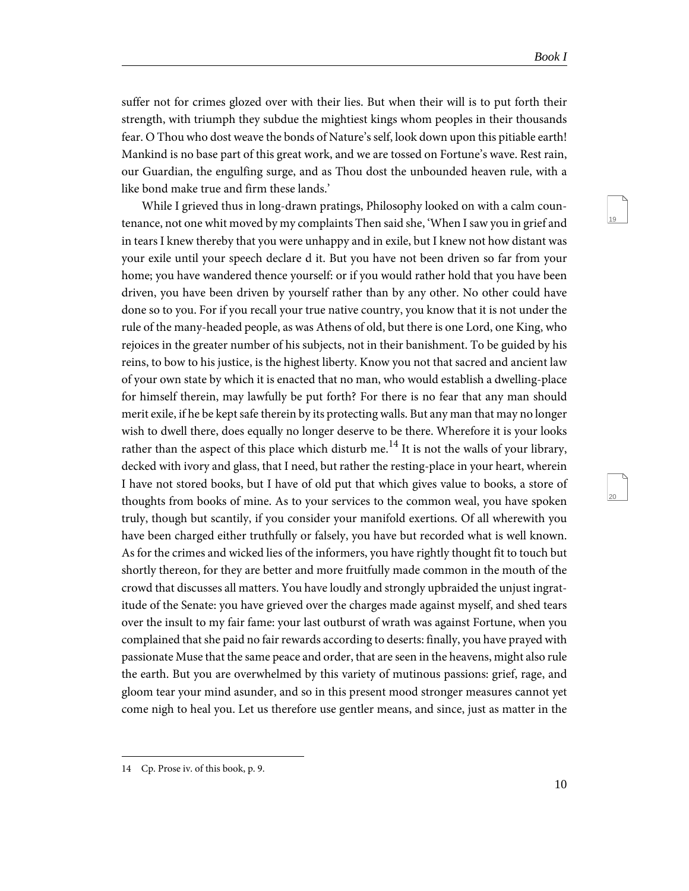suffer not for crimes glozed over with their lies. But when their will is to put forth their strength, with triumph they subdue the mightiest kings whom peoples in their thousands fear. O Thou who dost weave the bonds of Nature's self, look down upon this pitiable earth! Mankind is no base part of this great work, and we are tossed on Fortune's wave. Rest rain, our Guardian, the engulfing surge, and as Thou dost the unbounded heaven rule, with a like bond make true and firm these lands.'

While I grieved thus in long-drawn pratings, Philosophy looked on with a calm countenance, not one whit moved by my complaints Then said she, 'When I saw you in grief and in tears I knew thereby that you were unhappy and in exile, but I knew not how distant was your exile until your speech declare d it. But you have not been driven so far from your home; you have wandered thence yourself: or if you would rather hold that you have been driven, you have been driven by yourself rather than by any other. No other could have done so to you. For if you recall your true native country, you know that it is not under the rule of the many-headed people, as was Athens of old, but there is one Lord, one King, who rejoices in the greater number of his subjects, not in their banishment. To be guided by his reins, to bow to his justice, is the highest liberty. Know you not that sacred and ancient law of your own state by which it is enacted that no man, who would establish a dwelling-place for himself therein, may lawfully be put forth? For there is no fear that any man should merit exile, if he be kept safe therein by its protecting walls. But any man that may no longer wish to dwell there, does equally no longer deserve to be there. Wherefore it is your looks rather than the aspect of this place which disturb me.[14] It is not the walls of your library, decked with ivory and glass, that I need, but rather the resting-place in your heart, wherein I have not stored books, but I have of old put that which gives value to books, a store of thoughts from books of mine. As to your services to the common weal, you have spoken truly, though but scantily, if you consider your manifold exertions. Of all wherewith you have been charged either truthfully or falsely, you have but recorded what is well known. As for the crimes and wicked lies of the informers, you have rightly thought fit to touch but shortly thereon, for they are better and more fruitfully made common in the mouth of the crowd that discusses all matters. You have loudly and strongly upbraided the unjust ingratitude of the Senate: you have grieved over the charges made against myself, and shed tears over the insult to my fair fame: your last outburst of wrath was against Fortune, when you complained that she paid no fair rewards according to deserts: finally, you have prayed with passionate Muse that the same peace and order, that are seen in the heavens, might also rule the earth. But you are overwhelmed by this variety of mutinous passions: grief, rage, and gloom tear your mind asunder, and so in this present mood stronger measures cannot yet come nigh to heal you. Let us therefore use gentler means, and since, just as matter in the

14 Cp. Prose iv. of this book, p. 9.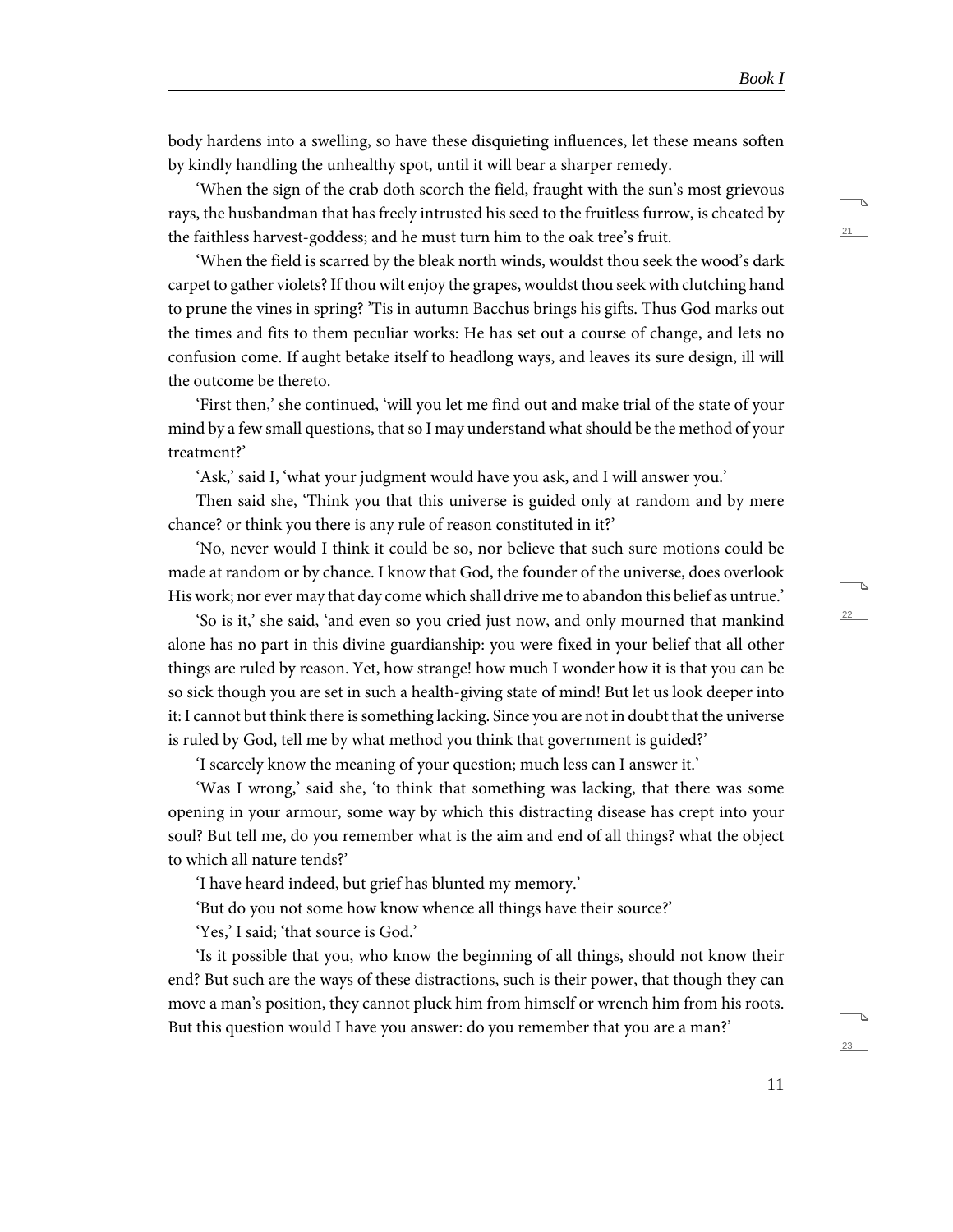body hardens into a swelling, so have these disquieting influences, let these means soften by kindly handling the unhealthy spot, until it will bear a sharper remedy.

'When the sign of the crab doth scorch the field, fraught with the sun's most grievous rays, the husbandman that has freely intrusted his seed to the fruitless furrow, is cheated by the faithless harvest-goddess; and he must turn him to the oak tree's fruit.

'When the field is scarred by the bleak north winds, wouldst thou seek the wood's dark carpet to gather violets? If thou wilt enjoy the grapes, wouldst thou seek with clutching hand to prune the vines in spring? 'Tis in autumn Bacchus brings his gifts. Thus God marks out the times and fits to them peculiar works: He has set out a course of change, and lets no confusion come. If aught betake itself to headlong ways, and leaves its sure design, ill will the outcome be thereto.

'First then,' she continued, 'will you let me find out and make trial of the state of your mind by a few small questions, that so I may understand what should be the method of your treatment?'

'Ask,' said I, 'what your judgment would have you ask, and I will answer you.'

Then said she, 'Think you that this universe is guided only at random and by mere chance? or think you there is any rule of reason constituted in it?'

'No, never would I think it could be so, nor believe that such sure motions could be made at random or by chance. I know that God, the founder of the universe, does overlook His work; nor ever may that day come which shall drive me to abandon this belief as untrue.'

'So is it,' she said, 'and even so you cried just now, and only mourned that mankind alone has no part in this divine guardianship: you were fixed in your belief that all other things are ruled by reason. Yet, how strange! how much I wonder how it is that you can be so sick though you are set in such a health-giving state of mind! But let us look deeper into it: I cannot but think there is something lacking. Since you are not in doubt that the universe is ruled by God, tell me by what method you think that government is guided?'

'I scarcely know the meaning of your question; much less can I answer it.'

'Was I wrong,' said she, 'to think that something was lacking, that there was some opening in your armour, some way by which this distracting disease has crept into your soul? But tell me, do you remember what is the aim and end of all things? what the object to which all nature tends?'

'I have heard indeed, but grief has blunted my memory.'

'But do you not some how know whence all things have their source?'

'Yes,' I said; 'that source is God.'

'Is it possible that you, who know the beginning of all things, should not know their end? But such are the ways of these distractions, such is their power, that though they can move a man's position, they cannot pluck him from himself or wrench him from his roots. But this question would I have you answer: do you remember that you are a man?'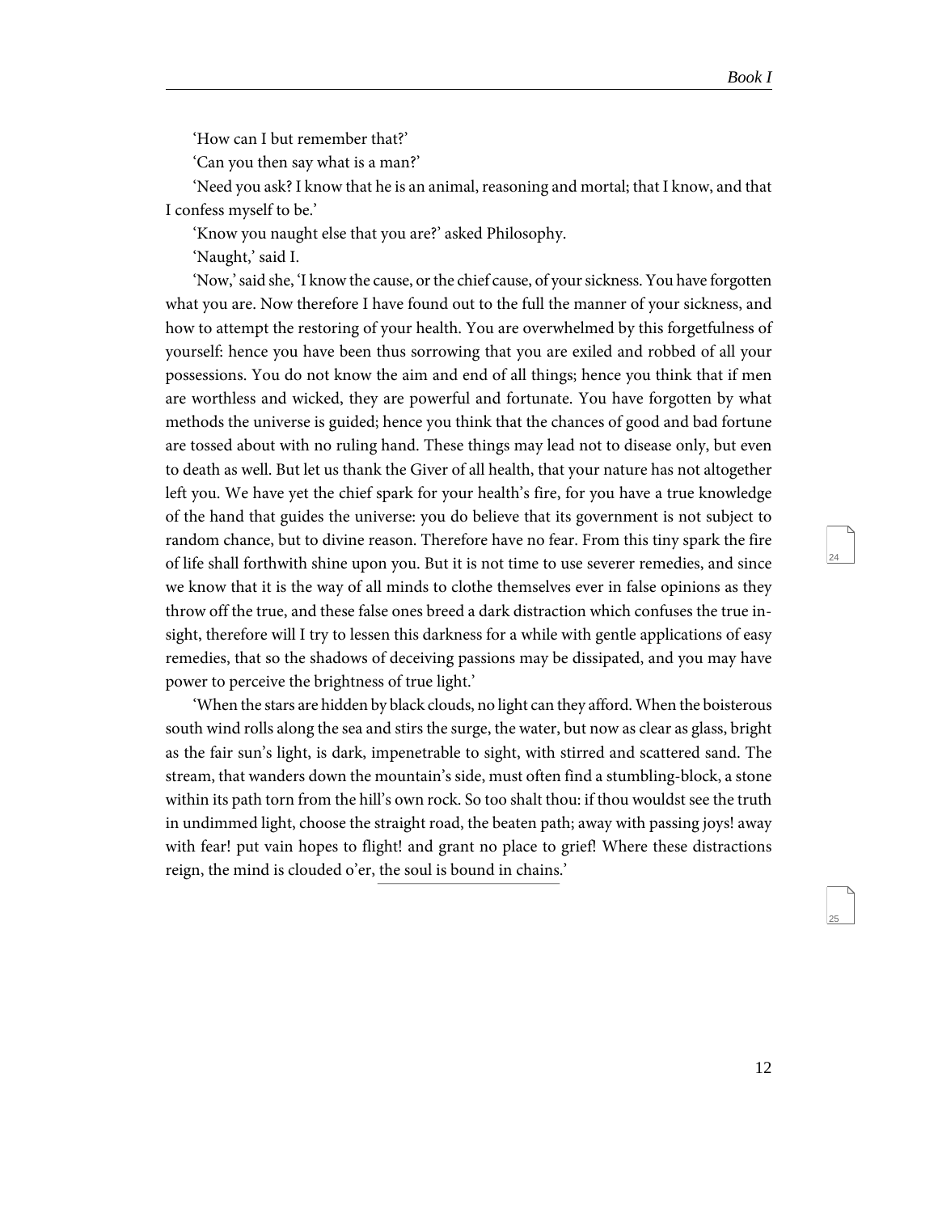‘How can I but remember that?’

‘Can you then say what is a man?’

‘Need you ask? I know that he is an animal, reasoning and mortal; that I know, and that I confess myself to be.’

‘Know you naught else that you are?’ asked Philosophy.

‘Naught,’ said I.

‘Now,’ said she, ‘I know the cause, or the chief cause, of your sickness. You have forgotten what you are. Now therefore I have found out to the full the manner of your sickness, and how to attempt the restoring of your health. You are overwhelmed by this forgetfulness of yourself: hence you have been thus sorrowing that you are exiled and robbed of all your possessions. You do not know the aim and end of all things; hence you think that if men are worthless and wicked, they are powerful and fortunate. You have forgotten by what methods the universe is guided; hence you think that the chances of good and bad fortune are tossed about with no ruling hand. These things may lead not to disease only, but even to death as well. But let us thank the Giver of all health, that your nature has not altogether left you. We have yet the chief spark for your health’s fire, for you have a true knowledge of the hand that guides the universe: you do believe that its government is not subject to random chance, but to divine reason. Therefore have no fear. From this tiny spark the fire of life shall forthwith shine upon you. But it is not time to use severer remedies, and since we know that it is the way of all minds to clothe themselves ever in false opinions as they throw off the true, and these false ones breed a dark distraction which confuses the true insight, therefore will I try to lessen this darkness for a while with gentle applications of easy remedies, that so the shadows of deceiving passions may be dissipated, and you may have power to perceive the brightness of true light.’

‘When the stars are hidden by black clouds, no light can they afford. When the boisterous south wind rolls along the sea and stirs the surge, the water, but now as clear as glass, bright as the fair sun’s light, is dark, impenetrable to sight, with stirred and scattered sand. The stream, that wanders down the mountain’s side, must often find a stumbling-block, a stone within its path torn from the hill’s own rock. So too shalt thou: if thou wouldst see the truth in undimmed light, choose the straight road, the beaten path; away with passing joys! away with fear! put vain hopes to flight! and grant no place to grief! Where these distractions reign, the mind is clouded o’er, the soul is bound in chains.’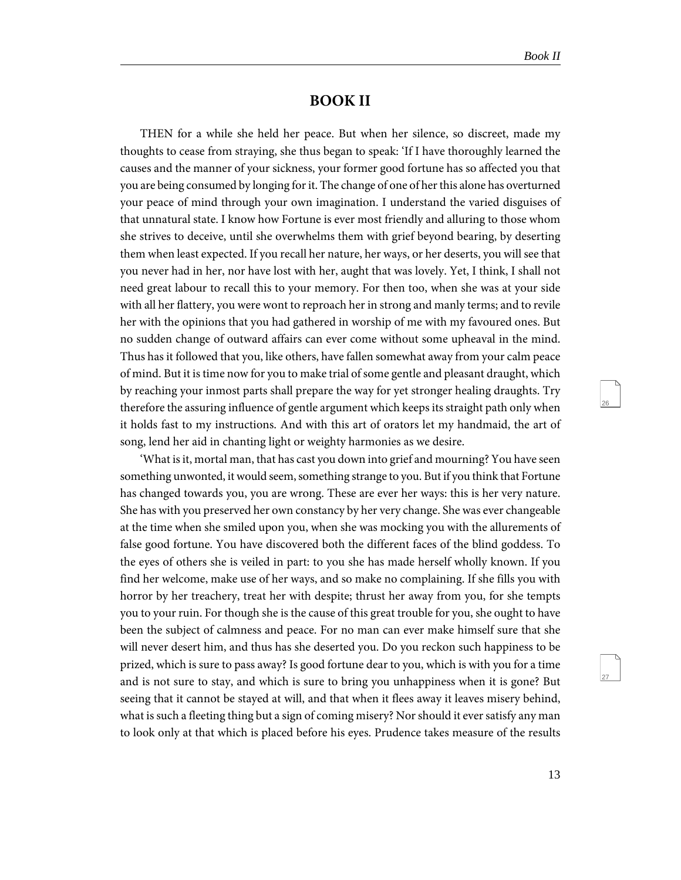# BOOK II

THEN for a while she held her peace. But when her silence, so discreet, made my thoughts to cease from straying, she thus began to speak: 'If I have thoroughly learned the causes and the manner of your sickness, your former good fortune has so affected you that you are being consumed by longing for it. The change of one of her this alone has overturned your peace of mind through your own imagination. I understand the varied disguises of that unnatural state. I know how Fortune is ever most friendly and alluring to those whom she strives to deceive, until she overwhelms them with grief beyond bearing, by deserting them when least expected. If you recall her nature, her ways, or her deserts, you will see that you never had in her, nor have lost with her, aught that was lovely. Yet, I think, I shall not need great labour to recall this to your memory. For then too, when she was at your side with all her flattery, you were wont to reproach her in strong and manly terms; and to revile her with the opinions that you had gathered in worship of me with my favoured ones. But no sudden change of outward affairs can ever come without some upheaval in the mind. Thus has it followed that you, like others, have fallen somewhat away from your calm peace of mind. But it is time now for you to make trial of some gentle and pleasant draught, which by reaching your inmost parts shall prepare the way for yet stronger healing draughts. Try therefore the assuring influence of gentle argument which keeps its straight path only when it holds fast to my instructions. And with this art of orators let my handmaid, the art of song, lend her aid in chanting light or weighty harmonies as we desire.

'What is it, mortal man, that has cast you down into grief and mourning? You have seen something unwonted, it would seem, something strange to you. But if you think that Fortune has changed towards you, you are wrong. These are ever her ways: this is her very nature. She has with you preserved her own constancy by her very change. She was ever changeable at the time when she smiled upon you, when she was mocking you with the allurements of false good fortune. You have discovered both the different faces of the blind goddess. To the eyes of others she is veiled in part: to you she has made herself wholly known. If you find her welcome, make use of her ways, and so make no complaining. If she fills you with horror by her treachery, treat her with despite; thrust her away from you, for she tempts you to your ruin. For though she is the cause of this great trouble for you, she ought to have been the subject of calmness and peace. For no man can ever make himself sure that she will never desert him, and thus has she deserted you. Do you reckon such happiness to be prized, which is sure to pass away? Is good fortune dear to you, which is with you for a time and is not sure to stay, and which is sure to bring you unhappiness when it is gone? But seeing that it cannot be stayed at will, and that when it flees away it leaves misery behind, what is such a fleeting thing but a sign of coming misery? Nor should it ever satisfy any man to look only at that which is placed before his eyes. Prudence takes measure of the results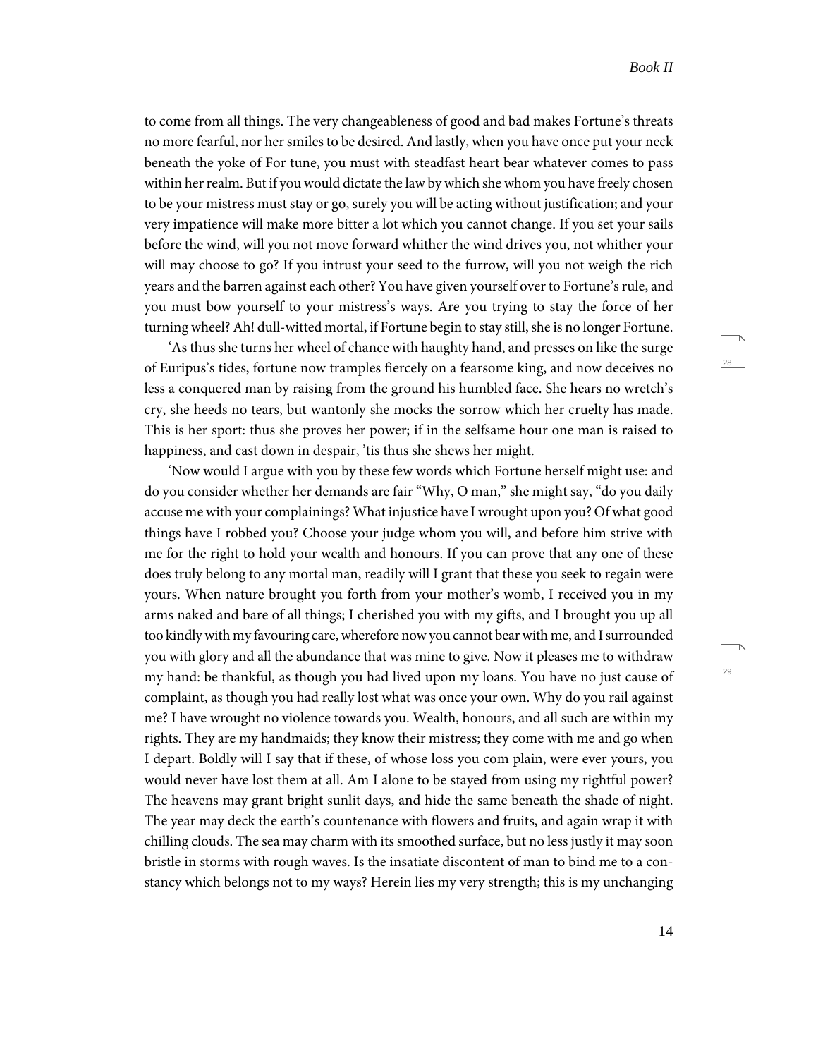to come from all things. The very changeableness of good and bad makes Fortune's threats no more fearful, nor her smiles to be desired. And lastly, when you have once put your neck beneath the yoke of For tune, you must with steadfast heart bear whatever comes to pass within her realm. But if you would dictate the law by which she whom you have freely chosen to be your mistress must stay or go, surely you will be acting without justification; and your very impatience will make more bitter a lot which you cannot change. If you set your sails before the wind, will you not move forward whither the wind drives you, not whither your will may choose to go? If you intrust your seed to the furrow, will you not weigh the rich years and the barren against each other? You have given yourself over to Fortune's rule, and you must bow yourself to your mistress's ways. Are you trying to stay the force of her turning wheel? Ah! dull-witted mortal, if Fortune begin to stay still, she is no longer Fortune.

'As thus she turns her wheel of chance with haughty hand, and presses on like the surge of Euripus's tides, fortune now tramples fiercely on a fearsome king, and now deceives no less a conquered man by raising from the ground his humbled face. She hears no wretch's cry, she heeds no tears, but wantonly she mocks the sorrow which her cruelty has made. This is her sport: thus she proves her power; if in the selfsame hour one man is raised to happiness, and cast down in despair, 'tis thus she shews her might.

'Now would I argue with you by these few words which Fortune herself might use: and do you consider whether her demands are fair "Why, O man," she might say, "do you daily accuse me with your complainings? What injustice have I wrought upon you? Of what good things have I robbed you? Choose your judge whom you will, and before him strive with me for the right to hold your wealth and honours. If you can prove that any one of these does truly belong to any mortal man, readily will I grant that these you seek to regain were yours. When nature brought you forth from your mother's womb, I received you in my arms naked and bare of all things; I cherished you with my gifts, and I brought you up all too kindly with my favouring care, wherefore now you cannot bear with me, and I surrounded you with glory and all the abundance that was mine to give. Now it pleases me to withdraw my hand: be thankful, as though you had lived upon my loans. You have no just cause of complaint, as though you had really lost what was once your own. Why do you rail against me? I have wrought no violence towards you. Wealth, honours, and all such are within my rights. They are my handmaids; they know their mistress; they come with me and go when I depart. Boldly will I say that if these, of whose loss you com plain, were ever yours, you would never have lost them at all. Am I alone to be stayed from using my rightful power? The heavens may grant bright sunlit days, and hide the same beneath the shade of night. The year may deck the earth's countenance with flowers and fruits, and again wrap it with chilling clouds. The sea may charm with its smoothed surface, but no less justly it may soon bristle in storms with rough waves. Is the insatiate discontent of man to bind me to a constancy which belongs not to my ways? Herein lies my very strength; this is my unchanging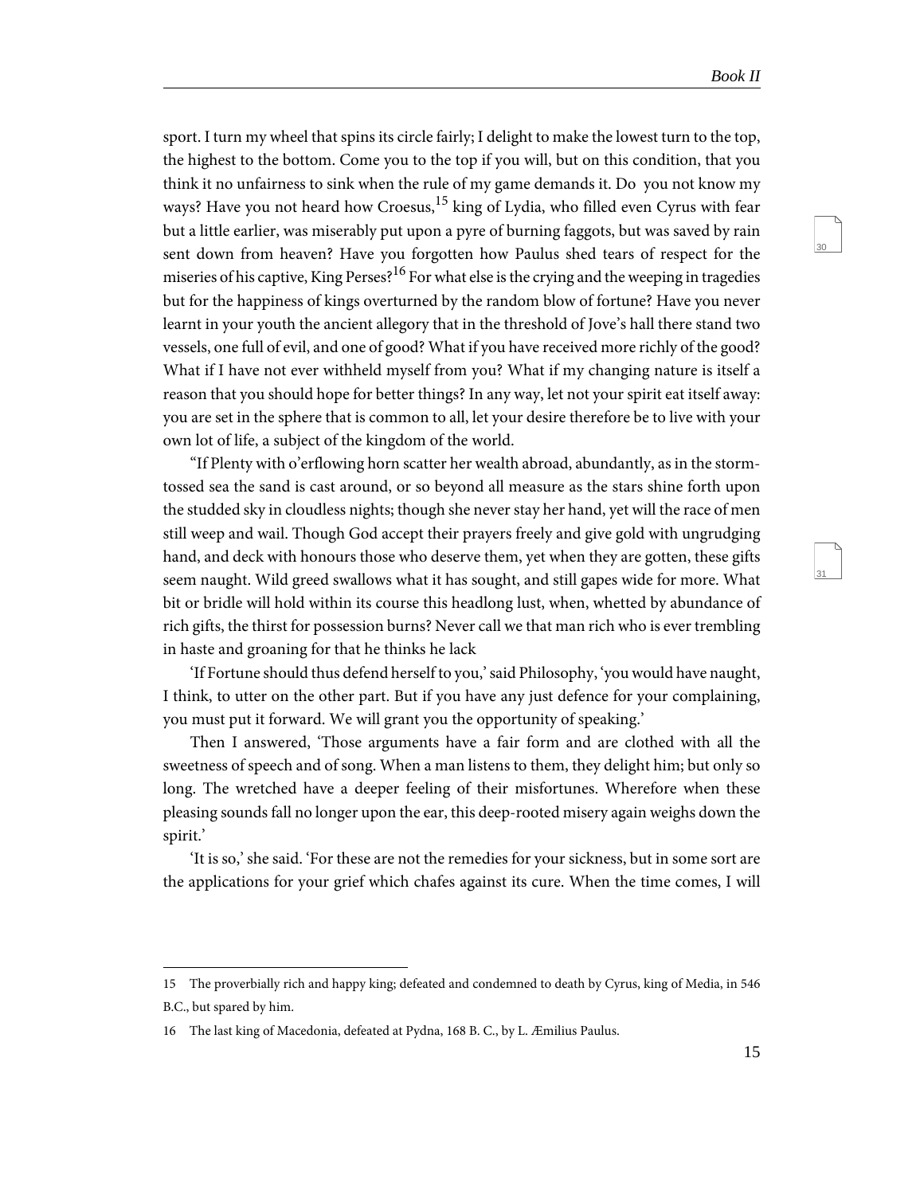sport. I turn my wheel that spins its circle fairly; I delight to make the lowest turn to the top, the highest to the bottom. Come you to the top if you will, but on this condition, that you think it no unfairness to sink when the rule of my game demands it. Do you not know my ways? Have you not heard how Croesus,[15] king of Lydia, who filled even Cyrus with fear but a little earlier, was miserably put upon a pyre of burning faggots, but was saved by rain sent down from heaven? Have you forgotten how Paulus shed tears of respect for the miseries of his captive, King Perses?[16] For what else is the crying and the weeping in tragedies but for the happiness of kings overturned by the random blow of fortune? Have you never learnt in your youth the ancient allegory that in the threshold of Jove's hall there stand two vessels, one full of evil, and one of good? What if you have received more richly of the good? What if I have not ever withheld myself from you? What if my changing nature is itself a reason that you should hope for better things? In any way, let not your spirit eat itself away: you are set in the sphere that is common to all, let your desire therefore be to live with your own lot of life, a subject of the kingdom of the world.

"If Plenty with o'erflowing horn scatter her wealth abroad, abundantly, as in the storm-tossed sea the sand is cast around, or so beyond all measure as the stars shine forth upon the studded sky in cloudless nights; though she never stay her hand, yet will the race of men still weep and wail. Though God accept their prayers freely and give gold with ungrudging hand, and deck with honours those who deserve them, yet when they are gotten, these gifts seem naught. Wild greed swallows what it has sought, and still gapes wide for more. What bit or bridle will hold within its course this headlong lust, when, whetted by abundance of rich gifts, the thirst for possession burns? Never call we that man rich who is ever trembling in haste and groaning for that he thinks he lack

'If Fortune should thus defend herself to you,' said Philosophy, 'you would have naught, I think, to utter on the other part. But if you have any just defence for your complaining, you must put it forward. We will grant you the opportunity of speaking.'

Then I answered, 'Those arguments have a fair form and are clothed with all the sweetness of speech and of song. When a man listens to them, they delight him; but only so long. The wretched have a deeper feeling of their misfortunes. Wherefore when these pleasing sounds fall no longer upon the ear, this deep-rooted misery again weighs down the spirit.'

'It is so,' she said. 'For these are not the remedies for your sickness, but in some sort are the applications for your grief which chafes against its cure. When the time comes, I will

---

15 The proverbially rich and happy king; defeated and condemned to death by Cyrus, king of Media, in 546 B.C., but spared by him.

16 The last king of Macedonia, defeated at Pydna, 168 B. C., by L. Æmilius Paulus.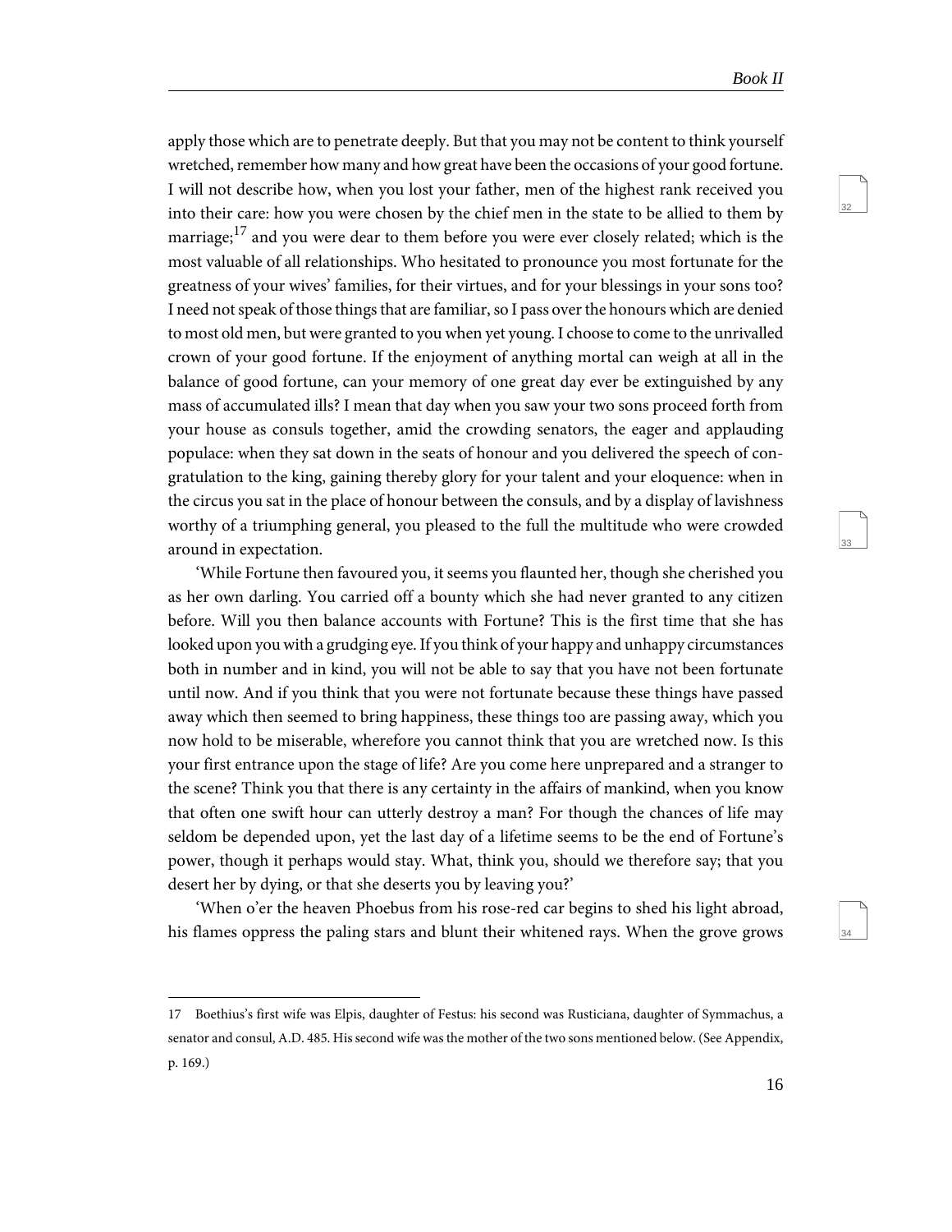apply those which are to penetrate deeply. But that you may not be content to think yourself wretched, remember how many and how great have been the occasions of your good fortune. I will not describe how, when you lost your father, men of the highest rank received you into their care: how you were chosen by the chief men in the state to be allied to them by marriage;[17] and you were dear to them before you were ever closely related; which is the most valuable of all relationships. Who hesitated to pronounce you most fortunate for the greatness of your wives' families, for their virtues, and for your blessings in your sons too? I need not speak of those things that are familiar, so I pass over the honours which are denied to most old men, but were granted to you when yet young. I choose to come to the unrivalled crown of your good fortune. If the enjoyment of anything mortal can weigh at all in the balance of good fortune, can your memory of one great day ever be extinguished by any mass of accumulated ills? I mean that day when you saw your two sons proceed forth from your house as consuls together, amid the crowding senators, the eager and applauding populace: when they sat down in the seats of honour and you delivered the speech of congratulation to the king, gaining thereby glory for your talent and your eloquence: when in the circus you sat in the place of honour between the consuls, and by a display of lavishness worthy of a triumphing general, you pleased to the full the multitude who were crowded around in expectation.

'While Fortune then favoured you, it seems you flaunted her, though she cherished you as her own darling. You carried off a bounty which she had never granted to any citizen before. Will you then balance accounts with Fortune? This is the first time that she has looked upon you with a grudging eye. If you think of your happy and unhappy circumstances both in number and in kind, you will not be able to say that you have not been fortunate until now. And if you think that you were not fortunate because these things have passed away which then seemed to bring happiness, these things too are passing away, which you now hold to be miserable, wherefore you cannot think that you are wretched now. Is this your first entrance upon the stage of life? Are you come here unprepared and a stranger to the scene? Think you that there is any certainty in the affairs of mankind, when you know that often one swift hour can utterly destroy a man? For though the chances of life may seldom be depended upon, yet the last day of a lifetime seems to be the end of Fortune's power, though it perhaps would stay. What, think you, should we therefore say; that you desert her by dying, or that she deserts you by leaving you?'

'When o'er the heaven Phoebus from his rose-red car begins to shed his light abroad, his flames oppress the paling stars and blunt their whitened rays. When the grove grows

---

17 Boethius's first wife was Elpis, daughter of Festus: his second was Rusticiana, daughter of Symmachus, a senator and consul, A.D. 485. His second wife was the mother of the two sons mentioned below. (See Appendix, p. 169.)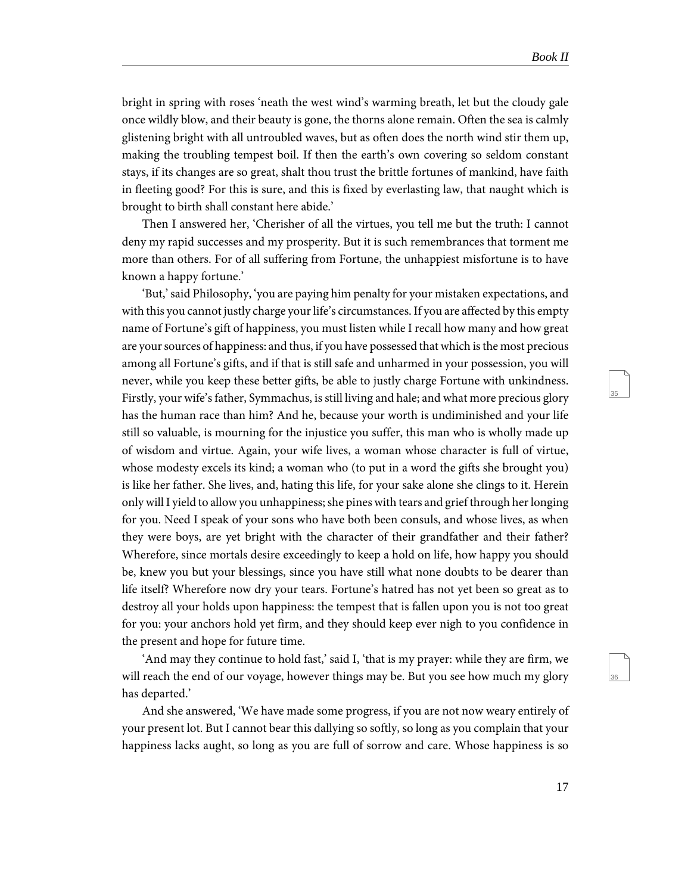bright in spring with roses 'neath the west wind's warming breath, let but the cloudy gale once wildly blow, and their beauty is gone, the thorns alone remain. Often the sea is calmly glistening bright with all untroubled waves, but as often does the north wind stir them up, making the troubling tempest boil. If then the earth's own covering so seldom constant stays, if its changes are so great, shalt thou trust the brittle fortunes of mankind, have faith in fleeting good? For this is sure, and this is fixed by everlasting law, that naught which is brought to birth shall constant here abide.'

Then I answered her, 'Cherisher of all the virtues, you tell me but the truth: I cannot deny my rapid successes and my prosperity. But it is such remembrances that torment me more than others. For of all suffering from Fortune, the unhappiest misfortune is to have known a happy fortune.'

'But,' said Philosophy, 'you are paying him penalty for your mistaken expectations, and with this you cannot justly charge your life's circumstances. If you are affected by this empty name of Fortune's gift of happiness, you must listen while I recall how many and how great are your sources of happiness: and thus, if you have possessed that which is the most precious among all Fortune's gifts, and if that is still safe and unharmed in your possession, you will never, while you keep these better gifts, be able to justly charge Fortune with unkindness. Firstly, your wife's father, Symmachus, is still living and hale; and what more precious glory has the human race than him? And he, because your worth is undiminished and your life still so valuable, is mourning for the injustice you suffer, this man who is wholly made up of wisdom and virtue. Again, your wife lives, a woman whose character is full of virtue, whose modesty excels its kind; a woman who (to put in a word the gifts she brought you) is like her father. She lives, and, hating this life, for your sake alone she clings to it. Herein only will I yield to allow you unhappiness; she pines with tears and grief through her longing for you. Need I speak of your sons who have both been consuls, and whose lives, as when they were boys, are yet bright with the character of their grandfather and their father? Wherefore, since mortals desire exceedingly to keep a hold on life, how happy you should be, knew you but your blessings, since you have still what none doubts to be dearer than life itself? Wherefore now dry your tears. Fortune's hatred has not yet been so great as to destroy all your holds upon happiness: the tempest that is fallen upon you is not too great for you: your anchors hold yet firm, and they should keep ever nigh to you confidence in the present and hope for future time.

'And may they continue to hold fast,' said I, 'that is my prayer: while they are firm, we will reach the end of our voyage, however things may be. But you see how much my glory has departed.'

And she answered, 'We have made some progress, if you are not now weary entirely of your present lot. But I cannot bear this dallying so softly, so long as you complain that your happiness lacks aught, so long as you are full of sorrow and care. Whose happiness is so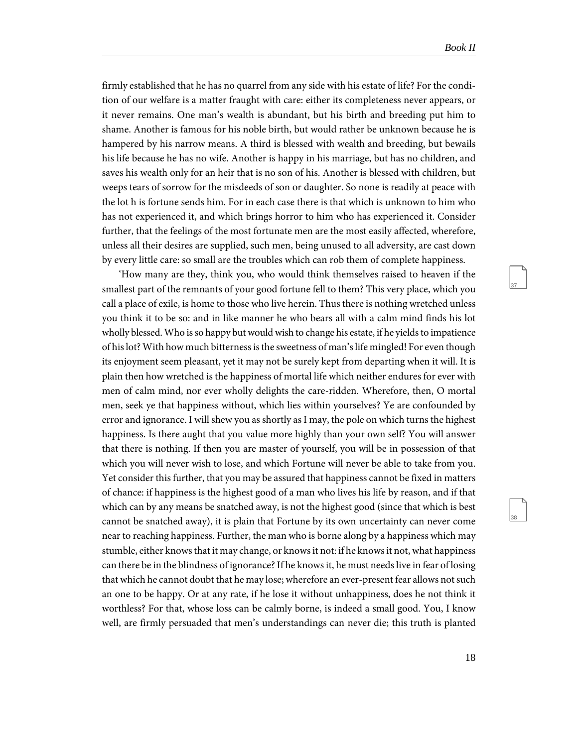firmly established that he has no quarrel from any side with his estate of life? For the condition of our welfare is a matter fraught with care: either its completeness never appears, or it never remains. One man's wealth is abundant, but his birth and breeding put him to shame. Another is famous for his noble birth, but would rather be unknown because he is hampered by his narrow means. A third is blessed with wealth and breeding, but bewails his life because he has no wife. Another is happy in his marriage, but has no children, and saves his wealth only for an heir that is no son of his. Another is blessed with children, but weeps tears of sorrow for the misdeeds of son or daughter. So none is readily at peace with the lot h is fortune sends him. For in each case there is that which is unknown to him who has not experienced it, and which brings horror to him who has experienced it. Consider further, that the feelings of the most fortunate men are the most easily affected, wherefore, unless all their desires are supplied, such men, being unused to all adversity, are cast down by every little care: so small are the troubles which can rob them of complete happiness.

'How many are they, think you, who would think themselves raised to heaven if the smallest part of the remnants of your good fortune fell to them? This very place, which you call a place of exile, is home to those who live herein. Thus there is nothing wretched unless you think it to be so: and in like manner he who bears all with a calm mind finds his lot wholly blessed. Who is so happy but would wish to change his estate, if he yields to impatience of his lot? With how much bitterness is the sweetness of man's life mingled! For even though its enjoyment seem pleasant, yet it may not be surely kept from departing when it will. It is plain then how wretched is the happiness of mortal life which neither endures for ever with men of calm mind, nor ever wholly delights the care-ridden. Wherefore, then, O mortal men, seek ye that happiness without, which lies within yourselves? Ye are confounded by error and ignorance. I will shew you as shortly as I may, the pole on which turns the highest happiness. Is there aught that you value more highly than your own self? You will answer that there is nothing. If then you are master of yourself, you will be in possession of that which you will never wish to lose, and which Fortune will never be able to take from you. Yet consider this further, that you may be assured that happiness cannot be fixed in matters of chance: if happiness is the highest good of a man who lives his life by reason, and if that which can by any means be snatched away, is not the highest good (since that which is best cannot be snatched away), it is plain that Fortune by its own uncertainty can never come near to reaching happiness. Further, the man who is borne along by a happiness which may stumble, either knows that it may change, or knows it not: if he knows it not, what happiness can there be in the blindness of ignorance? If he knows it, he must needs live in fear of losing that which he cannot doubt that he may lose; wherefore an ever-present fear allows not such an one to be happy. Or at any rate, if he lose it without unhappiness, does he not think it worthless? For that, whose loss can be calmly borne, is indeed a small good. You, I know well, are firmly persuaded that men's understandings can never die; this truth is planted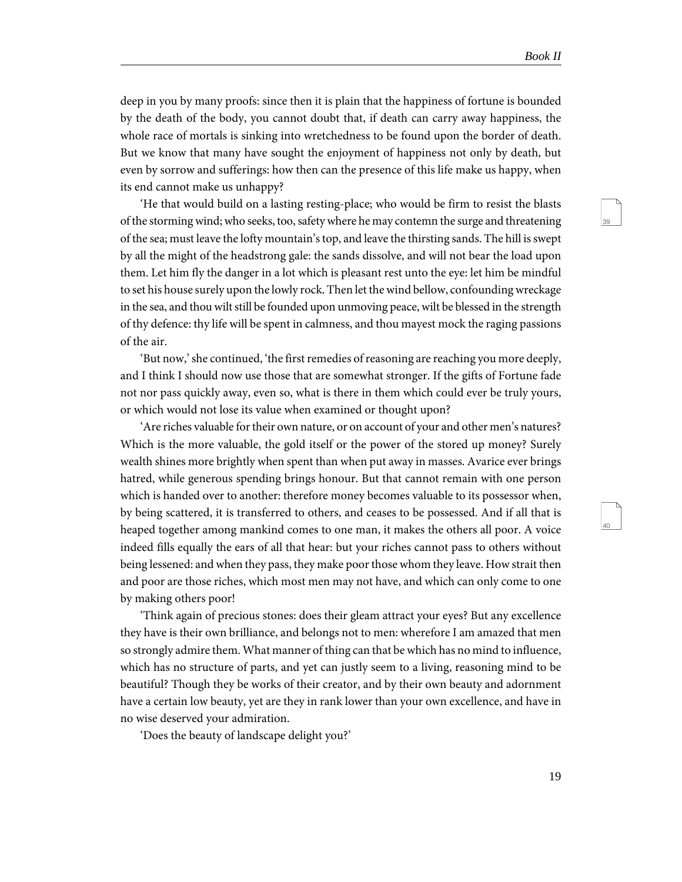deep in you by many proofs: since then it is plain that the happiness of fortune is bounded by the death of the body, you cannot doubt that, if death can carry away happiness, the whole race of mortals is sinking into wretchedness to be found upon the border of death. But we know that many have sought the enjoyment of happiness not only by death, but even by sorrow and sufferings: how then can the presence of this life make us happy, when its end cannot make us unhappy?

'He that would build on a lasting resting-place; who would be firm to resist the blasts of the storming wind; who seeks, too, safety where he may contemn the surge and threatening of the sea; must leave the lofty mountain's top, and leave the thirsting sands. The hill is swept by all the might of the headstrong gale: the sands dissolve, and will not bear the load upon them. Let him fly the danger in a lot which is pleasant rest unto the eye: let him be mindful to set his house surely upon the lowly rock. Then let the wind bellow, confounding wreckage in the sea, and thou wilt still be founded upon unmoving peace, wilt be blessed in the strength of thy defence: thy life will be spent in calmness, and thou mayest mock the raging passions of the air.

'But now,' she continued, 'the first remedies of reasoning are reaching you more deeply, and I think I should now use those that are somewhat stronger. If the gifts of Fortune fade not nor pass quickly away, even so, what is there in them which could ever be truly yours, or which would not lose its value when examined or thought upon?

'Are riches valuable for their own nature, or on account of your and other men's natures? Which is the more valuable, the gold itself or the power of the stored up money? Surely wealth shines more brightly when spent than when put away in masses. Avarice ever brings hatred, while generous spending brings honour. But that cannot remain with one person which is handed over to another: therefore money becomes valuable to its possessor when, by being scattered, it is transferred to others, and ceases to be possessed. And if all that is heaped together among mankind comes to one man, it makes the others all poor. A voice indeed fills equally the ears of all that hear: but your riches cannot pass to others without being lessened: and when they pass, they make poor those whom they leave. How strait then and poor are those riches, which most men may not have, and which can only come to one by making others poor!

'Think again of precious stones: does their gleam attract your eyes? But any excellence they have is their own brilliance, and belongs not to men: wherefore I am amazed that men so strongly admire them. What manner of thing can that be which has no mind to influence, which has no structure of parts, and yet can justly seem to a living, reasoning mind to be beautiful? Though they be works of their creator, and by their own beauty and adornment have a certain low beauty, yet are they in rank lower than your own excellence, and have in no wise deserved your admiration.

'Does the beauty of landscape delight you?'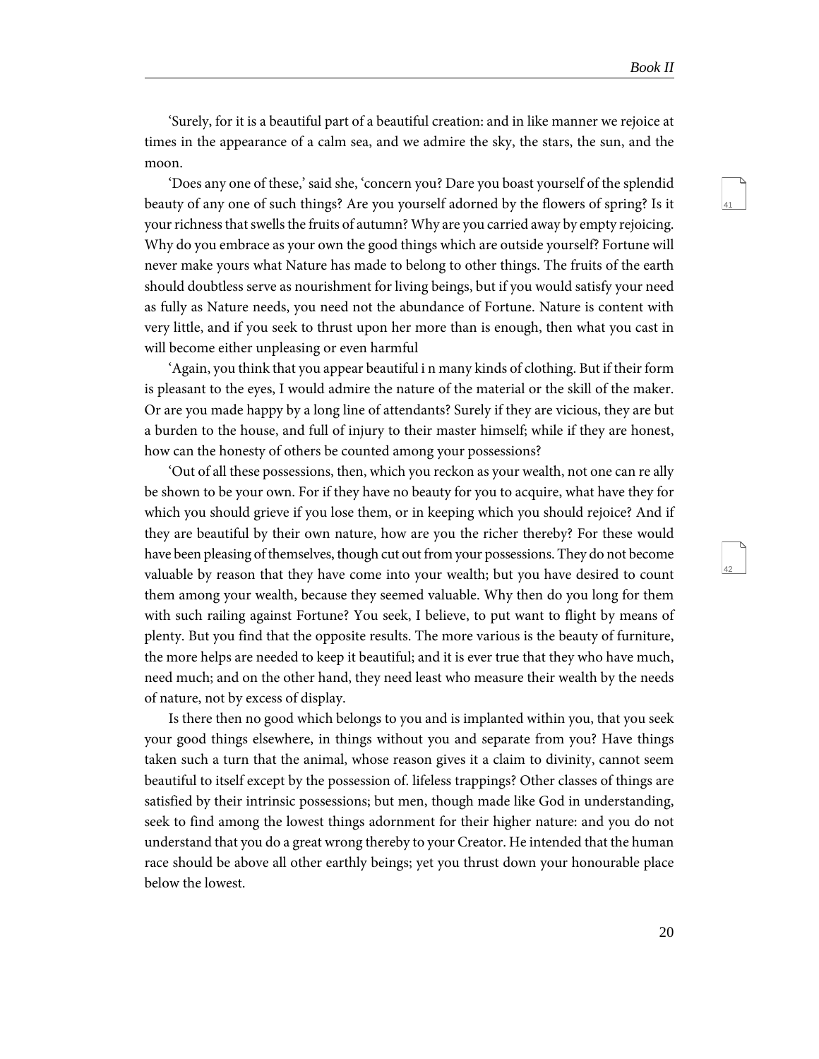'Surely, for it is a beautiful part of a beautiful creation: and in like manner we rejoice at times in the appearance of a calm sea, and we admire the sky, the stars, the sun, and the moon.

'Does any one of these,' said she, 'concern you? Dare you boast yourself of the splendid beauty of any one of such things? Are you yourself adorned by the flowers of spring? Is it your richness that swells the fruits of autumn? Why are you carried away by empty rejoicing. Why do you embrace as your own the good things which are outside yourself? Fortune will never make yours what Nature has made to belong to other things. The fruits of the earth should doubtless serve as nourishment for living beings, but if you would satisfy your need as fully as Nature needs, you need not the abundance of Fortune. Nature is content with very little, and if you seek to thrust upon her more than is enough, then what you cast in will become either unpleasing or even harmful

'Again, you think that you appear beautiful i n many kinds of clothing. But if their form is pleasant to the eyes, I would admire the nature of the material or the skill of the maker. Or are you made happy by a long line of attendants? Surely if they are vicious, they are but a burden to the house, and full of injury to their master himself; while if they are honest, how can the honesty of others be counted among your possessions?

'Out of all these possessions, then, which you reckon as your wealth, not one can re ally be shown to be your own. For if they have no beauty for you to acquire, what have they for which you should grieve if you lose them, or in keeping which you should rejoice? And if they are beautiful by their own nature, how are you the richer thereby? For these would have been pleasing of themselves, though cut out from your possessions. They do not become valuable by reason that they have come into your wealth; but you have desired to count them among your wealth, because they seemed valuable. Why then do you long for them with such railing against Fortune? You seek, I believe, to put want to flight by means of plenty. But you find that the opposite results. The more various is the beauty of furniture, the more helps are needed to keep it beautiful; and it is ever true that they who have much, need much; and on the other hand, they need least who measure their wealth by the needs of nature, not by excess of display.

Is there then no good which belongs to you and is implanted within you, that you seek your good things elsewhere, in things without you and separate from you? Have things taken such a turn that the animal, whose reason gives it a claim to divinity, cannot seem beautiful to itself except by the possession of. lifeless trappings? Other classes of things are satisfied by their intrinsic possessions; but men, though made like God in understanding, seek to find among the lowest things adornment for their higher nature: and you do not understand that you do a great wrong thereby to your Creator. He intended that the human race should be above all other earthly beings; yet you thrust down your honourable place below the lowest.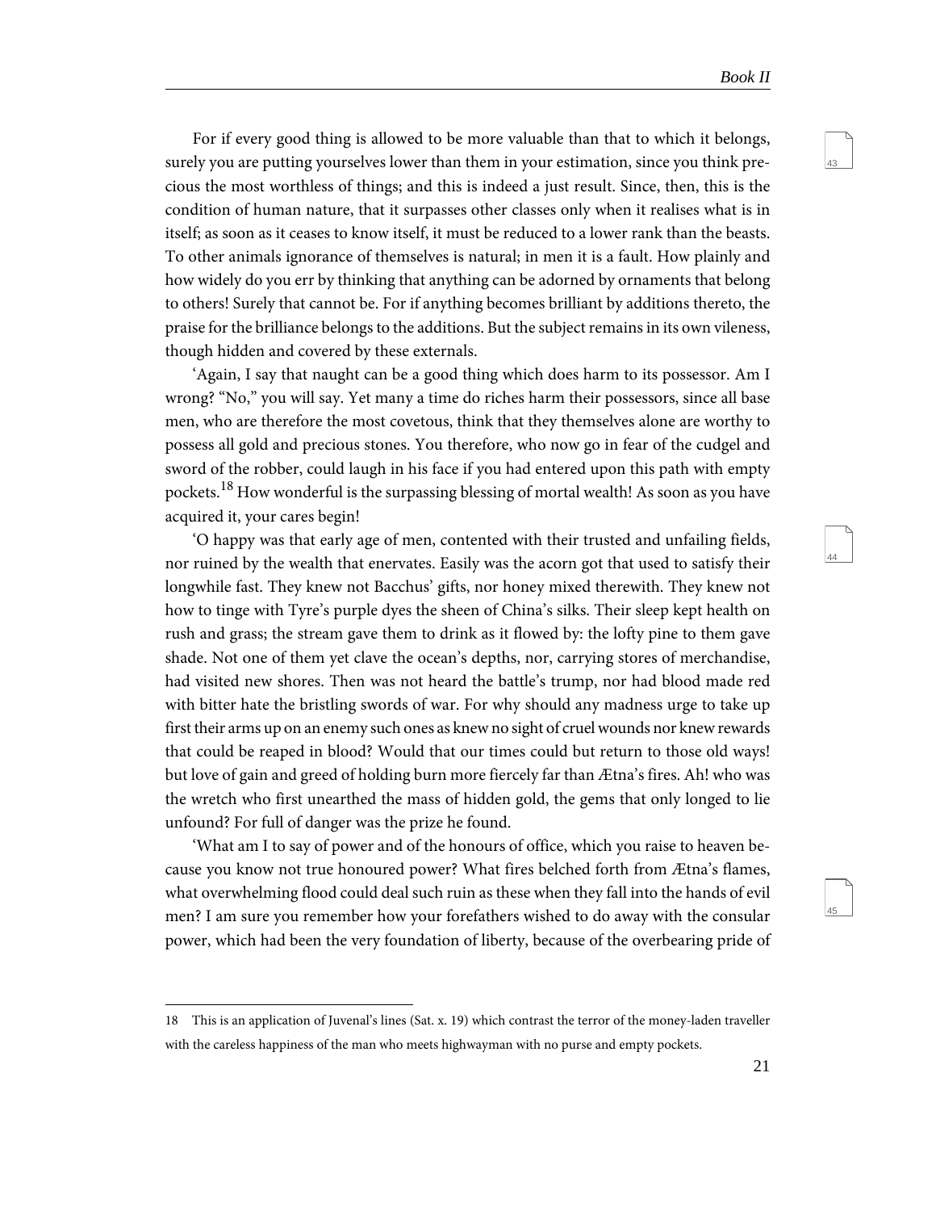For if every good thing is allowed to be more valuable than that to which it belongs, surely you are putting yourselves lower than them in your estimation, since you think precious the most worthless of things; and this is indeed a just result. Since, then, this is the condition of human nature, that it surpasses other classes only when it realises what is in itself; as soon as it ceases to know itself, it must be reduced to a lower rank than the beasts. To other animals ignorance of themselves is natural; in men it is a fault. How plainly and how widely do you err by thinking that anything can be adorned by ornaments that belong to others! Surely that cannot be. For if anything becomes brilliant by additions thereto, the praise for the brilliance belongs to the additions. But the subject remains in its own vileness, though hidden and covered by these externals.

'Again, I say that naught can be a good thing which does harm to its possessor. Am I wrong? "No," you will say. Yet many a time do riches harm their possessors, since all base men, who are therefore the most covetous, think that they themselves alone are worthy to possess all gold and precious stones. You therefore, who now go in fear of the cudgel and sword of the robber, could laugh in his face if you had entered upon this path with empty pockets.[18] How wonderful is the surpassing blessing of mortal wealth! As soon as you have acquired it, your cares begin!

'O happy was that early age of men, contented with their trusted and unfailing fields, nor ruined by the wealth that enervates. Easily was the acorn got that used to satisfy their longwhile fast. They knew not Bacchus' gifts, nor honey mixed therewith. They knew not how to tinge with Tyre's purple dyes the sheen of China's silks. Their sleep kept health on rush and grass; the stream gave them to drink as it flowed by: the lofty pine to them gave shade. Not one of them yet clave the ocean's depths, nor, carrying stores of merchandise, had visited new shores. Then was not heard the battle's trump, nor had blood made red with bitter hate the bristling swords of war. For why should any madness urge to take up first their arms up on an enemy such ones as knew no sight of cruel wounds nor knew rewards that could be reaped in blood? Would that our times could but return to those old ways! but love of gain and greed of holding burn more fiercely far than Ætna's fires. Ah! who was the wretch who first unearthed the mass of hidden gold, the gems that only longed to lie unfound? For full of danger was the prize he found.

'What am I to say of power and of the honours of office, which you raise to heaven because you know not true honoured power? What fires belched forth from Ætna's flames, what overwhelming flood could deal such ruin as these when they fall into the hands of evil men? I am sure you remember how your forefathers wished to do away with the consular power, which had been the very foundation of liberty, because of the overbearing pride of

---

18 This is an application of Juvenal's lines (Sat. x. 19) which contrast the terror of the money-laden traveller with the careless happiness of the man who meets highwayman with no purse and empty pockets.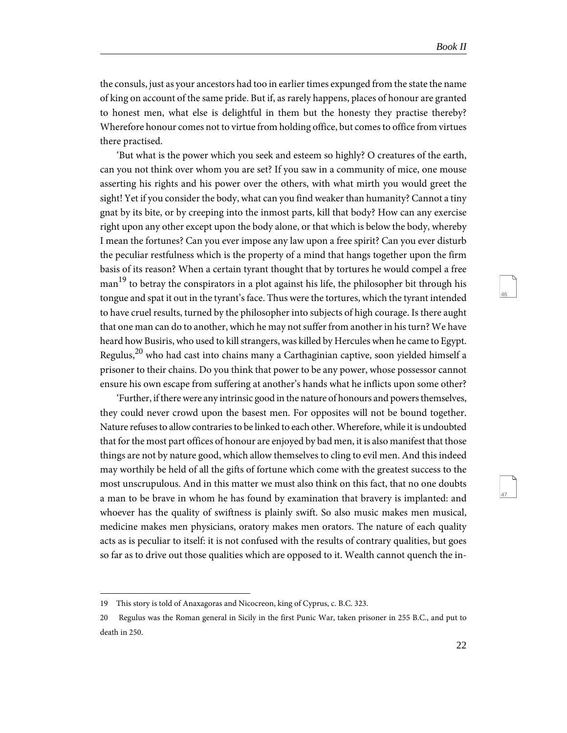the consuls, just as your ancestors had too in earlier times expunged from the state the name of king on account of the same pride. But if, as rarely happens, places of honour are granted to honest men, what else is delightful in them but the honesty they practise thereby? Wherefore honour comes not to virtue from holding office, but comes to office from virtues there practised.

'But what is the power which you seek and esteem so highly? O creatures of the earth, can you not think over whom you are set? If you saw in a community of mice, one mouse asserting his rights and his power over the others, with what mirth you would greet the sight! Yet if you consider the body, what can you find weaker than humanity? Cannot a tiny gnat by its bite, or by creeping into the inmost parts, kill that body? How can any exercise right upon any other except upon the body alone, or that which is below the body, whereby I mean the fortunes? Can you ever impose any law upon a free spirit? Can you ever disturb the peculiar restfulness which is the property of a mind that hangs together upon the firm basis of its reason? When a certain tyrant thought that by tortures he would compel a free man[19] to betray the conspirators in a plot against his life, the philosopher bit through his tongue and spat it out in the tyrant's face. Thus were the tortures, which the tyrant intended to have cruel results, turned by the philosopher into subjects of high courage. Is there aught that one man can do to another, which he may not suffer from another in his turn? We have heard how Busiris, who used to kill strangers, was killed by Hercules when he came to Egypt. Regulus,[20] who had cast into chains many a Carthaginian captive, soon yielded himself a prisoner to their chains. Do you think that power to be any power, whose possessor cannot ensure his own escape from suffering at another's hands what he inflicts upon some other?

'Further, if there were any intrinsic good in the nature of honours and powers themselves, they could never crowd upon the basest men. For opposites will not be bound together. Nature refuses to allow contraries to be linked to each other. Wherefore, while it is undoubted that for the most part offices of honour are enjoyed by bad men, it is also manifest that those things are not by nature good, which allow themselves to cling to evil men. And this indeed may worthily be held of all the gifts of fortune which come with the greatest success to the most unscrupulous. And in this matter we must also think on this fact, that no one doubts a man to be brave in whom he has found by examination that bravery is implanted: and whoever has the quality of swiftness is plainly swift. So also music makes men musical, medicine makes men physicians, oratory makes men orators. The nature of each quality acts as is peculiar to itself: it is not confused with the results of contrary qualities, but goes so far as to drive out those qualities which are opposed to it. Wealth cannot quench the in-

---

19 This story is told of Anaxagoras and Nicocreon, king of Cyprus, c. B.C. 323.

20 Regulus was the Roman general in Sicily in the first Punic War, taken prisoner in 255 B.C., and put to death in 250.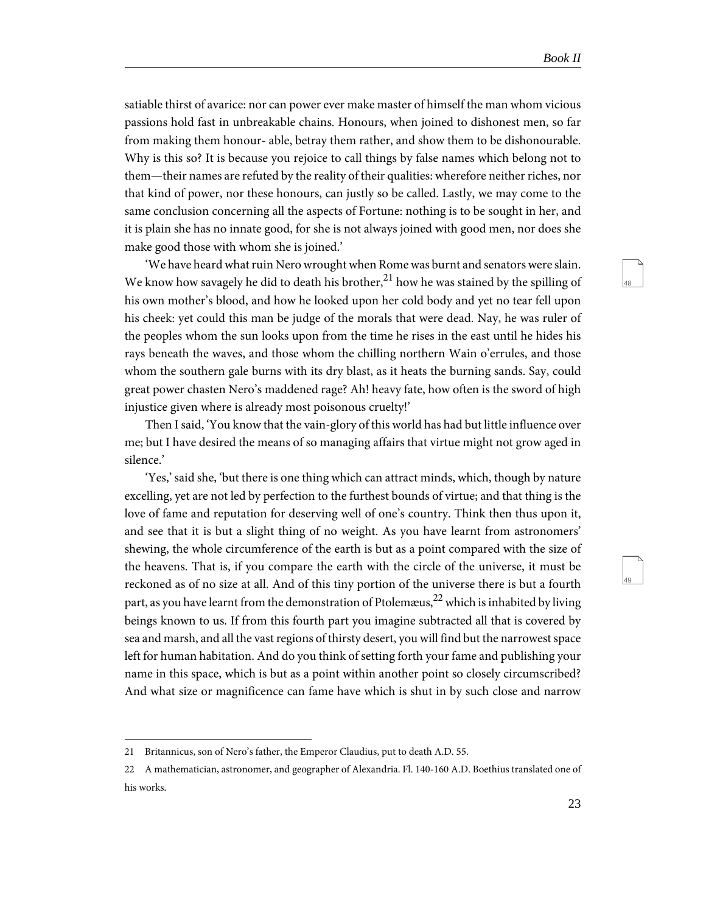satiable thirst of avarice: nor can power ever make master of himself the man whom vicious passions hold fast in unbreakable chains. Honours, when joined to dishonest men, so far from making them honour- able, betray them rather, and show them to be dishonourable. Why is this so? It is because you rejoice to call things by false names which belong not to them—their names are refuted by the reality of their qualities: wherefore neither riches, nor that kind of power, nor these honours, can justly so be called. Lastly, we may come to the same conclusion concerning all the aspects of Fortune: nothing is to be sought in her, and it is plain she has no innate good, for she is not always joined with good men, nor does she make good those with whom she is joined.'

'We have heard what ruin Nero wrought when Rome was burnt and senators were slain. We know how savagely he did to death his brother,[21] how he was stained by the spilling of his own mother's blood, and how he looked upon her cold body and yet no tear fell upon his cheek: yet could this man be judge of the morals that were dead. Nay, he was ruler of the peoples whom the sun looks upon from the time he rises in the east until he hides his rays beneath the waves, and those whom the chilling northern Wain o'errules, and those whom the southern gale burns with its dry blast, as it heats the burning sands. Say, could great power chasten Nero's maddened rage? Ah! heavy fate, how often is the sword of high injustice given where is already most poisonous cruelty!'

Then I said, 'You know that the vain-glory of this world has had but little influence over me; but I have desired the means of so managing affairs that virtue might not grow aged in silence.'

'Yes,' said she, 'but there is one thing which can attract minds, which, though by nature excelling, yet are not led by perfection to the furthest bounds of virtue; and that thing is the love of fame and reputation for deserving well of one's country. Think then thus upon it, and see that it is but a slight thing of no weight. As you have learnt from astronomers' shewing, the whole circumference of the earth is but as a point compared with the size of the heavens. That is, if you compare the earth with the circle of the universe, it must be reckoned as of no size at all. And of this tiny portion of the universe there is but a fourth part, as you have learnt from the demonstration of Ptolemæus,[22] which is inhabited by living beings known to us. If from this fourth part you imagine subtracted all that is covered by sea and marsh, and all the vast regions of thirsty desert, you will find but the narrowest space left for human habitation. And do you think of setting forth your fame and publishing your name in this space, which is but as a point within another point so closely circumscribed? And what size or magnificence can fame have which is shut in by such close and narrow

21 Britannicus, son of Nero's father, the Emperor Claudius, put to death A.D. 55.

22 A mathematician, astronomer, and geographer of Alexandria. Fl. 140-160 A.D. Boethius translated one of his works.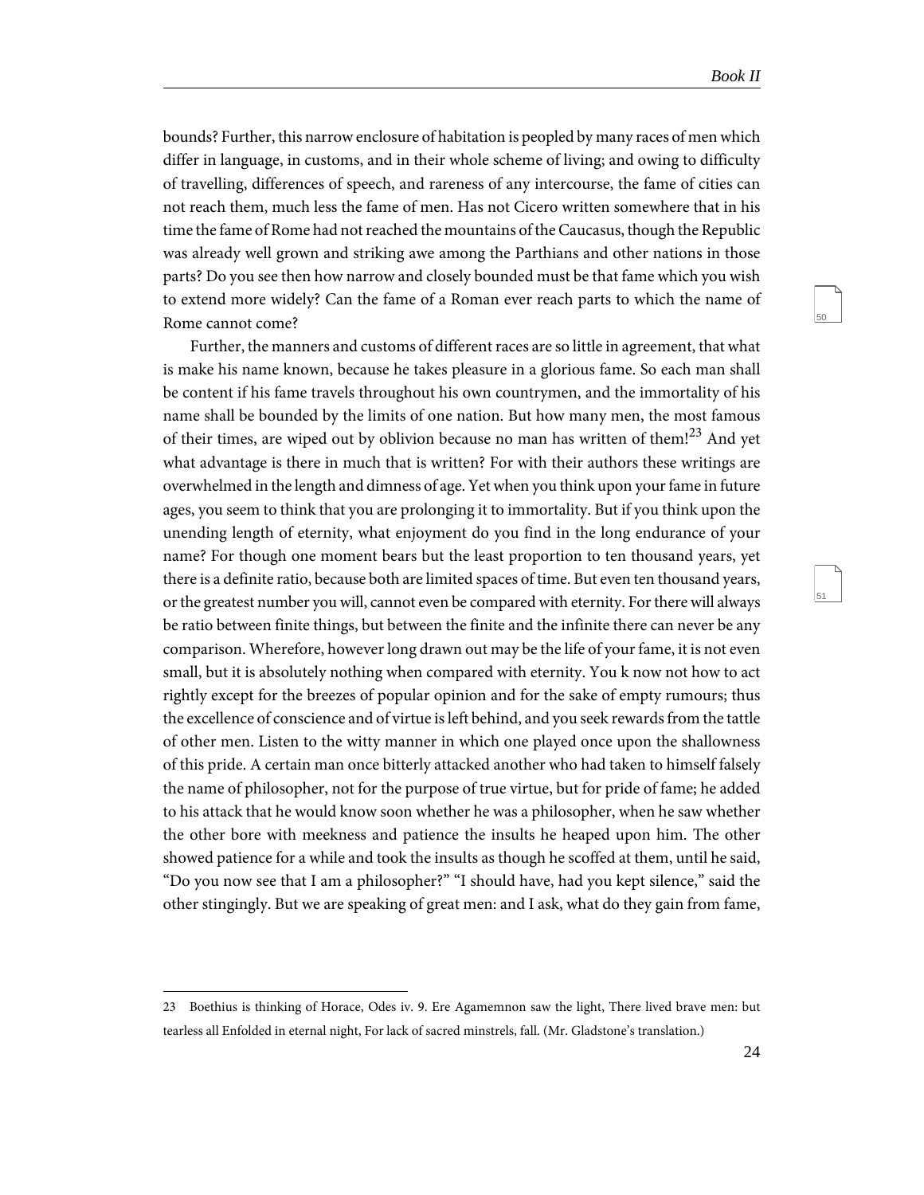bounds? Further, this narrow enclosure of habitation is peopled by many races of men which differ in language, in customs, and in their whole scheme of living; and owing to difficulty of travelling, differences of speech, and rareness of any intercourse, the fame of cities can not reach them, much less the fame of men. Has not Cicero written somewhere that in his time the fame of Rome had not reached the mountains of the Caucasus, though the Republic was already well grown and striking awe among the Parthians and other nations in those parts? Do you see then how narrow and closely bounded must be that fame which you wish to extend more widely? Can the fame of a Roman ever reach parts to which the name of Rome cannot come?

Further, the manners and customs of different races are so little in agreement, that what is make his name known, because he takes pleasure in a glorious fame. So each man shall be content if his fame travels throughout his own countrymen, and the immortality of his name shall be bounded by the limits of one nation. But how many men, the most famous of their times, are wiped out by oblivion because no man has written of them![23] And yet what advantage is there in much that is written? For with their authors these writings are overwhelmed in the length and dimness of age. Yet when you think upon your fame in future ages, you seem to think that you are prolonging it to immortality. But if you think upon the unending length of eternity, what enjoyment do you find in the long endurance of your name? For though one moment bears but the least proportion to ten thousand years, yet there is a definite ratio, because both are limited spaces of time. But even ten thousand years, or the greatest number you will, cannot even be compared with eternity. For there will always be ratio between finite things, but between the finite and the infinite there can never be any comparison. Wherefore, however long drawn out may be the life of your fame, it is not even small, but it is absolutely nothing when compared with eternity. You k now not how to act rightly except for the breezes of popular opinion and for the sake of empty rumours; thus the excellence of conscience and of virtue is left behind, and you seek rewards from the tattle of other men. Listen to the witty manner in which one played once upon the shallowness of this pride. A certain man once bitterly attacked another who had taken to himself falsely the name of philosopher, not for the purpose of true virtue, but for pride of fame; he added to his attack that he would know soon whether he was a philosopher, when he saw whether the other bore with meekness and patience the insults he heaped upon him. The other showed patience for a while and took the insults as though he scoffed at them, until he said, "Do you now see that I am a philosopher?" "I should have, had you kept silence," said the other stingingly. But we are speaking of great men: and I ask, what do they gain from fame,

---

23 Boethius is thinking of Horace, Odes iv. 9. Ere Agamemnon saw the light, There lived brave men: but tearless all Enfolded in eternal night, For lack of sacred minstrels, fall. (Mr. Gladstone's translation.)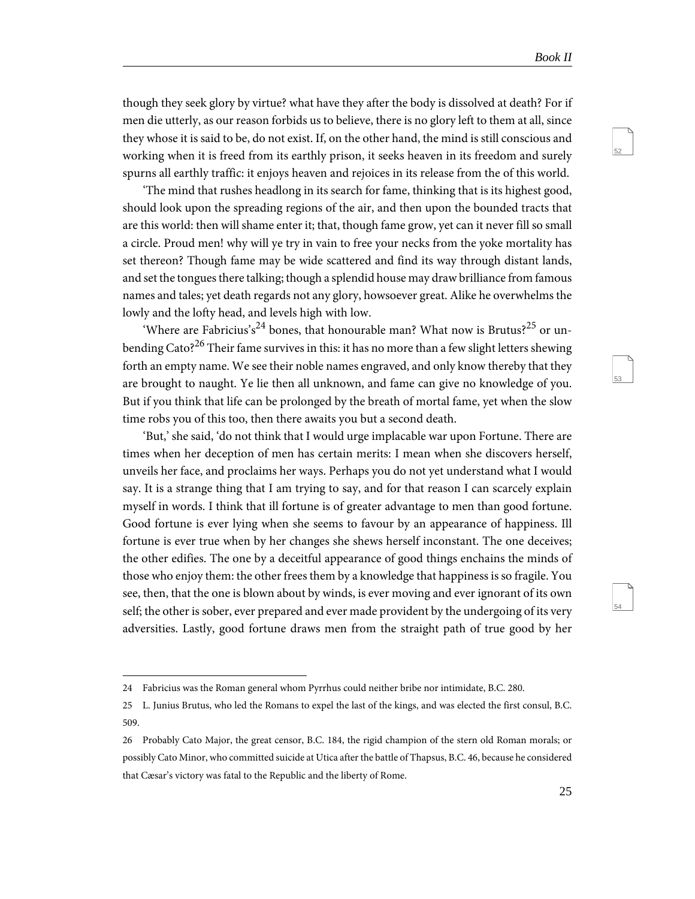though they seek glory by virtue? what have they after the body is dissolved at death? For if men die utterly, as our reason forbids us to believe, there is no glory left to them at all, since they whose it is said to be, do not exist. If, on the other hand, the mind is still conscious and working when it is freed from its earthly prison, it seeks heaven in its freedom and surely spurns all earthly traffic: it enjoys heaven and rejoices in its release from the of this world.

'The mind that rushes headlong in its search for fame, thinking that is its highest good, should look upon the spreading regions of the air, and then upon the bounded tracts that are this world: then will shame enter it; that, though fame grow, yet can it never fill so small a circle. Proud men! why will ye try in vain to free your necks from the yoke mortality has set thereon? Though fame may be wide scattered and find its way through distant lands, and set the tongues there talking; though a splendid house may draw brilliance from famous names and tales; yet death regards not any glory, howsoever great. Alike he overwhelms the lowly and the lofty head, and levels high with low.

'Where are Fabricius's[24] bones, that honourable man? What now is Brutus?[25] or unbending Cato?[26] Their fame survives in this: it has no more than a few slight letters shewing forth an empty name. We see their noble names engraved, and only know thereby that they are brought to naught. Ye lie then all unknown, and fame can give no knowledge of you. But if you think that life can be prolonged by the breath of mortal fame, yet when the slow time robs you of this too, then there awaits you but a second death.

'But,' she said, 'do not think that I would urge implacable war upon Fortune. There are times when her deception of men has certain merits: I mean when she discovers herself, unveils her face, and proclaims her ways. Perhaps you do not yet understand what I would say. It is a strange thing that I am trying to say, and for that reason I can scarcely explain myself in words. I think that ill fortune is of greater advantage to men than good fortune. Good fortune is ever lying when she seems to favour by an appearance of happiness. Ill fortune is ever true when by her changes she shews herself inconstant. The one deceives; the other edifies. The one by a deceitful appearance of good things enchains the minds of those who enjoy them: the other frees them by a knowledge that happiness is so fragile. You see, then, that the one is blown about by winds, is ever moving and ever ignorant of its own self; the other is sober, ever prepared and ever made provident by the undergoing of its very adversities. Lastly, good fortune draws men from the straight path of true good by her

---

24 Fabricius was the Roman general whom Pyrrhus could neither bribe nor intimidate, B.C. 280.

25 L. Junius Brutus, who led the Romans to expel the last of the kings, and was elected the first consul, B.C. 509.

26 Probably Cato Major, the great censor, B.C. 184, the rigid champion of the stern old Roman morals; or possibly Cato Minor, who committed suicide at Utica after the battle of Thapsus, B.C. 46, because he considered that Cæsar's victory was fatal to the Republic and the liberty of Rome.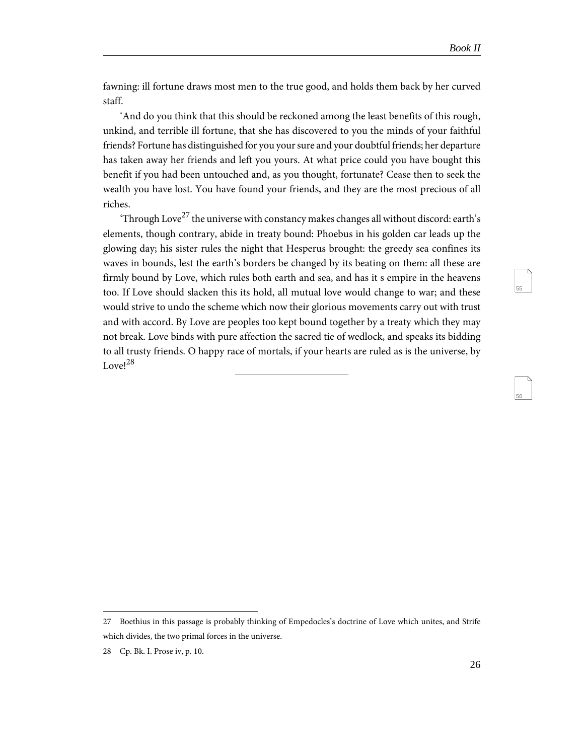fawning: ill fortune draws most men to the true good, and holds them back by her curved staff.

'And do you think that this should be reckoned among the least benefits of this rough, unkind, and terrible ill fortune, that she has discovered to you the minds of your faithful friends? Fortune has distinguished for you your sure and your doubtful friends; her departure has taken away her friends and left you yours. At what price could you have bought this benefit if you had been untouched and, as you thought, fortunate? Cease then to seek the wealth you have lost. You have found your friends, and they are the most precious of all riches.

'Through Love[27] the universe with constancy makes changes all without discord: earth's elements, though contrary, abide in treaty bound: Phoebus in his golden car leads up the glowing day; his sister rules the night that Hesperus brought: the greedy sea confines its waves in bounds, lest the earth's borders be changed by its beating on them: all these are firmly bound by Love, which rules both earth and sea, and has it s empire in the heavens too. If Love should slacken this its hold, all mutual love would change to war; and these would strive to undo the scheme which now their glorious movements carry out with trust and with accord. By Love are peoples too kept bound together by a treaty which they may not break. Love binds with pure affection the sacred tie of wedlock, and speaks its bidding to all trusty friends. O happy race of mortals, if your hearts are ruled as is the universe, by Love![28]

---

27 Boethius in this passage is probably thinking of Empedocles's doctrine of Love which unites, and Strife which divides, the two primal forces in the universe.

28 Cp. Bk. I. Prose iv, p. 10.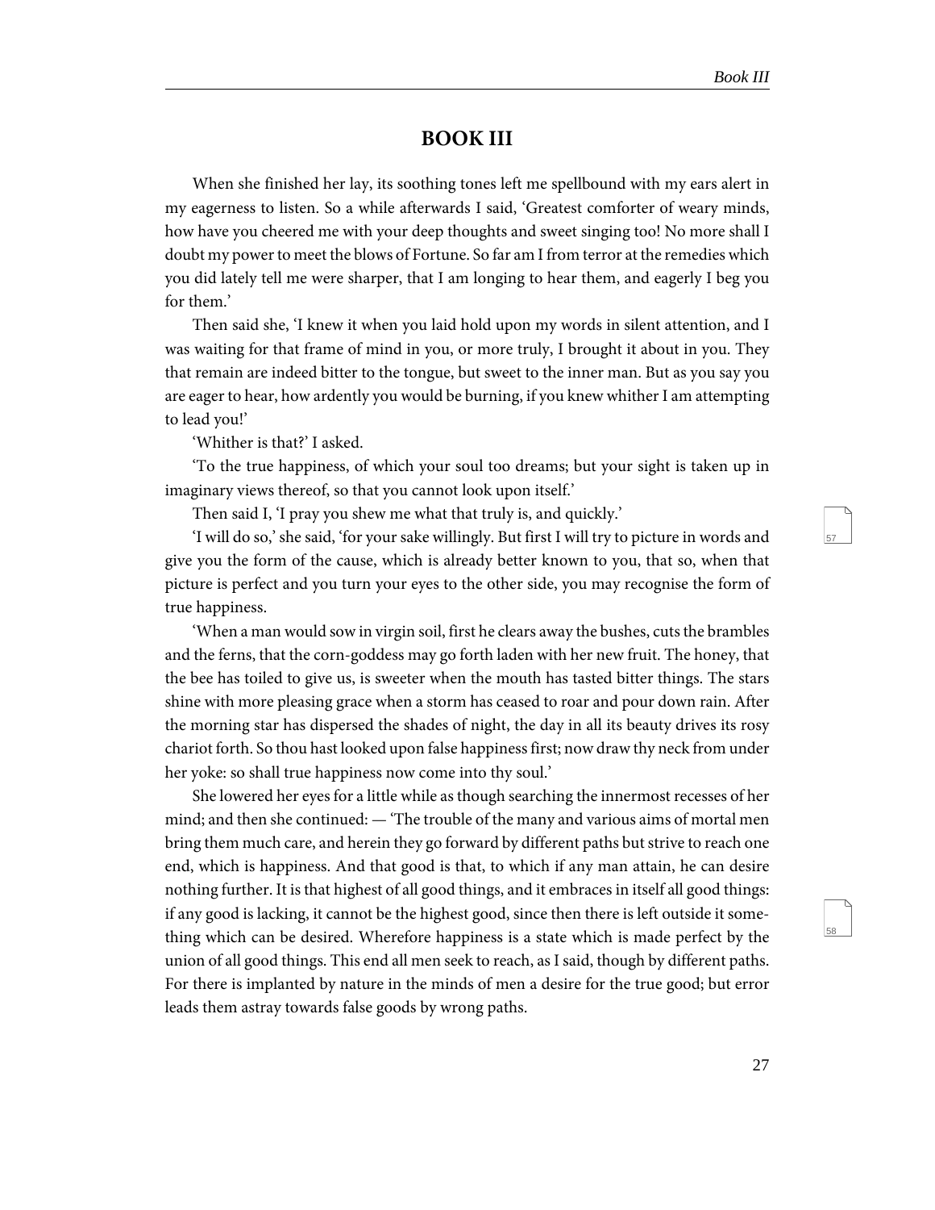## BOOK III

When she finished her lay, its soothing tones left me spellbound with my ears alert in my eagerness to listen. So a while afterwards I said, 'Greatest comforter of weary minds, how have you cheered me with your deep thoughts and sweet singing too! No more shall I doubt my power to meet the blows of Fortune. So far am I from terror at the remedies which you did lately tell me were sharper, that I am longing to hear them, and eagerly I beg you for them.'

Then said she, 'I knew it when you laid hold upon my words in silent attention, and I was waiting for that frame of mind in you, or more truly, I brought it about in you. They that remain are indeed bitter to the tongue, but sweet to the inner man. But as you say you are eager to hear, how ardently you would be burning, if you knew whither I am attempting to lead you!'

'Whither is that?' I asked.

'To the true happiness, of which your soul too dreams; but your sight is taken up in imaginary views thereof, so that you cannot look upon itself.'

Then said I, 'I pray you shew me what that truly is, and quickly.'

'I will do so,' she said, 'for your sake willingly. But first I will try to picture in words and give you the form of the cause, which is already better known to you, that so, when that picture is perfect and you turn your eyes to the other side, you may recognise the form of true happiness.

'When a man would sow in virgin soil, first he clears away the bushes, cuts the brambles and the ferns, that the corn-goddess may go forth laden with her new fruit. The honey, that the bee has toiled to give us, is sweeter when the mouth has tasted bitter things. The stars shine with more pleasing grace when a storm has ceased to roar and pour down rain. After the morning star has dispersed the shades of night, the day in all its beauty drives its rosy chariot forth. So thou hast looked upon false happiness first; now draw thy neck from under her yoke: so shall true happiness now come into thy soul.'

She lowered her eyes for a little while as though searching the innermost recesses of her mind; and then she continued: — 'The trouble of the many and various aims of mortal men bring them much care, and herein they go forward by different paths but strive to reach one end, which is happiness. And that good is that, to which if any man attain, he can desire nothing further. It is that highest of all good things, and it embraces in itself all good things: if any good is lacking, it cannot be the highest good, since then there is left outside it something which can be desired. Wherefore happiness is a state which is made perfect by the union of all good things. This end all men seek to reach, as I said, though by different paths. For there is implanted by nature in the minds of men a desire for the true good; but error leads them astray towards false goods by wrong paths.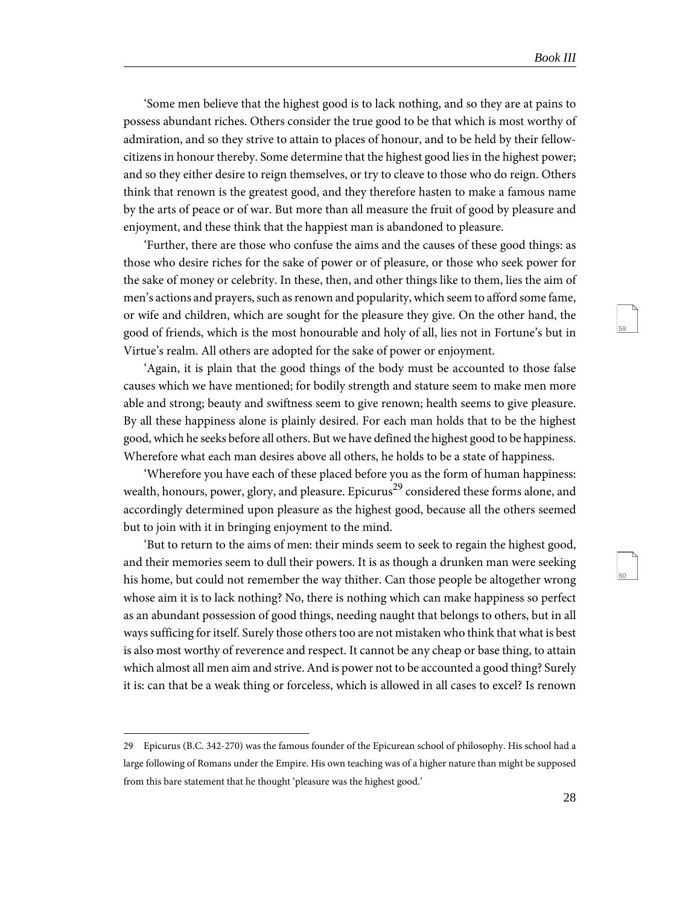'Some men believe that the highest good is to lack nothing, and so they are at pains to possess abundant riches. Others consider the true good to be that which is most worthy of admiration, and so they strive to attain to places of honour, and to be held by their fellow-citizens in honour thereby. Some determine that the highest good lies in the highest power; and so they either desire to reign themselves, or try to cleave to those who do reign. Others think that renown is the greatest good, and they therefore hasten to make a famous name by the arts of peace or of war. But more than all measure the fruit of good by pleasure and enjoyment, and these think that the happiest man is abandoned to pleasure.

'Further, there are those who confuse the aims and the causes of these good things: as those who desire riches for the sake of power or of pleasure, or those who seek power for the sake of money or celebrity. In these, then, and other things like to them, lies the aim of men's actions and prayers, such as renown and popularity, which seem to afford some fame, or wife and children, which are sought for the pleasure they give. On the other hand, the good of friends, which is the most honourable and holy of all, lies not in Fortune's but in Virtue's realm. All others are adopted for the sake of power or enjoyment.

'Again, it is plain that the good things of the body must be accounted to those false causes which we have mentioned; for bodily strength and stature seem to make men more able and strong; beauty and swiftness seem to give renown; health seems to give pleasure. By all these happiness alone is plainly desired. For each man holds that to be the highest good, which he seeks before all others. But we have defined the highest good to be happiness. Wherefore what each man desires above all others, he holds to be a state of happiness.

'Wherefore you have each of these placed before you as the form of human happiness: wealth, honours, power, glory, and pleasure. Epicurus[29] considered these forms alone, and accordingly determined upon pleasure as the highest good, because all the others seemed but to join with it in bringing enjoyment to the mind.

'But to return to the aims of men: their minds seem to seek to regain the highest good, and their memories seem to dull their powers. It is as though a drunken man were seeking his home, but could not remember the way thither. Can those people be altogether wrong whose aim it is to lack nothing? No, there is nothing which can make happiness so perfect as an abundant possession of good things, needing naught that belongs to others, but in all ways sufficing for itself. Surely those others too are not mistaken who think that what is best is also most worthy of reverence and respect. It cannot be any cheap or base thing, to attain which almost all men aim and strive. And is power not to be accounted a good thing? Surely it is: can that be a weak thing or forceless, which is allowed in all cases to excel? Is renown

---

29 Epicurus (B.C. 342-270) was the famous founder of the Epicurean school of philosophy. His school had a large following of Romans under the Empire. His own teaching was of a higher nature than might be supposed from this bare statement that he thought 'pleasure was the highest good.'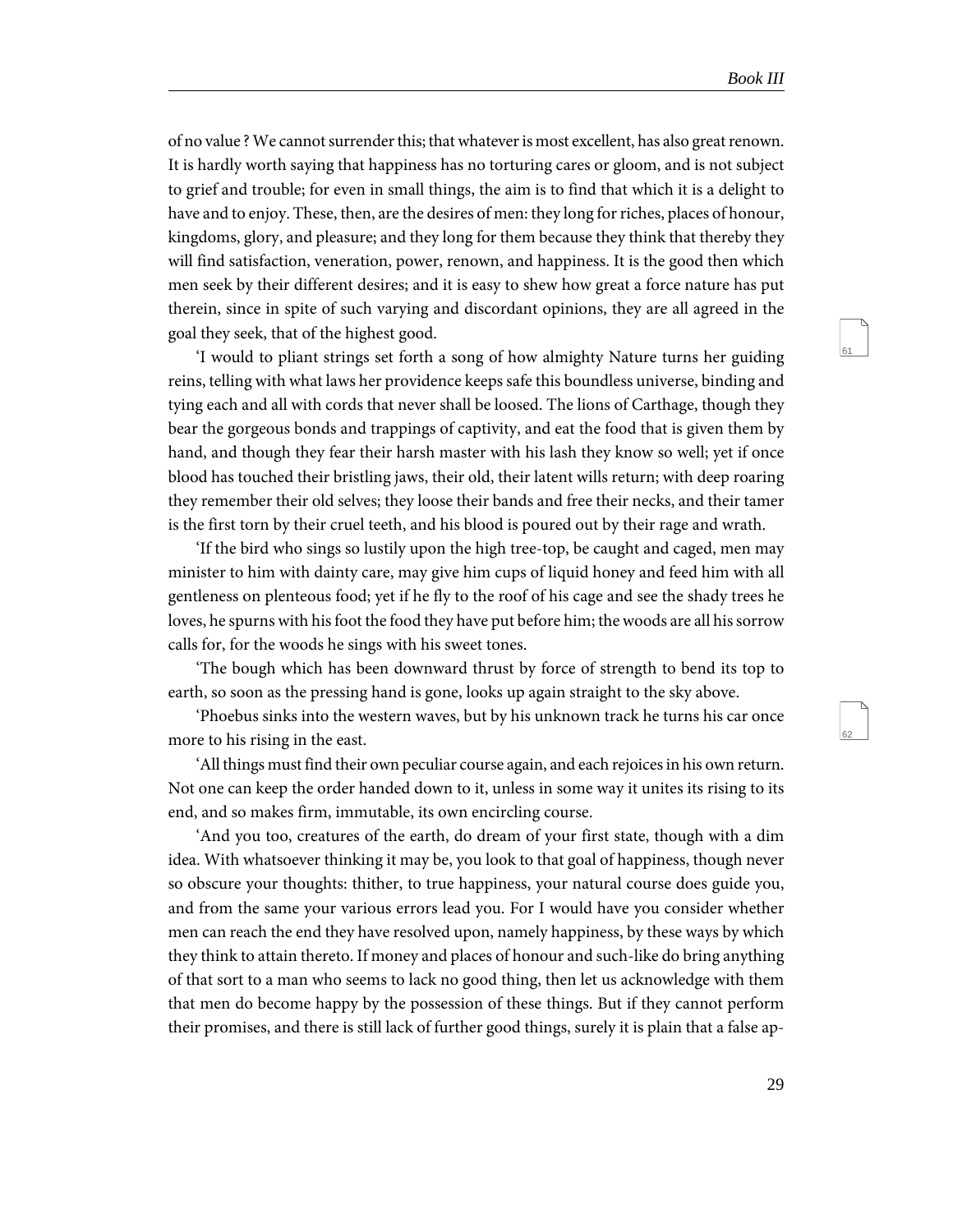of no value? We cannot surrender this; that whatever is most excellent, has also great renown. It is hardly worth saying that happiness has no torturing cares or gloom, and is not subject to grief and trouble; for even in small things, the aim is to find that which it is a delight to have and to enjoy. These, then, are the desires of men: they long for riches, places of honour, kingdoms, glory, and pleasure; and they long for them because they think that thereby they will find satisfaction, veneration, power, renown, and happiness. It is the good then which men seek by their different desires; and it is easy to shew how great a force nature has put therein, since in spite of such varying and discordant opinions, they are all agreed in the goal they seek, that of the highest good.

'I would to pliant strings set forth a song of how almighty Nature turns her guiding reins, telling with what laws her providence keeps safe this boundless universe, binding and tying each and all with cords that never shall be loosed. The lions of Carthage, though they bear the gorgeous bonds and trappings of captivity, and eat the food that is given them by hand, and though they fear their harsh master with his lash they know so well; yet if once blood has touched their bristling jaws, their old, their latent wills return; with deep roaring they remember their old selves; they loose their bands and free their necks, and their tamer is the first torn by their cruel teeth, and his blood is poured out by their rage and wrath.

'If the bird who sings so lustily upon the high tree-top, be caught and caged, men may minister to him with dainty care, may give him cups of liquid honey and feed him with all gentleness on plenteous food; yet if he fly to the roof of his cage and see the shady trees he loves, he spurns with his foot the food they have put before him; the woods are all his sorrow calls for, for the woods he sings with his sweet tones.

'The bough which has been downward thrust by force of strength to bend its top to earth, so soon as the pressing hand is gone, looks up again straight to the sky above.

'Phoebus sinks into the western waves, but by his unknown track he turns his car once more to his rising in the east.

'All things must find their own peculiar course again, and each rejoices in his own return. Not one can keep the order handed down to it, unless in some way it unites its rising to its end, and so makes firm, immutable, its own encircling course.

'And you too, creatures of the earth, do dream of your first state, though with a dim idea. With whatsoever thinking it may be, you look to that goal of happiness, though never so obscure your thoughts: thither, to true happiness, your natural course does guide you, and from the same your various errors lead you. For I would have you consider whether men can reach the end they have resolved upon, namely happiness, by these ways by which they think to attain thereto. If money and places of honour and such-like do bring anything of that sort to a man who seems to lack no good thing, then let us acknowledge with them that men do become happy by the possession of these things. But if they cannot perform their promises, and there is still lack of further good things, surely it is plain that a false ap-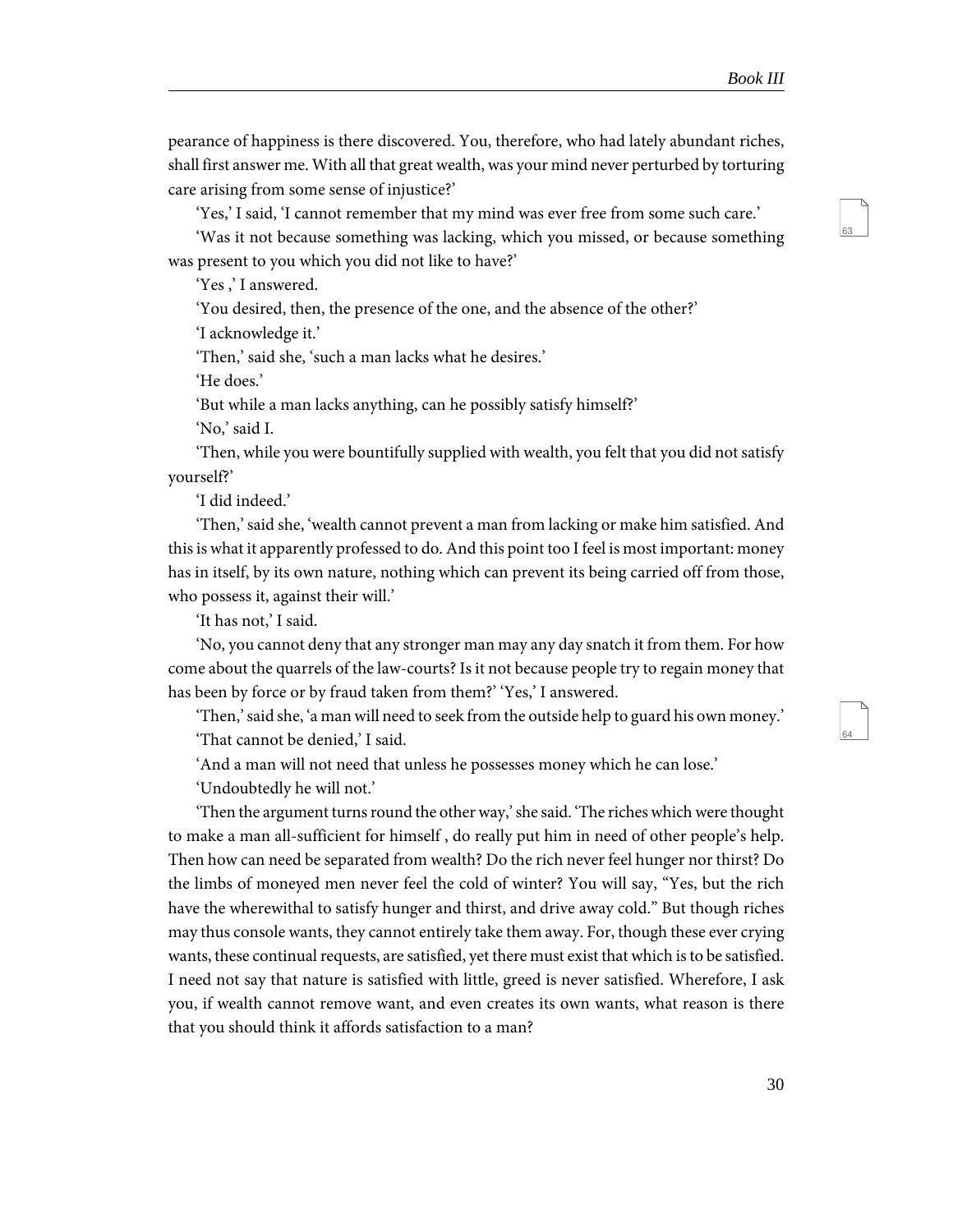pearance of happiness is there discovered. You, therefore, who had lately abundant riches, shall first answer me. With all that great wealth, was your mind never perturbed by torturing care arising from some sense of injustice?'

'Yes,' I said, 'I cannot remember that my mind was ever free from some such care.'

'Was it not because something was lacking, which you missed, or because something was present to you which you did not like to have?'

'Yes ,' I answered.

'You desired, then, the presence of the one, and the absence of the other?'

'I acknowledge it.'

'Then,' said she, 'such a man lacks what he desires.'

'He does.'

'But while a man lacks anything, can he possibly satisfy himself?'

'No,' said I.

'Then, while you were bountifully supplied with wealth, you felt that you did not satisfy yourself?'

'I did indeed.'

'Then,' said she, 'wealth cannot prevent a man from lacking or make him satisfied. And this is what it apparently professed to do. And this point too I feel is most important: money has in itself, by its own nature, nothing which can prevent its being carried off from those, who possess it, against their will.'

'It has not,' I said.

'No, you cannot deny that any stronger man may any day snatch it from them. For how come about the quarrels of the law-courts? Is it not because people try to regain money that has been by force or by fraud taken from them?' 'Yes,' I answered.

'Then,' said she, 'a man will need to seek from the outside help to guard his own money.'

'That cannot be denied,' I said.

'And a man will not need that unless he possesses money which he can lose.'

'Undoubtedly he will not.'

'Then the argument turns round the other way,' she said. 'The riches which were thought to make a man all-sufficient for himself , do really put him in need of other people's help. Then how can need be separated from wealth? Do the rich never feel hunger nor thirst? Do the limbs of moneyed men never feel the cold of winter? You will say, "Yes, but the rich have the wherewithal to satisfy hunger and thirst, and drive away cold." But though riches may thus console wants, they cannot entirely take them away. For, though these ever crying wants, these continual requests, are satisfied, yet there must exist that which is to be satisfied. I need not say that nature is satisfied with little, greed is never satisfied. Wherefore, I ask you, if wealth cannot remove want, and even creates its own wants, what reason is there that you should think it affords satisfaction to a man?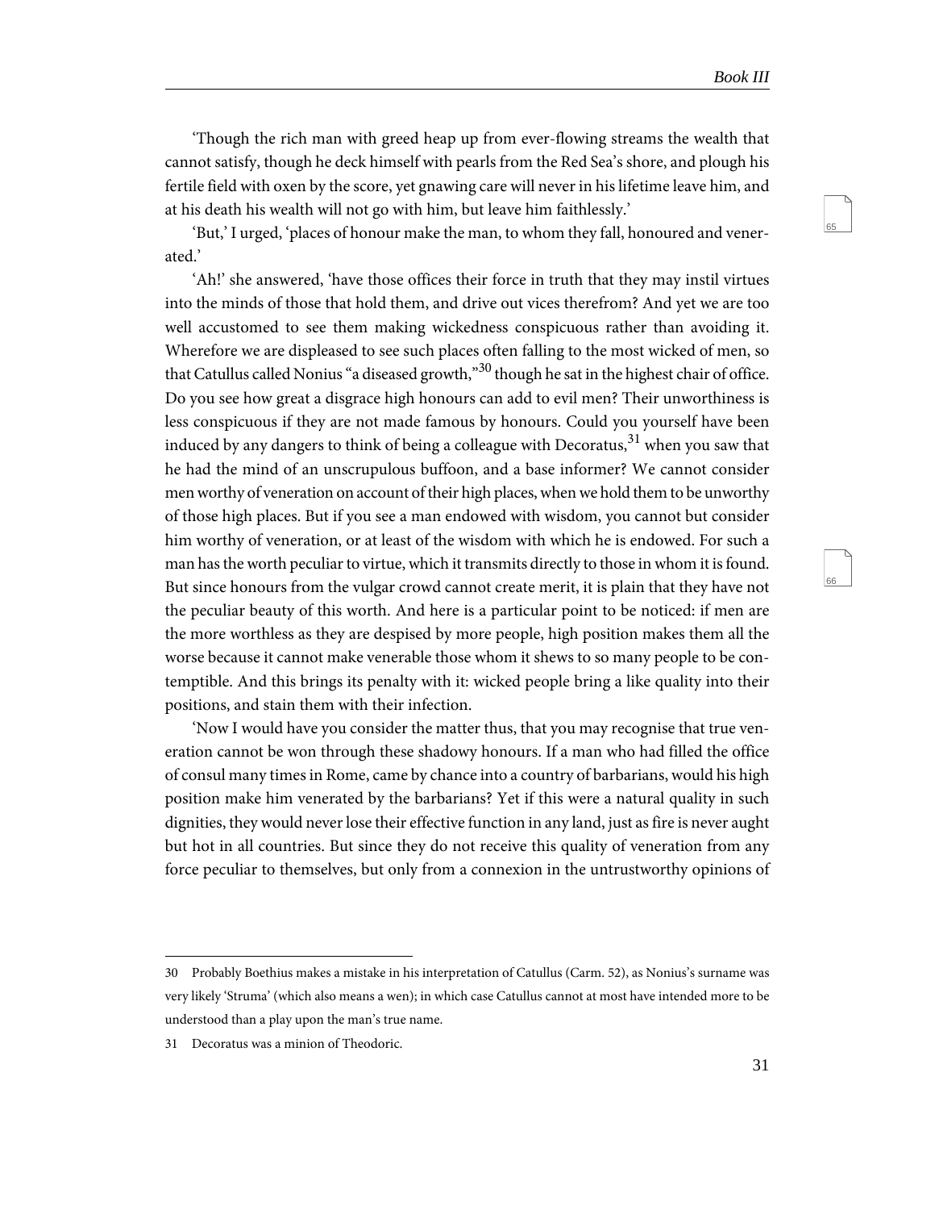'Though the rich man with greed heap up from ever-flowing streams the wealth that cannot satisfy, though he deck himself with pearls from the Red Sea's shore, and plough his fertile field with oxen by the score, yet gnawing care will never in his lifetime leave him, and at his death his wealth will not go with him, but leave him faithlessly.'

'But,' I urged, 'places of honour make the man, to whom they fall, honoured and venerated.'

'Ah!' she answered, 'have those offices their force in truth that they may instil virtues into the minds of those that hold them, and drive out vices therefrom? And yet we are too well accustomed to see them making wickedness conspicuous rather than avoiding it. Wherefore we are displeased to see such places often falling to the most wicked of men, so that Catullus called Nonius "a diseased growth,"[30] though he sat in the highest chair of office. Do you see how great a disgrace high honours can add to evil men? Their unworthiness is less conspicuous if they are not made famous by honours. Could you yourself have been induced by any dangers to think of being a colleague with Decoratus,[31] when you saw that he had the mind of an unscrupulous buffoon, and a base informer? We cannot consider men worthy of veneration on account of their high places, when we hold them to be unworthy of those high places. But if you see a man endowed with wisdom, you cannot but consider him worthy of veneration, or at least of the wisdom with which he is endowed. For such a man has the worth peculiar to virtue, which it transmits directly to those in whom it is found. But since honours from the vulgar crowd cannot create merit, it is plain that they have not the peculiar beauty of this worth. And here is a particular point to be noticed: if men are the more worthless as they are despised by more people, high position makes them all the worse because it cannot make venerable those whom it shews to so many people to be contemptible. And this brings its penalty with it: wicked people bring a like quality into their positions, and stain them with their infection.

'Now I would have you consider the matter thus, that you may recognise that true veneration cannot be won through these shadowy honours. If a man who had filled the office of consul many times in Rome, came by chance into a country of barbarians, would his high position make him venerated by the barbarians? Yet if this were a natural quality in such dignities, they would never lose their effective function in any land, just as fire is never aught but hot in all countries. But since they do not receive this quality of veneration from any force peculiar to themselves, but only from a connexion in the untrustworthy opinions of

---

30 Probably Boethius makes a mistake in his interpretation of Catullus (Carm. 52), as Nonius's surname was very likely 'Struma' (which also means a wen); in which case Catullus cannot at most have intended more to be understood than a play upon the man's true name.

31 Decoratus was a minion of Theodoric.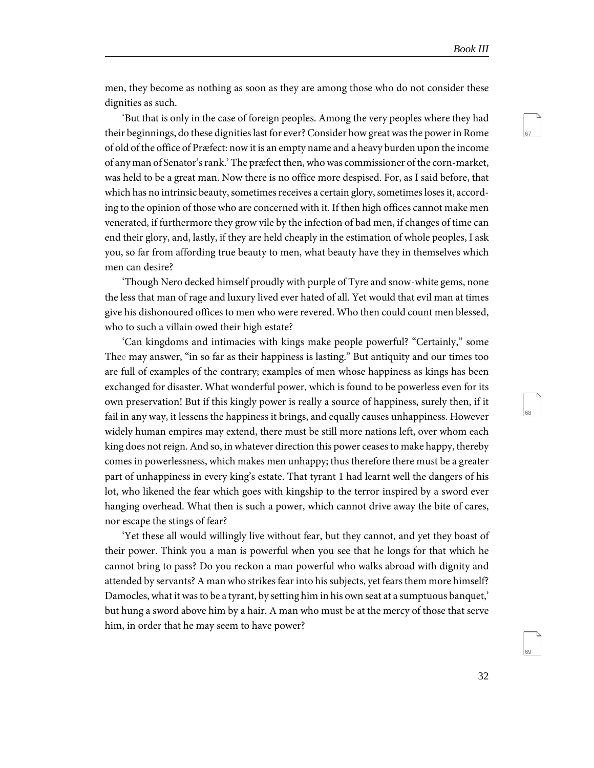men, they become as nothing as soon as they are among those who do not consider these dignities as such.

'But that is only in the case of foreign peoples. Among the very peoples where they had their beginnings, do these dignities last for ever? Consider how great was the power in Rome of old of the office of Præfect: now it is an empty name and a heavy burden upon the income of any man of Senator's rank.' The præfect then, who was commissioner of the corn-market, was held to be a great man. Now there is no office more despised. For, as I said before, that which has no intrinsic beauty, sometimes receives a certain glory, sometimes loses it, according to the opinion of those who are concerned with it. If then high offices cannot make men venerated, if furthermore they grow vile by the infection of bad men, if changes of time can end their glory, and, lastly, if they are held cheaply in the estimation of whole peoples, I ask you, so far from affording true beauty to men, what beauty have they in themselves which men can desire?

'Though Nero decked himself proudly with purple of Tyre and snow-white gems, none the less that man of rage and luxury lived ever hated of all. Yet would that evil man at times give his dishonoured offices to men who were revered. Who then could count men blessed, who to such a villain owed their high estate?

'Can kingdoms and intimacies with kings make people powerful? "Certainly," some Thee may answer, "in so far as their happiness is lasting." But antiquity and our times too are full of examples of the contrary; examples of men whose happiness as kings has been exchanged for disaster. What wonderful power, which is found to be powerless even for its own preservation! But if this kingly power is really a source of happiness, surely then, if it fail in any way, it lessens the happiness it brings, and equally causes unhappiness. However widely human empires may extend, there must be still more nations left, over whom each king does not reign. And so, in whatever direction this power ceases to make happy, thereby comes in powerlessness, which makes men unhappy; thus therefore there must be a greater part of unhappiness in every king's estate. That tyrant 1 had learnt well the dangers of his lot, who likened the fear which goes with kingship to the terror inspired by a sword ever hanging overhead. What then is such a power, which cannot drive away the bite of cares, nor escape the stings of fear?

'Yet these all would willingly live without fear, but they cannot, and yet they boast of their power. Think you a man is powerful when you see that he longs for that which he cannot bring to pass? Do you reckon a man powerful who walks abroad with dignity and attended by servants? A man who strikes fear into his subjects, yet fears them more himself? Damocles, what it was to be a tyrant, by setting him in his own seat at a sumptuous banquet,' but hung a sword above him by a hair. A man who must be at the mercy of those that serve him, in order that he may seem to have power?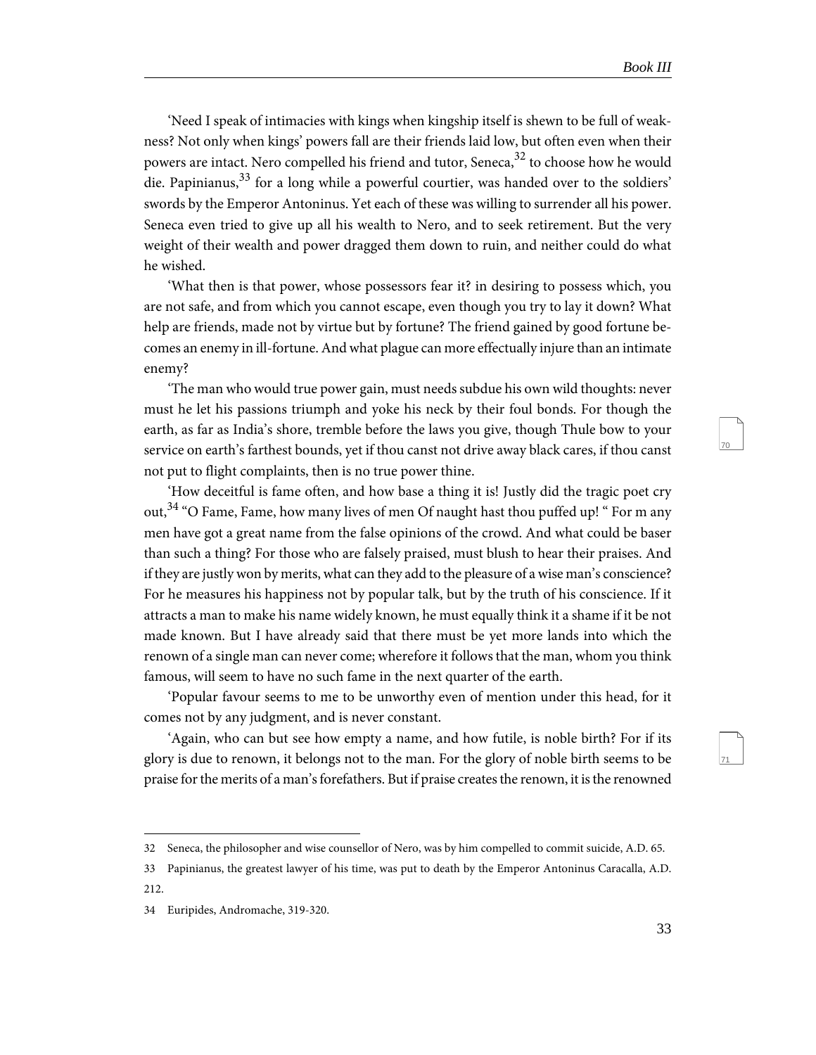'Need I speak of intimacies with kings when kingship itself is shewn to be full of weakness? Not only when kings' powers fall are their friends laid low, but often even when their powers are intact. Nero compelled his friend and tutor, Seneca,[32] to choose how he would die. Papinianus,[33] for a long while a powerful courtier, was handed over to the soldiers' swords by the Emperor Antoninus. Yet each of these was willing to surrender all his power. Seneca even tried to give up all his wealth to Nero, and to seek retirement. But the very weight of their wealth and power dragged them down to ruin, and neither could do what he wished.

'What then is that power, whose possessors fear it? in desiring to possess which, you are not safe, and from which you cannot escape, even though you try to lay it down? What help are friends, made not by virtue but by fortune? The friend gained by good fortune becomes an enemy in ill-fortune. And what plague can more effectually injure than an intimate enemy?

'The man who would true power gain, must needs subdue his own wild thoughts: never must he let his passions triumph and yoke his neck by their foul bonds. For though the earth, as far as India's shore, tremble before the laws you give, though Thule bow to your service on earth's farthest bounds, yet if thou canst not drive away black cares, if thou canst not put to flight complaints, then is no true power thine.

'How deceitful is fame often, and how base a thing it is! Justly did the tragic poet cry out,[34] "O Fame, Fame, how many lives of men Of naught hast thou puffed up! " For m any men have got a great name from the false opinions of the crowd. And what could be baser than such a thing? For those who are falsely praised, must blush to hear their praises. And if they are justly won by merits, what can they add to the pleasure of a wise man's conscience? For he measures his happiness not by popular talk, but by the truth of his conscience. If it attracts a man to make his name widely known, he must equally think it a shame if it be not made known. But I have already said that there must be yet more lands into which the renown of a single man can never come; wherefore it follows that the man, whom you think famous, will seem to have no such fame in the next quarter of the earth.

'Popular favour seems to me to be unworthy even of mention under this head, for it comes not by any judgment, and is never constant.

'Again, who can but see how empty a name, and how futile, is noble birth? For if its glory is due to renown, it belongs not to the man. For the glory of noble birth seems to be praise for the merits of a man's forefathers. But if praise creates the renown, it is the renowned

---

32 Seneca, the philosopher and wise counsellor of Nero, was by him compelled to commit suicide, A.D. 65.

33 Papinianus, the greatest lawyer of his time, was put to death by the Emperor Antoninus Caracalla, A.D. 212.

34 Euripides, Andromache, 319-320.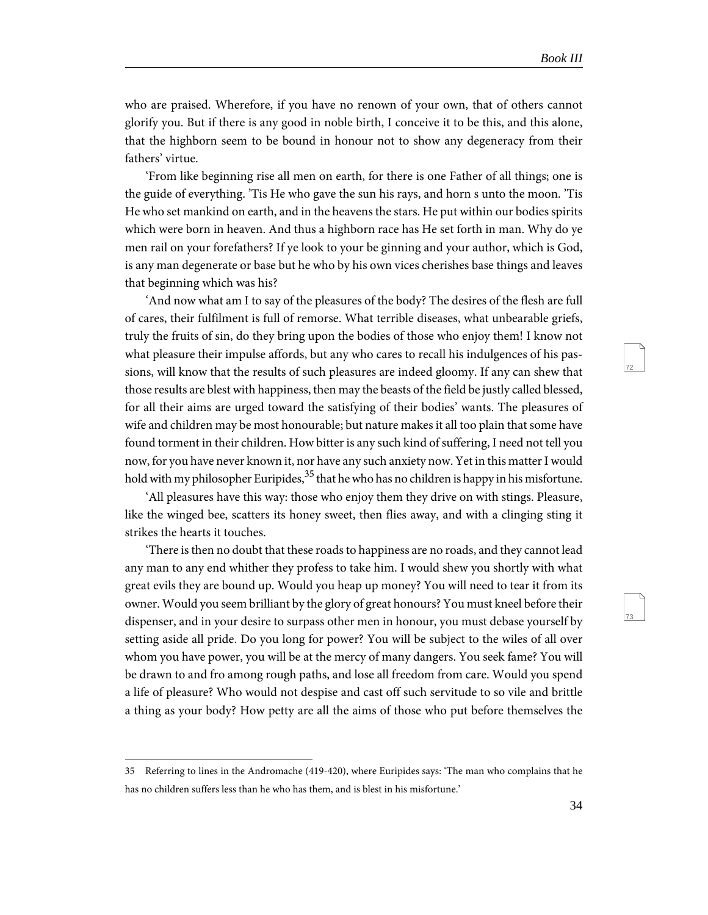who are praised. Wherefore, if you have no renown of your own, that of others cannot glorify you. But if there is any good in noble birth, I conceive it to be this, and this alone, that the highborn seem to be bound in honour not to show any degeneracy from their fathers' virtue.

'From like beginning rise all men on earth, for there is one Father of all things; one is the guide of everything. 'Tis He who gave the sun his rays, and horn s unto the moon. 'Tis He who set mankind on earth, and in the heavens the stars. He put within our bodies spirits which were born in heaven. And thus a highborn race has He set forth in man. Why do ye men rail on your forefathers? If ye look to your be ginning and your author, which is God, is any man degenerate or base but he who by his own vices cherishes base things and leaves that beginning which was his?

'And now what am I to say of the pleasures of the body? The desires of the flesh are full of cares, their fulfilment is full of remorse. What terrible diseases, what unbearable griefs, truly the fruits of sin, do they bring upon the bodies of those who enjoy them! I know not what pleasure their impulse affords, but any who cares to recall his indulgences of his passions, will know that the results of such pleasures are indeed gloomy. If any can shew that those results are blest with happiness, then may the beasts of the field be justly called blessed, for all their aims are urged toward the satisfying of their bodies' wants. The pleasures of wife and children may be most honourable; but nature makes it all too plain that some have found torment in their children. How bitter is any such kind of suffering, I need not tell you now, for you have never known it, nor have any such anxiety now. Yet in this matter I would hold with my philosopher Euripides,[35] that he who has no children is happy in his misfortune.

'All pleasures have this way: those who enjoy them they drive on with stings. Pleasure, like the winged bee, scatters its honey sweet, then flies away, and with a clinging sting it strikes the hearts it touches.

'There is then no doubt that these roads to happiness are no roads, and they cannot lead any man to any end whither they profess to take him. I would shew you shortly with what great evils they are bound up. Would you heap up money? You will need to tear it from its owner. Would you seem brilliant by the glory of great honours? You must kneel before their dispenser, and in your desire to surpass other men in honour, you must debase yourself by setting aside all pride. Do you long for power? You will be subject to the wiles of all over whom you have power, you will be at the mercy of many dangers. You seek fame? You will be drawn to and fro among rough paths, and lose all freedom from care. Would you spend a life of pleasure? Who would not despise and cast off such servitude to so vile and brittle a thing as your body? How petty are all the aims of those who put before themselves the

---

35 Referring to lines in the Andromache (419-420), where Euripides says: 'The man who complains that he has no children suffers less than he who has them, and is blest in his misfortune.'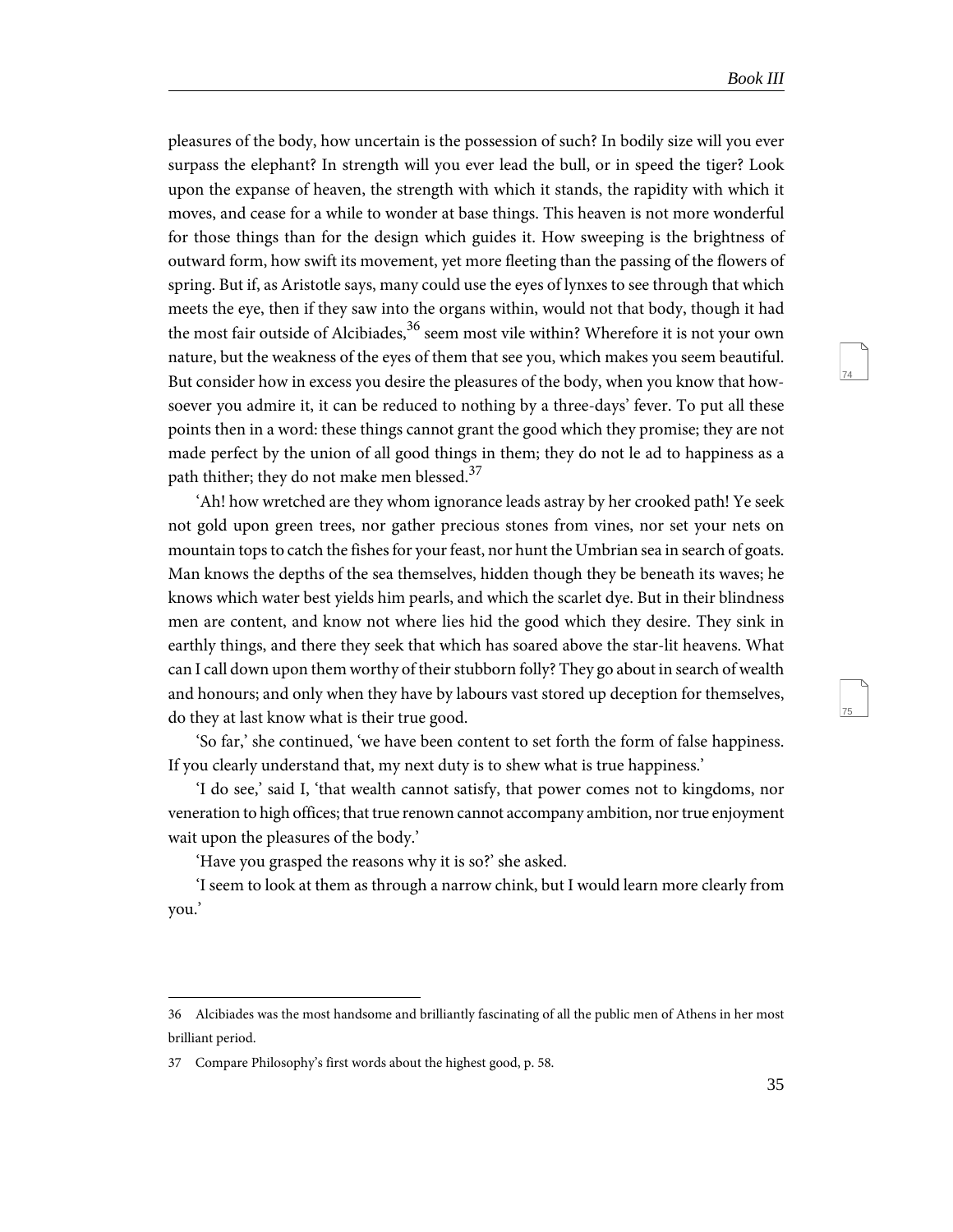pleasures of the body, how uncertain is the possession of such? In bodily size will you ever surpass the elephant? In strength will you ever lead the bull, or in speed the tiger? Look upon the expanse of heaven, the strength with which it stands, the rapidity with which it moves, and cease for a while to wonder at base things. This heaven is not more wonderful for those things than for the design which guides it. How sweeping is the brightness of outward form, how swift its movement, yet more fleeting than the passing of the flowers of spring. But if, as Aristotle says, many could use the eyes of lynxes to see through that which meets the eye, then if they saw into the organs within, would not that body, though it had the most fair outside of Alcibiades,[36] seem most vile within? Wherefore it is not your own nature, but the weakness of the eyes of them that see you, which makes you seem beautiful. But consider how in excess you desire the pleasures of the body, when you know that howsoever you admire it, it can be reduced to nothing by a three-days' fever. To put all these points then in a word: these things cannot grant the good which they promise; they are not made perfect by the union of all good things in them; they do not le ad to happiness as a path thither; they do not make men blessed.[37]

'Ah! how wretched are they whom ignorance leads astray by her crooked path! Ye seek not gold upon green trees, nor gather precious stones from vines, nor set your nets on mountain tops to catch the fishes for your feast, nor hunt the Umbrian sea in search of goats. Man knows the depths of the sea themselves, hidden though they be beneath its waves; he knows which water best yields him pearls, and which the scarlet dye. But in their blindness men are content, and know not where lies hid the good which they desire. They sink in earthly things, and there they seek that which has soared above the star-lit heavens. What can I call down upon them worthy of their stubborn folly? They go about in search of wealth and honours; and only when they have by labours vast stored up deception for themselves, do they at last know what is their true good.

'So far,' she continued, 'we have been content to set forth the form of false happiness. If you clearly understand that, my next duty is to shew what is true happiness.'

'I do see,' said I, 'that wealth cannot satisfy, that power comes not to kingdoms, nor veneration to high offices; that true renown cannot accompany ambition, nor true enjoyment wait upon the pleasures of the body.'

'Have you grasped the reasons why it is so?' she asked.

'I seem to look at them as through a narrow chink, but I would learn more clearly from you.'

---

36 Alcibiades was the most handsome and brilliantly fascinating of all the public men of Athens in her most brilliant period.

37 Compare Philosophy's first words about the highest good, p. 58.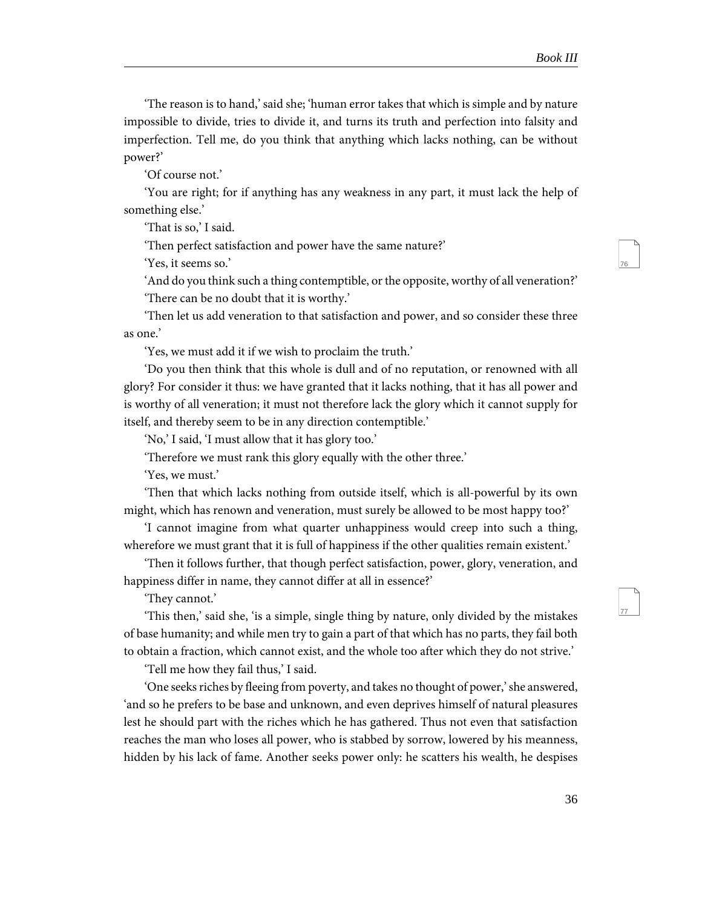'The reason is to hand,' said she; 'human error takes that which is simple and by nature impossible to divide, tries to divide it, and turns its truth and perfection into falsity and imperfection. Tell me, do you think that anything which lacks nothing, can be without power?'

'Of course not.'

'You are right; for if anything has any weakness in any part, it must lack the help of something else.'

'That is so,' I said.

'Then perfect satisfaction and power have the same nature?'

'Yes, it seems so.'

'And do you think such a thing contemptible, or the opposite, worthy of all veneration?'

'There can be no doubt that it is worthy.'

'Then let us add veneration to that satisfaction and power, and so consider these three as one.'

'Yes, we must add it if we wish to proclaim the truth.'

'Do you then think that this whole is dull and of no reputation, or renowned with all glory? For consider it thus: we have granted that it lacks nothing, that it has all power and is worthy of all veneration; it must not therefore lack the glory which it cannot supply for itself, and thereby seem to be in any direction contemptible.'

'No,' I said, 'I must allow that it has glory too.'

'Therefore we must rank this glory equally with the other three.'

'Yes, we must.'

'Then that which lacks nothing from outside itself, which is all-powerful by its own might, which has renown and veneration, must surely be allowed to be most happy too?'

'I cannot imagine from what quarter unhappiness would creep into such a thing, wherefore we must grant that it is full of happiness if the other qualities remain existent.'

'Then it follows further, that though perfect satisfaction, power, glory, veneration, and happiness differ in name, they cannot differ at all in essence?'

'They cannot.'

'This then,' said she, 'is a simple, single thing by nature, only divided by the mistakes of base humanity; and while men try to gain a part of that which has no parts, they fail both to obtain a fraction, which cannot exist, and the whole too after which they do not strive.'

'Tell me how they fail thus,' I said.

'One seeks riches by fleeing from poverty, and takes no thought of power,' she answered, 'and so he prefers to be base and unknown, and even deprives himself of natural pleasures lest he should part with the riches which he has gathered. Thus not even that satisfaction reaches the man who loses all power, who is stabbed by sorrow, lowered by his meanness, hidden by his lack of fame. Another seeks power only: he scatters his wealth, he despises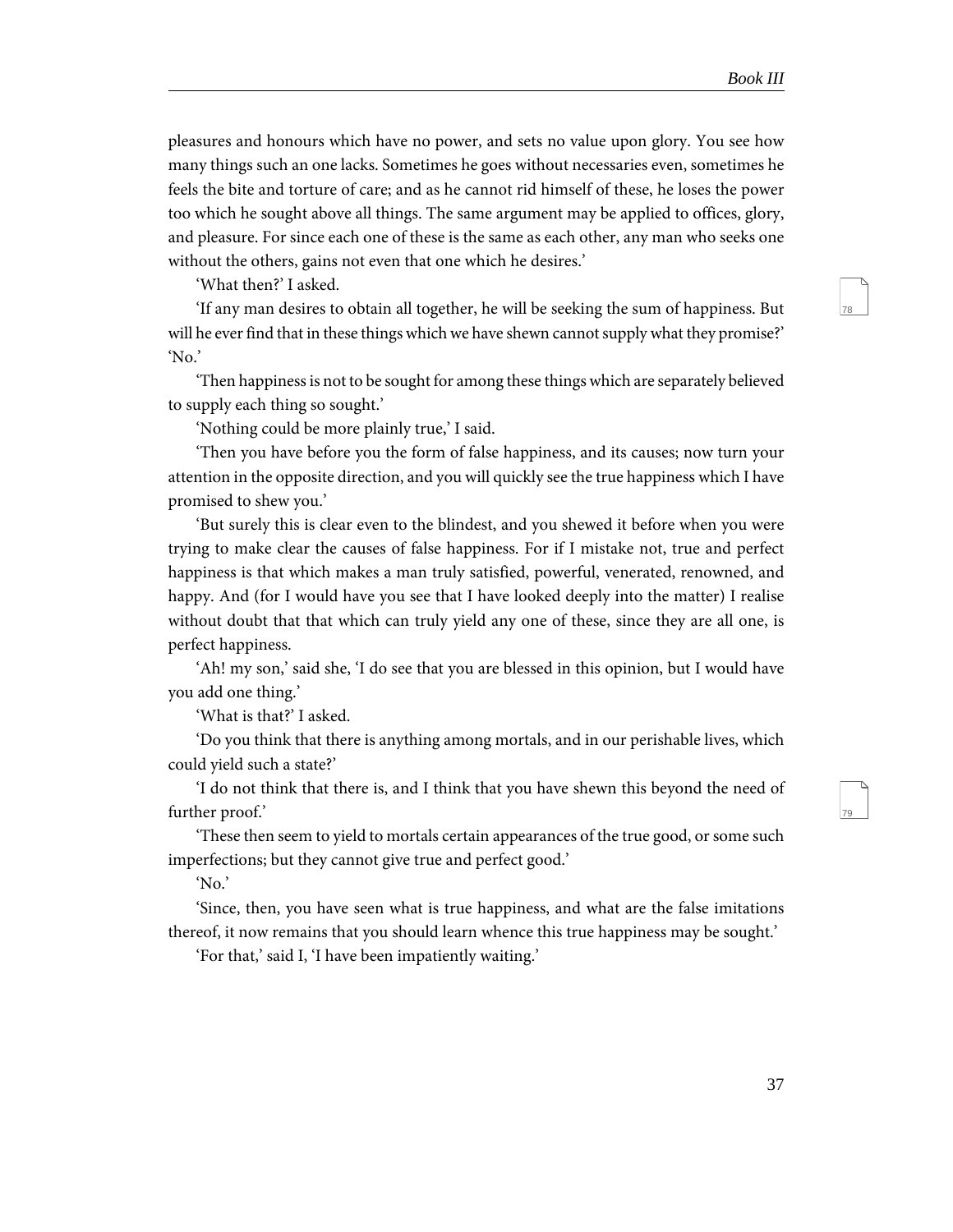pleasures and honours which have no power, and sets no value upon glory. You see how many things such an one lacks. Sometimes he goes without necessaries even, sometimes he feels the bite and torture of care; and as he cannot rid himself of these, he loses the power too which he sought above all things. The same argument may be applied to offices, glory, and pleasure. For since each one of these is the same as each other, any man who seeks one without the others, gains not even that one which he desires.'

'What then?' I asked.

'If any man desires to obtain all together, he will be seeking the sum of happiness. But will he ever find that in these things which we have shewn cannot supply what they promise?'

'No.'

'Then happiness is not to be sought for among these things which are separately believed to supply each thing so sought.'

'Nothing could be more plainly true,' I said.

'Then you have before you the form of false happiness, and its causes; now turn your attention in the opposite direction, and you will quickly see the true happiness which I have promised to shew you.'

'But surely this is clear even to the blindest, and you shewed it before when you were trying to make clear the causes of false happiness. For if I mistake not, true and perfect happiness is that which makes a man truly satisfied, powerful, venerated, renowned, and happy. And (for I would have you see that I have looked deeply into the matter) I realise without doubt that that which can truly yield any one of these, since they are all one, is perfect happiness.

'Ah! my son,' said she, 'I do see that you are blessed in this opinion, but I would have you add one thing.'

'What is that?' I asked.

'Do you think that there is anything among mortals, and in our perishable lives, which could yield such a state?'

'I do not think that there is, and I think that you have shewn this beyond the need of further proof.'

'These then seem to yield to mortals certain appearances of the true good, or some such imperfections; but they cannot give true and perfect good.'

'No.'

'Since, then, you have seen what is true happiness, and what are the false imitations thereof, it now remains that you should learn whence this true happiness may be sought.'

'For that,' said I, 'I have been impatiently waiting.'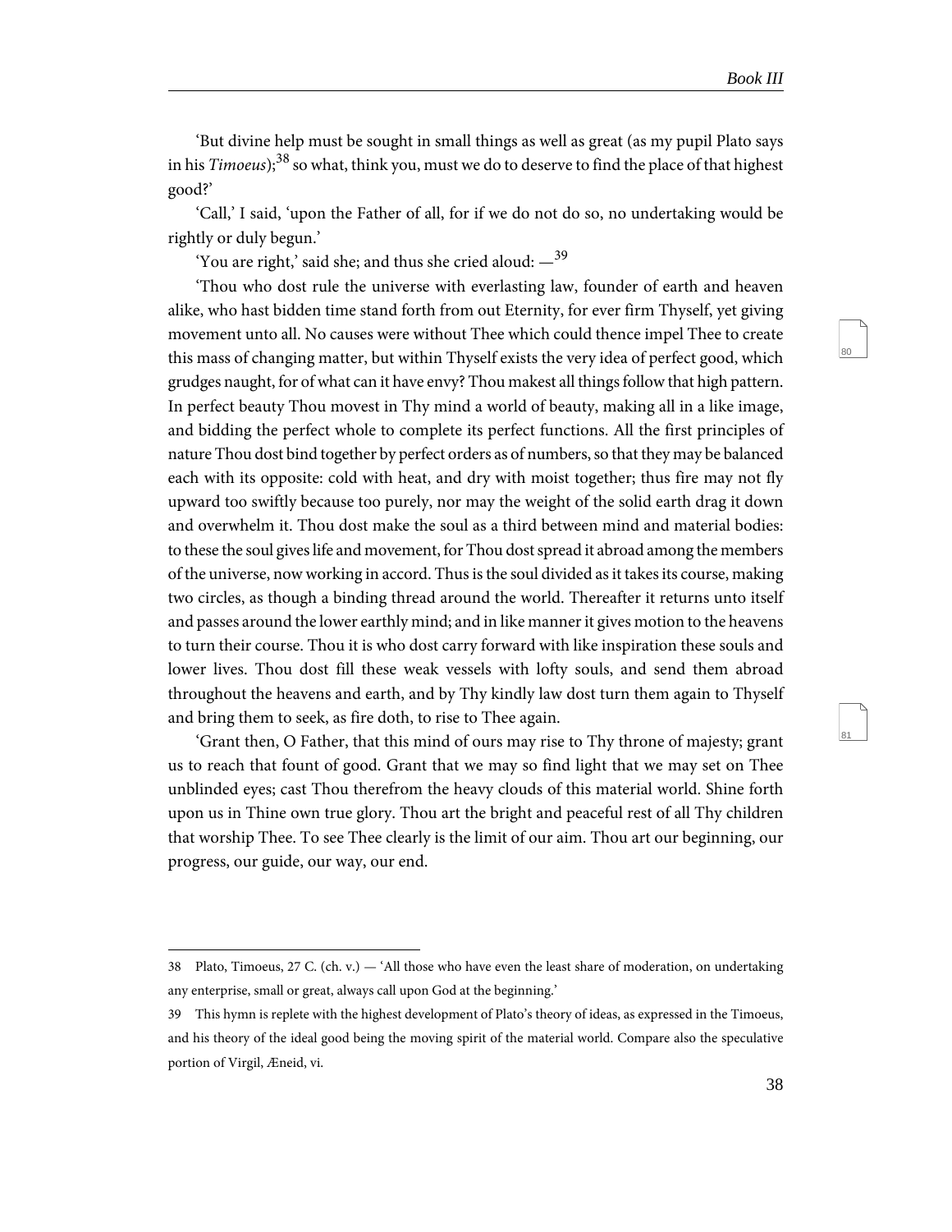'But divine help must be sought in small things as well as great (as my pupil Plato says in his *Timoeus*);[38] so what, think you, must we do to deserve to find the place of that highest good?'

'Call,' I said, 'upon the Father of all, for if we do not do so, no undertaking would be rightly or duly begun.'

'You are right,' said she; and thus she cried aloud: —[39]

'Thou who dost rule the universe with everlasting law, founder of earth and heaven alike, who hast bidden time stand forth from out Eternity, for ever firm Thyself, yet giving movement unto all. No causes were without Thee which could thence impel Thee to create this mass of changing matter, but within Thyself exists the very idea of perfect good, which grudges naught, for of what can it have envy? Thou makest all things follow that high pattern. In perfect beauty Thou movest in Thy mind a world of beauty, making all in a like image, and bidding the perfect whole to complete its perfect functions. All the first principles of nature Thou dost bind together by perfect orders as of numbers, so that they may be balanced each with its opposite: cold with heat, and dry with moist together; thus fire may not fly upward too swiftly because too purely, nor may the weight of the solid earth drag it down and overwhelm it. Thou dost make the soul as a third between mind and material bodies: to these the soul gives life and movement, for Thou dost spread it abroad among the members of the universe, now working in accord. Thus is the soul divided as it takes its course, making two circles, as though a binding thread around the world. Thereafter it returns unto itself and passes around the lower earthly mind; and in like manner it gives motion to the heavens to turn their course. Thou it is who dost carry forward with like inspiration these souls and lower lives. Thou dost fill these weak vessels with lofty souls, and send them abroad throughout the heavens and earth, and by Thy kindly law dost turn them again to Thyself and bring them to seek, as fire doth, to rise to Thee again.

'Grant then, O Father, that this mind of ours may rise to Thy throne of majesty; grant us to reach that fount of good. Grant that we may so find light that we may set on Thee unblinded eyes; cast Thou therefrom the heavy clouds of this material world. Shine forth upon us in Thine own true glory. Thou art the bright and peaceful rest of all Thy children that worship Thee. To see Thee clearly is the limit of our aim. Thou art our beginning, our progress, our guide, our way, our end.

---

38 Plato, Timoeus, 27 C. (ch. v.) — 'All those who have even the least share of moderation, on undertaking any enterprise, small or great, always call upon God at the beginning.'

39 This hymn is replete with the highest development of Plato's theory of ideas, as expressed in the Timoeus, and his theory of the ideal good being the moving spirit of the material world. Compare also the speculative portion of Virgil, Æneid, vi.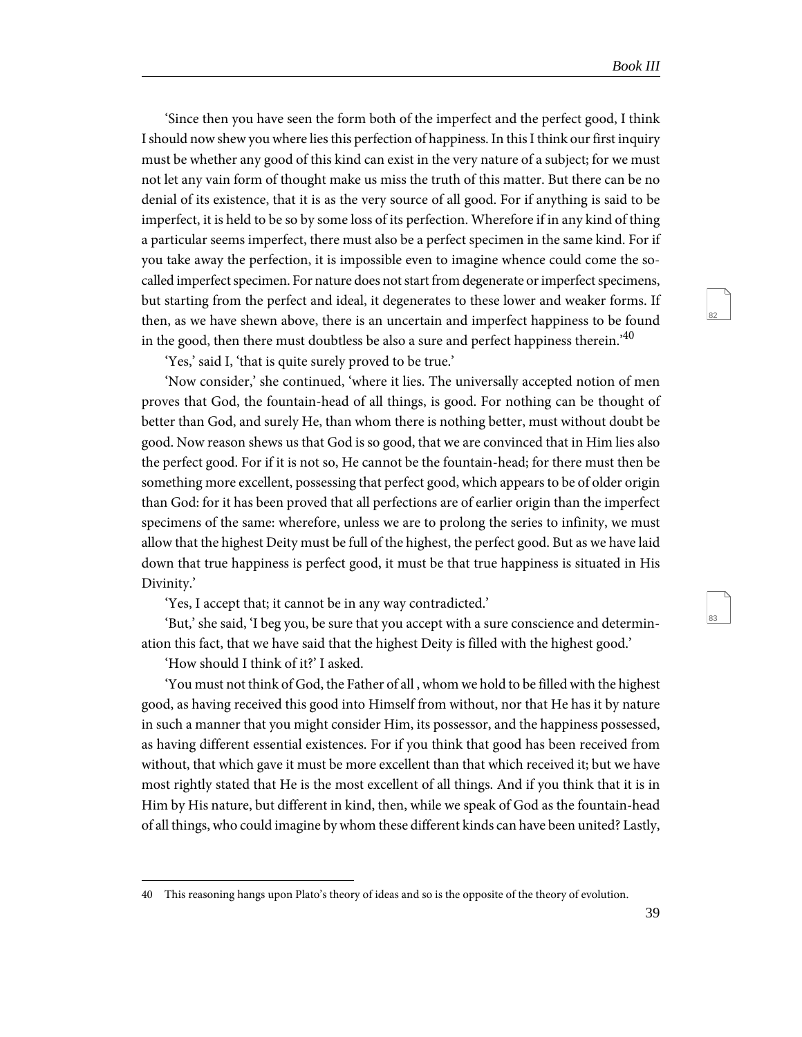'Since then you have seen the form both of the imperfect and the perfect good, I think I should now shew you where lies this perfection of happiness. In this I think our first inquiry must be whether any good of this kind can exist in the very nature of a subject; for we must not let any vain form of thought make us miss the truth of this matter. But there can be no denial of its existence, that it is as the very source of all good. For if anything is said to be imperfect, it is held to be so by some loss of its perfection. Wherefore if in any kind of thing a particular seems imperfect, there must also be a perfect specimen in the same kind. For if you take away the perfection, it is impossible even to imagine whence could come the so-called imperfect specimen. For nature does not start from degenerate or imperfect specimens, but starting from the perfect and ideal, it degenerates to these lower and weaker forms. If then, as we have shewn above, there is an uncertain and imperfect happiness to be found in the good, then there must doubtless be also a sure and perfect happiness therein.'[40]

'Yes,' said I, 'that is quite surely proved to be true.'

'Now consider,' she continued, 'where it lies. The universally accepted notion of men proves that God, the fountain-head of all things, is good. For nothing can be thought of better than God, and surely He, than whom there is nothing better, must without doubt be good. Now reason shews us that God is so good, that we are convinced that in Him lies also the perfect good. For if it is not so, He cannot be the fountain-head; for there must then be something more excellent, possessing that perfect good, which appears to be of older origin than God: for it has been proved that all perfections are of earlier origin than the imperfect specimens of the same: wherefore, unless we are to prolong the series to infinity, we must allow that the highest Deity must be full of the highest, the perfect good. But as we have laid down that true happiness is perfect good, it must be that true happiness is situated in His Divinity.'

'Yes, I accept that; it cannot be in any way contradicted.'

'But,' she said, 'I beg you, be sure that you accept with a sure conscience and determination this fact, that we have said that the highest Deity is filled with the highest good.'

'How should I think of it?' I asked.

'You must not think of God, the Father of all , whom we hold to be filled with the highest good, as having received this good into Himself from without, nor that He has it by nature in such a manner that you might consider Him, its possessor, and the happiness possessed, as having different essential existences. For if you think that good has been received from without, that which gave it must be more excellent than that which received it; but we have most rightly stated that He is the most excellent of all things. And if you think that it is in Him by His nature, but different in kind, then, while we speak of God as the fountain-head of all things, who could imagine by whom these different kinds can have been united? Lastly,

---

40 This reasoning hangs upon Plato's theory of ideas and so is the opposite of the theory of evolution.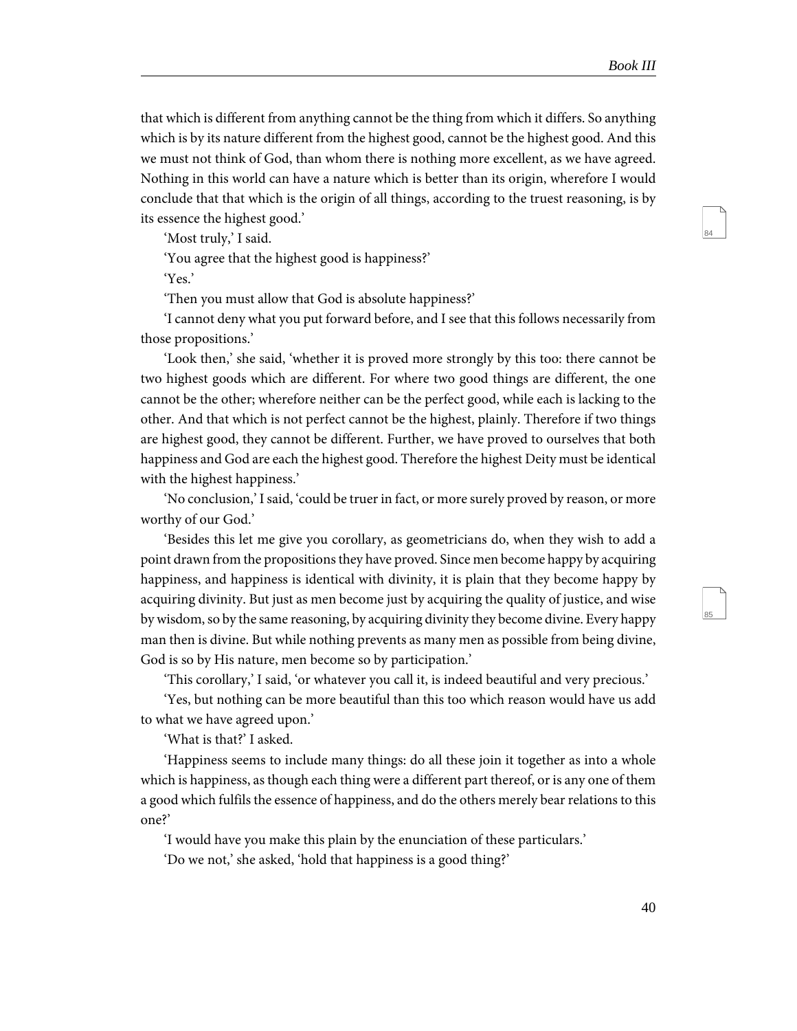that which is different from anything cannot be the thing from which it differs. So anything which is by its nature different from the highest good, cannot be the highest good. And this we must not think of God, than whom there is nothing more excellent, as we have agreed. Nothing in this world can have a nature which is better than its origin, wherefore I would conclude that that which is the origin of all things, according to the truest reasoning, is by its essence the highest good.'

'Most truly,' I said.

'You agree that the highest good is happiness?'

'Yes.'

'Then you must allow that God is absolute happiness?'

'I cannot deny what you put forward before, and I see that this follows necessarily from those propositions.'

'Look then,' she said, 'whether it is proved more strongly by this too: there cannot be two highest goods which are different. For where two good things are different, the one cannot be the other; wherefore neither can be the perfect good, while each is lacking to the other. And that which is not perfect cannot be the highest, plainly. Therefore if two things are highest good, they cannot be different. Further, we have proved to ourselves that both happiness and God are each the highest good. Therefore the highest Deity must be identical with the highest happiness.'

'No conclusion,' I said, 'could be truer in fact, or more surely proved by reason, or more worthy of our God.'

'Besides this let me give you corollary, as geometricians do, when they wish to add a point drawn from the propositions they have proved. Since men become happy by acquiring happiness, and happiness is identical with divinity, it is plain that they become happy by acquiring divinity. But just as men become just by acquiring the quality of justice, and wise by wisdom, so by the same reasoning, by acquiring divinity they become divine. Every happy man then is divine. But while nothing prevents as many men as possible from being divine, God is so by His nature, men become so by participation.'

'This corollary,' I said, 'or whatever you call it, is indeed beautiful and very precious.'

'Yes, but nothing can be more beautiful than this too which reason would have us add to what we have agreed upon.'

'What is that?' I asked.

'Happiness seems to include many things: do all these join it together as into a whole which is happiness, as though each thing were a different part thereof, or is any one of them a good which fulfils the essence of happiness, and do the others merely bear relations to this one?'

'I would have you make this plain by the enunciation of these particulars.'

'Do we not,' she asked, 'hold that happiness is a good thing?'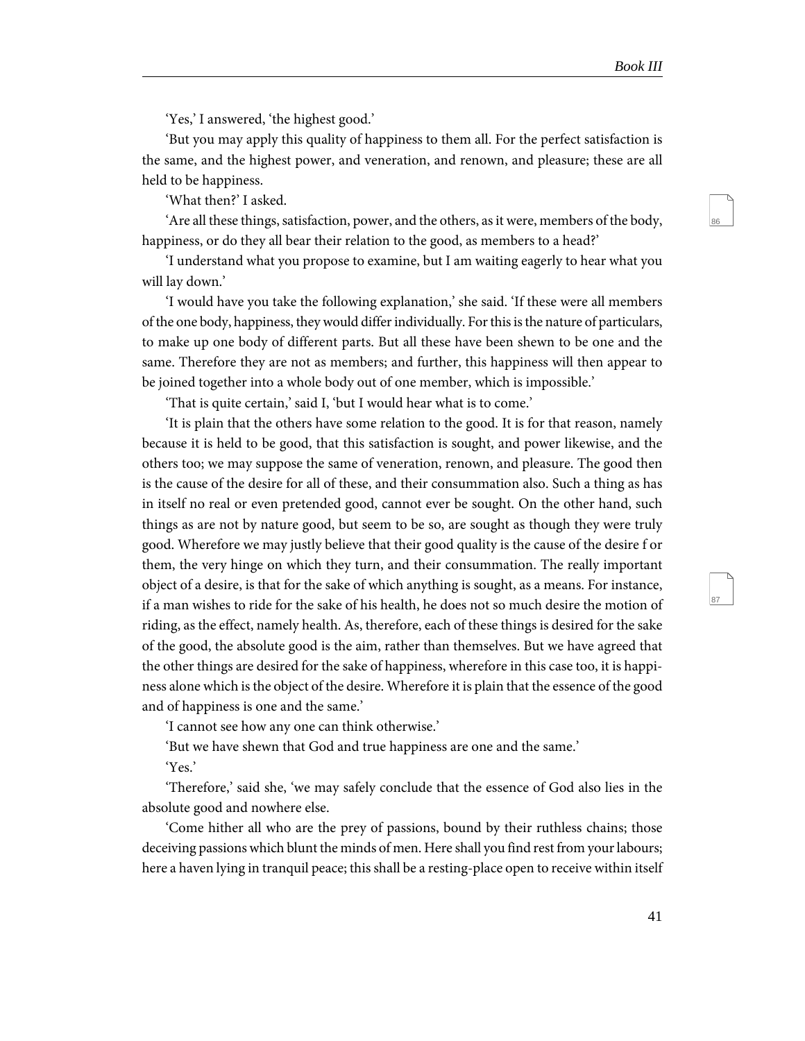'Yes,' I answered, 'the highest good.'

'But you may apply this quality of happiness to them all. For the perfect satisfaction is the same, and the highest power, and veneration, and renown, and pleasure; these are all held to be happiness.

'What then?' I asked.

'Are all these things, satisfaction, power, and the others, as it were, members of the body, happiness, or do they all bear their relation to the good, as members to a head?'

'I understand what you propose to examine, but I am waiting eagerly to hear what you will lay down.'

'I would have you take the following explanation,' she said. 'If these were all members of the one body, happiness, they would differ individually. For this is the nature of particulars, to make up one body of different parts. But all these have been shewn to be one and the same. Therefore they are not as members; and further, this happiness will then appear to be joined together into a whole body out of one member, which is impossible.'

'That is quite certain,' said I, 'but I would hear what is to come.'

'It is plain that the others have some relation to the good. It is for that reason, namely because it is held to be good, that this satisfaction is sought, and power likewise, and the others too; we may suppose the same of veneration, renown, and pleasure. The good then is the cause of the desire for all of these, and their consummation also. Such a thing as has in itself no real or even pretended good, cannot ever be sought. On the other hand, such things as are not by nature good, but seem to be so, are sought as though they were truly good. Wherefore we may justly believe that their good quality is the cause of the desire f or them, the very hinge on which they turn, and their consummation. The really important object of a desire, is that for the sake of which anything is sought, as a means. For instance, if a man wishes to ride for the sake of his health, he does not so much desire the motion of riding, as the effect, namely health. As, therefore, each of these things is desired for the sake of the good, the absolute good is the aim, rather than themselves. But we have agreed that the other things are desired for the sake of happiness, wherefore in this case too, it is happiness alone which is the object of the desire. Wherefore it is plain that the essence of the good and of happiness is one and the same.'

'I cannot see how any one can think otherwise.'

'But we have shewn that God and true happiness are one and the same.'

'Yes.'

'Therefore,' said she, 'we may safely conclude that the essence of God also lies in the absolute good and nowhere else.

'Come hither all who are the prey of passions, bound by their ruthless chains; those deceiving passions which blunt the minds of men. Here shall you find rest from your labours; here a haven lying in tranquil peace; this shall be a resting-place open to receive within itself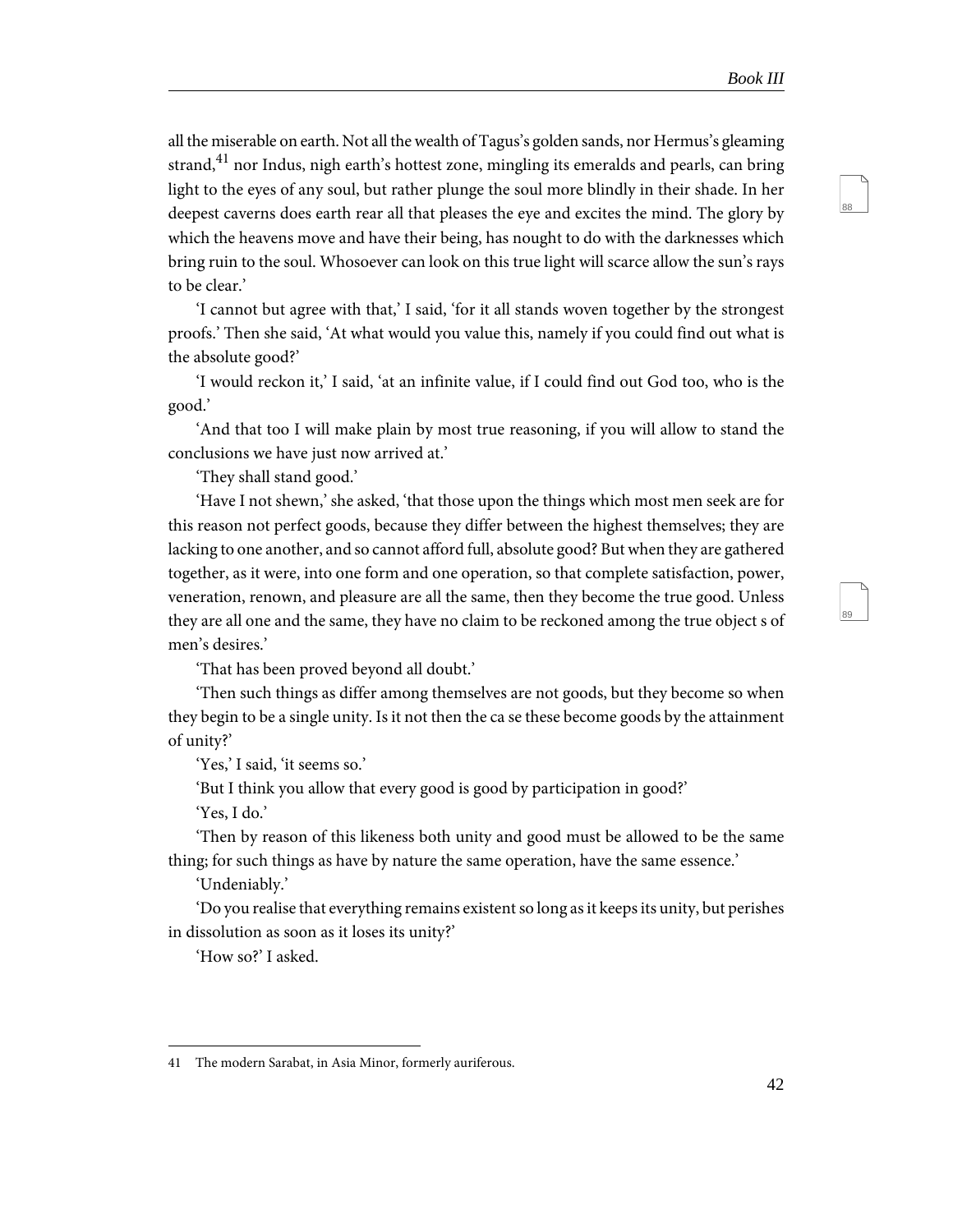all the miserable on earth. Not all the wealth of Tagus's golden sands, nor Hermus's gleaming strand,[41] nor Indus, nigh earth's hottest zone, mingling its emeralds and pearls, can bring light to the eyes of any soul, but rather plunge the soul more blindly in their shade. In her deepest caverns does earth rear all that pleases the eye and excites the mind. The glory by which the heavens move and have their being, has nought to do with the darknesses which bring ruin to the soul. Whosoever can look on this true light will scarce allow the sun's rays to be clear.'

'I cannot but agree with that,' I said, 'for it all stands woven together by the strongest proofs.' Then she said, 'At what would you value this, namely if you could find out what is the absolute good?'

'I would reckon it,' I said, 'at an infinite value, if I could find out God too, who is the good.'

'And that too I will make plain by most true reasoning, if you will allow to stand the conclusions we have just now arrived at.'

'They shall stand good.'

'Have I not shewn,' she asked, 'that those upon the things which most men seek are for this reason not perfect goods, because they differ between the highest themselves; they are lacking to one another, and so cannot afford full, absolute good? But when they are gathered together, as it were, into one form and one operation, so that complete satisfaction, power, veneration, renown, and pleasure are all the same, then they become the true good. Unless they are all one and the same, they have no claim to be reckoned among the true object s of men's desires.'

'That has been proved beyond all doubt.'

'Then such things as differ among themselves are not goods, but they become so when they begin to be a single unity. Is it not then the ca se these become goods by the attainment of unity?'

'Yes,' I said, 'it seems so.'

'But I think you allow that every good is good by participation in good?'

'Yes, I do.'

'Then by reason of this likeness both unity and good must be allowed to be the same thing; for such things as have by nature the same operation, have the same essence.'

'Undeniably.'

'Do you realise that everything remains existent so long as it keeps its unity, but perishes in dissolution as soon as it loses its unity?'

'How so?' I asked.

---

41 The modern Sarabat, in Asia Minor, formerly auriferous.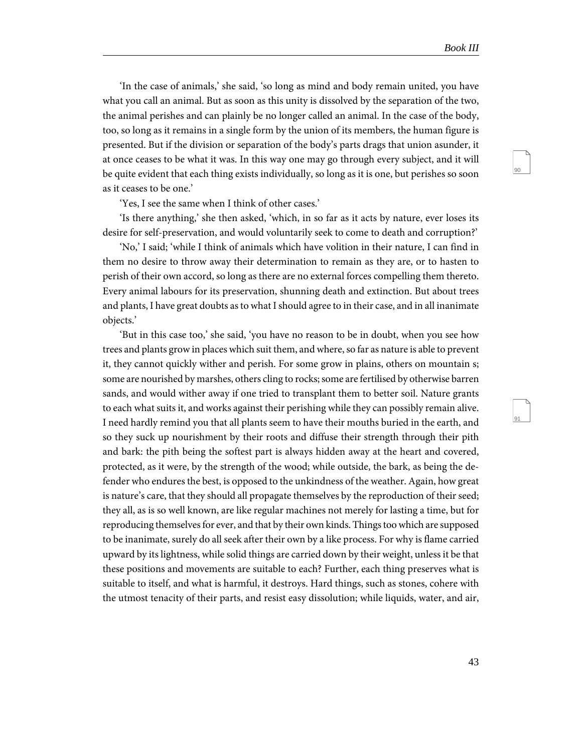'In the case of animals,' she said, 'so long as mind and body remain united, you have what you call an animal. But as soon as this unity is dissolved by the separation of the two, the animal perishes and can plainly be no longer called an animal. In the case of the body, too, so long as it remains in a single form by the union of its members, the human figure is presented. But if the division or separation of the body's parts drags that union asunder, it at once ceases to be what it was. In this way one may go through every subject, and it will be quite evident that each thing exists individually, so long as it is one, but perishes so soon as it ceases to be one.'

'Yes, I see the same when I think of other cases.'

'Is there anything,' she then asked, 'which, in so far as it acts by nature, ever loses its desire for self-preservation, and would voluntarily seek to come to death and corruption?'

'No,' I said; 'while I think of animals which have volition in their nature, I can find in them no desire to throw away their determination to remain as they are, or to hasten to perish of their own accord, so long as there are no external forces compelling them thereto. Every animal labours for its preservation, shunning death and extinction. But about trees and plants, I have great doubts as to what I should agree to in their case, and in all inanimate objects.'

'But in this case too,' she said, 'you have no reason to be in doubt, when you see how trees and plants grow in places which suit them, and where, so far as nature is able to prevent it, they cannot quickly wither and perish. For some grow in plains, others on mountain s; some are nourished by marshes, others cling to rocks; some are fertilised by otherwise barren sands, and would wither away if one tried to transplant them to better soil. Nature grants to each what suits it, and works against their perishing while they can possibly remain alive. I need hardly remind you that all plants seem to have their mouths buried in the earth, and so they suck up nourishment by their roots and diffuse their strength through their pith and bark: the pith being the softest part is always hidden away at the heart and covered, protected, as it were, by the strength of the wood; while outside, the bark, as being the defender who endures the best, is opposed to the unkindness of the weather. Again, how great is nature's care, that they should all propagate themselves by the reproduction of their seed; they all, as is so well known, are like regular machines not merely for lasting a time, but for reproducing themselves for ever, and that by their own kinds. Things too which are supposed to be inanimate, surely do all seek after their own by a like process. For why is flame carried upward by its lightness, while solid things are carried down by their weight, unless it be that these positions and movements are suitable to each? Further, each thing preserves what is suitable to itself, and what is harmful, it destroys. Hard things, such as stones, cohere with the utmost tenacity of their parts, and resist easy dissolution; while liquids, water, and air,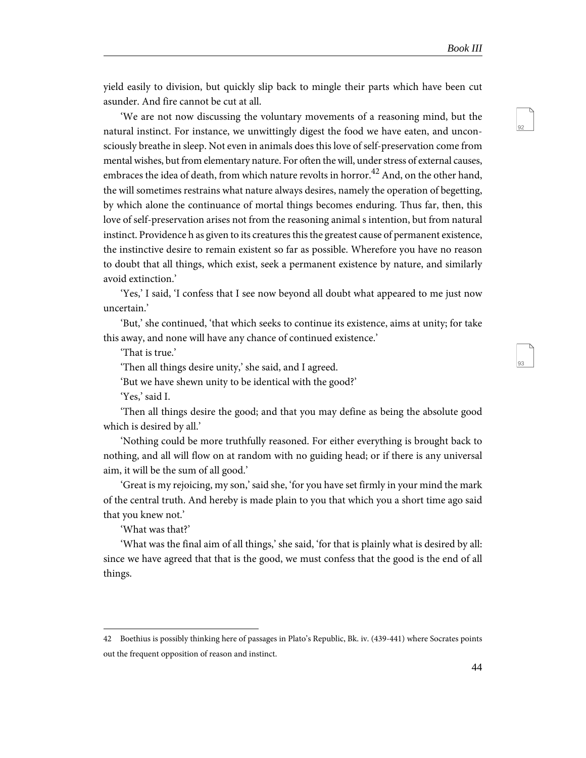yield easily to division, but quickly slip back to mingle their parts which have been cut asunder. And fire cannot be cut at all.

'We are not now discussing the voluntary movements of a reasoning mind, but the natural instinct. For instance, we unwittingly digest the food we have eaten, and unconsciously breathe in sleep. Not even in animals does this love of self-preservation come from mental wishes, but from elementary nature. For often the will, under stress of external causes, embraces the idea of death, from which nature revolts in horror.[42] And, on the other hand, the will sometimes restrains what nature always desires, namely the operation of begetting, by which alone the continuance of mortal things becomes enduring. Thus far, then, this love of self-preservation arises not from the reasoning animal s intention, but from natural instinct. Providence h as given to its creatures this the greatest cause of permanent existence, the instinctive desire to remain existent so far as possible. Wherefore you have no reason to doubt that all things, which exist, seek a permanent existence by nature, and similarly avoid extinction.'

'Yes,' I said, 'I confess that I see now beyond all doubt what appeared to me just now uncertain.'

'But,' she continued, 'that which seeks to continue its existence, aims at unity; for take this away, and none will have any chance of continued existence.'

'That is true.'

'Then all things desire unity,' she said, and I agreed.

'But we have shewn unity to be identical with the good?'

'Yes,' said I.

'Then all things desire the good; and that you may define as being the absolute good which is desired by all.'

'Nothing could be more truthfully reasoned. For either everything is brought back to nothing, and all will flow on at random with no guiding head; or if there is any universal aim, it will be the sum of all good.'

'Great is my rejoicing, my son,' said she, 'for you have set firmly in your mind the mark of the central truth. And hereby is made plain to you that which you a short time ago said that you knew not.'

'What was that?'

'What was the final aim of all things,' she said, 'for that is plainly what is desired by all: since we have agreed that that is the good, we must confess that the good is the end of all things.

---

42 Boethius is possibly thinking here of passages in Plato's Republic, Bk. iv. (439-441) where Socrates points out the frequent opposition of reason and instinct.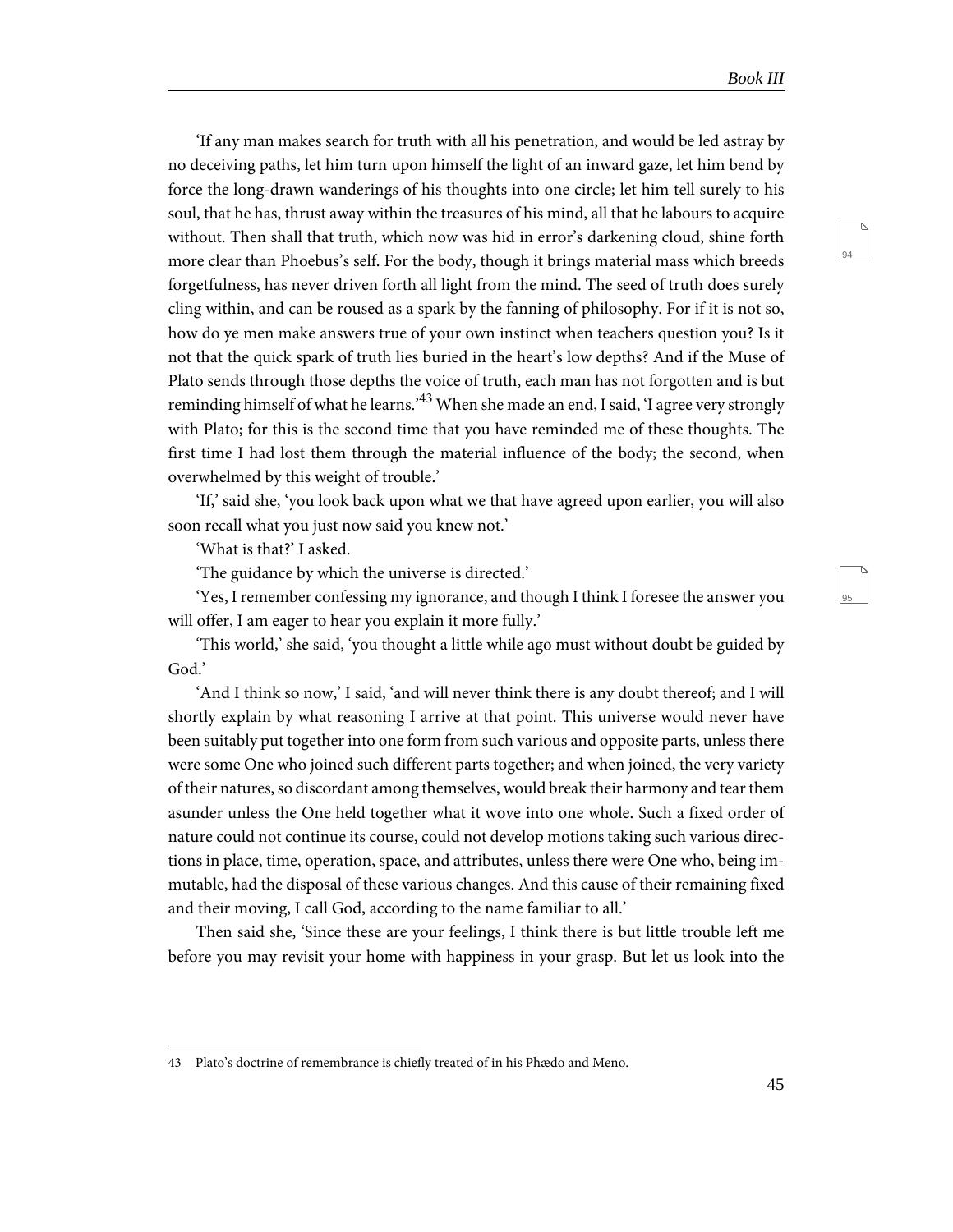'If any man makes search for truth with all his penetration, and would be led astray by no deceiving paths, let him turn upon himself the light of an inward gaze, let him bend by force the long-drawn wanderings of his thoughts into one circle; let him tell surely to his soul, that he has, thrust away within the treasures of his mind, all that he labours to acquire without. Then shall that truth, which now was hid in error's darkening cloud, shine forth more clear than Phoebus's self. For the body, though it brings material mass which breeds forgetfulness, has never driven forth all light from the mind. The seed of truth does surely cling within, and can be roused as a spark by the fanning of philosophy. For if it is not so, how do ye men make answers true of your own instinct when teachers question you? Is it not that the quick spark of truth lies buried in the heart's low depths? And if the Muse of Plato sends through those depths the voice of truth, each man has not forgotten and is but reminding himself of what he learns.'[43] When she made an end, I said, 'I agree very strongly with Plato; for this is the second time that you have reminded me of these thoughts. The first time I had lost them through the material influence of the body; the second, when overwhelmed by this weight of trouble.'

'If,' said she, 'you look back upon what we that have agreed upon earlier, you will also soon recall what you just now said you knew not.'

'What is that?' I asked.

'The guidance by which the universe is directed.'

'Yes, I remember confessing my ignorance, and though I think I foresee the answer you will offer, I am eager to hear you explain it more fully.'

'This world,' she said, 'you thought a little while ago must without doubt be guided by God.'

'And I think so now,' I said, 'and will never think there is any doubt thereof; and I will shortly explain by what reasoning I arrive at that point. This universe would never have been suitably put together into one form from such various and opposite parts, unless there were some One who joined such different parts together; and when joined, the very variety of their natures, so discordant among themselves, would break their harmony and tear them asunder unless the One held together what it wove into one whole. Such a fixed order of nature could not continue its course, could not develop motions taking such various directions in place, time, operation, space, and attributes, unless there were One who, being immutable, had the disposal of these various changes. And this cause of their remaining fixed and their moving, I call God, according to the name familiar to all.'

Then said she, 'Since these are your feelings, I think there is but little trouble left me before you may revisit your home with happiness in your grasp. But let us look into the

---

43 Plato's doctrine of remembrance is chiefly treated of in his Phædo and Meno.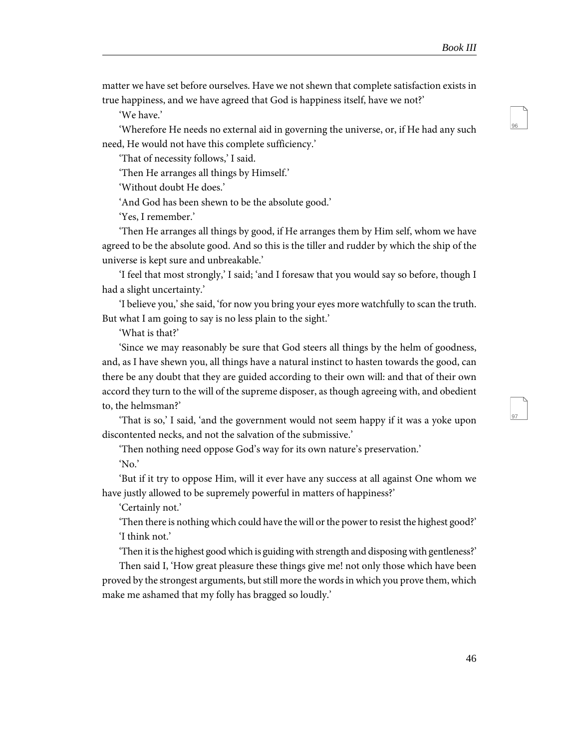matter we have set before ourselves. Have we not shewn that complete satisfaction exists in true happiness, and we have agreed that God is happiness itself, have we not?'

'We have.'

'Wherefore He needs no external aid in governing the universe, or, if He had any such need, He would not have this complete sufficiency.'

'That of necessity follows,' I said.

'Then He arranges all things by Himself.'

'Without doubt He does.'

'And God has been shewn to be the absolute good.'

'Yes, I remember.'

'Then He arranges all things by good, if He arranges them by Him self, whom we have agreed to be the absolute good. And so this is the tiller and rudder by which the ship of the universe is kept sure and unbreakable.'

'I feel that most strongly,' I said; 'and I foresaw that you would say so before, though I had a slight uncertainty.'

'I believe you,' she said, 'for now you bring your eyes more watchfully to scan the truth. But what I am going to say is no less plain to the sight.'

'What is that?'

'Since we may reasonably be sure that God steers all things by the helm of goodness, and, as I have shewn you, all things have a natural instinct to hasten towards the good, can there be any doubt that they are guided according to their own will: and that of their own accord they turn to the will of the supreme disposer, as though agreeing with, and obedient to, the helmsman?'

'That is so,' I said, 'and the government would not seem happy if it was a yoke upon discontented necks, and not the salvation of the submissive.'

'Then nothing need oppose God's way for its own nature's preservation.'

'No.'

'But if it try to oppose Him, will it ever have any success at all against One whom we have justly allowed to be supremely powerful in matters of happiness?'

'Certainly not.'

'Then there is nothing which could have the will or the power to resist the highest good?'

'I think not.'

'Then it is the highest good which is guiding with strength and disposing with gentleness?'

Then said I, 'How great pleasure these things give me! not only those which have been proved by the strongest arguments, but still more the words in which you prove them, which make me ashamed that my folly has bragged so loudly.'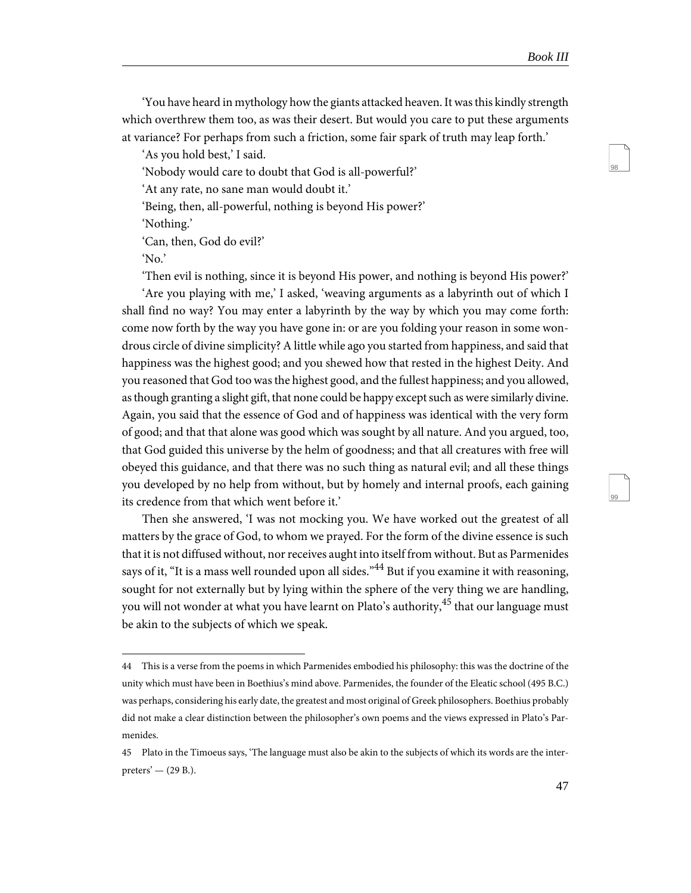'You have heard in mythology how the giants attacked heaven. It was this kindly strength which overthrew them too, as was their desert. But would you care to put these arguments at variance? For perhaps from such a friction, some fair spark of truth may leap forth.'

'As you hold best,' I said.

'Nobody would care to doubt that God is all-powerful?'

'At any rate, no sane man would doubt it.'

'Being, then, all-powerful, nothing is beyond His power?'

'Nothing.'

'Can, then, God do evil?'

'No.'

'Then evil is nothing, since it is beyond His power, and nothing is beyond His power?'

'Are you playing with me,' I asked, 'weaving arguments as a labyrinth out of which I shall find no way? You may enter a labyrinth by the way by which you may come forth: come now forth by the way you have gone in: or are you folding your reason in some wondrous circle of divine simplicity? A little while ago you started from happiness, and said that happiness was the highest good; and you shewed how that rested in the highest Deity. And you reasoned that God too was the highest good, and the fullest happiness; and you allowed, as though granting a slight gift, that none could be happy except such as were similarly divine. Again, you said that the essence of God and of happiness was identical with the very form of good; and that that alone was good which was sought by all nature. And you argued, too, that God guided this universe by the helm of goodness; and that all creatures with free will obeyed this guidance, and that there was no such thing as natural evil; and all these things you developed by no help from without, but by homely and internal proofs, each gaining its credence from that which went before it.'

Then she answered, 'I was not mocking you. We have worked out the greatest of all matters by the grace of God, to whom we prayed. For the form of the divine essence is such that it is not diffused without, nor receives aught into itself from without. But as Parmenides says of it, "It is a mass well rounded upon all sides."[44] But if you examine it with reasoning, sought for not externally but by lying within the sphere of the very thing we are handling, you will not wonder at what you have learnt on Plato's authority,[45] that our language must be akin to the subjects of which we speak.

---

44 This is a verse from the poems in which Parmenides embodied his philosophy: this was the doctrine of the unity which must have been in Boethius's mind above. Parmenides, the founder of the Eleatic school (495 B.C.) was perhaps, considering his early date, the greatest and most original of Greek philosophers. Boethius probably did not make a clear distinction between the philosopher's own poems and the views expressed in Plato's Parmenides.

45 Plato in the Timoeus says, 'The language must also be akin to the subjects of which its words are the interpreters' — (29 B.).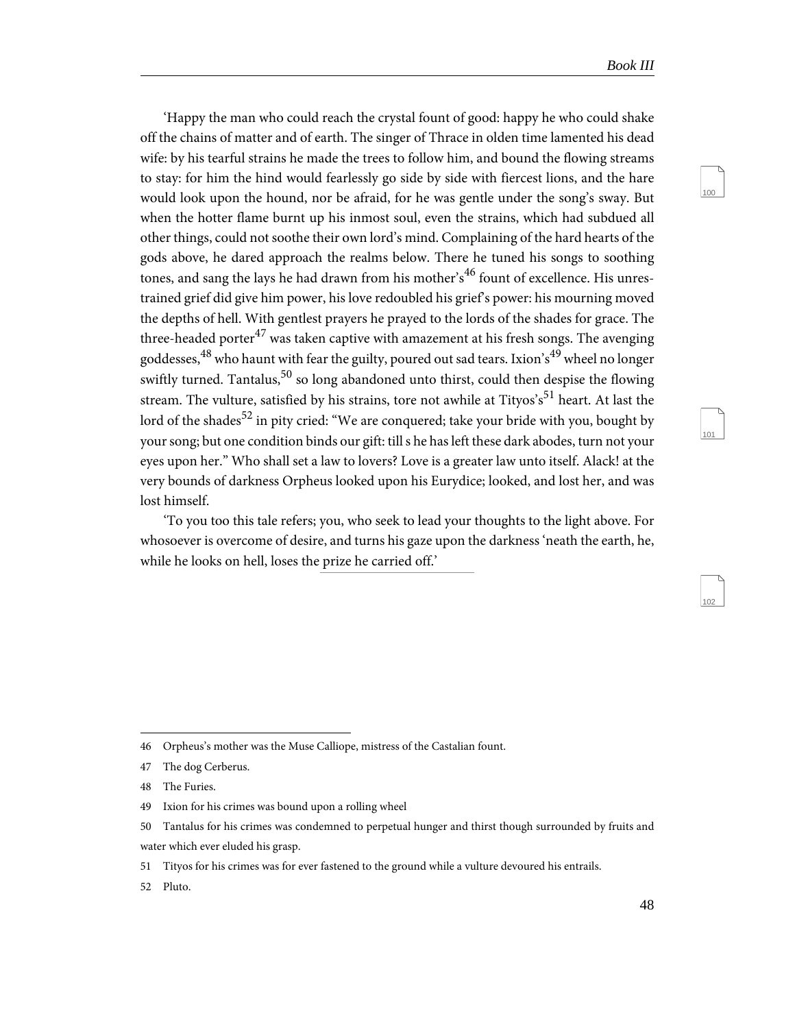'Happy the man who could reach the crystal fount of good: happy he who could shake off the chains of matter and of earth. The singer of Thrace in olden time lamented his dead wife: by his tearful strains he made the trees to follow him, and bound the flowing streams to stay: for him the hind would fearlessly go side by side with fiercest lions, and the hare would look upon the hound, nor be afraid, for he was gentle under the song's sway. But when the hotter flame burnt up his inmost soul, even the strains, which had subdued all other things, could not soothe their own lord's mind. Complaining of the hard hearts of the gods above, he dared approach the realms below. There he tuned his songs to soothing tones, and sang the lays he had drawn from his mother's[46] fount of excellence. His unrestrained grief did give him power, his love redoubled his grief's power: his mourning moved the depths of hell. With gentlest prayers he prayed to the lords of the shades for grace. The three-headed porter[47] was taken captive with amazement at his fresh songs. The avenging goddesses,[48] who haunt with fear the guilty, poured out sad tears. Ixion's[49] wheel no longer swiftly turned. Tantalus,[50] so long abandoned unto thirst, could then despise the flowing stream. The vulture, satisfied by his strains, tore not awhile at Tityos's[51] heart. At last the lord of the shades[52] in pity cried: "We are conquered; take your bride with you, bought by your song; but one condition binds our gift: till s he has left these dark abodes, turn not your eyes upon her." Who shall set a law to lovers? Love is a greater law unto itself. Alack! at the very bounds of darkness Orpheus looked upon his Eurydice; looked, and lost her, and was lost himself.

'To you too this tale refers; you, who seek to lead your thoughts to the light above. For whosoever is overcome of desire, and turns his gaze upon the darkness 'neath the earth, he, while he looks on hell, loses the prize he carried off.'

---

46 Orpheus's mother was the Muse Calliope, mistress of the Castalian fount.

47 The dog Cerberus.

48 The Furies.

49 Ixion for his crimes was bound upon a rolling wheel

50 Tantalus for his crimes was condemned to perpetual hunger and thirst though surrounded by fruits and water which ever eluded his grasp.

51 Tityos for his crimes was for ever fastened to the ground while a vulture devoured his entrails.

52 Pluto.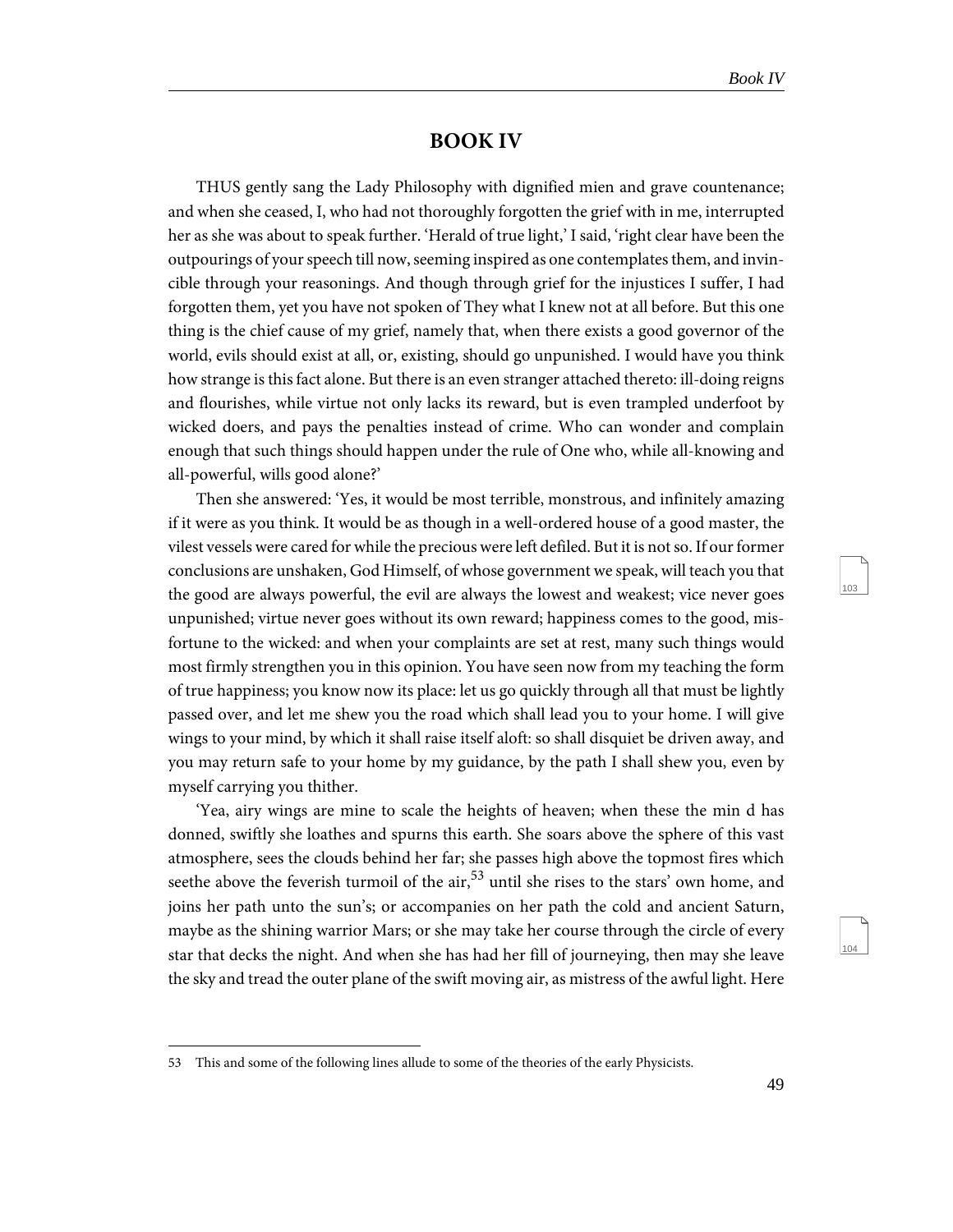# BOOK IV

THUS gently sang the Lady Philosophy with dignified mien and grave countenance; and when she ceased, I, who had not thoroughly forgotten the grief with in me, interrupted her as she was about to speak further. 'Herald of true light,' I said, 'right clear have been the outpourings of your speech till now, seeming inspired as one contemplates them, and invincible through your reasonings. And though through grief for the injustices I suffer, I had forgotten them, yet you have not spoken of They what I knew not at all before. But this one thing is the chief cause of my grief, namely that, when there exists a good governor of the world, evils should exist at all, or, existing, should go unpunished. I would have you think how strange is this fact alone. But there is an even stranger attached thereto: ill-doing reigns and flourishes, while virtue not only lacks its reward, but is even trampled underfoot by wicked doers, and pays the penalties instead of crime. Who can wonder and complain enough that such things should happen under the rule of One who, while all-knowing and all-powerful, wills good alone?'

Then she answered: 'Yes, it would be most terrible, monstrous, and infinitely amazing if it were as you think. It would be as though in a well-ordered house of a good master, the vilest vessels were cared for while the precious were left defiled. But it is not so. If our former conclusions are unshaken, God Himself, of whose government we speak, will teach you that the good are always powerful, the evil are always the lowest and weakest; vice never goes unpunished; virtue never goes without its own reward; happiness comes to the good, misfortune to the wicked: and when your complaints are set at rest, many such things would most firmly strengthen you in this opinion. You have seen now from my teaching the form of true happiness; you know now its place: let us go quickly through all that must be lightly passed over, and let me shew you the road which shall lead you to your home. I will give wings to your mind, by which it shall raise itself aloft: so shall disquiet be driven away, and you may return safe to your home by my guidance, by the path I shall shew you, even by myself carrying you thither.

'Yea, airy wings are mine to scale the heights of heaven; when these the min d has donned, swiftly she loathes and spurns this earth. She soars above the sphere of this vast atmosphere, sees the clouds behind her far; she passes high above the topmost fires which seethe above the feverish turmoil of the air,[53] until she rises to the stars' own home, and joins her path unto the sun's; or accompanies on her path the cold and ancient Saturn, maybe as the shining warrior Mars; or she may take her course through the circle of every star that decks the night. And when she has had her fill of journeying, then may she leave the sky and tread the outer plane of the swift moving air, as mistress of the awful light. Here

---

53 This and some of the following lines allude to some of the theories of the early Physicists.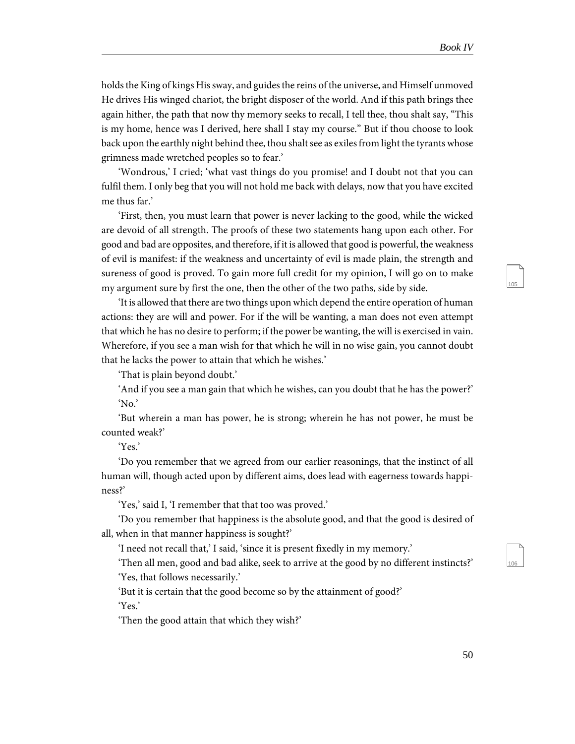holds the King of kings His sway, and guides the reins of the universe, and Himself unmoved He drives His winged chariot, the bright disposer of the world. And if this path brings thee again hither, the path that now thy memory seeks to recall, I tell thee, thou shalt say, "This is my home, hence was I derived, here shall I stay my course." But if thou choose to look back upon the earthly night behind thee, thou shalt see as exiles from light the tyrants whose grimness made wretched peoples so to fear.'

'Wondrous,' I cried; 'what vast things do you promise! and I doubt not that you can fulfil them. I only beg that you will not hold me back with delays, now that you have excited me thus far.'

'First, then, you must learn that power is never lacking to the good, while the wicked are devoid of all strength. The proofs of these two statements hang upon each other. For good and bad are opposites, and therefore, if it is allowed that good is powerful, the weakness of evil is manifest: if the weakness and uncertainty of evil is made plain, the strength and sureness of good is proved. To gain more full credit for my opinion, I will go on to make my argument sure by first the one, then the other of the two paths, side by side.

'It is allowed that there are two things upon which depend the entire operation of human actions: they are will and power. For if the will be wanting, a man does not even attempt that which he has no desire to perform; if the power be wanting, the will is exercised in vain. Wherefore, if you see a man wish for that which he will in no wise gain, you cannot doubt that he lacks the power to attain that which he wishes.'

'That is plain beyond doubt.'

'And if you see a man gain that which he wishes, can you doubt that he has the power?'

'No.'

'But wherein a man has power, he is strong; wherein he has not power, he must be counted weak?'

'Yes.'

'Do you remember that we agreed from our earlier reasonings, that the instinct of all human will, though acted upon by different aims, does lead with eagerness towards happiness?'

'Yes,' said I, 'I remember that that too was proved.'

'Do you remember that happiness is the absolute good, and that the good is desired of all, when in that manner happiness is sought?'

'I need not recall that,' I said, 'since it is present fixedly in my memory.'

'Then all men, good and bad alike, seek to arrive at the good by no different instincts?'

'Yes, that follows necessarily.'

'But it is certain that the good become so by the attainment of good?'

'Yes.'

'Then the good attain that which they wish?'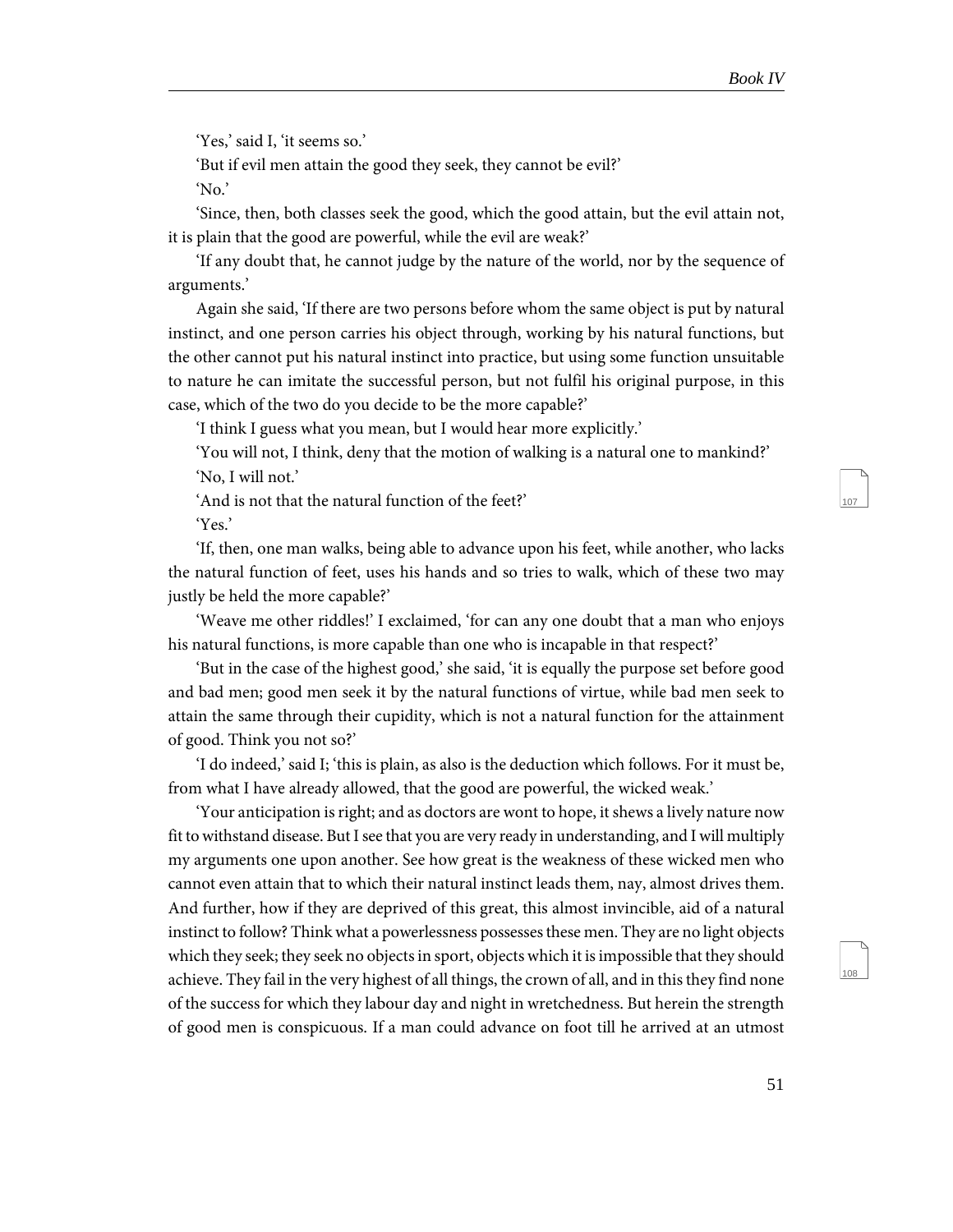'Yes,' said I, 'it seems so.'

'But if evil men attain the good they seek, they cannot be evil?'

'No.'

'Since, then, both classes seek the good, which the good attain, but the evil attain not, it is plain that the good are powerful, while the evil are weak?'

'If any doubt that, he cannot judge by the nature of the world, nor by the sequence of arguments.'

Again she said, 'If there are two persons before whom the same object is put by natural instinct, and one person carries his object through, working by his natural functions, but the other cannot put his natural instinct into practice, but using some function unsuitable to nature he can imitate the successful person, but not fulfil his original purpose, in this case, which of the two do you decide to be the more capable?'

'I think I guess what you mean, but I would hear more explicitly.'

'You will not, I think, deny that the motion of walking is a natural one to mankind?'

'No, I will not.'

'And is not that the natural function of the feet?'

'Yes.'

'If, then, one man walks, being able to advance upon his feet, while another, who lacks the natural function of feet, uses his hands and so tries to walk, which of these two may justly be held the more capable?'

'Weave me other riddles!' I exclaimed, 'for can any one doubt that a man who enjoys his natural functions, is more capable than one who is incapable in that respect?'

'But in the case of the highest good,' she said, 'it is equally the purpose set before good and bad men; good men seek it by the natural functions of virtue, while bad men seek to attain the same through their cupidity, which is not a natural function for the attainment of good. Think you not so?'

'I do indeed,' said I; 'this is plain, as also is the deduction which follows. For it must be, from what I have already allowed, that the good are powerful, the wicked weak.'

'Your anticipation is right; and as doctors are wont to hope, it shews a lively nature now fit to withstand disease. But I see that you are very ready in understanding, and I will multiply my arguments one upon another. See how great is the weakness of these wicked men who cannot even attain that to which their natural instinct leads them, nay, almost drives them. And further, how if they are deprived of this great, this almost invincible, aid of a natural instinct to follow? Think what a powerlessness possesses these men. They are no light objects which they seek; they seek no objects in sport, objects which it is impossible that they should achieve. They fail in the very highest of all things, the crown of all, and in this they find none of the success for which they labour day and night in wretchedness. But herein the strength of good men is conspicuous. If a man could advance on foot till he arrived at an utmost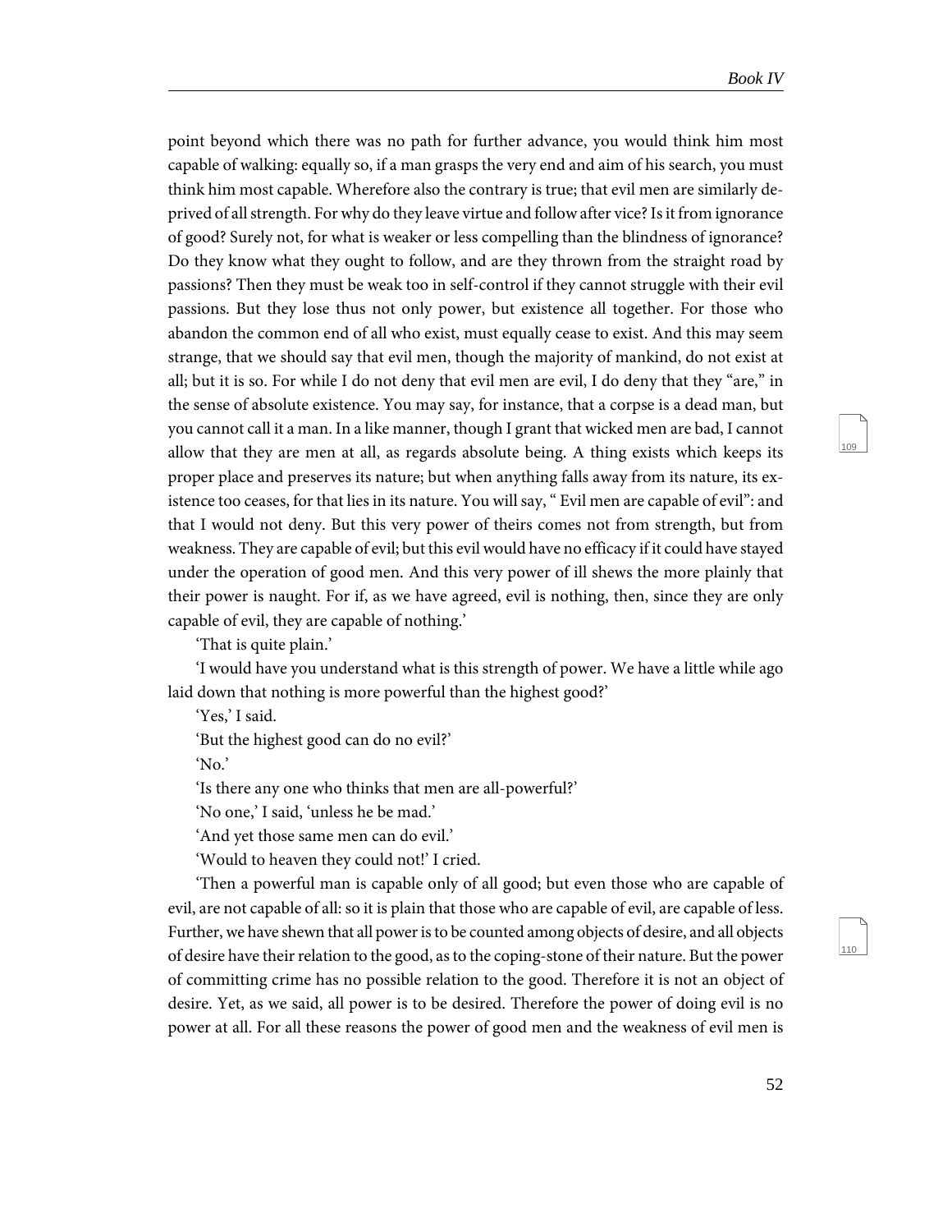point beyond which there was no path for further advance, you would think him most capable of walking: equally so, if a man grasps the very end and aim of his search, you must think him most capable. Wherefore also the contrary is true; that evil men are similarly deprived of all strength. For why do they leave virtue and follow after vice? Is it from ignorance of good? Surely not, for what is weaker or less compelling than the blindness of ignorance? Do they know what they ought to follow, and are they thrown from the straight road by passions? Then they must be weak too in self-control if they cannot struggle with their evil passions. But they lose thus not only power, but existence all together. For those who abandon the common end of all who exist, must equally cease to exist. And this may seem strange, that we should say that evil men, though the majority of mankind, do not exist at all; but it is so. For while I do not deny that evil men are evil, I do deny that they "are," in the sense of absolute existence. You may say, for instance, that a corpse is a dead man, but you cannot call it a man. In a like manner, though I grant that wicked men are bad, I cannot allow that they are men at all, as regards absolute being. A thing exists which keeps its proper place and preserves its nature; but when anything falls away from its nature, its existence too ceases, for that lies in its nature. You will say, " Evil men are capable of evil": and that I would not deny. But this very power of theirs comes not from strength, but from weakness. They are capable of evil; but this evil would have no efficacy if it could have stayed under the operation of good men. And this very power of ill shews the more plainly that their power is naught. For if, as we have agreed, evil is nothing, then, since they are only capable of evil, they are capable of nothing.'

'That is quite plain.'

'I would have you understand what is this strength of power. We have a little while ago laid down that nothing is more powerful than the highest good?'

'Yes,' I said.

'But the highest good can do no evil?'

'No.'

'Is there any one who thinks that men are all-powerful?'

'No one,' I said, 'unless he be mad.'

'And yet those same men can do evil.'

'Would to heaven they could not!' I cried.

'Then a powerful man is capable only of all good; but even those who are capable of evil, are not capable of all: so it is plain that those who are capable of evil, are capable of less. Further, we have shewn that all power is to be counted among objects of desire, and all objects of desire have their relation to the good, as to the coping-stone of their nature. But the power of committing crime has no possible relation to the good. Therefore it is not an object of desire. Yet, as we said, all power is to be desired. Therefore the power of doing evil is no power at all. For all these reasons the power of good men and the weakness of evil men is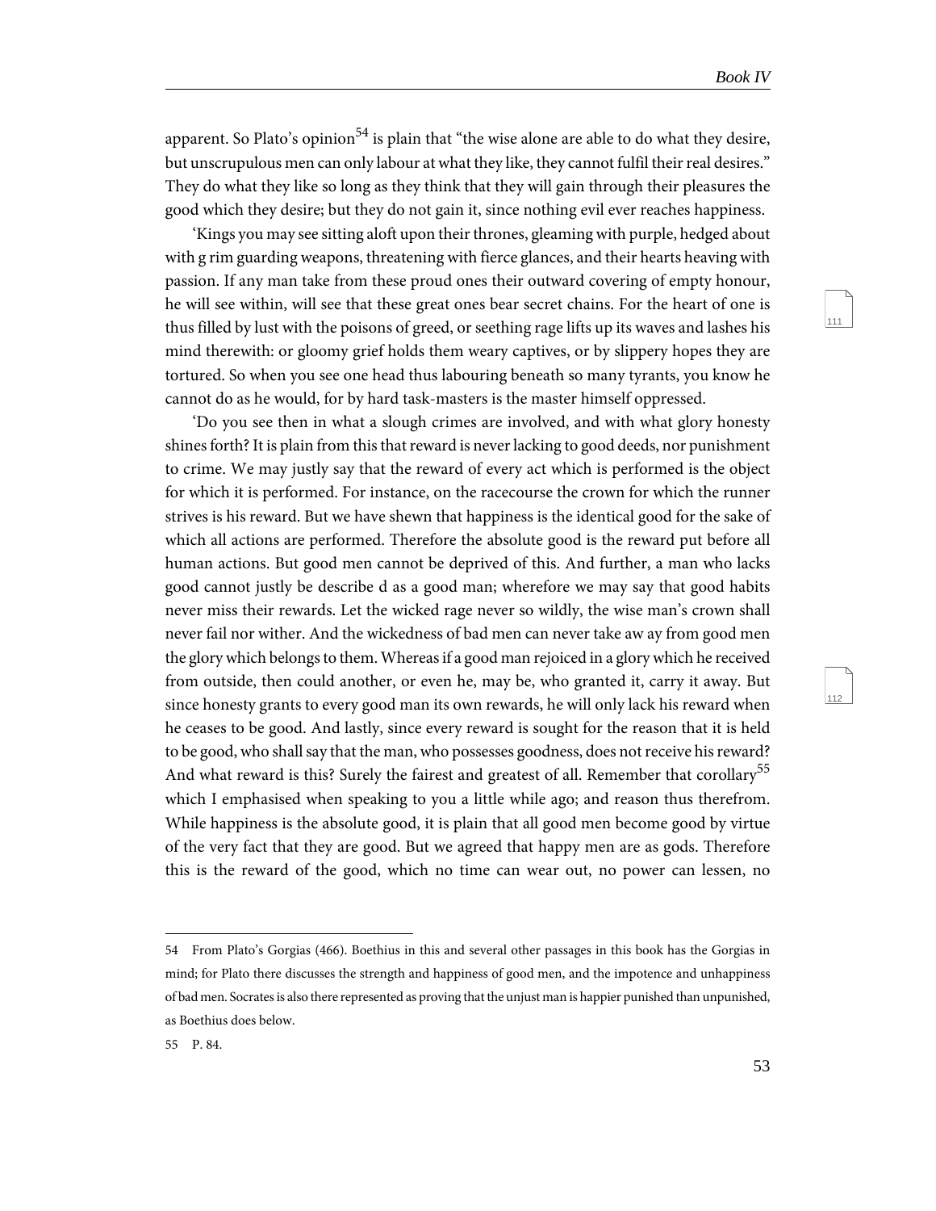apparent. So Plato's opinion[54] is plain that "the wise alone are able to do what they desire, but unscrupulous men can only labour at what they like, they cannot fulfil their real desires." They do what they like so long as they think that they will gain through their pleasures the good which they desire; but they do not gain it, since nothing evil ever reaches happiness.

'Kings you may see sitting aloft upon their thrones, gleaming with purple, hedged about with g rim guarding weapons, threatening with fierce glances, and their hearts heaving with passion. If any man take from these proud ones their outward covering of empty honour, he will see within, will see that these great ones bear secret chains. For the heart of one is thus filled by lust with the poisons of greed, or seething rage lifts up its waves and lashes his mind therewith: or gloomy grief holds them weary captives, or by slippery hopes they are tortured. So when you see one head thus labouring beneath so many tyrants, you know he cannot do as he would, for by hard task-masters is the master himself oppressed.

'Do you see then in what a slough crimes are involved, and with what glory honesty shines forth? It is plain from this that reward is never lacking to good deeds, nor punishment to crime. We may justly say that the reward of every act which is performed is the object for which it is performed. For instance, on the racecourse the crown for which the runner strives is his reward. But we have shewn that happiness is the identical good for the sake of which all actions are performed. Therefore the absolute good is the reward put before all human actions. But good men cannot be deprived of this. And further, a man who lacks good cannot justly be describe d as a good man; wherefore we may say that good habits never miss their rewards. Let the wicked rage never so wildly, the wise man's crown shall never fail nor wither. And the wickedness of bad men can never take aw ay from good men the glory which belongs to them. Whereas if a good man rejoiced in a glory which he received from outside, then could another, or even he, may be, who granted it, carry it away. But since honesty grants to every good man its own rewards, he will only lack his reward when he ceases to be good. And lastly, since every reward is sought for the reason that it is held to be good, who shall say that the man, who possesses goodness, does not receive his reward? And what reward is this? Surely the fairest and greatest of all. Remember that corollary[55] which I emphasised when speaking to you a little while ago; and reason thus therefrom. While happiness is the absolute good, it is plain that all good men become good by virtue of the very fact that they are good. But we agreed that happy men are as gods. Therefore this is the reward of the good, which no time can wear out, no power can lessen, no

---

54 From Plato's Gorgias (466). Boethius in this and several other passages in this book has the Gorgias in mind; for Plato there discusses the strength and happiness of good men, and the impotence and unhappiness of bad men. Socrates is also there represented as proving that the unjust man is happier punished than unpunished, as Boethius does below.

55 P. 84.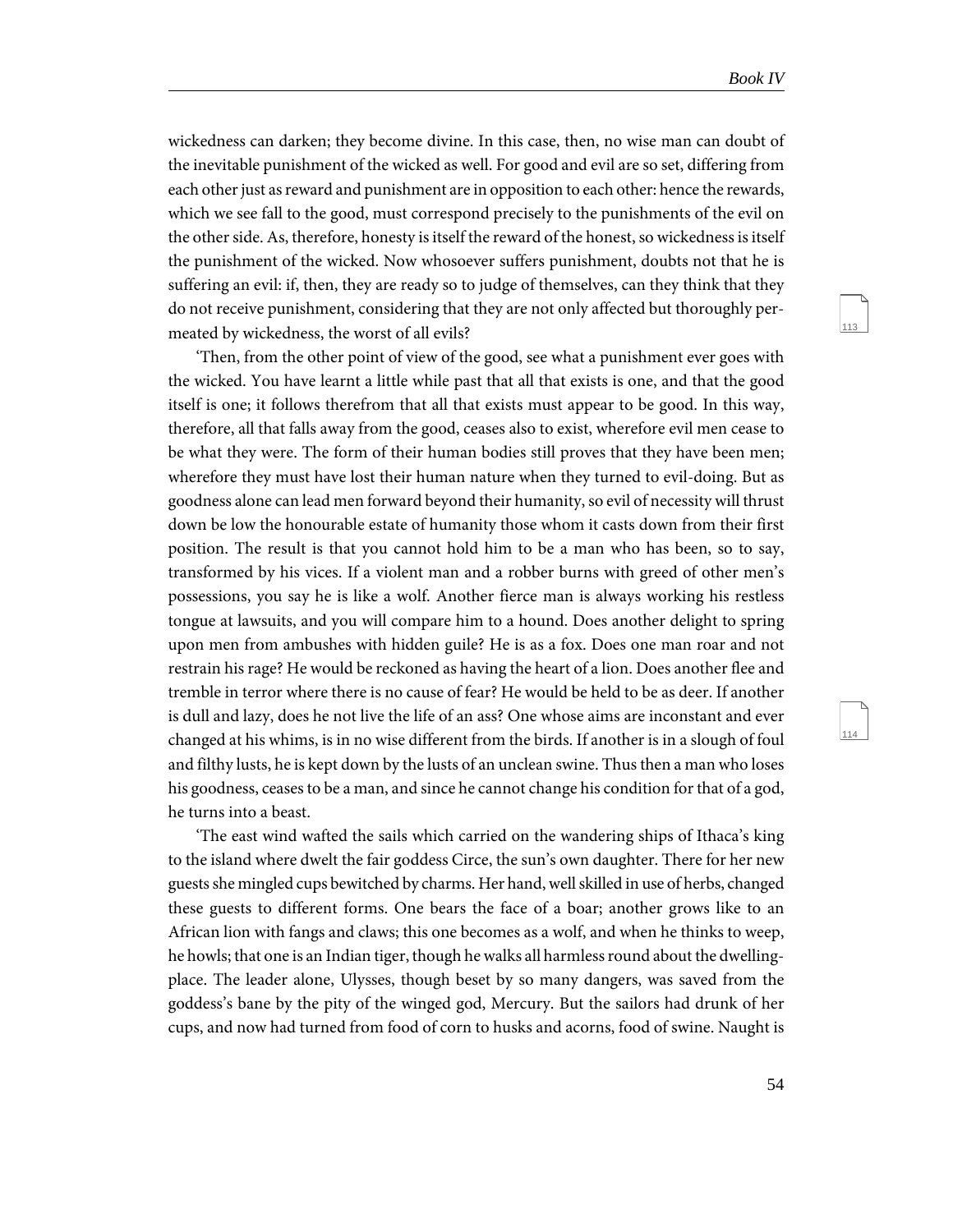wickedness can darken; they become divine. In this case, then, no wise man can doubt of the inevitable punishment of the wicked as well. For good and evil are so set, differing from each other just as reward and punishment are in opposition to each other: hence the rewards, which we see fall to the good, must correspond precisely to the punishments of the evil on the other side. As, therefore, honesty is itself the reward of the honest, so wickedness is itself the punishment of the wicked. Now whosoever suffers punishment, doubts not that he is suffering an evil: if, then, they are ready so to judge of themselves, can they think that they do not receive punishment, considering that they are not only affected but thoroughly permeated by wickedness, the worst of all evils?

'Then, from the other point of view of the good, see what a punishment ever goes with the wicked. You have learnt a little while past that all that exists is one, and that the good itself is one; it follows therefrom that all that exists must appear to be good. In this way, therefore, all that falls away from the good, ceases also to exist, wherefore evil men cease to be what they were. The form of their human bodies still proves that they have been men; wherefore they must have lost their human nature when they turned to evil-doing. But as goodness alone can lead men forward beyond their humanity, so evil of necessity will thrust down be low the honourable estate of humanity those whom it casts down from their first position. The result is that you cannot hold him to be a man who has been, so to say, transformed by his vices. If a violent man and a robber burns with greed of other men's possessions, you say he is like a wolf. Another fierce man is always working his restless tongue at lawsuits, and you will compare him to a hound. Does another delight to spring upon men from ambushes with hidden guile? He is as a fox. Does one man roar and not restrain his rage? He would be reckoned as having the heart of a lion. Does another flee and tremble in terror where there is no cause of fear? He would be held to be as deer. If another is dull and lazy, does he not live the life of an ass? One whose aims are inconstant and ever changed at his whims, is in no wise different from the birds. If another is in a slough of foul and filthy lusts, he is kept down by the lusts of an unclean swine. Thus then a man who loses his goodness, ceases to be a man, and since he cannot change his condition for that of a god, he turns into a beast.

'The east wind wafted the sails which carried on the wandering ships of Ithaca's king to the island where dwelt the fair goddess Circe, the sun's own daughter. There for her new guests she mingled cups bewitched by charms. Her hand, well skilled in use of herbs, changed these guests to different forms. One bears the face of a boar; another grows like to an African lion with fangs and claws; this one becomes as a wolf, and when he thinks to weep, he howls; that one is an Indian tiger, though he walks all harmless round about the dwelling-place. The leader alone, Ulysses, though beset by so many dangers, was saved from the goddess's bane by the pity of the winged god, Mercury. But the sailors had drunk of her cups, and now had turned from food of corn to husks and acorns, food of swine. Naught is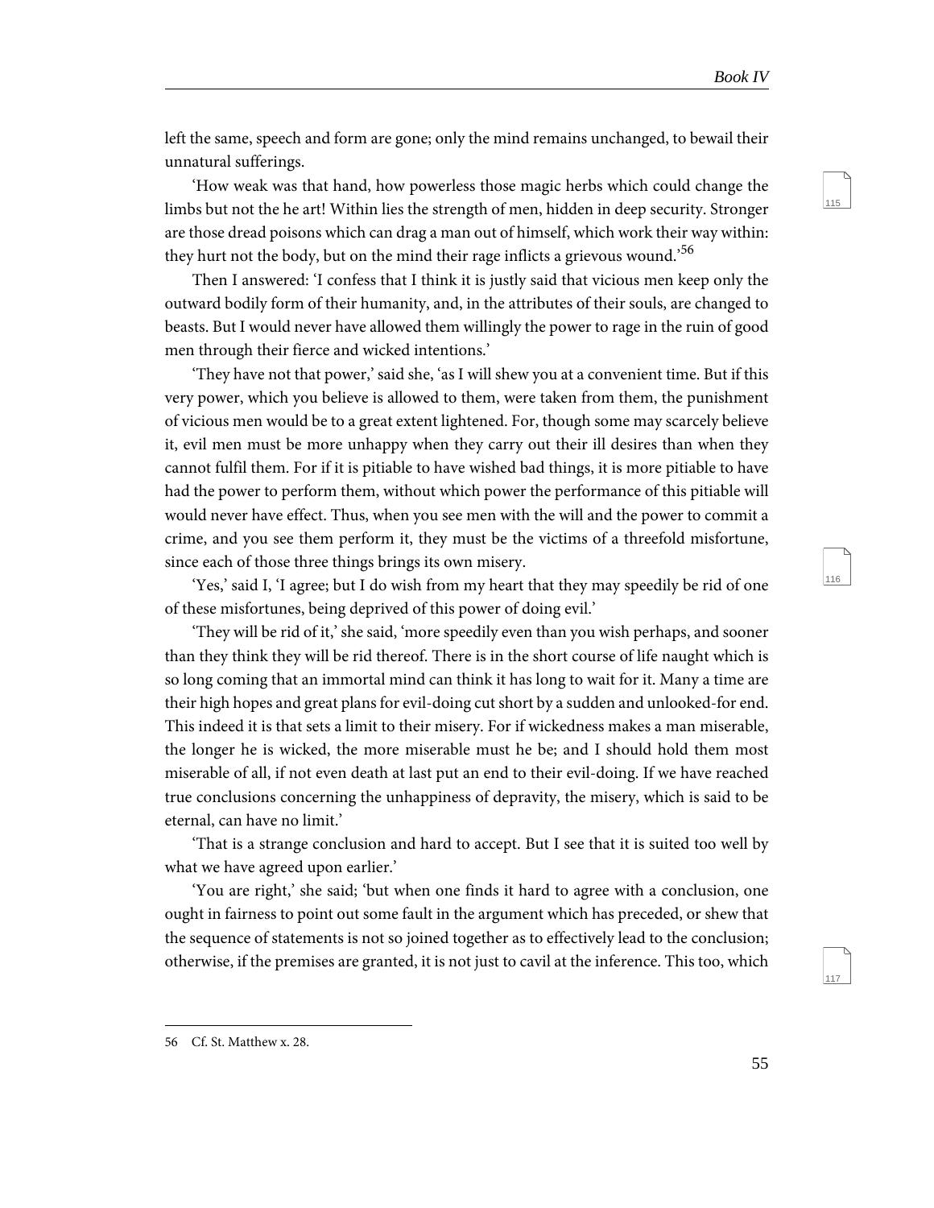left the same, speech and form are gone; only the mind remains unchanged, to bewail their unnatural sufferings.

'How weak was that hand, how powerless those magic herbs which could change the limbs but not the he art! Within lies the strength of men, hidden in deep security. Stronger are those dread poisons which can drag a man out of himself, which work their way within: they hurt not the body, but on the mind their rage inflicts a grievous wound.'[56]

Then I answered: 'I confess that I think it is justly said that vicious men keep only the outward bodily form of their humanity, and, in the attributes of their souls, are changed to beasts. But I would never have allowed them willingly the power to rage in the ruin of good men through their fierce and wicked intentions.'

'They have not that power,' said she, 'as I will shew you at a convenient time. But if this very power, which you believe is allowed to them, were taken from them, the punishment of vicious men would be to a great extent lightened. For, though some may scarcely believe it, evil men must be more unhappy when they carry out their ill desires than when they cannot fulfil them. For if it is pitiable to have wished bad things, it is more pitiable to have had the power to perform them, without which power the performance of this pitiable will would never have effect. Thus, when you see men with the will and the power to commit a crime, and you see them perform it, they must be the victims of a threefold misfortune, since each of those three things brings its own misery.

'Yes,' said I, 'I agree; but I do wish from my heart that they may speedily be rid of one of these misfortunes, being deprived of this power of doing evil.'

'They will be rid of it,' she said, 'more speedily even than you wish perhaps, and sooner than they think they will be rid thereof. There is in the short course of life naught which is so long coming that an immortal mind can think it has long to wait for it. Many a time are their high hopes and great plans for evil-doing cut short by a sudden and unlooked-for end. This indeed it is that sets a limit to their misery. For if wickedness makes a man miserable, the longer he is wicked, the more miserable must he be; and I should hold them most miserable of all, if not even death at last put an end to their evil-doing. If we have reached true conclusions concerning the unhappiness of depravity, the misery, which is said to be eternal, can have no limit.'

'That is a strange conclusion and hard to accept. But I see that it is suited too well by what we have agreed upon earlier.'

'You are right,' she said; 'but when one finds it hard to agree with a conclusion, one ought in fairness to point out some fault in the argument which has preceded, or shew that the sequence of statements is not so joined together as to effectively lead to the conclusion; otherwise, if the premises are granted, it is not just to cavil at the inference. This too, which

56 Cf. St. Matthew x. 28.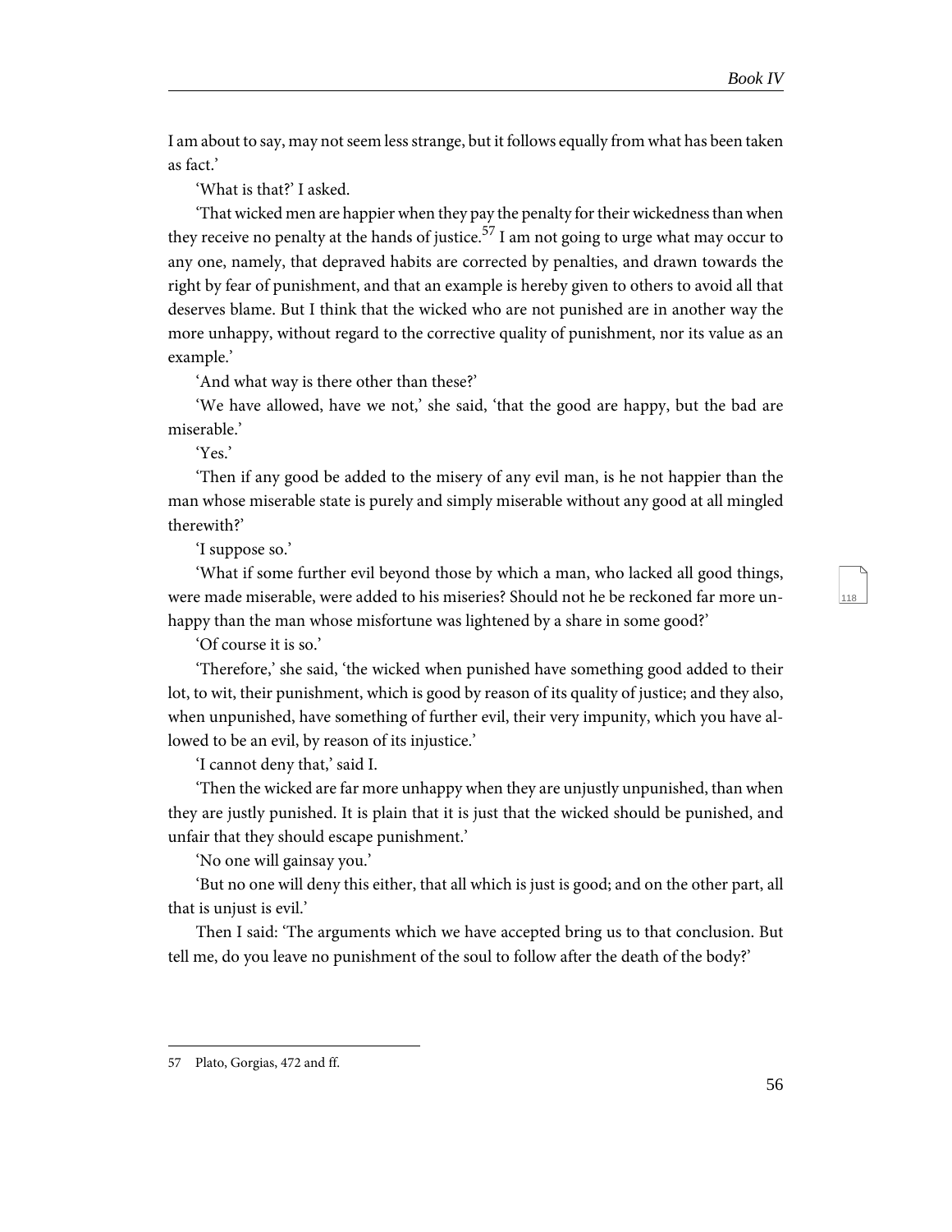I am about to say, may not seem less strange, but it follows equally from what has been taken as fact.'

'What is that?' I asked.

'That wicked men are happier when they pay the penalty for their wickedness than when they receive no penalty at the hands of justice.[57] I am not going to urge what may occur to any one, namely, that depraved habits are corrected by penalties, and drawn towards the right by fear of punishment, and that an example is hereby given to others to avoid all that deserves blame. But I think that the wicked who are not punished are in another way the more unhappy, without regard to the corrective quality of punishment, nor its value as an example.'

'And what way is there other than these?'

'We have allowed, have we not,' she said, 'that the good are happy, but the bad are miserable.'

'Yes.'

'Then if any good be added to the misery of any evil man, is he not happier than the man whose miserable state is purely and simply miserable without any good at all mingled therewith?'

'I suppose so.'

'What if some further evil beyond those by which a man, who lacked all good things, were made miserable, were added to his miseries? Should not he be reckoned far more unhappy than the man whose misfortune was lightened by a share in some good?'

'Of course it is so.'

'Therefore,' she said, 'the wicked when punished have something good added to their lot, to wit, their punishment, which is good by reason of its quality of justice; and they also, when unpunished, have something of further evil, their very impunity, which you have allowed to be an evil, by reason of its injustice.'

'I cannot deny that,' said I.

'Then the wicked are far more unhappy when they are unjustly unpunished, than when they are justly punished. It is plain that it is just that the wicked should be punished, and unfair that they should escape punishment.'

'No one will gainsay you.'

'But no one will deny this either, that all which is just is good; and on the other part, all that is unjust is evil.'

Then I said: 'The arguments which we have accepted bring us to that conclusion. But tell me, do you leave no punishment of the soul to follow after the death of the body?'

---

57 Plato, Gorgias, 472 and ff.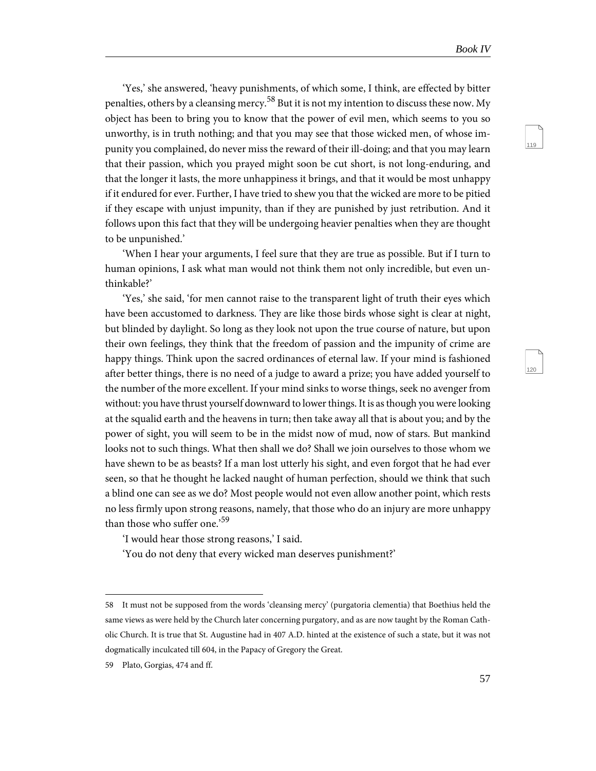'Yes,' she answered, 'heavy punishments, of which some, I think, are effected by bitter penalties, others by a cleansing mercy.[58] But it is not my intention to discuss these now. My object has been to bring you to know that the power of evil men, which seems to you so unworthy, is in truth nothing; and that you may see that those wicked men, of whose impunity you complained, do never miss the reward of their ill-doing; and that you may learn that their passion, which you prayed might soon be cut short, is not long-enduring, and that the longer it lasts, the more unhappiness it brings, and that it would be most unhappy if it endured for ever. Further, I have tried to shew you that the wicked are more to be pitied if they escape with unjust impunity, than if they are punished by just retribution. And it follows upon this fact that they will be undergoing heavier penalties when they are thought to be unpunished.'

'When I hear your arguments, I feel sure that they are true as possible. But if I turn to human opinions, I ask what man would not think them not only incredible, but even unthinkable?'

'Yes,' she said, 'for men cannot raise to the transparent light of truth their eyes which have been accustomed to darkness. They are like those birds whose sight is clear at night, but blinded by daylight. So long as they look not upon the true course of nature, but upon their own feelings, they think that the freedom of passion and the impunity of crime are happy things. Think upon the sacred ordinances of eternal law. If your mind is fashioned after better things, there is no need of a judge to award a prize; you have added yourself to the number of the more excellent. If your mind sinks to worse things, seek no avenger from without: you have thrust yourself downward to lower things. It is as though you were looking at the squalid earth and the heavens in turn; then take away all that is about you; and by the power of sight, you will seem to be in the midst now of mud, now of stars. But mankind looks not to such things. What then shall we do? Shall we join ourselves to those whom we have shewn to be as beasts? If a man lost utterly his sight, and even forgot that he had ever seen, so that he thought he lacked naught of human perfection, should we think that such a blind one can see as we do? Most people would not even allow another point, which rests no less firmly upon strong reasons, namely, that those who do an injury are more unhappy than those who suffer one.'[59]

'I would hear those strong reasons,' I said.

'You do not deny that every wicked man deserves punishment?'

---

58 It must not be supposed from the words 'cleansing mercy' (purgatoria clementia) that Boethius held the same views as were held by the Church later concerning purgatory, and as are now taught by the Roman Catholic Church. It is true that St. Augustine had in 407 A.D. hinted at the existence of such a state, but it was not dogmatically inculcated till 604, in the Papacy of Gregory the Great.

59 Plato, Gorgias, 474 and ff.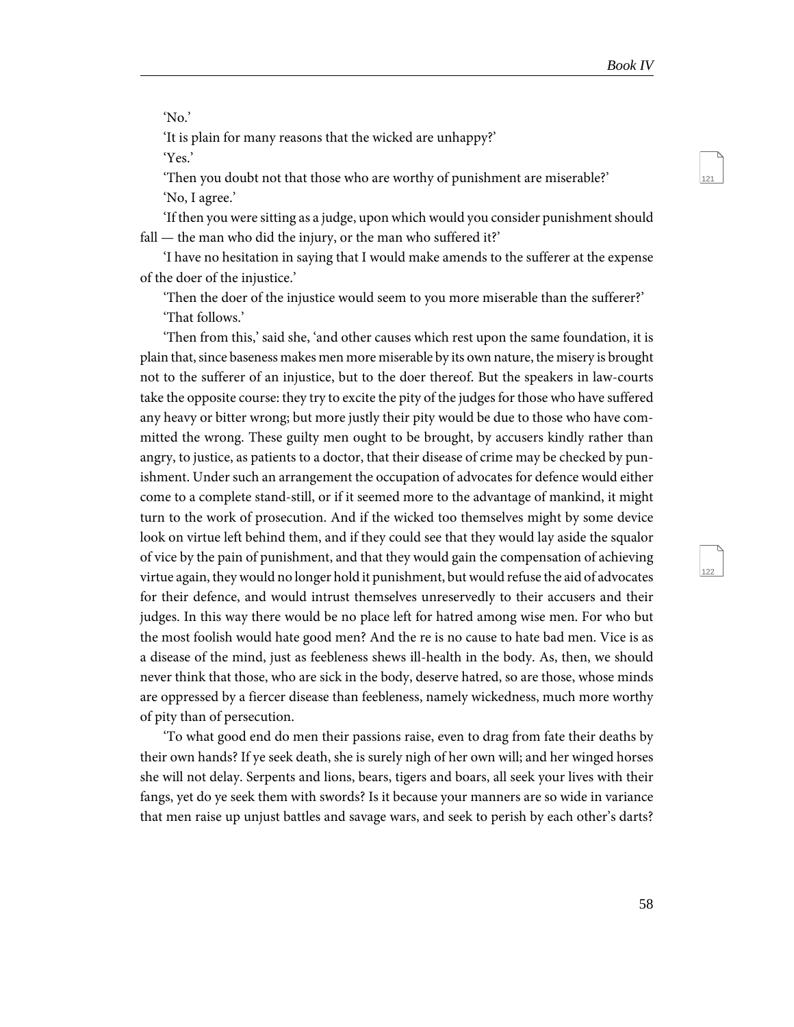'No.'

'It is plain for many reasons that the wicked are unhappy?'

'Yes.'

'Then you doubt not that those who are worthy of punishment are miserable?'

'No, I agree.'

'If then you were sitting as a judge, upon which would you consider punishment should fall — the man who did the injury, or the man who suffered it?'

'I have no hesitation in saying that I would make amends to the sufferer at the expense of the doer of the injustice.'

'Then the doer of the injustice would seem to you more miserable than the sufferer?'

'That follows.'

'Then from this,' said she, 'and other causes which rest upon the same foundation, it is plain that, since baseness makes men more miserable by its own nature, the misery is brought not to the sufferer of an injustice, but to the doer thereof. But the speakers in law-courts take the opposite course: they try to excite the pity of the judges for those who have suffered any heavy or bitter wrong; but more justly their pity would be due to those who have committed the wrong. These guilty men ought to be brought, by accusers kindly rather than angry, to justice, as patients to a doctor, that their disease of crime may be checked by punishment. Under such an arrangement the occupation of advocates for defence would either come to a complete stand-still, or if it seemed more to the advantage of mankind, it might turn to the work of prosecution. And if the wicked too themselves might by some device look on virtue left behind them, and if they could see that they would lay aside the squalor of vice by the pain of punishment, and that they would gain the compensation of achieving virtue again, they would no longer hold it punishment, but would refuse the aid of advocates for their defence, and would intrust themselves unreservedly to their accusers and their judges. In this way there would be no place left for hatred among wise men. For who but the most foolish would hate good men? And the re is no cause to hate bad men. Vice is as a disease of the mind, just as feebleness shews ill-health in the body. As, then, we should never think that those, who are sick in the body, deserve hatred, so are those, whose minds are oppressed by a fiercer disease than feebleness, namely wickedness, much more worthy of pity than of persecution.

'To what good end do men their passions raise, even to drag from fate their deaths by their own hands? If ye seek death, she is surely nigh of her own will; and her winged horses she will not delay. Serpents and lions, bears, tigers and boars, all seek your lives with their fangs, yet do ye seek them with swords? Is it because your manners are so wide in variance that men raise up unjust battles and savage wars, and seek to perish by each other's darts?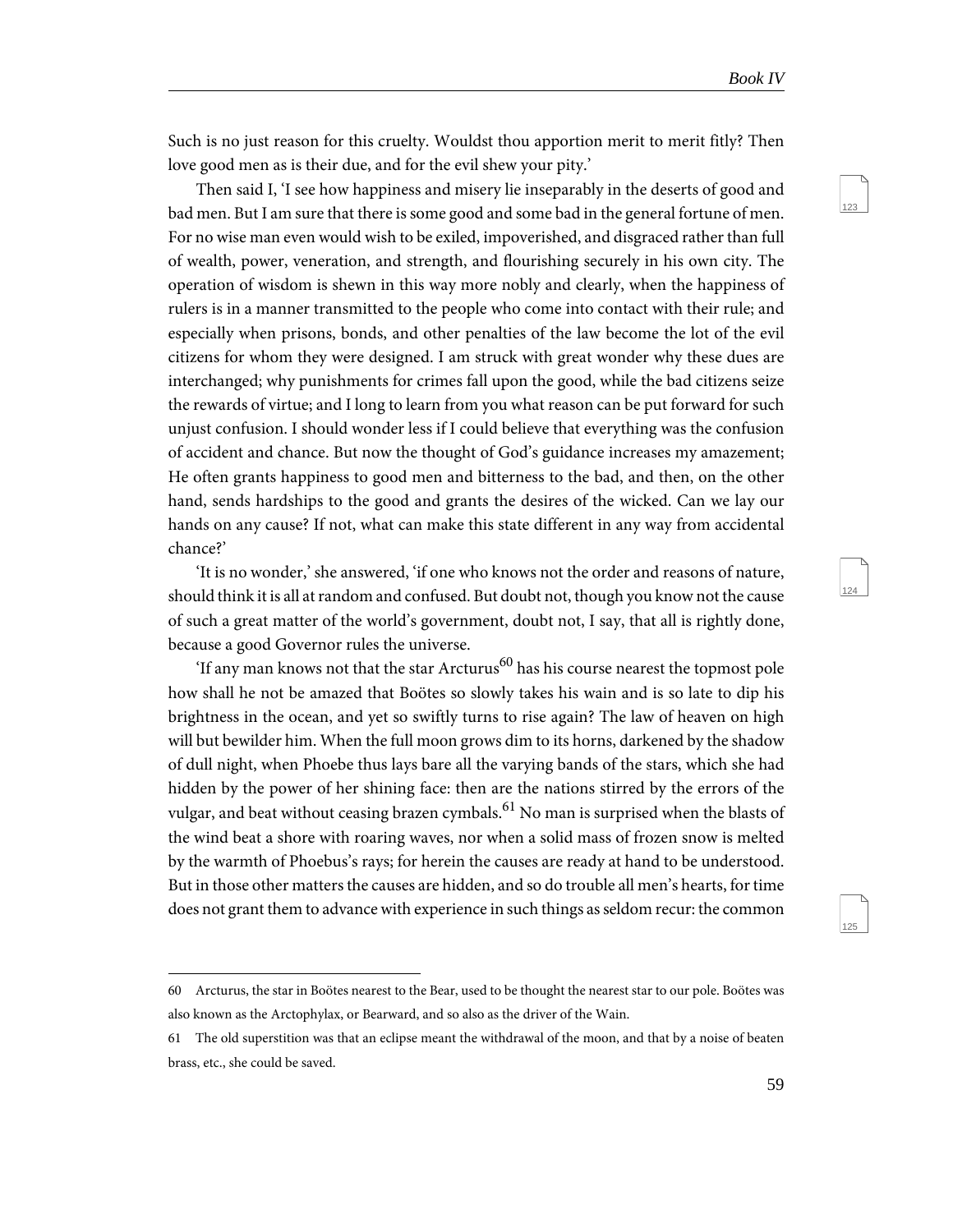Such is no just reason for this cruelty. Wouldst thou apportion merit to merit fitly? Then love good men as is their due, and for the evil shew your pity.'

Then said I, 'I see how happiness and misery lie inseparably in the deserts of good and bad men. But I am sure that there is some good and some bad in the general fortune of men. For no wise man even would wish to be exiled, impoverished, and disgraced rather than full of wealth, power, veneration, and strength, and flourishing securely in his own city. The operation of wisdom is shewn in this way more nobly and clearly, when the happiness of rulers is in a manner transmitted to the people who come into contact with their rule; and especially when prisons, bonds, and other penalties of the law become the lot of the evil citizens for whom they were designed. I am struck with great wonder why these dues are interchanged; why punishments for crimes fall upon the good, while the bad citizens seize the rewards of virtue; and I long to learn from you what reason can be put forward for such unjust confusion. I should wonder less if I could believe that everything was the confusion of accident and chance. But now the thought of God's guidance increases my amazement; He often grants happiness to good men and bitterness to the bad, and then, on the other hand, sends hardships to the good and grants the desires of the wicked. Can we lay our hands on any cause? If not, what can make this state different in any way from accidental chance?'

'It is no wonder,' she answered, 'if one who knows not the order and reasons of nature, should think it is all at random and confused. But doubt not, though you know not the cause of such a great matter of the world's government, doubt not, I say, that all is rightly done, because a good Governor rules the universe.

'If any man knows not that the star Arcturus[60] has his course nearest the topmost pole how shall he not be amazed that Boötes so slowly takes his wain and is so late to dip his brightness in the ocean, and yet so swiftly turns to rise again? The law of heaven on high will but bewilder him. When the full moon grows dim to its horns, darkened by the shadow of dull night, when Phoebe thus lays bare all the varying bands of the stars, which she had hidden by the power of her shining face: then are the nations stirred by the errors of the vulgar, and beat without ceasing brazen cymbals.[61] No man is surprised when the blasts of the wind beat a shore with roaring waves, nor when a solid mass of frozen snow is melted by the warmth of Phoebus's rays; for herein the causes are ready at hand to be understood. But in those other matters the causes are hidden, and so do trouble all men's hearts, for time does not grant them to advance with experience in such things as seldom recur: the common

---

60 Arcturus, the star in Boötes nearest to the Bear, used to be thought the nearest star to our pole. Boötes was also known as the Arctophylax, or Bearward, and so also as the driver of the Wain.

61 The old superstition was that an eclipse meant the withdrawal of the moon, and that by a noise of beaten brass, etc., she could be saved.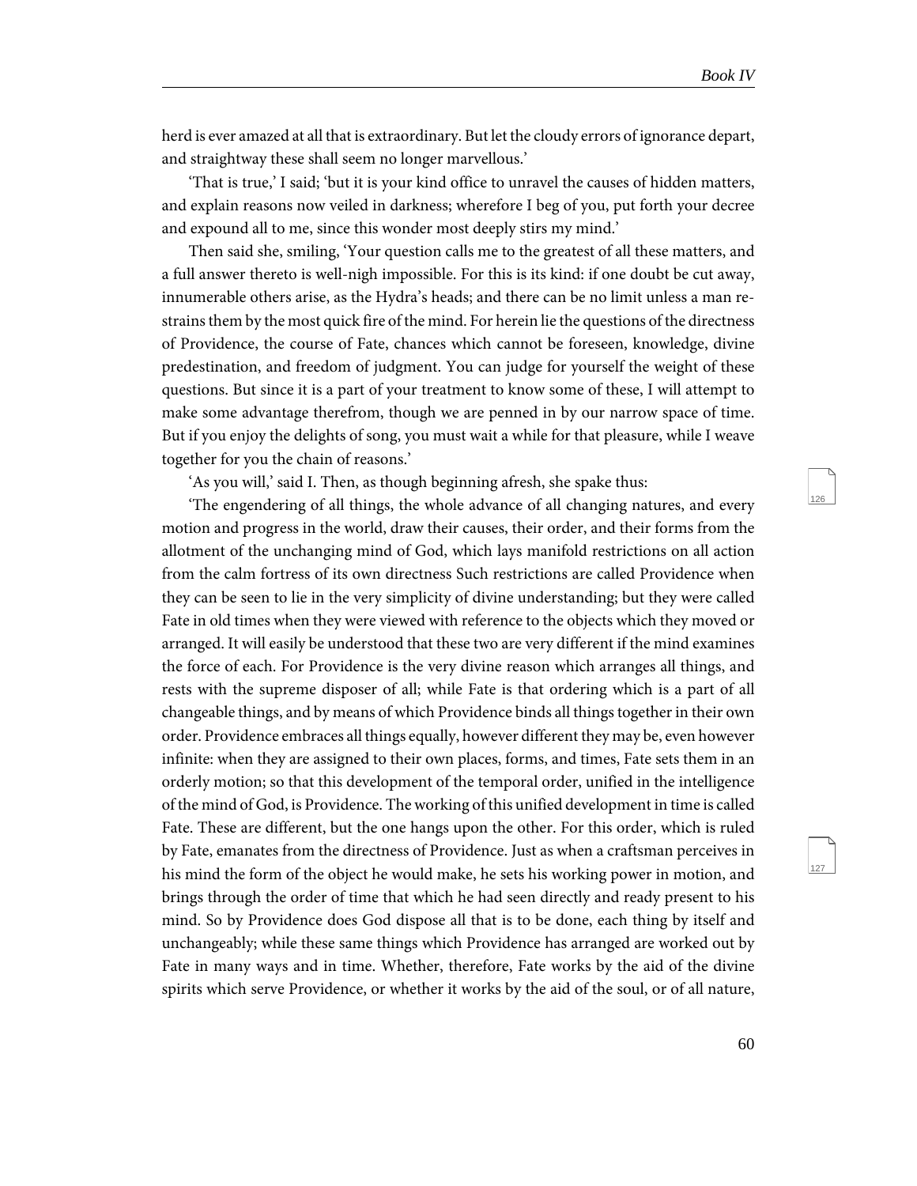herd is ever amazed at all that is extraordinary. But let the cloudy errors of ignorance depart, and straightway these shall seem no longer marvellous.'

'That is true,' I said; 'but it is your kind office to unravel the causes of hidden matters, and explain reasons now veiled in darkness; wherefore I beg of you, put forth your decree and expound all to me, since this wonder most deeply stirs my mind.'

Then said she, smiling, 'Your question calls me to the greatest of all these matters, and a full answer thereto is well-nigh impossible. For this is its kind: if one doubt be cut away, innumerable others arise, as the Hydra's heads; and there can be no limit unless a man restrains them by the most quick fire of the mind. For herein lie the questions of the directness of Providence, the course of Fate, chances which cannot be foreseen, knowledge, divine predestination, and freedom of judgment. You can judge for yourself the weight of these questions. But since it is a part of your treatment to know some of these, I will attempt to make some advantage therefrom, though we are penned in by our narrow space of time. But if you enjoy the delights of song, you must wait a while for that pleasure, while I weave together for you the chain of reasons.'

'As you will,' said I. Then, as though beginning afresh, she spake thus:

'The engendering of all things, the whole advance of all changing natures, and every motion and progress in the world, draw their causes, their order, and their forms from the allotment of the unchanging mind of God, which lays manifold restrictions on all action from the calm fortress of its own directness Such restrictions are called Providence when they can be seen to lie in the very simplicity of divine understanding; but they were called Fate in old times when they were viewed with reference to the objects which they moved or arranged. It will easily be understood that these two are very different if the mind examines the force of each. For Providence is the very divine reason which arranges all things, and rests with the supreme disposer of all; while Fate is that ordering which is a part of all changeable things, and by means of which Providence binds all things together in their own order. Providence embraces all things equally, however different they may be, even however infinite: when they are assigned to their own places, forms, and times, Fate sets them in an orderly motion; so that this development of the temporal order, unified in the intelligence of the mind of God, is Providence. The working of this unified development in time is called Fate. These are different, but the one hangs upon the other. For this order, which is ruled by Fate, emanates from the directness of Providence. Just as when a craftsman perceives in his mind the form of the object he would make, he sets his working power in motion, and brings through the order of time that which he had seen directly and ready present to his mind. So by Providence does God dispose all that is to be done, each thing by itself and unchangeably; while these same things which Providence has arranged are worked out by Fate in many ways and in time. Whether, therefore, Fate works by the aid of the divine spirits which serve Providence, or whether it works by the aid of the soul, or of all nature,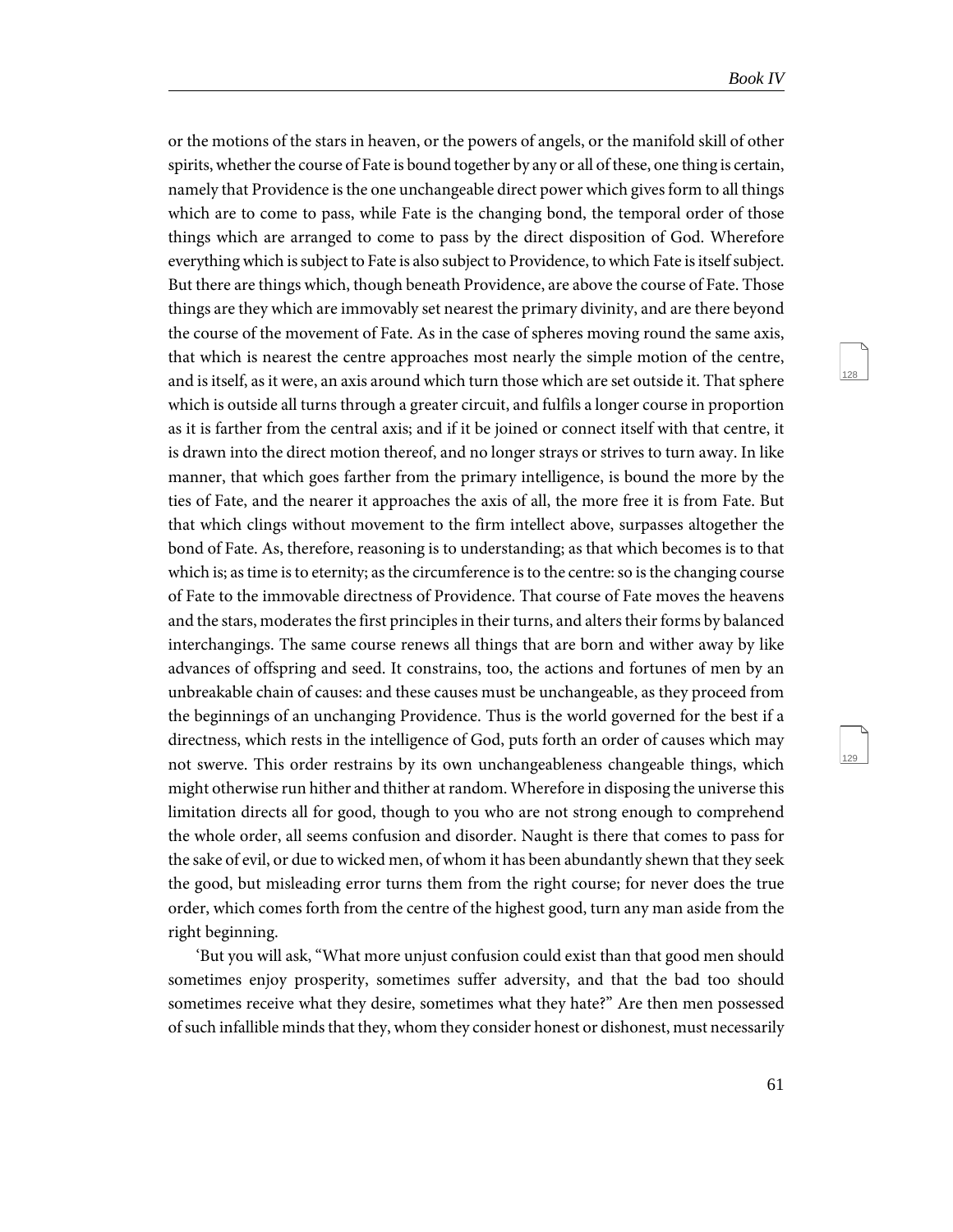or the motions of the stars in heaven, or the powers of angels, or the manifold skill of other spirits, whether the course of Fate is bound together by any or all of these, one thing is certain, namely that Providence is the one unchangeable direct power which gives form to all things which are to come to pass, while Fate is the changing bond, the temporal order of those things which are arranged to come to pass by the direct disposition of God. Wherefore everything which is subject to Fate is also subject to Providence, to which Fate is itself subject. But there are things which, though beneath Providence, are above the course of Fate. Those things are they which are immovably set nearest the primary divinity, and are there beyond the course of the movement of Fate. As in the case of spheres moving round the same axis, that which is nearest the centre approaches most nearly the simple motion of the centre, and is itself, as it were, an axis around which turn those which are set outside it. That sphere which is outside all turns through a greater circuit, and fulfils a longer course in proportion as it is farther from the central axis; and if it be joined or connect itself with that centre, it is drawn into the direct motion thereof, and no longer strays or strives to turn away. In like manner, that which goes farther from the primary intelligence, is bound the more by the ties of Fate, and the nearer it approaches the axis of all, the more free it is from Fate. But that which clings without movement to the firm intellect above, surpasses altogether the bond of Fate. As, therefore, reasoning is to understanding; as that which becomes is to that which is; as time is to eternity; as the circumference is to the centre: so is the changing course of Fate to the immovable directness of Providence. That course of Fate moves the heavens and the stars, moderates the first principles in their turns, and alters their forms by balanced interchangings. The same course renews all things that are born and wither away by like advances of offspring and seed. It constrains, too, the actions and fortunes of men by an unbreakable chain of causes: and these causes must be unchangeable, as they proceed from the beginnings of an unchanging Providence. Thus is the world governed for the best if a directness, which rests in the intelligence of God, puts forth an order of causes which may not swerve. This order restrains by its own unchangeableness changeable things, which might otherwise run hither and thither at random. Wherefore in disposing the universe this limitation directs all for good, though to you who are not strong enough to comprehend the whole order, all seems confusion and disorder. Naught is there that comes to pass for the sake of evil, or due to wicked men, of whom it has been abundantly shewn that they seek the good, but misleading error turns them from the right course; for never does the true order, which comes forth from the centre of the highest good, turn any man aside from the right beginning.

'But you will ask, "What more unjust confusion could exist than that good men should sometimes enjoy prosperity, sometimes suffer adversity, and that the bad too should sometimes receive what they desire, sometimes what they hate?" Are then men possessed of such infallible minds that they, whom they consider honest or dishonest, must necessarily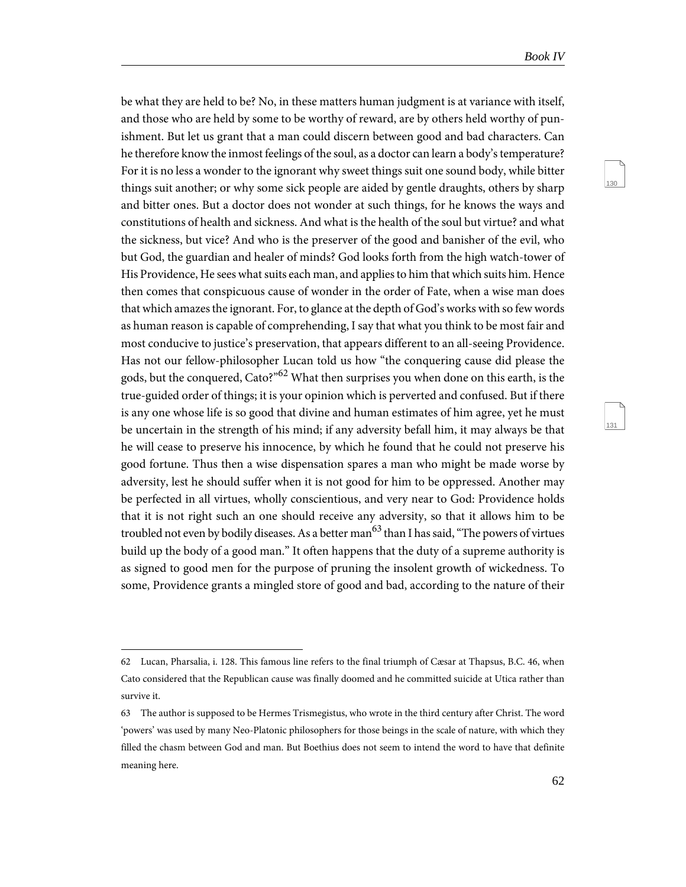be what they are held to be? No, in these matters human judgment is at variance with itself, and those who are held by some to be worthy of reward, are by others held worthy of punishment. But let us grant that a man could discern between good and bad characters. Can he therefore know the inmost feelings of the soul, as a doctor can learn a body's temperature? For it is no less a wonder to the ignorant why sweet things suit one sound body, while bitter things suit another; or why some sick people are aided by gentle draughts, others by sharp and bitter ones. But a doctor does not wonder at such things, for he knows the ways and constitutions of health and sickness. And what is the health of the soul but virtue? and what the sickness, but vice? And who is the preserver of the good and banisher of the evil, who but God, the guardian and healer of minds? God looks forth from the high watch-tower of His Providence, He sees what suits each man, and applies to him that which suits him. Hence then comes that conspicuous cause of wonder in the order of Fate, when a wise man does that which amazes the ignorant. For, to glance at the depth of God's works with so few words as human reason is capable of comprehending, I say that what you think to be most fair and most conducive to justice's preservation, that appears different to an all-seeing Providence. Has not our fellow-philosopher Lucan told us how "the conquering cause did please the gods, but the conquered, Cato?"[62] What then surprises you when done on this earth, is the true-guided order of things; it is your opinion which is perverted and confused. But if there is any one whose life is so good that divine and human estimates of him agree, yet he must be uncertain in the strength of his mind; if any adversity befall him, it may always be that he will cease to preserve his innocence, by which he found that he could not preserve his good fortune. Thus then a wise dispensation spares a man who might be made worse by adversity, lest he should suffer when it is not good for him to be oppressed. Another may be perfected in all virtues, wholly conscientious, and very near to God: Providence holds that it is not right such an one should receive any adversity, so that it allows him to be troubled not even by bodily diseases. As a better man[63] than I has said, "The powers of virtues build up the body of a good man." It often happens that the duty of a supreme authority is as signed to good men for the purpose of pruning the insolent growth of wickedness. To some, Providence grants a mingled store of good and bad, according to the nature of their

---

62 Lucan, Pharsalia, i. 128. This famous line refers to the final triumph of Cæsar at Thapsus, B.C. 46, when Cato considered that the Republican cause was finally doomed and he committed suicide at Utica rather than survive it.

63 The author is supposed to be Hermes Trismegistus, who wrote in the third century after Christ. The word 'powers' was used by many Neo-Platonic philosophers for those beings in the scale of nature, with which they filled the chasm between God and man. But Boethius does not seem to intend the word to have that definite meaning here.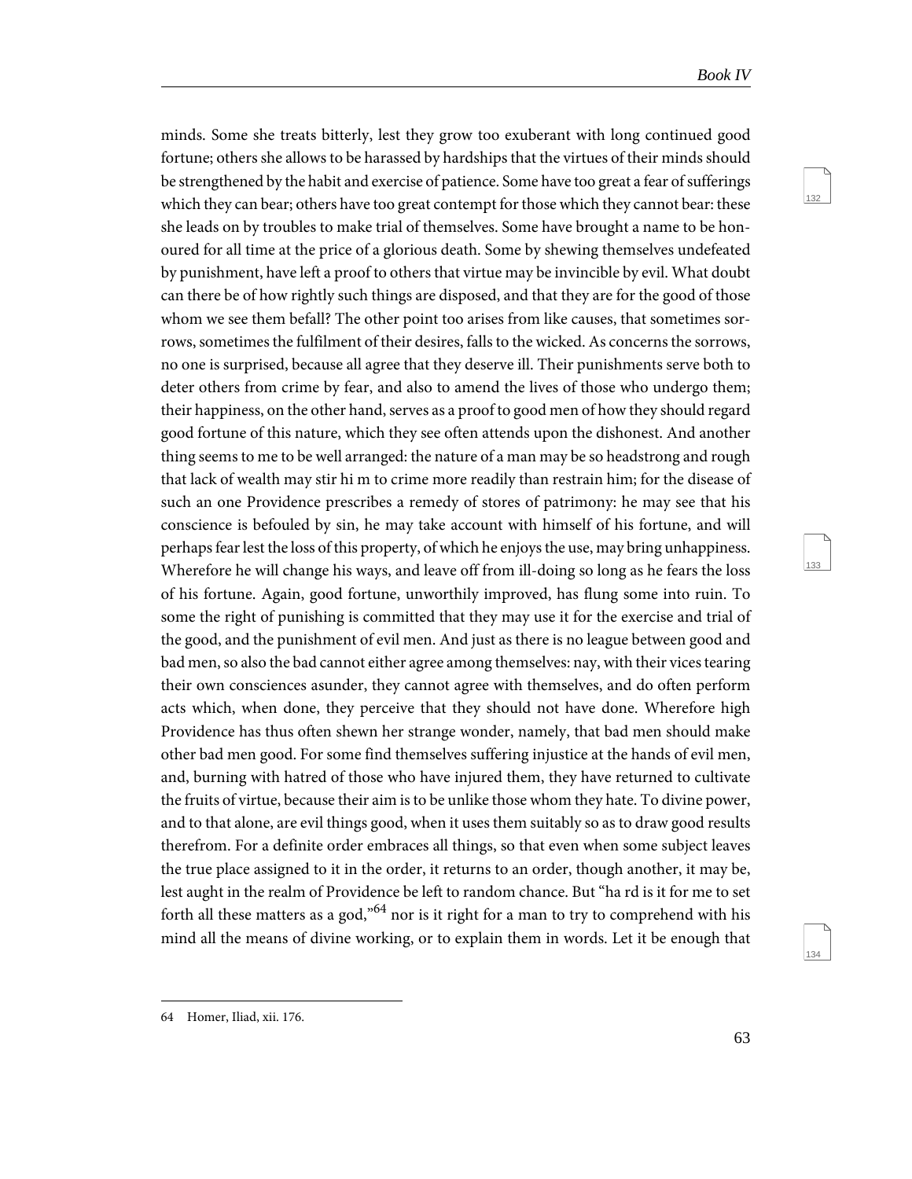minds. Some she treats bitterly, lest they grow too exuberant with long continued good fortune; others she allows to be harassed by hardships that the virtues of their minds should be strengthened by the habit and exercise of patience. Some have too great a fear of sufferings which they can bear; others have too great contempt for those which they cannot bear: these she leads on by troubles to make trial of themselves. Some have brought a name to be honoured for all time at the price of a glorious death. Some by shewing themselves undefeated by punishment, have left a proof to others that virtue may be invincible by evil. What doubt can there be of how rightly such things are disposed, and that they are for the good of those whom we see them befall? The other point too arises from like causes, that sometimes sorrows, sometimes the fulfilment of their desires, falls to the wicked. As concerns the sorrows, no one is surprised, because all agree that they deserve ill. Their punishments serve both to deter others from crime by fear, and also to amend the lives of those who undergo them; their happiness, on the other hand, serves as a proof to good men of how they should regard good fortune of this nature, which they see often attends upon the dishonest. And another thing seems to me to be well arranged: the nature of a man may be so headstrong and rough that lack of wealth may stir him to crime more readily than restrain him; for the disease of such an one Providence prescribes a remedy of stores of patrimony: he may see that his conscience is befouled by sin, he may take account with himself of his fortune, and will perhaps fear lest the loss of this property, of which he enjoys the use, may bring unhappiness. Wherefore he will change his ways, and leave off from ill-doing so long as he fears the loss of his fortune. Again, good fortune, unworthily improved, has flung some into ruin. To some the right of punishing is committed that they may use it for the exercise and trial of the good, and the punishment of evil men. And just as there is no league between good and bad men, so also the bad cannot either agree among themselves: nay, with their vices tearing their own consciences asunder, they cannot agree with themselves, and do often perform acts which, when done, they perceive that they should not have done. Wherefore high Providence has thus often shewn her strange wonder, namely, that bad men should make other bad men good. For some find themselves suffering injustice at the hands of evil men, and, burning with hatred of those who have injured them, they have returned to cultivate the fruits of virtue, because their aim is to be unlike those whom they hate. To divine power, and to that alone, are evil things good, when it uses them suitably so as to draw good results therefrom. For a definite order embraces all things, so that even when some subject leaves the true place assigned to it in the order, it returns to an order, though another, it may be, lest aught in the realm of Providence be left to random chance. But "hard is it for me to set forth all these matters as a god,"[64] nor is it right for a man to try to comprehend with his mind all the means of divine working, or to explain them in words. Let it be enough that

64 Homer, Iliad, xii. 176.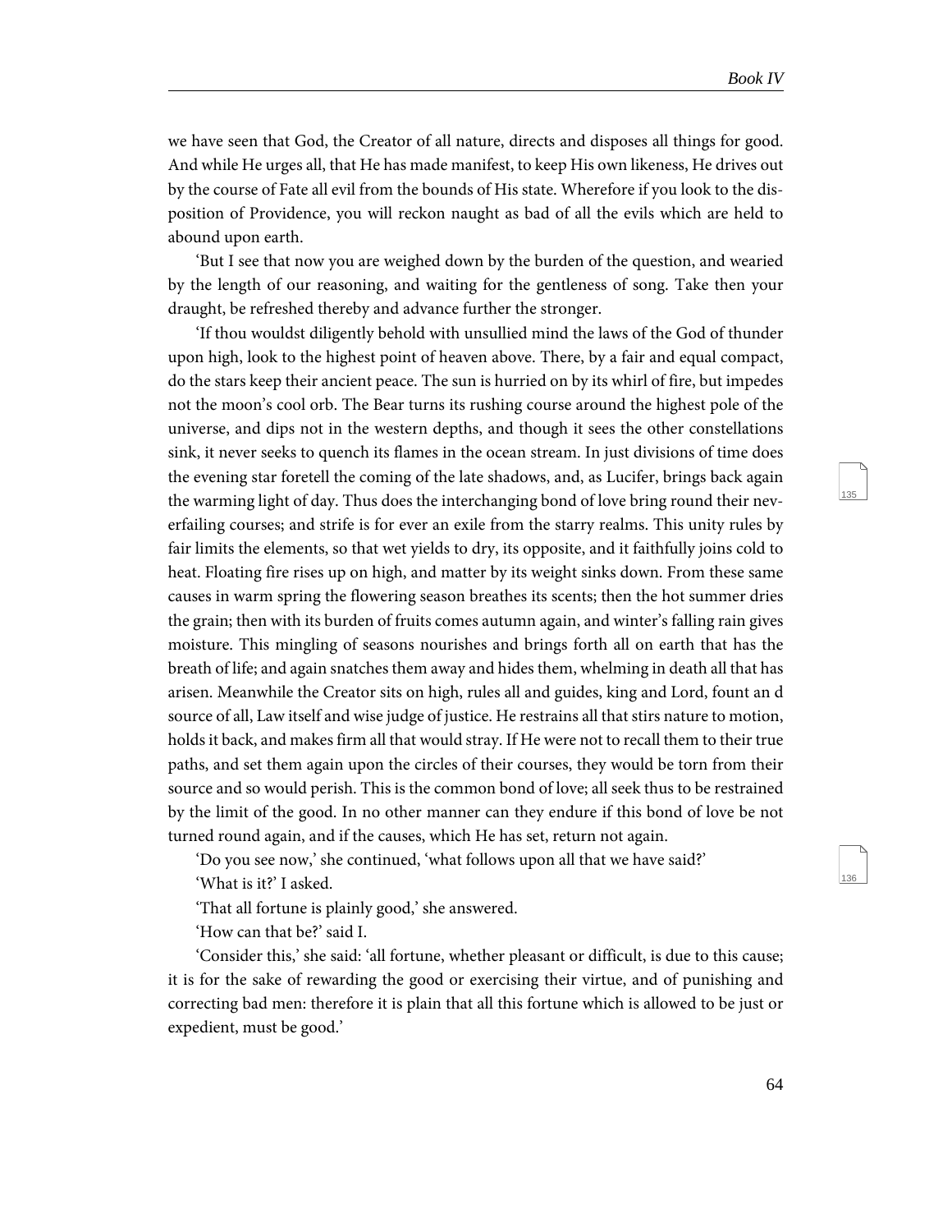we have seen that God, the Creator of all nature, directs and disposes all things for good. And while He urges all, that He has made manifest, to keep His own likeness, He drives out by the course of Fate all evil from the bounds of His state. Wherefore if you look to the disposition of Providence, you will reckon naught as bad of all the evils which are held to abound upon earth.

'But I see that now you are weighed down by the burden of the question, and wearied by the length of our reasoning, and waiting for the gentleness of song. Take then your draught, be refreshed thereby and advance further the stronger.

'If thou wouldst diligently behold with unsullied mind the laws of the God of thunder upon high, look to the highest point of heaven above. There, by a fair and equal compact, do the stars keep their ancient peace. The sun is hurried on by its whirl of fire, but impedes not the moon's cool orb. The Bear turns its rushing course around the highest pole of the universe, and dips not in the western depths, and though it sees the other constellations sink, it never seeks to quench its flames in the ocean stream. In just divisions of time does the evening star foretell the coming of the late shadows, and, as Lucifer, brings back again the warming light of day. Thus does the interchanging bond of love bring round their neverfailing courses; and strife is for ever an exile from the starry realms. This unity rules by fair limits the elements, so that wet yields to dry, its opposite, and it faithfully joins cold to heat. Floating fire rises up on high, and matter by its weight sinks down. From these same causes in warm spring the flowering season breathes its scents; then the hot summer dries the grain; then with its burden of fruits comes autumn again, and winter's falling rain gives moisture. This mingling of seasons nourishes and brings forth all on earth that has the breath of life; and again snatches them away and hides them, whelming in death all that has arisen. Meanwhile the Creator sits on high, rules all and guides, king and Lord, fount an d source of all, Law itself and wise judge of justice. He restrains all that stirs nature to motion, holds it back, and makes firm all that would stray. If He were not to recall them to their true paths, and set them again upon the circles of their courses, they would be torn from their source and so would perish. This is the common bond of love; all seek thus to be restrained by the limit of the good. In no other manner can they endure if this bond of love be not turned round again, and if the causes, which He has set, return not again.

'Do you see now,' she continued, 'what follows upon all that we have said?'

'What is it?' I asked.

'That all fortune is plainly good,' she answered.

'How can that be?' said I.

'Consider this,' she said: 'all fortune, whether pleasant or difficult, is due to this cause; it is for the sake of rewarding the good or exercising their virtue, and of punishing and correcting bad men: therefore it is plain that all this fortune which is allowed to be just or expedient, must be good.'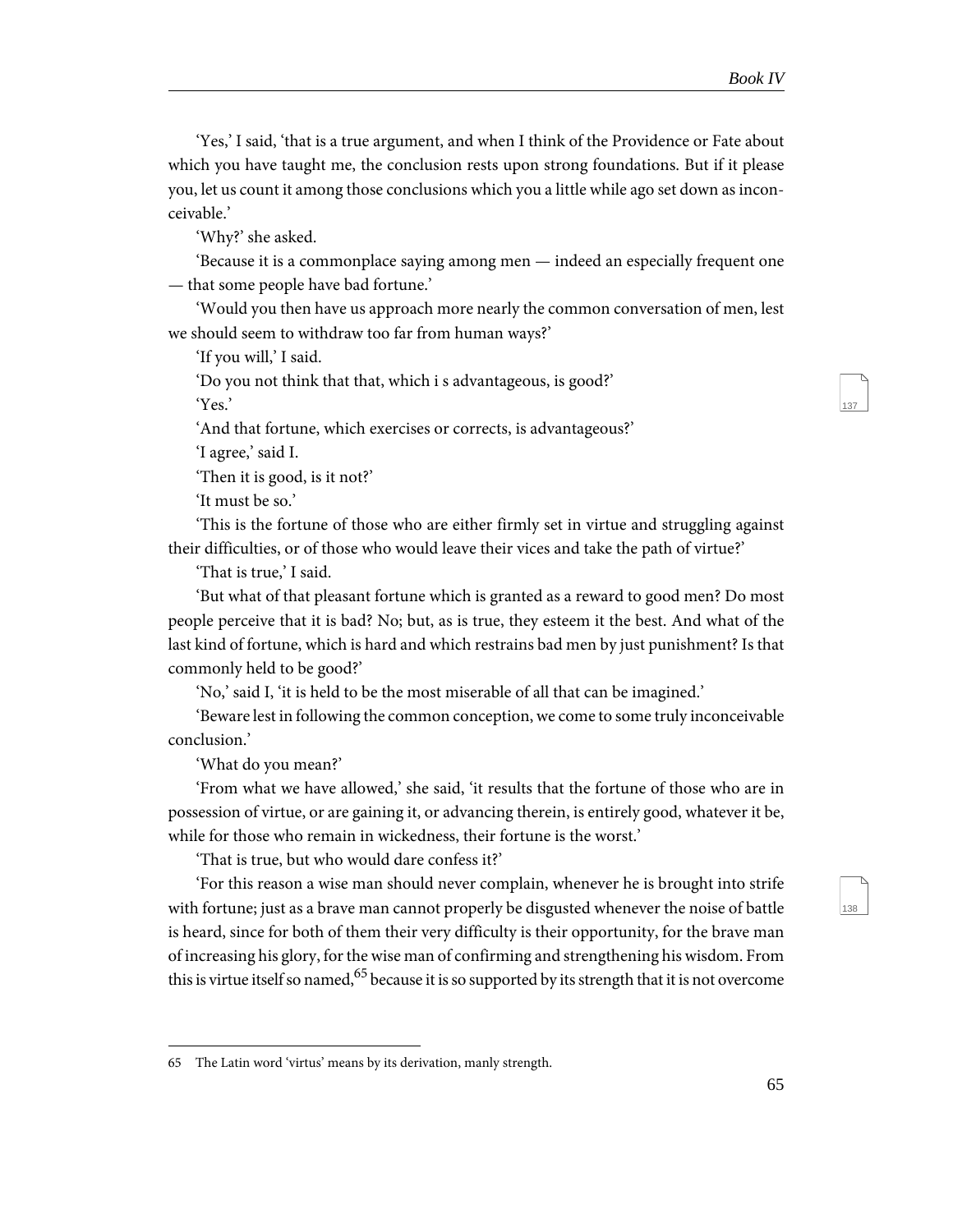'Yes,' I said, 'that is a true argument, and when I think of the Providence or Fate about which you have taught me, the conclusion rests upon strong foundations. But if it please you, let us count it among those conclusions which you a little while ago set down as inconceivable.'

'Why?' she asked.

'Because it is a commonplace saying among men — indeed an especially frequent one — that some people have bad fortune.'

'Would you then have us approach more nearly the common conversation of men, lest we should seem to withdraw too far from human ways?'

'If you will,' I said.

'Do you not think that that, which i s advantageous, is good?'

'Yes.'

'And that fortune, which exercises or corrects, is advantageous?'

'I agree,' said I.

'Then it is good, is it not?'

'It must be so.'

'This is the fortune of those who are either firmly set in virtue and struggling against their difficulties, or of those who would leave their vices and take the path of virtue?'

'That is true,' I said.

'But what of that pleasant fortune which is granted as a reward to good men? Do most people perceive that it is bad? No; but, as is true, they esteem it the best. And what of the last kind of fortune, which is hard and which restrains bad men by just punishment? Is that commonly held to be good?'

'No,' said I, 'it is held to be the most miserable of all that can be imagined.'

'Beware lest in following the common conception, we come to some truly inconceivable conclusion.'

'What do you mean?'

'From what we have allowed,' she said, 'it results that the fortune of those who are in possession of virtue, or are gaining it, or advancing therein, is entirely good, whatever it be, while for those who remain in wickedness, their fortune is the worst.'

'That is true, but who would dare confess it?'

'For this reason a wise man should never complain, whenever he is brought into strife with fortune; just as a brave man cannot properly be disgusted whenever the noise of battle is heard, since for both of them their very difficulty is their opportunity, for the brave man of increasing his glory, for the wise man of confirming and strengthening his wisdom. From this is virtue itself so named,[65] because it is so supported by its strength that it is not overcome

65 The Latin word 'virtus' means by its derivation, manly strength.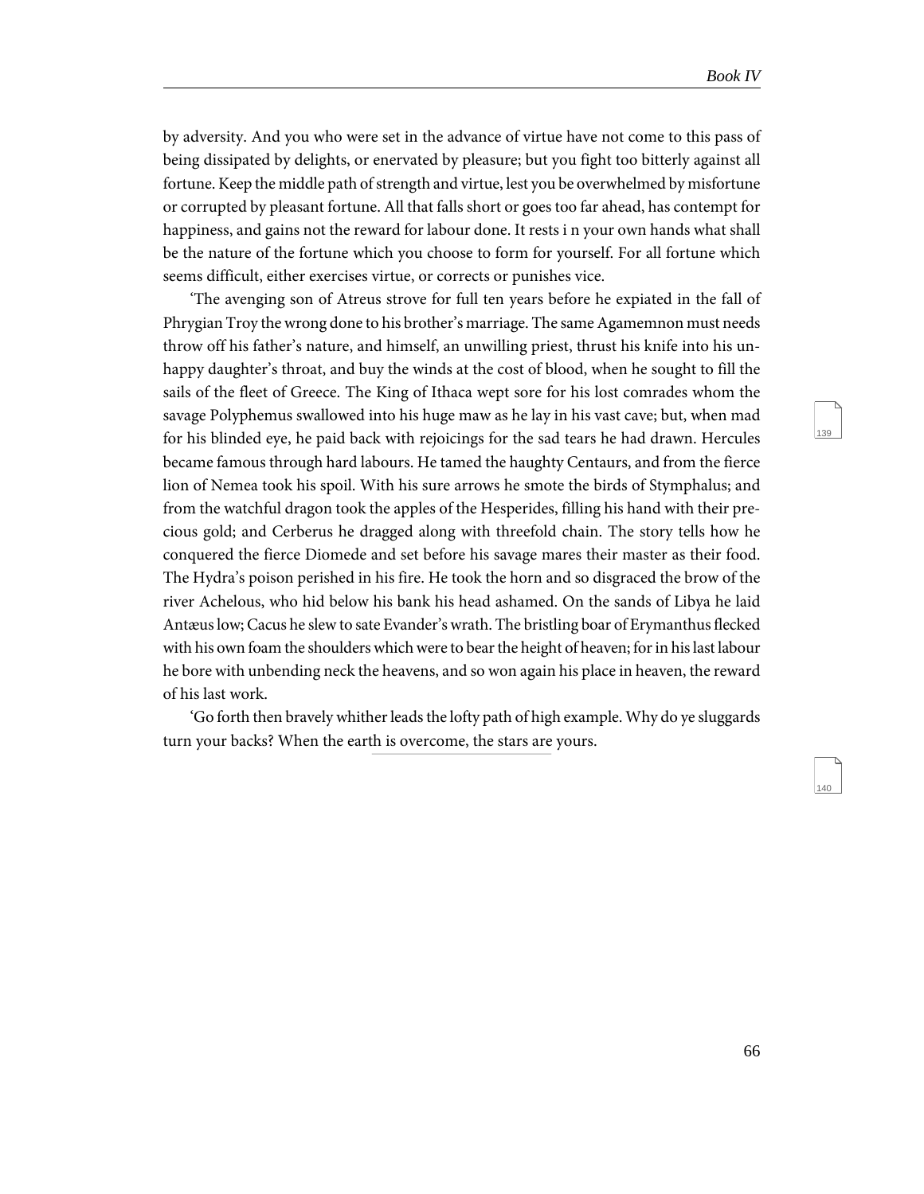by adversity. And you who were set in the advance of virtue have not come to this pass of being dissipated by delights, or enervated by pleasure; but you fight too bitterly against all fortune. Keep the middle path of strength and virtue, lest you be overwhelmed by misfortune or corrupted by pleasant fortune. All that falls short or goes too far ahead, has contempt for happiness, and gains not the reward for labour done. It rests i n your own hands what shall be the nature of the fortune which you choose to form for yourself. For all fortune which seems difficult, either exercises virtue, or corrects or punishes vice.

'The avenging son of Atreus strove for full ten years before he expiated in the fall of Phrygian Troy the wrong done to his brother's marriage. The same Agamemnon must needs throw off his father's nature, and himself, an unwilling priest, thrust his knife into his unhappy daughter's throat, and buy the winds at the cost of blood, when he sought to fill the sails of the fleet of Greece. The King of Ithaca wept sore for his lost comrades whom the savage Polyphemus swallowed into his huge maw as he lay in his vast cave; but, when mad for his blinded eye, he paid back with rejoicings for the sad tears he had drawn. Hercules became famous through hard labours. He tamed the haughty Centaurs, and from the fierce lion of Nemea took his spoil. With his sure arrows he smote the birds of Stymphalus; and from the watchful dragon took the apples of the Hesperides, filling his hand with their precious gold; and Cerberus he dragged along with threefold chain. The story tells how he conquered the fierce Diomede and set before his savage mares their master as their food. The Hydra's poison perished in his fire. He took the horn and so disgraced the brow of the river Achelous, who hid below his bank his head ashamed. On the sands of Libya he laid Antæus low; Cacus he slew to sate Evander's wrath. The bristling boar of Erymanthus flecked with his own foam the shoulders which were to bear the height of heaven; for in his last labour he bore with unbending neck the heavens, and so won again his place in heaven, the reward of his last work.

'Go forth then bravely whither leads the lofty path of high example. Why do ye sluggards turn your backs? When the earth is overcome, the stars are yours.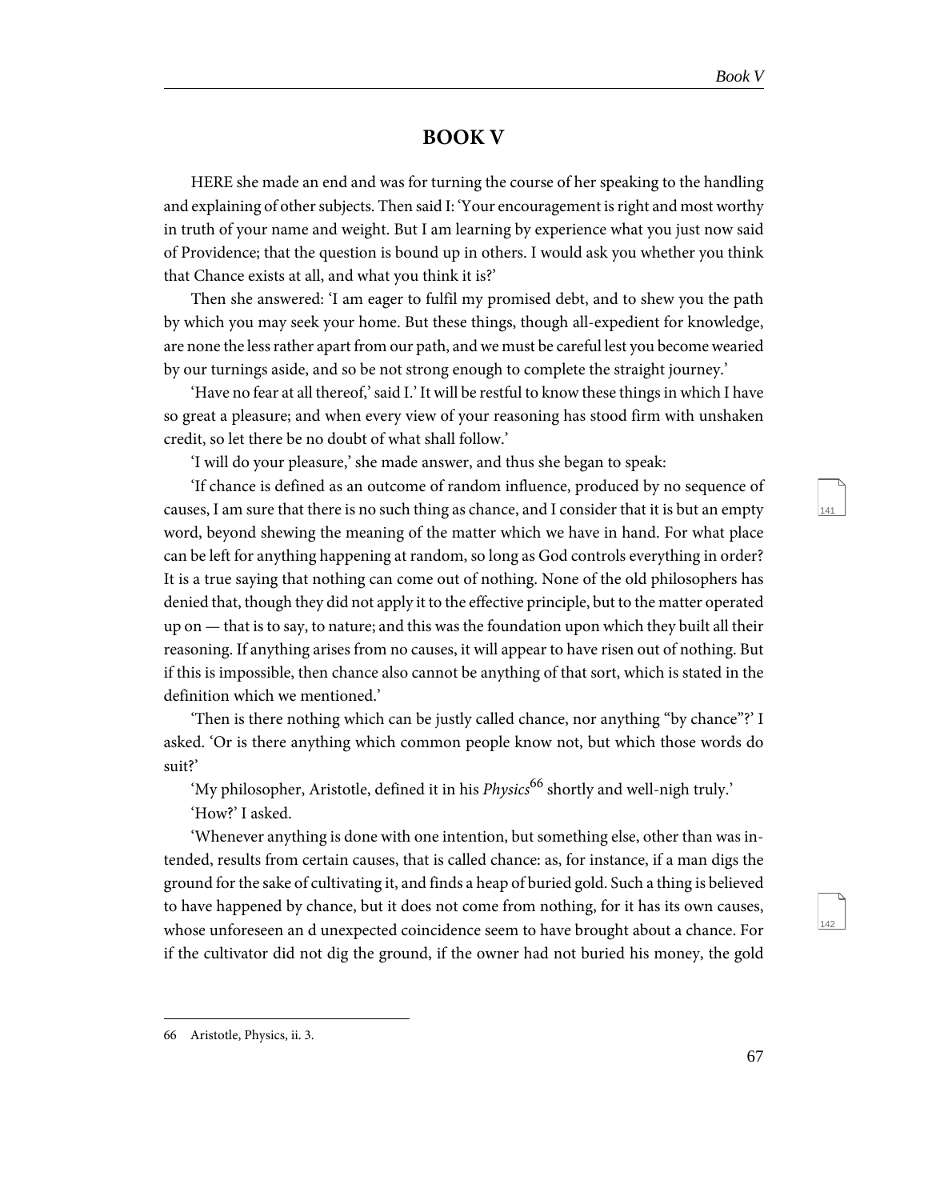# BOOK V

HERE she made an end and was for turning the course of her speaking to the handling and explaining of other subjects. Then said I: 'Your encouragement is right and most worthy in truth of your name and weight. But I am learning by experience what you just now said of Providence; that the question is bound up in others. I would ask you whether you think that Chance exists at all, and what you think it is?'

Then she answered: 'I am eager to fulfil my promised debt, and to shew you the path by which you may seek your home. But these things, though all-expedient for knowledge, are none the less rather apart from our path, and we must be careful lest you become wearied by our turnings aside, and so be not strong enough to complete the straight journey.'

'Have no fear at all thereof,' said I.' It will be restful to know these things in which I have so great a pleasure; and when every view of your reasoning has stood firm with unshaken credit, so let there be no doubt of what shall follow.'

'I will do your pleasure,' she made answer, and thus she began to speak:

'If chance is defined as an outcome of random influence, produced by no sequence of causes, I am sure that there is no such thing as chance, and I consider that it is but an empty word, beyond shewing the meaning of the matter which we have in hand. For what place can be left for anything happening at random, so long as God controls everything in order? It is a true saying that nothing can come out of nothing. None of the old philosophers has denied that, though they did not apply it to the effective principle, but to the matter operated up on — that is to say, to nature; and this was the foundation upon which they built all their reasoning. If anything arises from no causes, it will appear to have risen out of nothing. But if this is impossible, then chance also cannot be anything of that sort, which is stated in the definition which we mentioned.'

'Then is there nothing which can be justly called chance, nor anything "by chance"?' I asked. 'Or is there anything which common people know not, but which those words do suit?'

'My philosopher, Aristotle, defined it in his *Physics*[66] shortly and well-nigh truly.'

'How?' I asked.

'Whenever anything is done with one intention, but something else, other than was intended, results from certain causes, that is called chance: as, for instance, if a man digs the ground for the sake of cultivating it, and finds a heap of buried gold. Such a thing is believed to have happened by chance, but it does not come from nothing, for it has its own causes, whose unforeseen an d unexpected coincidence seem to have brought about a chance. For if the cultivator did not dig the ground, if the owner had not buried his money, the gold

66 Aristotle, Physics, ii. 3.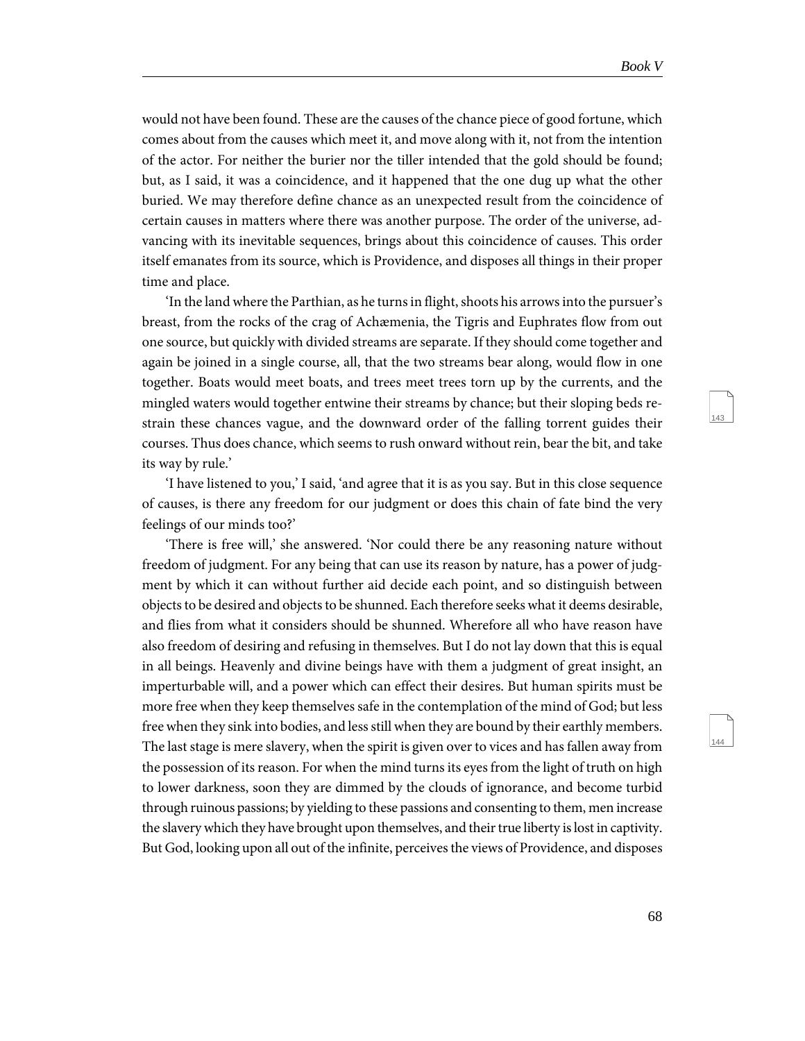would not have been found. These are the causes of the chance piece of good fortune, which comes about from the causes which meet it, and move along with it, not from the intention of the actor. For neither the burier nor the tiller intended that the gold should be found; but, as I said, it was a coincidence, and it happened that the one dug up what the other buried. We may therefore define chance as an unexpected result from the coincidence of certain causes in matters where there was another purpose. The order of the universe, advancing with its inevitable sequences, brings about this coincidence of causes. This order itself emanates from its source, which is Providence, and disposes all things in their proper time and place.

'In the land where the Parthian, as he turns in flight, shoots his arrows into the pursuer's breast, from the rocks of the crag of Achæmenia, the Tigris and Euphrates flow from out one source, but quickly with divided streams are separate. If they should come together and again be joined in a single course, all, that the two streams bear along, would flow in one together. Boats would meet boats, and trees meet trees torn up by the currents, and the mingled waters would together entwine their streams by chance; but their sloping beds restrain these chances vague, and the downward order of the falling torrent guides their courses. Thus does chance, which seems to rush onward without rein, bear the bit, and take its way by rule.'

'I have listened to you,' I said, 'and agree that it is as you say. But in this close sequence of causes, is there any freedom for our judgment or does this chain of fate bind the very feelings of our minds too?'

'There is free will,' she answered. 'Nor could there be any reasoning nature without freedom of judgment. For any being that can use its reason by nature, has a power of judgment by which it can without further aid decide each point, and so distinguish between objects to be desired and objects to be shunned. Each therefore seeks what it deems desirable, and flies from what it considers should be shunned. Wherefore all who have reason have also freedom of desiring and refusing in themselves. But I do not lay down that this is equal in all beings. Heavenly and divine beings have with them a judgment of great insight, an imperturbable will, and a power which can effect their desires. But human spirits must be more free when they keep themselves safe in the contemplation of the mind of God; but less free when they sink into bodies, and less still when they are bound by their earthly members. The last stage is mere slavery, when the spirit is given over to vices and has fallen away from the possession of its reason. For when the mind turns its eyes from the light of truth on high to lower darkness, soon they are dimmed by the clouds of ignorance, and become turbid through ruinous passions; by yielding to these passions and consenting to them, men increase the slavery which they have brought upon themselves, and their true liberty is lost in captivity. But God, looking upon all out of the infinite, perceives the views of Providence, and disposes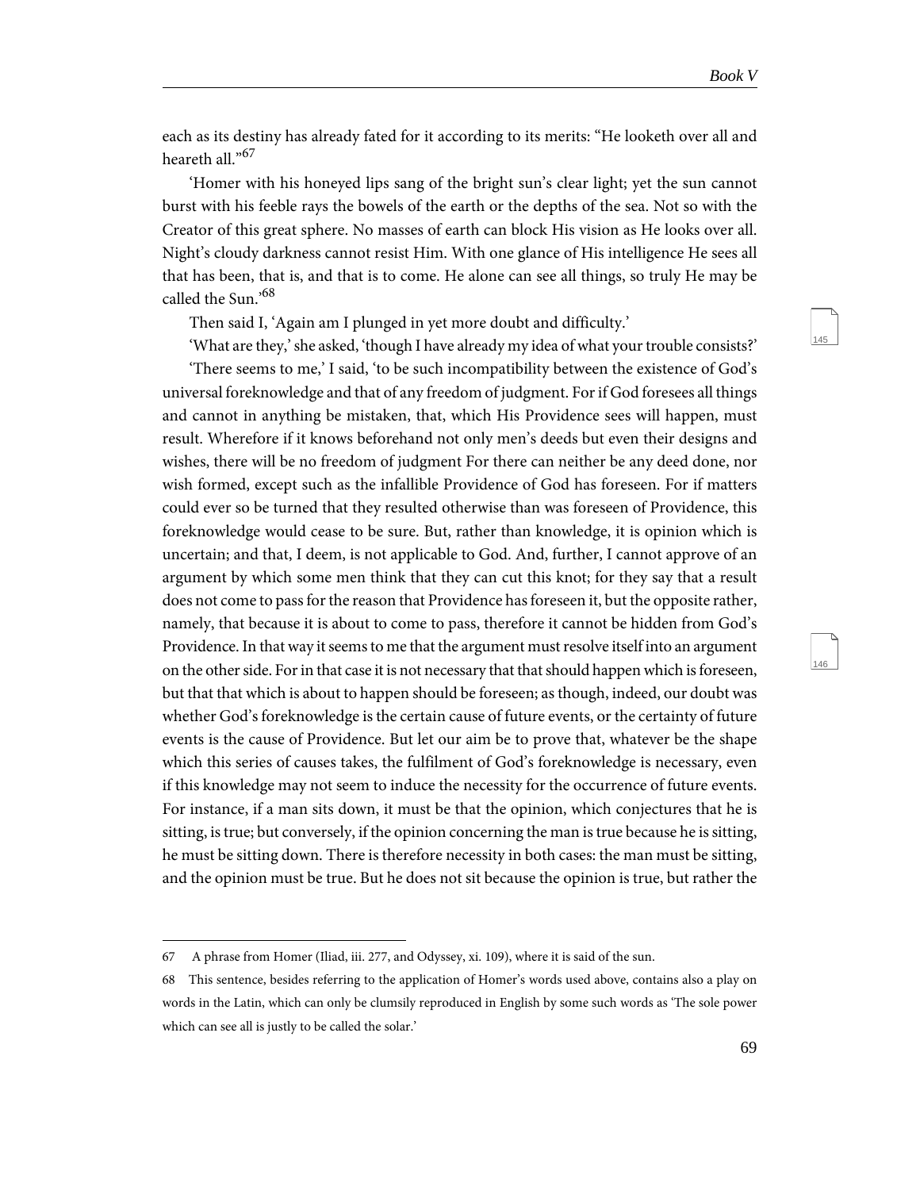each as its destiny has already fated for it according to its merits: "He looketh over all and heareth all."[67]

'Homer with his honeyed lips sang of the bright sun's clear light; yet the sun cannot burst with his feeble rays the bowels of the earth or the depths of the sea. Not so with the Creator of this great sphere. No masses of earth can block His vision as He looks over all. Night's cloudy darkness cannot resist Him. With one glance of His intelligence He sees all that has been, that is, and that is to come. He alone can see all things, so truly He may be called the Sun.'[68]

Then said I, 'Again am I plunged in yet more doubt and difficulty.'

'What are they,' she asked, 'though I have already my idea of what your trouble consists?'

'There seems to me,' I said, 'to be such incompatibility between the existence of God's universal foreknowledge and that of any freedom of judgment. For if God foresees all things and cannot in anything be mistaken, that, which His Providence sees will happen, must result. Wherefore if it knows beforehand not only men's deeds but even their designs and wishes, there will be no freedom of judgment For there can neither be any deed done, nor wish formed, except such as the infallible Providence of God has foreseen. For if matters could ever so be turned that they resulted otherwise than was foreseen of Providence, this foreknowledge would cease to be sure. But, rather than knowledge, it is opinion which is uncertain; and that, I deem, is not applicable to God. And, further, I cannot approve of an argument by which some men think that they can cut this knot; for they say that a result does not come to pass for the reason that Providence has foreseen it, but the opposite rather, namely, that because it is about to come to pass, therefore it cannot be hidden from God's Providence. In that way it seems to me that the argument must resolve itself into an argument on the other side. For in that case it is not necessary that that should happen which is foreseen, but that that which is about to happen should be foreseen; as though, indeed, our doubt was whether God's foreknowledge is the certain cause of future events, or the certainty of future events is the cause of Providence. But let our aim be to prove that, whatever be the shape which this series of causes takes, the fulfilment of God's foreknowledge is necessary, even if this knowledge may not seem to induce the necessity for the occurrence of future events. For instance, if a man sits down, it must be that the opinion, which conjectures that he is sitting, is true; but conversely, if the opinion concerning the man is true because he is sitting, he must be sitting down. There is therefore necessity in both cases: the man must be sitting, and the opinion must be true. But he does not sit because the opinion is true, but rather the

---

67 A phrase from Homer (Iliad, iii. 277, and Odyssey, xi. 109), where it is said of the sun.

68 This sentence, besides referring to the application of Homer's words used above, contains also a play on words in the Latin, which can only be clumsily reproduced in English by some such words as 'The sole power which can see all is justly to be called the solar.'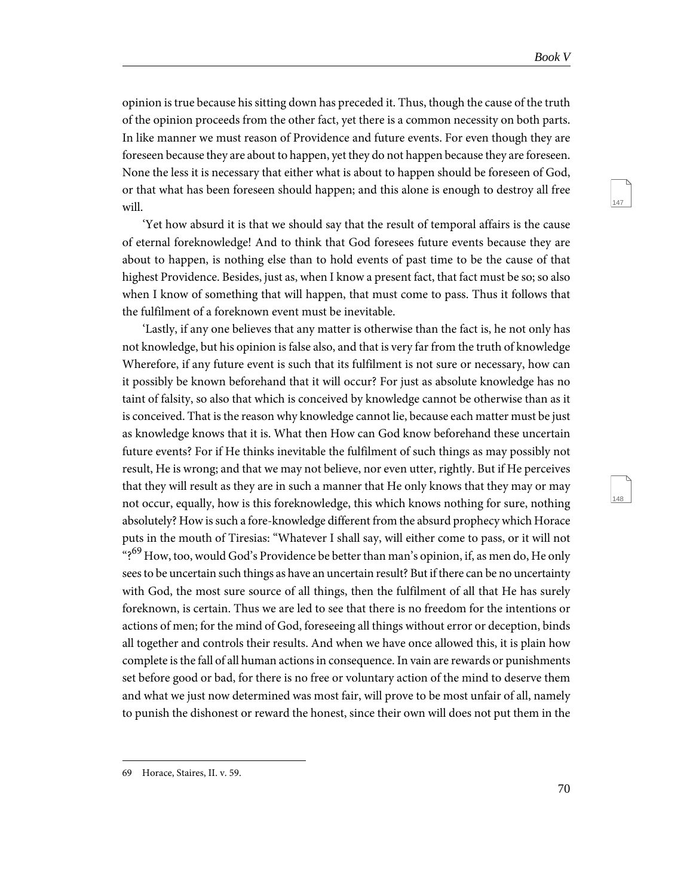opinion is true because his sitting down has preceded it. Thus, though the cause of the truth of the opinion proceeds from the other fact, yet there is a common necessity on both parts. In like manner we must reason of Providence and future events. For even though they are foreseen because they are about to happen, yet they do not happen because they are foreseen. None the less it is necessary that either what is about to happen should be foreseen of God, or that what has been foreseen should happen; and this alone is enough to destroy all free will.

'Yet how absurd it is that we should say that the result of temporal affairs is the cause of eternal foreknowledge! And to think that God foresees future events because they are about to happen, is nothing else than to hold events of past time to be the cause of that highest Providence. Besides, just as, when I know a present fact, that fact must be so; so also when I know of something that will happen, that must come to pass. Thus it follows that the fulfilment of a foreknown event must be inevitable.

'Lastly, if any one believes that any matter is otherwise than the fact is, he not only has not knowledge, but his opinion is false also, and that is very far from the truth of knowledge Wherefore, if any future event is such that its fulfilment is not sure or necessary, how can it possibly be known beforehand that it will occur? For just as absolute knowledge has no taint of falsity, so also that which is conceived by knowledge cannot be otherwise than as it is conceived. That is the reason why knowledge cannot lie, because each matter must be just as knowledge knows that it is. What then How can God know beforehand these uncertain future events? For if He thinks inevitable the fulfilment of such things as may possibly not result, He is wrong; and that we may not believe, nor even utter, rightly. But if He perceives that they will result as they are in such a manner that He only knows that they may or may not occur, equally, how is this foreknowledge, this which knows nothing for sure, nothing absolutely? How is such a fore-knowledge different from the absurd prophecy which Horace puts in the mouth of Tiresias: "Whatever I shall say, will either come to pass, or it will not "?[69] How, too, would God's Providence be better than man's opinion, if, as men do, He only sees to be uncertain such things as have an uncertain result? But if there can be no uncertainty with God, the most sure source of all things, then the fulfilment of all that He has surely foreknown, is certain. Thus we are led to see that there is no freedom for the intentions or actions of men; for the mind of God, foreseeing all things without error or deception, binds all together and controls their results. And when we have once allowed this, it is plain how complete is the fall of all human actions in consequence. In vain are rewards or punishments set before good or bad, for there is no free or voluntary action of the mind to deserve them and what we just now determined was most fair, will prove to be most unfair of all, namely to punish the dishonest or reward the honest, since their own will does not put them in the

---

69 Horace, Staires, II. v. 59.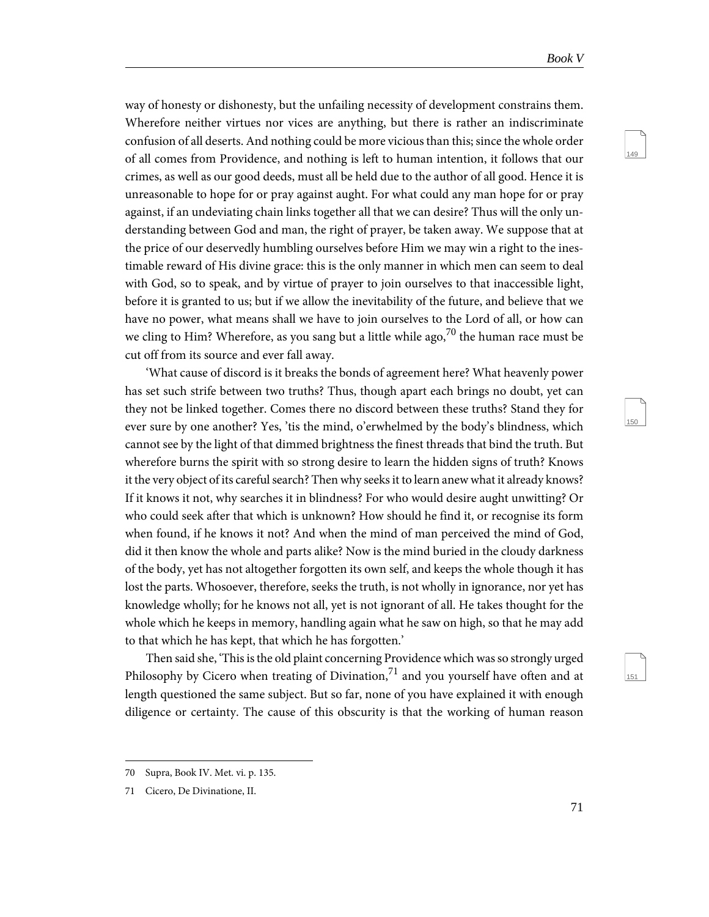way of honesty or dishonesty, but the unfailing necessity of development constrains them. Wherefore neither virtues nor vices are anything, but there is rather an indiscriminate confusion of all deserts. And nothing could be more vicious than this; since the whole order of all comes from Providence, and nothing is left to human intention, it follows that our crimes, as well as our good deeds, must all be held due to the author of all good. Hence it is unreasonable to hope for or pray against aught. For what could any man hope for or pray against, if an undeviating chain links together all that we can desire? Thus will the only understanding between God and man, the right of prayer, be taken away. We suppose that at the price of our deservedly humbling ourselves before Him we may win a right to the inestimable reward of His divine grace: this is the only manner in which men can seem to deal with God, so to speak, and by virtue of prayer to join ourselves to that inaccessible light, before it is granted to us; but if we allow the inevitability of the future, and believe that we have no power, what means shall we have to join ourselves to the Lord of all, or how can we cling to Him? Wherefore, as you sang but a little while ago,[70] the human race must be cut off from its source and ever fall away.

'What cause of discord is it breaks the bonds of agreement here? What heavenly power has set such strife between two truths? Thus, though apart each brings no doubt, yet can they not be linked together. Comes there no discord between these truths? Stand they for ever sure by one another? Yes, 'tis the mind, o'erwhelmed by the body's blindness, which cannot see by the light of that dimmed brightness the finest threads that bind the truth. But wherefore burns the spirit with so strong desire to learn the hidden signs of truth? Knows it the very object of its careful search? Then why seeks it to learn anew what it already knows? If it knows it not, why searches it in blindness? For who would desire aught unwitting? Or who could seek after that which is unknown? How should he find it, or recognise its form when found, if he knows it not? And when the mind of man perceived the mind of God, did it then know the whole and parts alike? Now is the mind buried in the cloudy darkness of the body, yet has not altogether forgotten its own self, and keeps the whole though it has lost the parts. Whosoever, therefore, seeks the truth, is not wholly in ignorance, nor yet has knowledge wholly; for he knows not all, yet is not ignorant of all. He takes thought for the whole which he keeps in memory, handling again what he saw on high, so that he may add to that which he has kept, that which he has forgotten.'

Then said she, 'This is the old plaint concerning Providence which was so strongly urged Philosophy by Cicero when treating of Divination,[71] and you yourself have often and at length questioned the same subject. But so far, none of you have explained it with enough diligence or certainty. The cause of this obscurity is that the working of human reason

---

70 Supra, Book IV. Met. vi. p. 135.

71 Cicero, De Divinatione, II.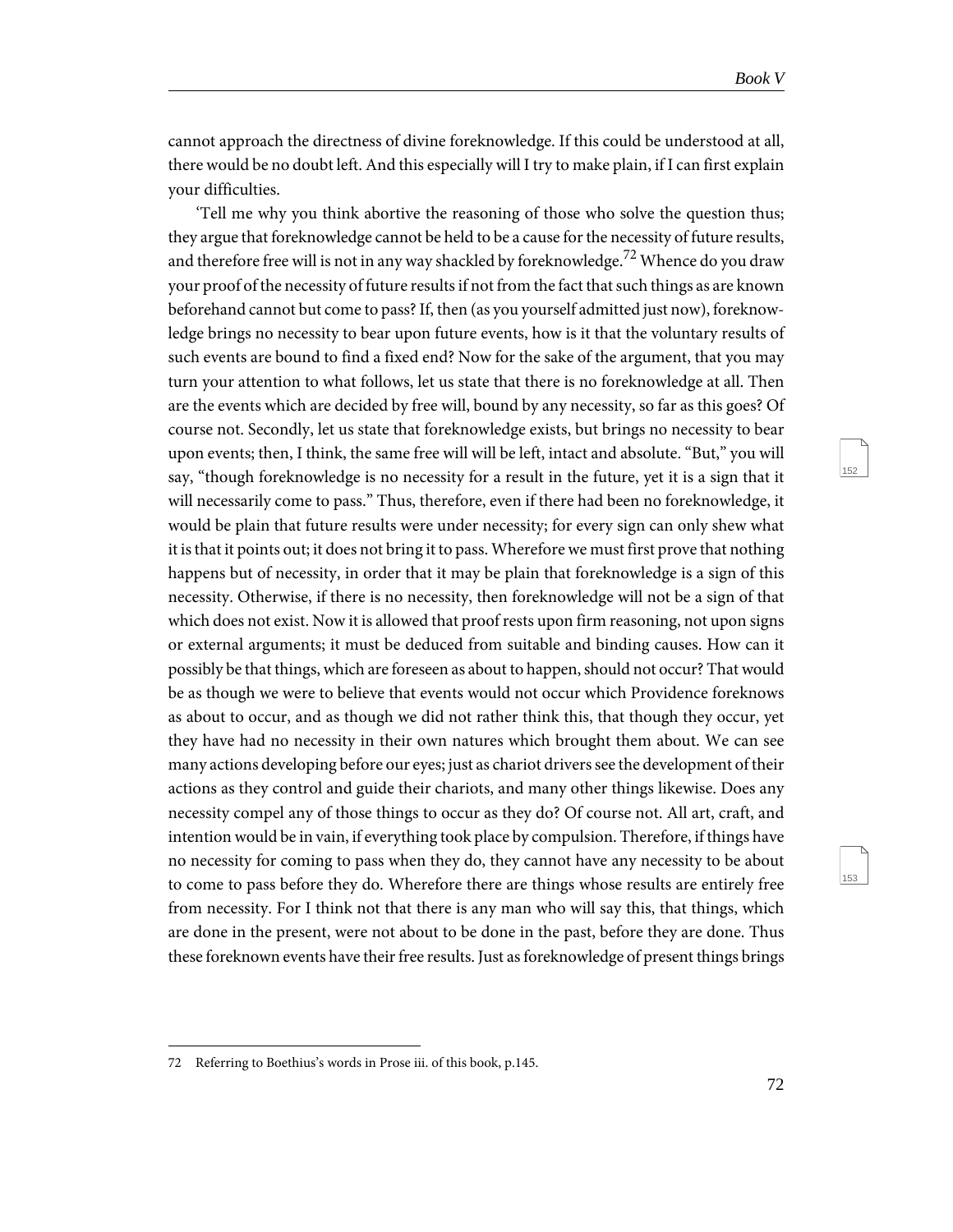cannot approach the directness of divine foreknowledge. If this could be understood at all, there would be no doubt left. And this especially will I try to make plain, if I can first explain your difficulties.

'Tell me why you think abortive the reasoning of those who solve the question thus; they argue that foreknowledge cannot be held to be a cause for the necessity of future results, and therefore free will is not in any way shackled by foreknowledge.[72] Whence do you draw your proof of the necessity of future results if not from the fact that such things as are known beforehand cannot but come to pass? If, then (as you yourself admitted just now), foreknowledge brings no necessity to bear upon future events, how is it that the voluntary results of such events are bound to find a fixed end? Now for the sake of the argument, that you may turn your attention to what follows, let us state that there is no foreknowledge at all. Then are the events which are decided by free will, bound by any necessity, so far as this goes? Of course not. Secondly, let us state that foreknowledge exists, but brings no necessity to bear upon events; then, I think, the same free will will be left, intact and absolute. "But," you will say, "though foreknowledge is no necessity for a result in the future, yet it is a sign that it will necessarily come to pass." Thus, therefore, even if there had been no foreknowledge, it would be plain that future results were under necessity; for every sign can only shew what it is that it points out; it does not bring it to pass. Wherefore we must first prove that nothing happens but of necessity, in order that it may be plain that foreknowledge is a sign of this necessity. Otherwise, if there is no necessity, then foreknowledge will not be a sign of that which does not exist. Now it is allowed that proof rests upon firm reasoning, not upon signs or external arguments; it must be deduced from suitable and binding causes. How can it possibly be that things, which are foreseen as about to happen, should not occur? That would be as though we were to believe that events would not occur which Providence foreknows as about to occur, and as though we did not rather think this, that though they occur, yet they have had no necessity in their own natures which brought them about. We can see many actions developing before our eyes; just as chariot drivers see the development of their actions as they control and guide their chariots, and many other things likewise. Does any necessity compel any of those things to occur as they do? Of course not. All art, craft, and intention would be in vain, if everything took place by compulsion. Therefore, if things have no necessity for coming to pass when they do, they cannot have any necessity to be about to come to pass before they do. Wherefore there are things whose results are entirely free from necessity. For I think not that there is any man who will say this, that things, which are done in the present, were not about to be done in the past, before they are done. Thus these foreknown events have their free results. Just as foreknowledge of present things brings

72 Referring to Boethius's words in Prose iii. of this book, p.145.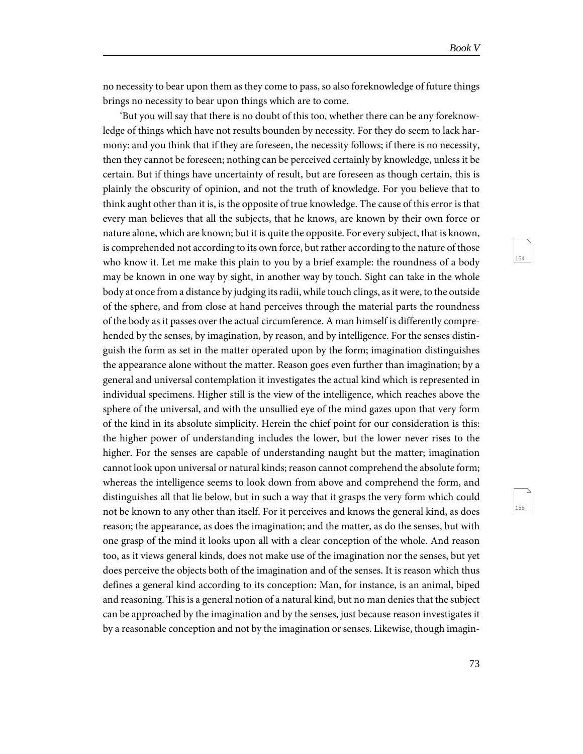no necessity to bear upon them as they come to pass, so also foreknowledge of future things brings no necessity to bear upon things which are to come.

'But you will say that there is no doubt of this too, whether there can be any foreknowledge of things which have not results bounden by necessity. For they do seem to lack harmony: and you think that if they are foreseen, the necessity follows; if there is no necessity, then they cannot be foreseen; nothing can be perceived certainly by knowledge, unless it be certain. But if things have uncertainty of result, but are foreseen as though certain, this is plainly the obscurity of opinion, and not the truth of knowledge. For you believe that to think aught other than it is, is the opposite of true knowledge. The cause of this error is that every man believes that all the subjects, that he knows, are known by their own force or nature alone, which are known; but it is quite the opposite. For every subject, that is known, is comprehended not according to its own force, but rather according to the nature of those who know it. Let me make this plain to you by a brief example: the roundness of a body may be known in one way by sight, in another way by touch. Sight can take in the whole body at once from a distance by judging its radii, while touch clings, as it were, to the outside of the sphere, and from close at hand perceives through the material parts the roundness of the body as it passes over the actual circumference. A man himself is differently comprehended by the senses, by imagination, by reason, and by intelligence. For the senses distinguish the form as set in the matter operated upon by the form; imagination distinguishes the appearance alone without the matter. Reason goes even further than imagination; by a general and universal contemplation it investigates the actual kind which is represented in individual specimens. Higher still is the view of the intelligence, which reaches above the sphere of the universal, and with the unsullied eye of the mind gazes upon that very form of the kind in its absolute simplicity. Herein the chief point for our consideration is this: the higher power of understanding includes the lower, but the lower never rises to the higher. For the senses are capable of understanding naught but the matter; imagination cannot look upon universal or natural kinds; reason cannot comprehend the absolute form; whereas the intelligence seems to look down from above and comprehend the form, and distinguishes all that lie below, but in such a way that it grasps the very form which could not be known to any other than itself. For it perceives and knows the general kind, as does reason; the appearance, as does the imagination; and the matter, as do the senses, but with one grasp of the mind it looks upon all with a clear conception of the whole. And reason too, as it views general kinds, does not make use of the imagination nor the senses, but yet does perceive the objects both of the imagination and of the senses. It is reason which thus defines a general kind according to its conception: Man, for instance, is an animal, biped and reasoning. This is a general notion of a natural kind, but no man denies that the subject can be approached by the imagination and by the senses, just because reason investigates it by a reasonable conception and not by the imagination or senses. Likewise, though imagin-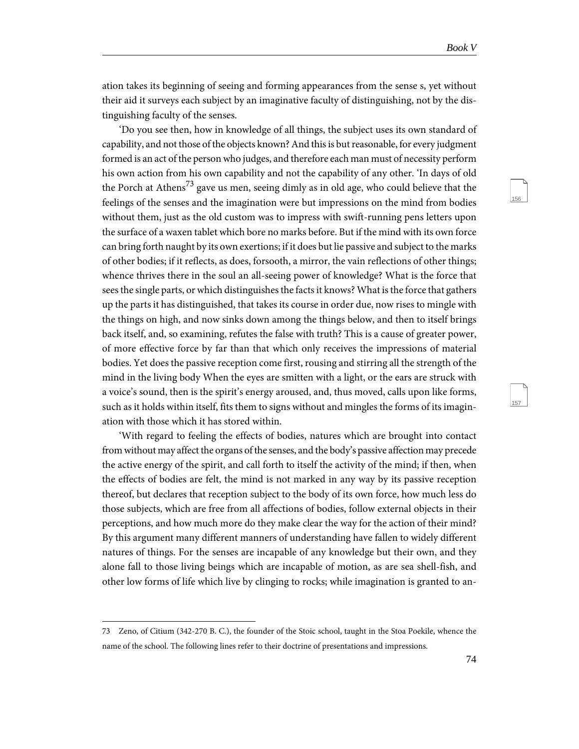ation takes its beginning of seeing and forming appearances from the sense s, yet without their aid it surveys each subject by an imaginative faculty of distinguishing, not by the distinguishing faculty of the senses.

'Do you see then, how in knowledge of all things, the subject uses its own standard of capability, and not those of the objects known? And this is but reasonable, for every judgment formed is an act of the person who judges, and therefore each man must of necessity perform his own action from his own capability and not the capability of any other. 'In days of old the Porch at Athens[73] gave us men, seeing dimly as in old age, who could believe that the feelings of the senses and the imagination were but impressions on the mind from bodies without them, just as the old custom was to impress with swift-running pens letters upon the surface of a waxen tablet which bore no marks before. But if the mind with its own force can bring forth naught by its own exertions; if it does but lie passive and subject to the marks of other bodies; if it reflects, as does, forsooth, a mirror, the vain reflections of other things; whence thrives there in the soul an all-seeing power of knowledge? What is the force that sees the single parts, or which distinguishes the facts it knows? What is the force that gathers up the parts it has distinguished, that takes its course in order due, now rises to mingle with the things on high, and now sinks down among the things below, and then to itself brings back itself, and, so examining, refutes the false with truth? This is a cause of greater power, of more effective force by far than that which only receives the impressions of material bodies. Yet does the passive reception come first, rousing and stirring all the strength of the mind in the living body When the eyes are smitten with a light, or the ears are struck with a voice's sound, then is the spirit's energy aroused, and, thus moved, calls upon like forms, such as it holds within itself, fits them to signs without and mingles the forms of its imagination with those which it has stored within.

'With regard to feeling the effects of bodies, natures which are brought into contact from without may affect the organs of the senses, and the body's passive affection may precede the active energy of the spirit, and call forth to itself the activity of the mind; if then, when the effects of bodies are felt, the mind is not marked in any way by its passive reception thereof, but declares that reception subject to the body of its own force, how much less do those subjects, which are free from all affections of bodies, follow external objects in their perceptions, and how much more do they make clear the way for the action of their mind? By this argument many different manners of understanding have fallen to widely different natures of things. For the senses are incapable of any knowledge but their own, and they alone fall to those living beings which are incapable of motion, as are sea shell-fish, and other low forms of life which live by clinging to rocks; while imagination is granted to an-

---

73 Zeno, of Citium (342-270 B. C.), the founder of the Stoic school, taught in the Stoa Poekile, whence the name of the school. The following lines refer to their doctrine of presentations and impressions.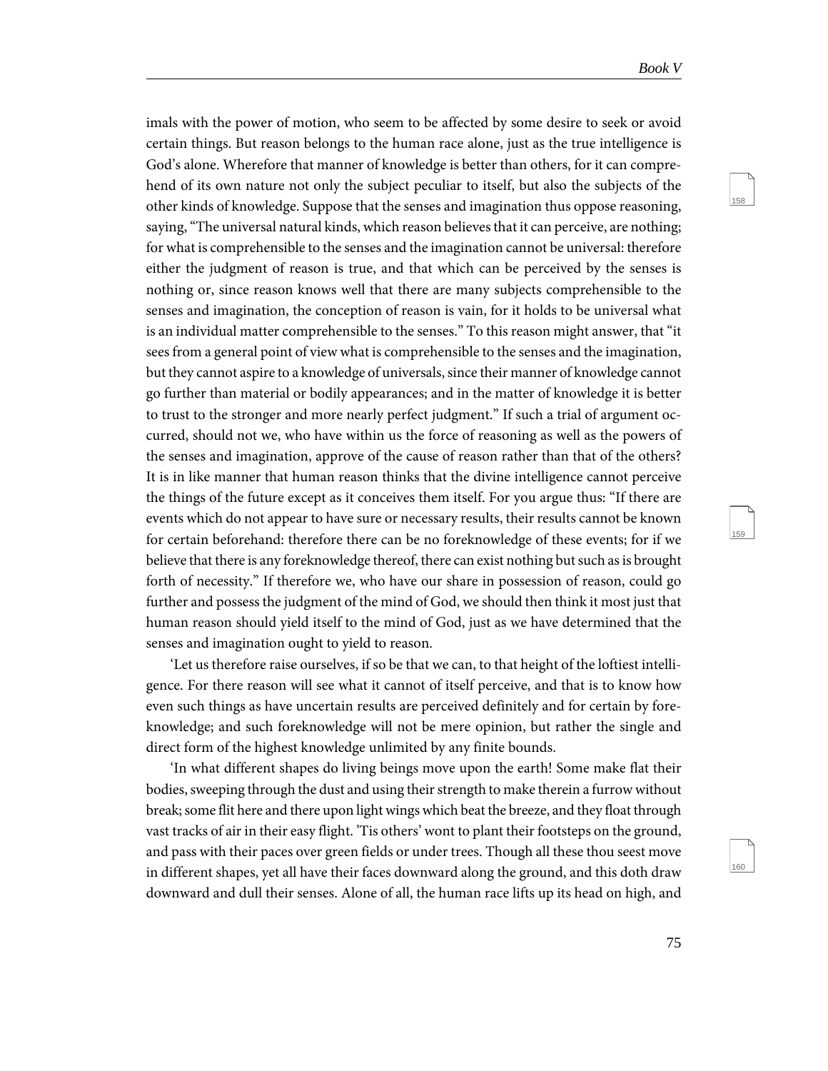imals with the power of motion, who seem to be affected by some desire to seek or avoid certain things. But reason belongs to the human race alone, just as the true intelligence is God's alone. Wherefore that manner of knowledge is better than others, for it can comprehend of its own nature not only the subject peculiar to itself, but also the subjects of the other kinds of knowledge. Suppose that the senses and imagination thus oppose reasoning, saying, "The universal natural kinds, which reason believes that it can perceive, are nothing; for what is comprehensible to the senses and the imagination cannot be universal: therefore either the judgment of reason is true, and that which can be perceived by the senses is nothing or, since reason knows well that there are many subjects comprehensible to the senses and imagination, the conception of reason is vain, for it holds to be universal what is an individual matter comprehensible to the senses." To this reason might answer, that "it sees from a general point of view what is comprehensible to the senses and the imagination, but they cannot aspire to a knowledge of universals, since their manner of knowledge cannot go further than material or bodily appearances; and in the matter of knowledge it is better to trust to the stronger and more nearly perfect judgment." If such a trial of argument occurred, should not we, who have within us the force of reasoning as well as the powers of the senses and imagination, approve of the cause of reason rather than that of the others? It is in like manner that human reason thinks that the divine intelligence cannot perceive the things of the future except as it conceives them itself. For you argue thus: "If there are events which do not appear to have sure or necessary results, their results cannot be known for certain beforehand: therefore there can be no foreknowledge of these events; for if we believe that there is any foreknowledge thereof, there can exist nothing but such as is brought forth of necessity." If therefore we, who have our share in possession of reason, could go further and possess the judgment of the mind of God, we should then think it most just that human reason should yield itself to the mind of God, just as we have determined that the senses and imagination ought to yield to reason.

'Let us therefore raise ourselves, if so be that we can, to that height of the loftiest intelligence. For there reason will see what it cannot of itself perceive, and that is to know how even such things as have uncertain results are perceived definitely and for certain by foreknowledge; and such foreknowledge will not be mere opinion, but rather the single and direct form of the highest knowledge unlimited by any finite bounds.

'In what different shapes do living beings move upon the earth! Some make flat their bodies, sweeping through the dust and using their strength to make therein a furrow without break; some flit here and there upon light wings which beat the breeze, and they float through vast tracks of air in their easy flight. 'Tis others' wont to plant their footsteps on the ground, and pass with their paces over green fields or under trees. Though all these thou seest move in different shapes, yet all have their faces downward along the ground, and this doth draw downward and dull their senses. Alone of all, the human race lifts up its head on high, and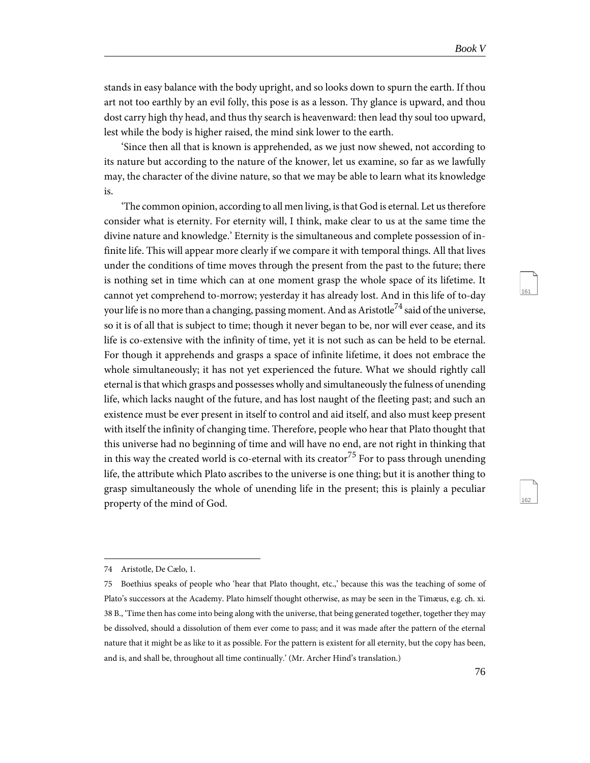stands in easy balance with the body upright, and so looks down to spurn the earth. If thou art not too earthly by an evil folly, this pose is as a lesson. Thy glance is upward, and thou dost carry high thy head, and thus thy search is heavenward: then lead thy soul too upward, lest while the body is higher raised, the mind sink lower to the earth.

'Since then all that is known is apprehended, as we just now shewed, not according to its nature but according to the nature of the knower, let us examine, so far as we lawfully may, the character of the divine nature, so that we may be able to learn what its knowledge is.

'The common opinion, according to all men living, is that God is eternal. Let us therefore consider what is eternity. For eternity will, I think, make clear to us at the same time the divine nature and knowledge.' Eternity is the simultaneous and complete possession of infinite life. This will appear more clearly if we compare it with temporal things. All that lives under the conditions of time moves through the present from the past to the future; there is nothing set in time which can at one moment grasp the whole space of its lifetime. It cannot yet comprehend to-morrow; yesterday it has already lost. And in this life of to-day your life is no more than a changing, passing moment. And as Aristotle[74] said of the universe, so it is of all that is subject to time; though it never began to be, nor will ever cease, and its life is co-extensive with the infinity of time, yet it is not such as can be held to be eternal. For though it apprehends and grasps a space of infinite lifetime, it does not embrace the whole simultaneously; it has not yet experienced the future. What we should rightly call eternal is that which grasps and possesses wholly and simultaneously the fulness of unending life, which lacks naught of the future, and has lost naught of the fleeting past; and such an existence must be ever present in itself to control and aid itself, and also must keep present with itself the infinity of changing time. Therefore, people who hear that Plato thought that this universe had no beginning of time and will have no end, are not right in thinking that in this way the created world is co-eternal with its creator[75] For to pass through unending life, the attribute which Plato ascribes to the universe is one thing; but it is another thing to grasp simultaneously the whole of unending life in the present; this is plainly a peculiar property of the mind of God.

---

74 Aristotle, De Cælo, 1.

75 Boethius speaks of people who 'hear that Plato thought, etc.,' because this was the teaching of some of Plato's successors at the Academy. Plato himself thought otherwise, as may be seen in the Timæus, e.g. ch. xi. 38 B., 'Time then has come into being along with the universe, that being generated together, together they may be dissolved, should a dissolution of them ever come to pass; and it was made after the pattern of the eternal nature that it might be as like to it as possible. For the pattern is existent for all eternity, but the copy has been, and is, and shall be, throughout all time continually.' (Mr. Archer Hind's translation.)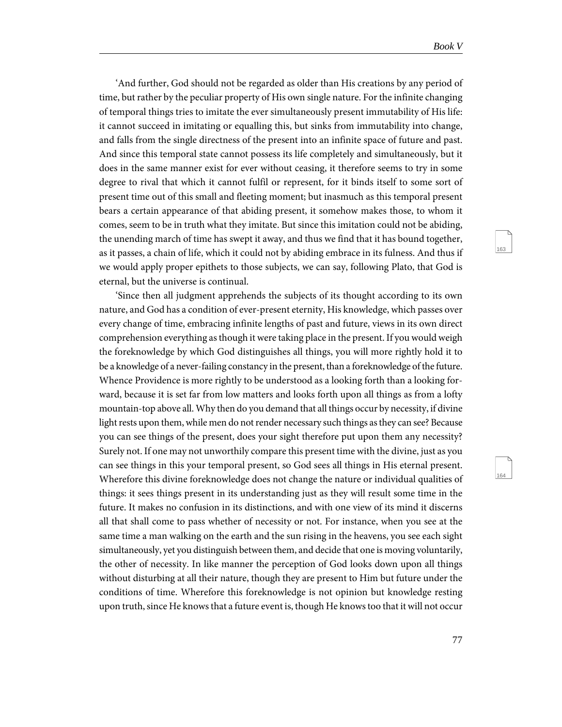'And further, God should not be regarded as older than His creations by any period of time, but rather by the peculiar property of His own single nature. For the infinite changing of temporal things tries to imitate the ever simultaneously present immutability of His life: it cannot succeed in imitating or equalling this, but sinks from immutability into change, and falls from the single directness of the present into an infinite space of future and past. And since this temporal state cannot possess its life completely and simultaneously, but it does in the same manner exist for ever without ceasing, it therefore seems to try in some degree to rival that which it cannot fulfil or represent, for it binds itself to some sort of present time out of this small and fleeting moment; but inasmuch as this temporal present bears a certain appearance of that abiding present, it somehow makes those, to whom it comes, seem to be in truth what they imitate. But since this imitation could not be abiding, the unending march of time has swept it away, and thus we find that it has bound together, as it passes, a chain of life, which it could not by abiding embrace in its fulness. And thus if we would apply proper epithets to those subjects, we can say, following Plato, that God is eternal, but the universe is continual.

'Since then all judgment apprehends the subjects of its thought according to its own nature, and God has a condition of ever-present eternity, His knowledge, which passes over every change of time, embracing infinite lengths of past and future, views in its own direct comprehension everything as though it were taking place in the present. If you would weigh the foreknowledge by which God distinguishes all things, you will more rightly hold it to be a knowledge of a never-failing constancy in the present, than a foreknowledge of the future. Whence Providence is more rightly to be understood as a looking forth than a looking forward, because it is set far from low matters and looks forth upon all things as from a lofty mountain-top above all. Why then do you demand that all things occur by necessity, if divine light rests upon them, while men do not render necessary such things as they can see? Because you can see things of the present, does your sight therefore put upon them any necessity? Surely not. If one may not unworthily compare this present time with the divine, just as you can see things in this your temporal present, so God sees all things in His eternal present. Wherefore this divine foreknowledge does not change the nature or individual qualities of things: it sees things present in its understanding just as they will result some time in the future. It makes no confusion in its distinctions, and with one view of its mind it discerns all that shall come to pass whether of necessity or not. For instance, when you see at the same time a man walking on the earth and the sun rising in the heavens, you see each sight simultaneously, yet you distinguish between them, and decide that one is moving voluntarily, the other of necessity. In like manner the perception of God looks down upon all things without disturbing at all their nature, though they are present to Him but future under the conditions of time. Wherefore this foreknowledge is not opinion but knowledge resting upon truth, since He knows that a future event is, though He knows too that it will not occur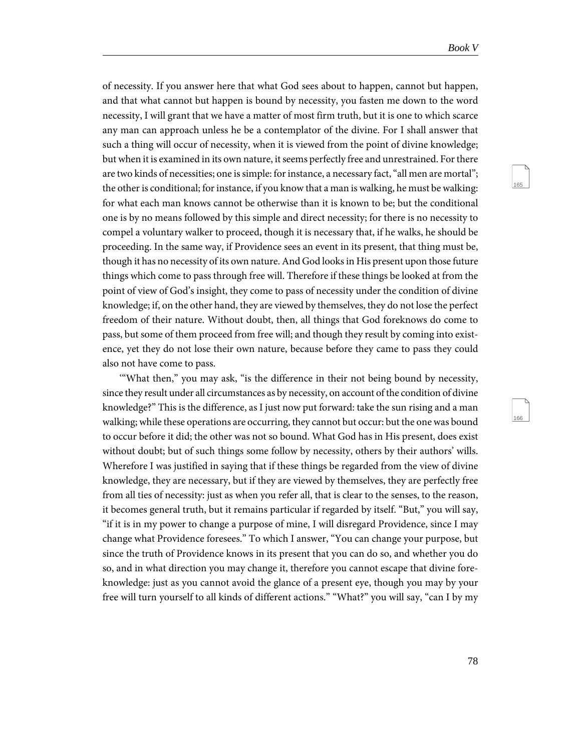of necessity. If you answer here that what God sees about to happen, cannot but happen, and that what cannot but happen is bound by necessity, you fasten me down to the word necessity, I will grant that we have a matter of most firm truth, but it is one to which scarce any man can approach unless he be a contemplator of the divine. For I shall answer that such a thing will occur of necessity, when it is viewed from the point of divine knowledge; but when it is examined in its own nature, it seems perfectly free and unrestrained. For there are two kinds of necessities; one is simple: for instance, a necessary fact, "all men are mortal"; the other is conditional; for instance, if you know that a man is walking, he must be walking: for what each man knows cannot be otherwise than it is known to be; but the conditional one is by no means followed by this simple and direct necessity; for there is no necessity to compel a voluntary walker to proceed, though it is necessary that, if he walks, he should be proceeding. In the same way, if Providence sees an event in its present, that thing must be, though it has no necessity of its own nature. And God looks in His present upon those future things which come to pass through free will. Therefore if these things be looked at from the point of view of God's insight, they come to pass of necessity under the condition of divine knowledge; if, on the other hand, they are viewed by themselves, they do not lose the perfect freedom of their nature. Without doubt, then, all things that God foreknows do come to pass, but some of them proceed from free will; and though they result by coming into existence, yet they do not lose their own nature, because before they came to pass they could also not have come to pass.

'"What then," you may ask, "is the difference in their not being bound by necessity, since they result under all circumstances as by necessity, on account of the condition of divine knowledge?" This is the difference, as I just now put forward: take the sun rising and a man walking; while these operations are occurring, they cannot but occur: but the one was bound to occur before it did; the other was not so bound. What God has in His present, does exist without doubt; but of such things some follow by necessity, others by their authors' wills. Wherefore I was justified in saying that if these things be regarded from the view of divine knowledge, they are necessary, but if they are viewed by themselves, they are perfectly free from all ties of necessity: just as when you refer all, that is clear to the senses, to the reason, it becomes general truth, but it remains particular if regarded by itself. "But," you will say, "if it is in my power to change a purpose of mine, I will disregard Providence, since I may change what Providence foresees." To which I answer, "You can change your purpose, but since the truth of Providence knows in its present that you can do so, and whether you do so, and in what direction you may change it, therefore you cannot escape that divine foreknowledge: just as you cannot avoid the glance of a present eye, though you may by your free will turn yourself to all kinds of different actions." "What?" you will say, "can I by my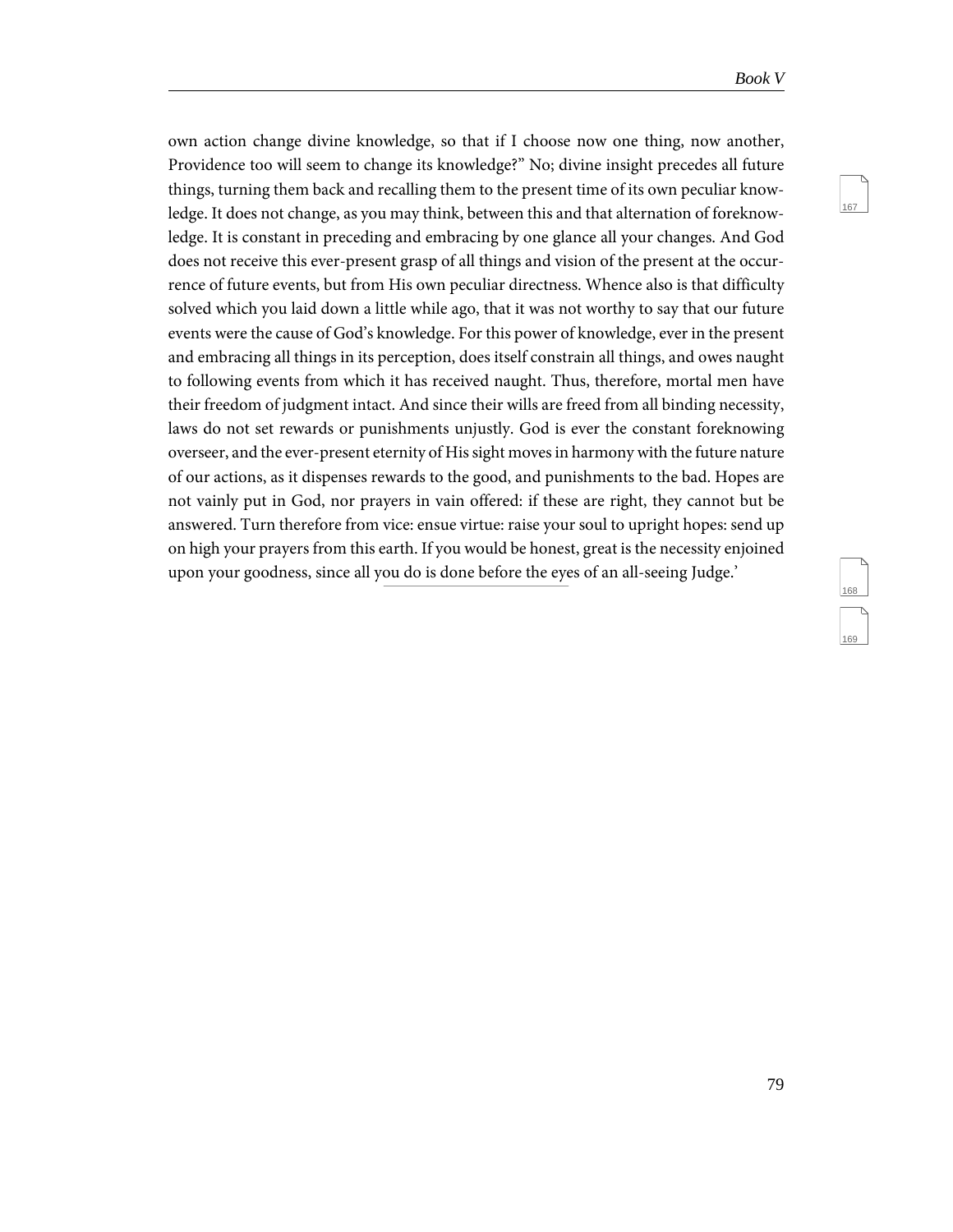own action change divine knowledge, so that if I choose now one thing, now another, Providence too will seem to change its knowledge?" No; divine insight precedes all future things, turning them back and recalling them to the present time of its own peculiar knowledge. It does not change, as you may think, between this and that alternation of foreknowledge. It is constant in preceding and embracing by one glance all your changes. And God does not receive this ever-present grasp of all things and vision of the present at the occurrence of future events, but from His own peculiar directness. Whence also is that difficulty solved which you laid down a little while ago, that it was not worthy to say that our future events were the cause of God's knowledge. For this power of knowledge, ever in the present and embracing all things in its perception, does itself constrain all things, and owes naught to following events from which it has received naught. Thus, therefore, mortal men have their freedom of judgment intact. And since their wills are freed from all binding necessity, laws do not set rewards or punishments unjustly. God is ever the constant foreknowing overseer, and the ever-present eternity of His sight moves in harmony with the future nature of our actions, as it dispenses rewards to the good, and punishments to the bad. Hopes are not vainly put in God, nor prayers in vain offered: if these are right, they cannot but be answered. Turn therefore from vice: ensue virtue: raise your soul to upright hopes: send up on high your prayers from this earth. If you would be honest, great is the necessity enjoined upon your goodness, since all you do is done before the eyes of an all-seeing Judge.'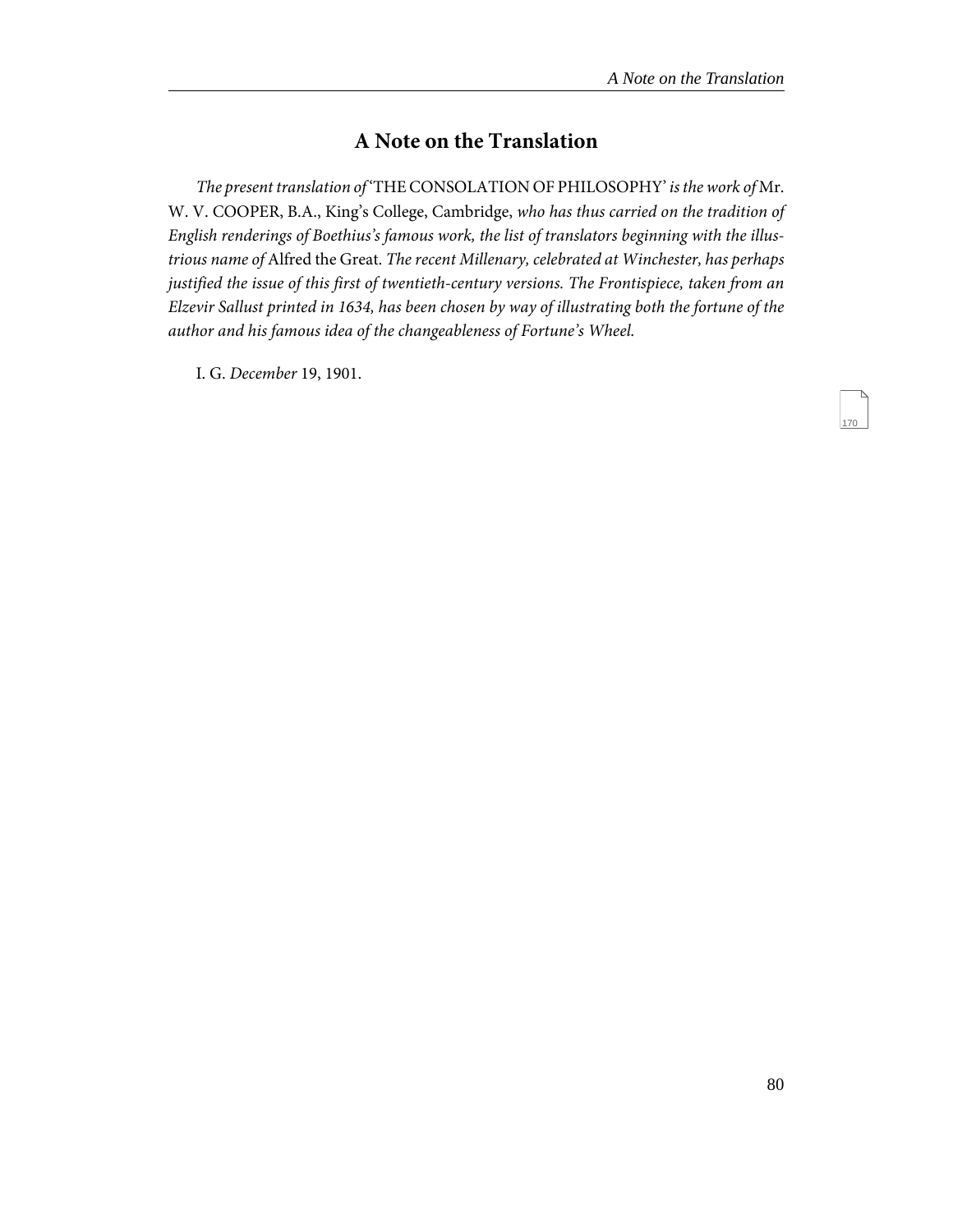## A Note on the Translation

*The present translation of* 'THE CONSOLATION OF PHILOSOPHY' *is the work of* Mr. W. V. COOPER, B.A., King's College, Cambridge, *who has thus carried on the tradition of English renderings of Boethius's famous work, the list of translators beginning with the illustrious name of* Alfred the Great. *The recent Millenary, celebrated at Winchester, has perhaps justified the issue of this first of twentieth-century versions. The Frontispiece, taken from an Elzevir Sallust printed in 1634, has been chosen by way of illustrating both the fortune of the author and his famous idea of the changeableness of Fortune's Wheel.*

I. G. *December* 19, 1901.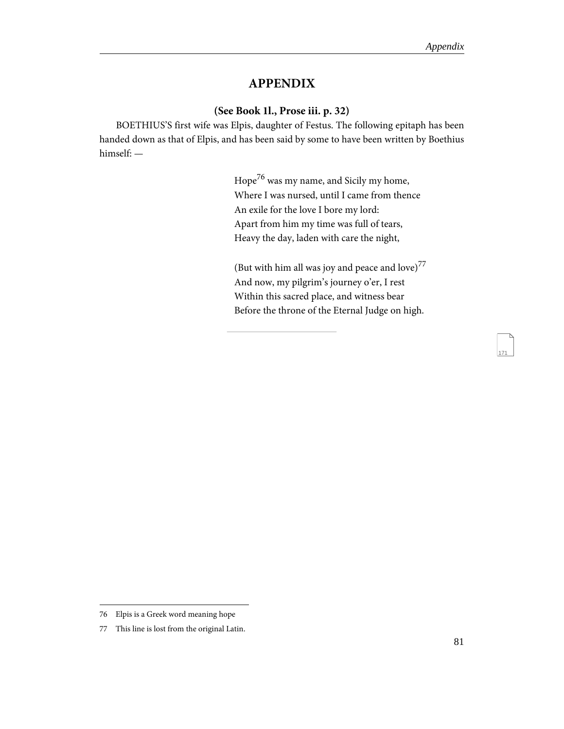# APPENDIX

### (See Book 1l., Prose iii. p. 32)

BOETHIUS'S first wife was Elpis, daughter of Festus. The following epitaph has been handed down as that of Elpis, and has been said by some to have been written by Boethius himself: —

> Hope[76] was my name, and Sicily my home,
> Where I was nursed, until I came from thence
> An exile for the love I bore my lord:
> Apart from him my time was full of tears,
> Heavy the day, laden with care the night,
>
> (But with him all was joy and peace and love)[77]
> And now, my pilgrim's journey o'er, I rest
> Within this sacred place, and witness bear
> Before the throne of the Eternal Judge on high.

---

76 Elpis is a Greek word meaning hope

77 This line is lost from the original Latin.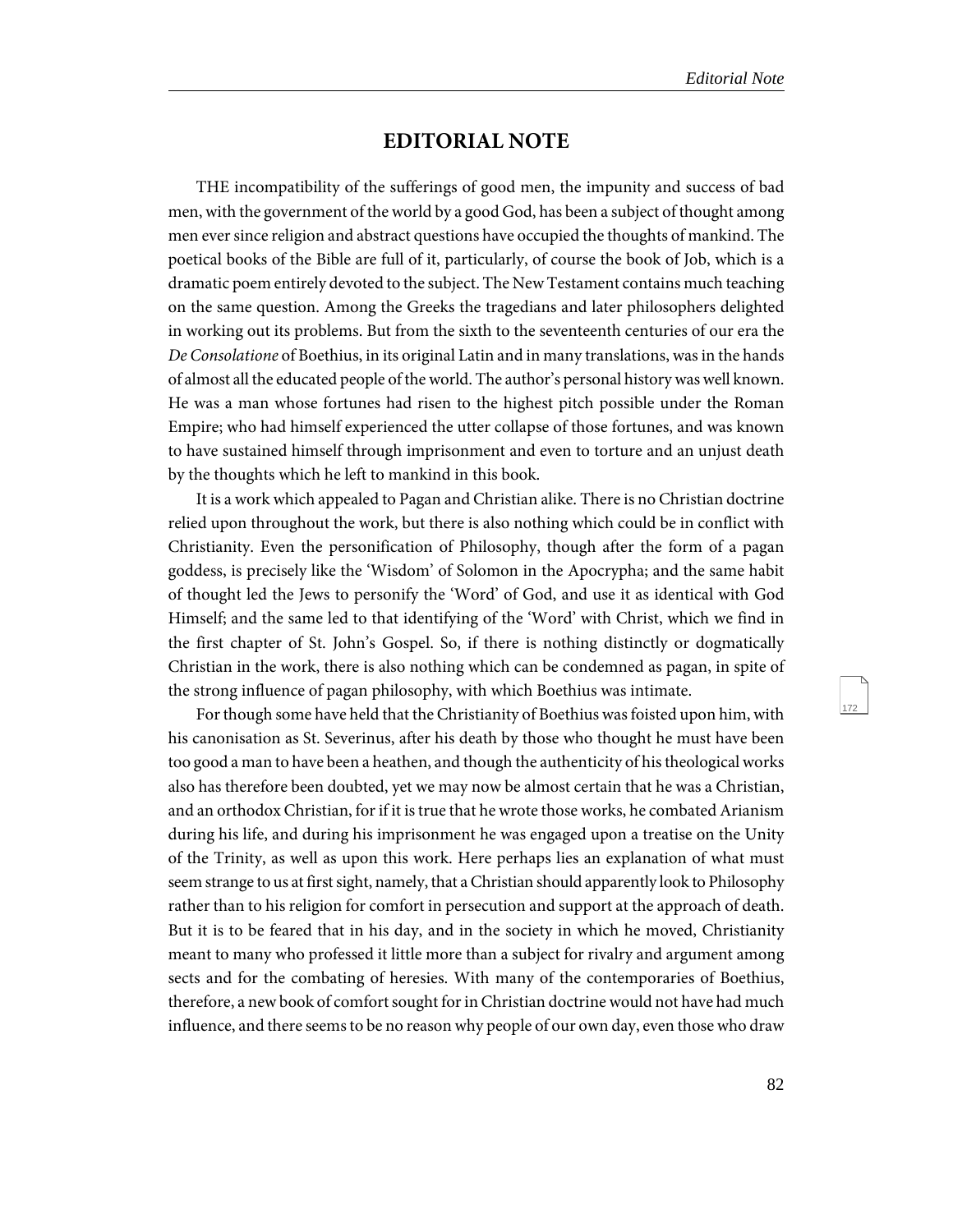# EDITORIAL NOTE

THE incompatibility of the sufferings of good men, the impunity and success of bad men, with the government of the world by a good God, has been a subject of thought among men ever since religion and abstract questions have occupied the thoughts of mankind. The poetical books of the Bible are full of it, particularly, of course the book of Job, which is a dramatic poem entirely devoted to the subject. The New Testament contains much teaching on the same question. Among the Greeks the tragedians and later philosophers delighted in working out its problems. But from the sixth to the seventeenth centuries of our era the *De Consolatione* of Boethius, in its original Latin and in many translations, was in the hands of almost all the educated people of the world. The author's personal history was well known. He was a man whose fortunes had risen to the highest pitch possible under the Roman Empire; who had himself experienced the utter collapse of those fortunes, and was known to have sustained himself through imprisonment and even to torture and an unjust death by the thoughts which he left to mankind in this book.

It is a work which appealed to Pagan and Christian alike. There is no Christian doctrine relied upon throughout the work, but there is also nothing which could be in conflict with Christianity. Even the personification of Philosophy, though after the form of a pagan goddess, is precisely like the 'Wisdom' of Solomon in the Apocrypha; and the same habit of thought led the Jews to personify the 'Word' of God, and use it as identical with God Himself; and the same led to that identifying of the 'Word' with Christ, which we find in the first chapter of St. John's Gospel. So, if there is nothing distinctly or dogmatically Christian in the work, there is also nothing which can be condemned as pagan, in spite of the strong influence of pagan philosophy, with which Boethius was intimate.

For though some have held that the Christianity of Boethius was foisted upon him, with his canonisation as St. Severinus, after his death by those who thought he must have been too good a man to have been a heathen, and though the authenticity of his theological works also has therefore been doubted, yet we may now be almost certain that he was a Christian, and an orthodox Christian, for if it is true that he wrote those works, he combated Arianism during his life, and during his imprisonment he was engaged upon a treatise on the Unity of the Trinity, as well as upon this work. Here perhaps lies an explanation of what must seem strange to us at first sight, namely, that a Christian should apparently look to Philosophy rather than to his religion for comfort in persecution and support at the approach of death. But it is to be feared that in his day, and in the society in which he moved, Christianity meant to many who professed it little more than a subject for rivalry and argument among sects and for the combating of heresies. With many of the contemporaries of Boethius, therefore, a new book of comfort sought for in Christian doctrine would not have had much influence, and there seems to be no reason why people of our own day, even those who draw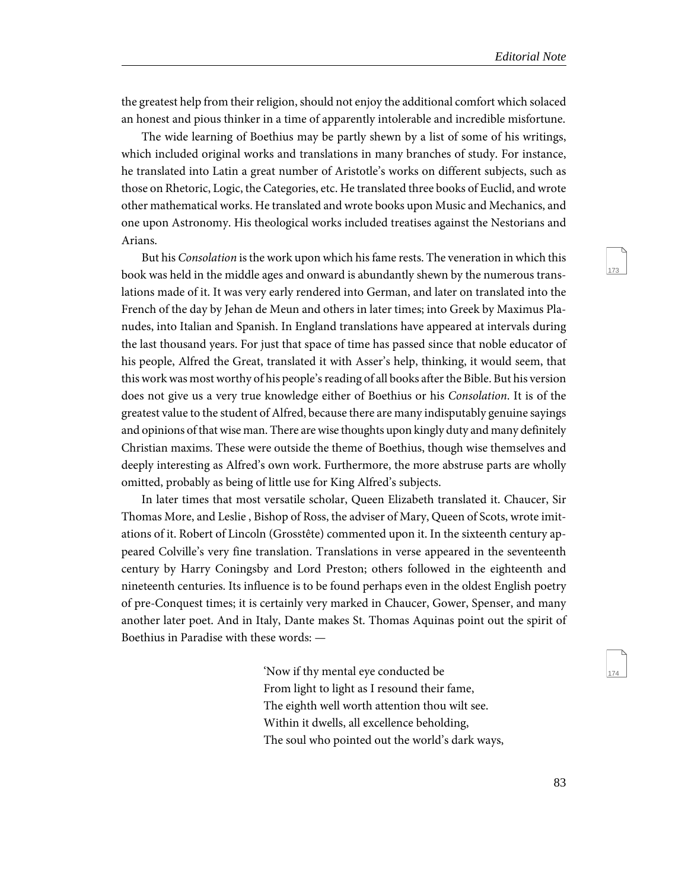the greatest help from their religion, should not enjoy the additional comfort which solaced an honest and pious thinker in a time of apparently intolerable and incredible misfortune.

The wide learning of Boethius may be partly shewn by a list of some of his writings, which included original works and translations in many branches of study. For instance, he translated into Latin a great number of Aristotle's works on different subjects, such as those on Rhetoric, Logic, the Categories, etc. He translated three books of Euclid, and wrote other mathematical works. He translated and wrote books upon Music and Mechanics, and one upon Astronomy. His theological works included treatises against the Nestorians and Arians.

But his *Consolation* is the work upon which his fame rests. The veneration in which this book was held in the middle ages and onward is abundantly shewn by the numerous translations made of it. It was very early rendered into German, and later on translated into the French of the day by Jehan de Meun and others in later times; into Greek by Maximus Planudes, into Italian and Spanish. In England translations have appeared at intervals during the last thousand years. For just that space of time has passed since that noble educator of his people, Alfred the Great, translated it with Asser's help, thinking, it would seem, that this work was most worthy of his people's reading of all books after the Bible. But his version does not give us a very true knowledge either of Boethius or his *Consolation*. It is of the greatest value to the student of Alfred, because there are many indisputably genuine sayings and opinions of that wise man. There are wise thoughts upon kingly duty and many definitely Christian maxims. These were outside the theme of Boethius, though wise themselves and deeply interesting as Alfred's own work. Furthermore, the more abstruse parts are wholly omitted, probably as being of little use for King Alfred's subjects.

In later times that most versatile scholar, Queen Elizabeth translated it. Chaucer, Sir Thomas More, and Leslie , Bishop of Ross, the adviser of Mary, Queen of Scots, wrote imitations of it. Robert of Lincoln (Grosstête) commented upon it. In the sixteenth century appeared Colville's very fine translation. Translations in verse appeared in the seventeenth century by Harry Coningsby and Lord Preston; others followed in the eighteenth and nineteenth centuries. Its influence is to be found perhaps even in the oldest English poetry of pre-Conquest times; it is certainly very marked in Chaucer, Gower, Spenser, and many another later poet. And in Italy, Dante makes St. Thomas Aquinas point out the spirit of Boethius in Paradise with these words: —

> 'Now if thy mental eye conducted be
> From light to light as I resound their fame,
> The eighth well worth attention thou wilt see.
> Within it dwells, all excellence beholding,
> The soul who pointed out the world's dark ways,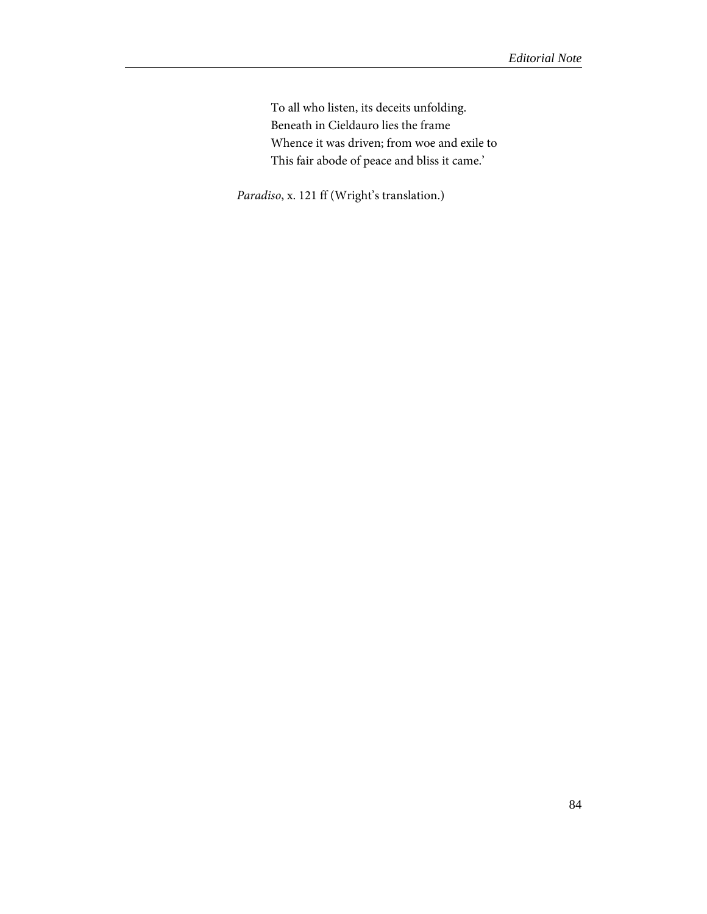To all who listen, its deceits unfolding.  
Beneath in Cieldauro lies the frame  
Whence it was driven; from woe and exile to  
This fair abode of peace and bliss it came.'

*Paradiso*, x. 121 ff (Wright's translation.)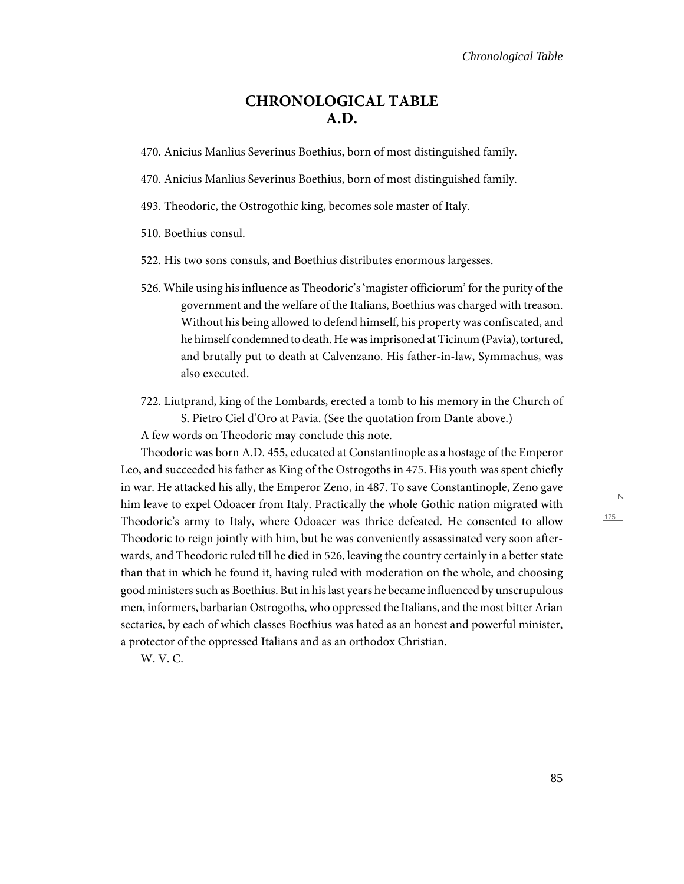# CHRONOLOGICAL TABLE
## A.D.

470. Anicius Manlius Severinus Boethius, born of most distinguished family.

470. Anicius Manlius Severinus Boethius, born of most distinguished family.

493. Theodoric, the Ostrogothic king, becomes sole master of Italy.

510. Boethius consul.

522. His two sons consuls, and Boethius distributes enormous largesses.

526. While using his influence as Theodoric's 'magister officiorum' for the purity of the government and the welfare of the Italians, Boethius was charged with treason. Without his being allowed to defend himself, his property was confiscated, and he himself condemned to death. He was imprisoned at Ticinum (Pavia), tortured, and brutally put to death at Calvenzano. His father-in-law, Symmachus, was also executed.

722. Liutprand, king of the Lombards, erected a tomb to his memory in the Church of S. Pietro Ciel d'Oro at Pavia. (See the quotation from Dante above.)

A few words on Theodoric may conclude this note.

Theodoric was born A.D. 455, educated at Constantinople as a hostage of the Emperor Leo, and succeeded his father as King of the Ostrogoths in 475. His youth was spent chiefly in war. He attacked his ally, the Emperor Zeno, in 487. To save Constantinople, Zeno gave him leave to expel Odoacer from Italy. Practically the whole Gothic nation migrated with Theodoric's army to Italy, where Odoacer was thrice defeated. He consented to allow Theodoric to reign jointly with him, but he was conveniently assassinated very soon afterwards, and Theodoric ruled till he died in 526, leaving the country certainly in a better state than that in which he found it, having ruled with moderation on the whole, and choosing good ministers such as Boethius. But in his last years he became influenced by unscrupulous men, informers, barbarian Ostrogoths, who oppressed the Italians, and the most bitter Arian sectaries, by each of which classes Boethius was hated as an honest and powerful minister, a protector of the oppressed Italians and as an orthodox Christian.

W. V. C.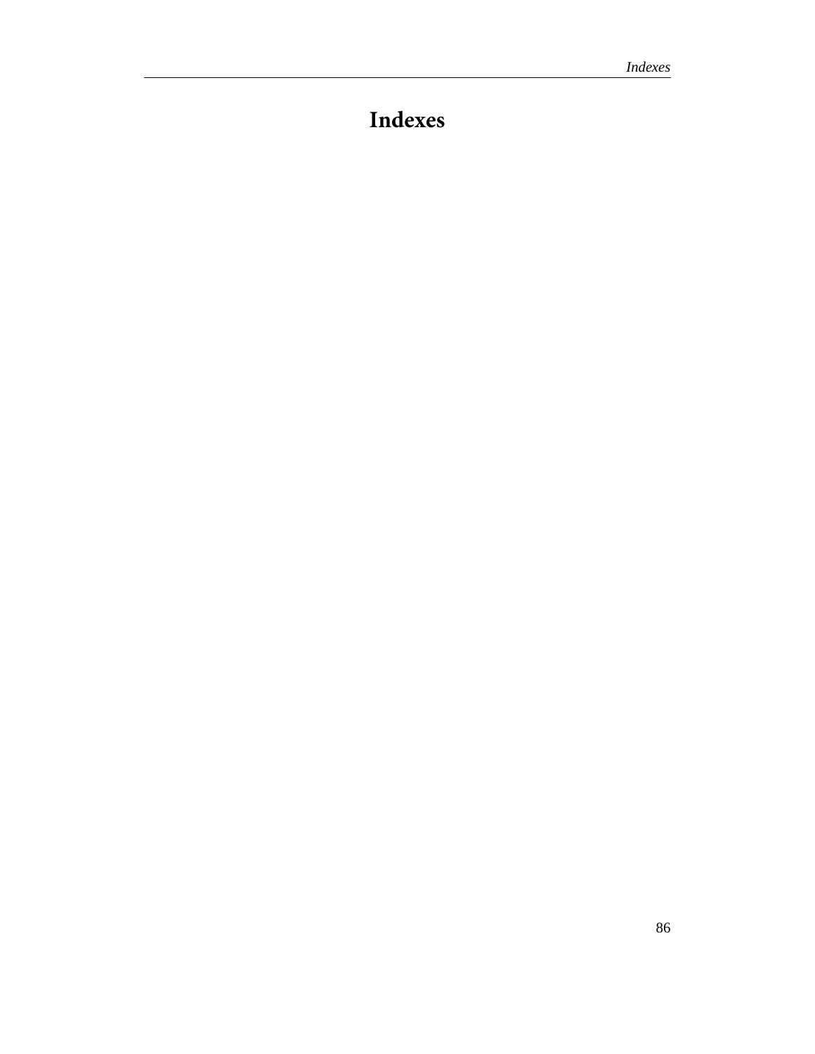# Indexes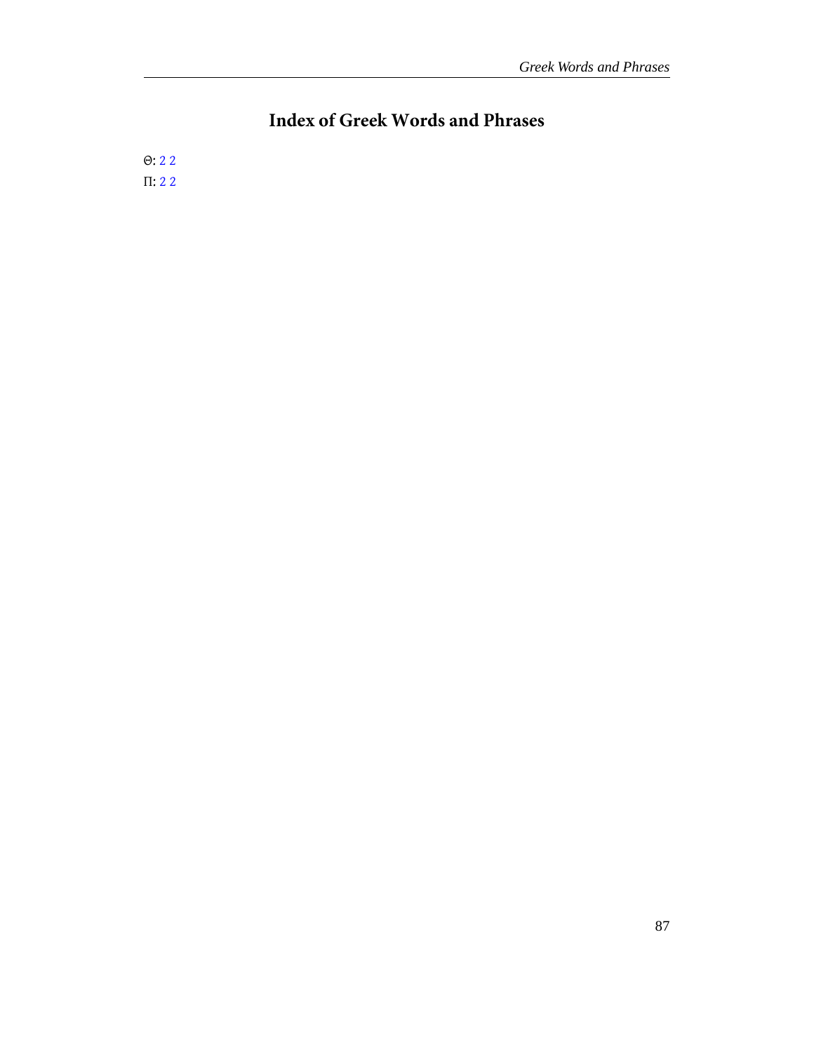# Index of Greek Words and Phrases

Θ: 2 2

Π: 2 2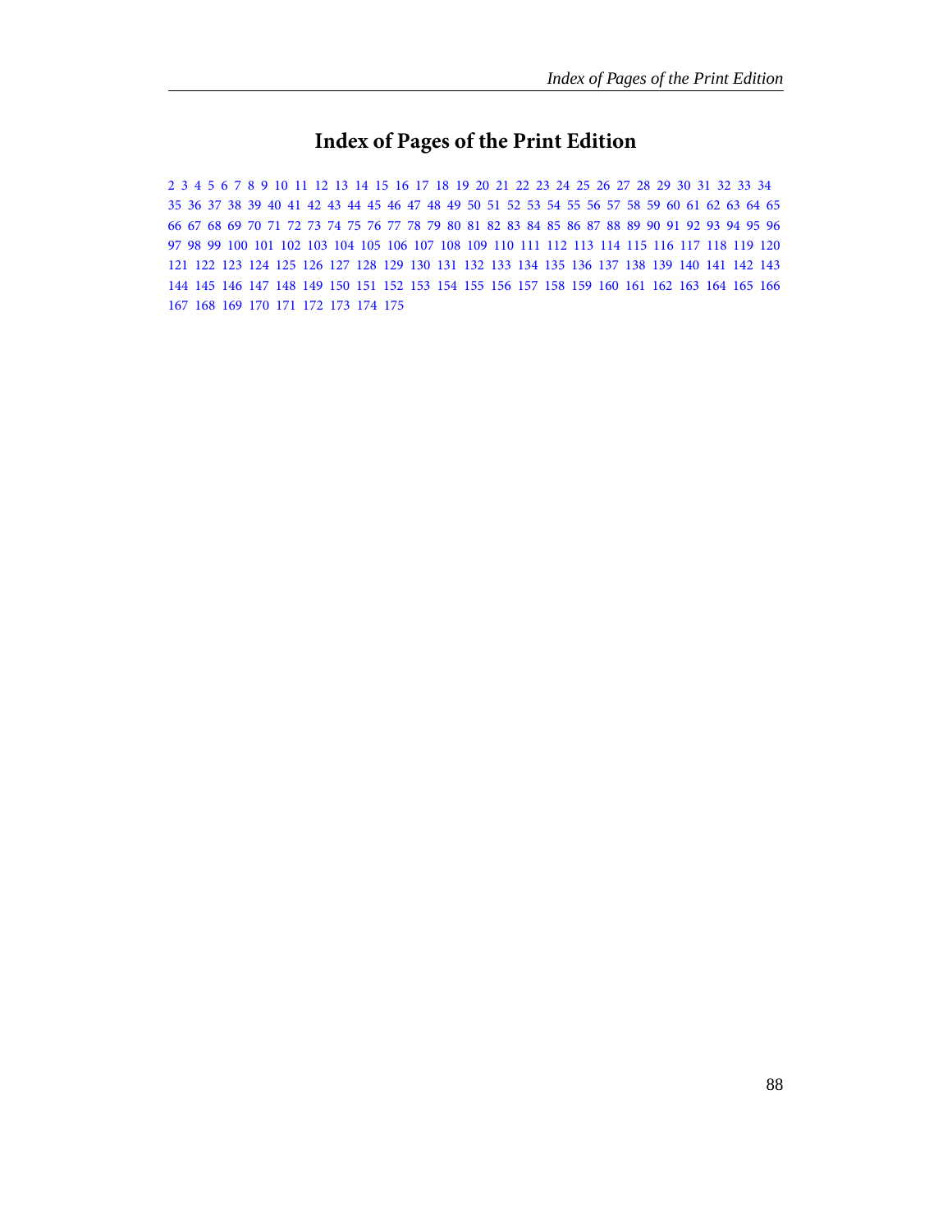# Index of Pages of the Print Edition

2 3 4 5 6 7 8 9 10 11 12 13 14 15 16 17 18 19 20 21 22 23 24 25 26 27 28 29 30 31 32 33 34 35 36 37 38 39 40 41 42 43 44 45 46 47 48 49 50 51 52 53 54 55 56 57 58 59 60 61 62 63 64 65 66 67 68 69 70 71 72 73 74 75 76 77 78 79 80 81 82 83 84 85 86 87 88 89 90 91 92 93 94 95 96 97 98 99 100 101 102 103 104 105 106 107 108 109 110 111 112 113 114 115 116 117 118 119 120 121 122 123 124 125 126 127 128 129 130 131 132 133 134 135 136 137 138 139 140 141 142 143 144 145 146 147 148 149 150 151 152 153 154 155 156 157 158 159 160 161 162 163 164 165 166 167 168 169 170 171 172 173 174 175